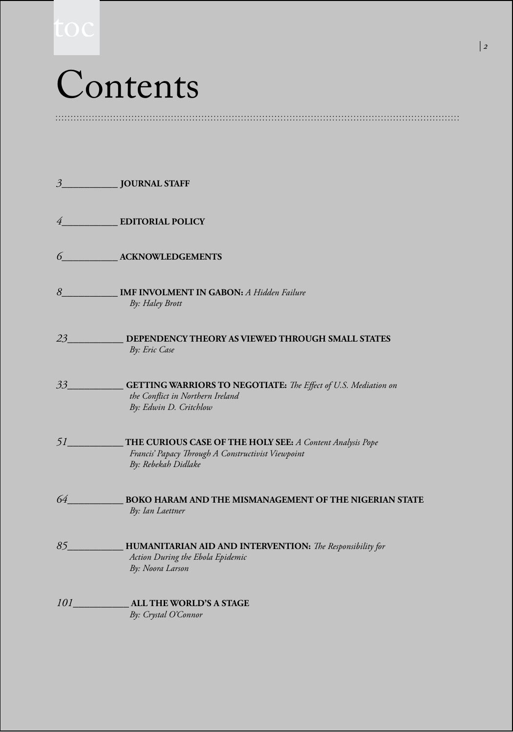# Contents

3 **JOURNAL STAFF**

4 **EDITORIAL POLICY**

6 **ACKNOWLEDGEMENTS**

8 **IMF INVOLMENT IN GABON:** *A Hidden Failure*
*By: Haley Brott*

23 **DEPENDENCY THEORY AS VIEWED THROUGH SMALL STATES**
*By: Eric Case*

33 **GETTING WARRIORS TO NEGOTIATE:** *The Effect of U.S. Mediation on the Conflict in Northern Ireland*
*By: Edwin D. Critchlow*

51 **THE CURIOUS CASE OF THE HOLY SEE:** *A Content Analysis Pope Francis' Papacy Through A Constructivist Viewpoint*
*By: Rebekah Didlake*

64 **BOKO HARAM AND THE MISMANAGEMENT OF THE NIGERIAN STATE**
*By: Ian Laettner*

85 **HUMANITARIAN AID AND INTERVENTION:** *The Responsibility for Action During the Ebola Epidemic*
*By: Noora Larson*

101 **ALL THE WORLD'S A STAGE**
*By: Crystal O'Connor*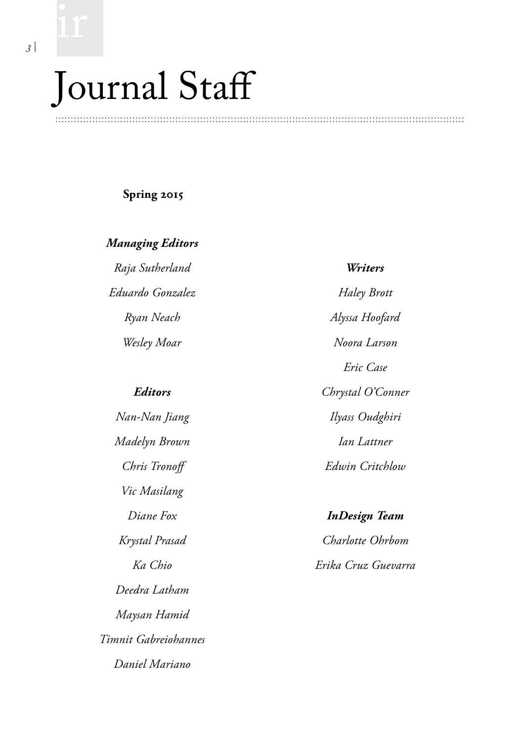# Journal Staff

**Spring 2015**

***Managing Editors***

*Raja Sutherland*

*Eduardo Gonzalez*

*Ryan Neach*

*Wesley Moar*

***Editors***

*Nan-Nan Jiang*

*Madelyn Brown*

*Chris Tronoff*

*Vic Masilang*

*Diane Fox*

*Krystal Prasad*

*Ka Chio*

*Deedra Latham*

*Maysan Hamid*

*Timnit Gabreiohannes*

*Daniel Mariano*

***Writers***

*Haley Brott*

*Alyssa Hoofard*

*Noora Larson*

*Eric Case*

*Chrystal O'Conner*

*Ilyass Oudghiri*

*Ian Lattner*

*Edwin Critchlow*

***InDesign Team***

*Charlotte Ohrbom*

*Erika Cruz Guevarra*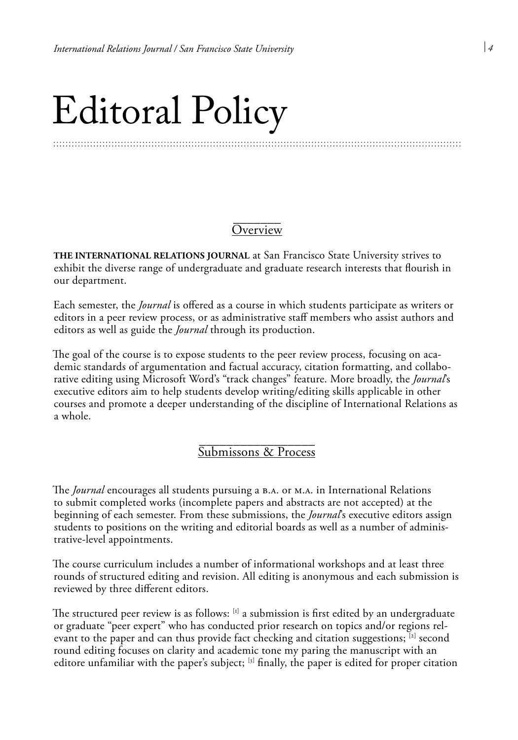# Editoral Policy

## Overview

**THE INTERNATIONAL RELATIONS JOURNAL** at San Francisco State University strives to exhibit the diverse range of undergraduate and graduate research interests that flourish in our department.

Each semester, the *Journal* is offered as a course in which students participate as writers or editors in a peer review process, or as administrative staff members who assist authors and editors as well as guide the *Journal* through its production.

The goal of the course is to expose students to the peer review process, focusing on academic standards of argumentation and factual accuracy, citation formatting, and collaborative editing using Microsoft Word's "track changes" feature. More broadly, the *Journal*'s executive editors aim to help students develop writing/editing skills applicable in other courses and promote a deeper understanding of the discipline of International Relations as a whole.

## Submissons & Process

The *Journal* encourages all students pursuing a B.A. or M.A. in International Relations to submit completed works (incomplete papers and abstracts are not accepted) at the beginning of each semester. From these submissions, the *Journal*'s executive editors assign students to positions on the writing and editorial boards as well as a number of administrative-level appointments.

The course curriculum includes a number of informational workshops and at least three rounds of structured editing and revision. All editing is anonymous and each submission is reviewed by three different editors.

The structured peer review is as follows: [1] a submission is first edited by an undergraduate or graduate "peer expert" who has conducted prior research on topics and/or regions relevant to the paper and can thus provide fact checking and citation suggestions; [2] second round editing focuses on clarity and academic tone my paring the manuscript with an editore unfamiliar with the paper's subject; [3] finally, the paper is edited for proper citation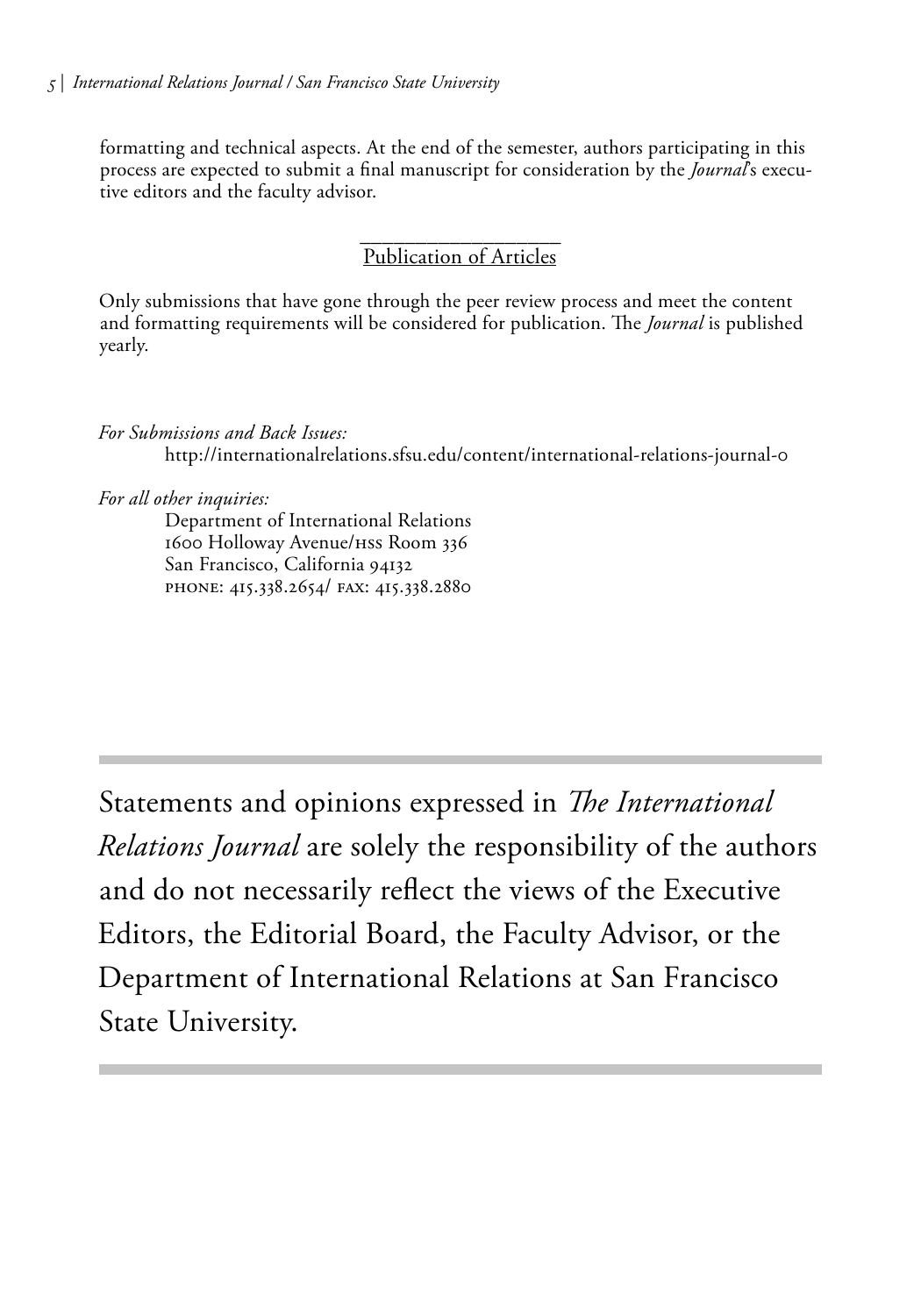formatting and technical aspects. At the end of the semester, authors participating in this process are expected to submit a final manuscript for consideration by the *Journal*'s executive editors and the faculty advisor.

## Publication of Articles

Only submissions that have gone through the peer review process and meet the content and formatting requirements will be considered for publication. The *Journal* is published yearly.

*For Submissions and Back Issues:*
http://internationalrelations.sfsu.edu/content/international-relations-journal-0

*For all other inquiries:*
Department of International Relations
1600 Holloway Avenue/HSS Room 336
San Francisco, California 94132
PHONE: 415.338.2654/ FAX: 415.338.2880

---

Statements and opinions expressed in *The International Relations Journal* are solely the responsibility of the authors and do not necessarily reflect the views of the Executive Editors, the Editorial Board, the Faculty Advisor, or the Department of International Relations at San Francisco State University.

---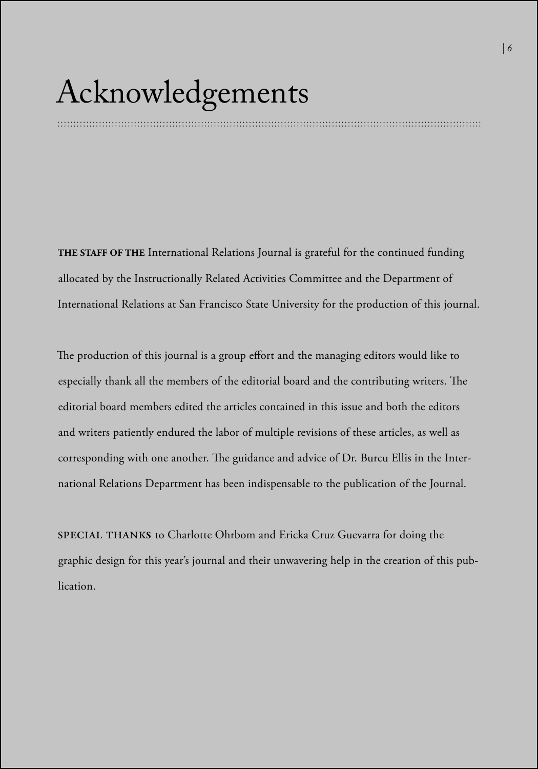# Acknowledgements

**THE STAFF OF THE** International Relations Journal is grateful for the continued funding allocated by the Instructionally Related Activities Committee and the Department of International Relations at San Francisco State University for the production of this journal.

The production of this journal is a group effort and the managing editors would like to especially thank all the members of the editorial board and the contributing writers. The editorial board members edited the articles contained in this issue and both the editors and writers patiently endured the labor of multiple revisions of these articles, as well as corresponding with one another. The guidance and advice of Dr. Burcu Ellis in the International Relations Department has been indispensable to the publication of the Journal.

**SPECIAL THANKS** to Charlotte Ohrbom and Ericka Cruz Guevarra for doing the graphic design for this year's journal and their unwavering help in the creation of this publication.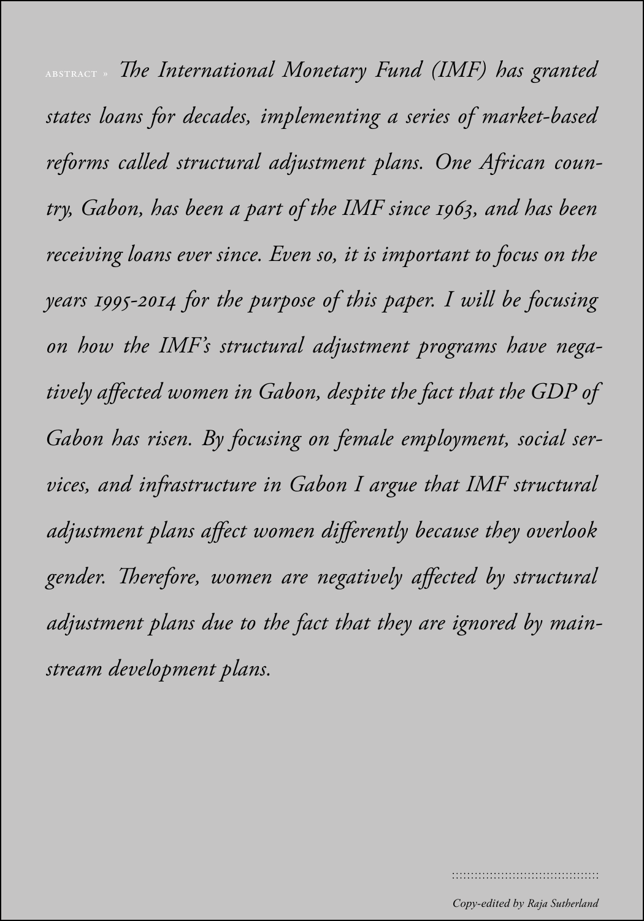ABSTRACT » *The International Monetary Fund (IMF) has granted states loans for decades, implementing a series of market-based reforms called structural adjustment plans. One African country, Gabon, has been a part of the IMF since 1963, and has been receiving loans ever since. Even so, it is important to focus on the years 1995-2014 for the purpose of this paper. I will be focusing on how the IMF's structural adjustment programs have negatively affected women in Gabon, despite the fact that the GDP of Gabon has risen. By focusing on female employment, social services, and infrastructure in Gabon I argue that IMF structural adjustment plans affect women differently because they overlook gender. Therefore, women are negatively affected by structural adjustment plans due to the fact that they are ignored by mainstream development plans.*

*Copy-edited by Raja Sutherland*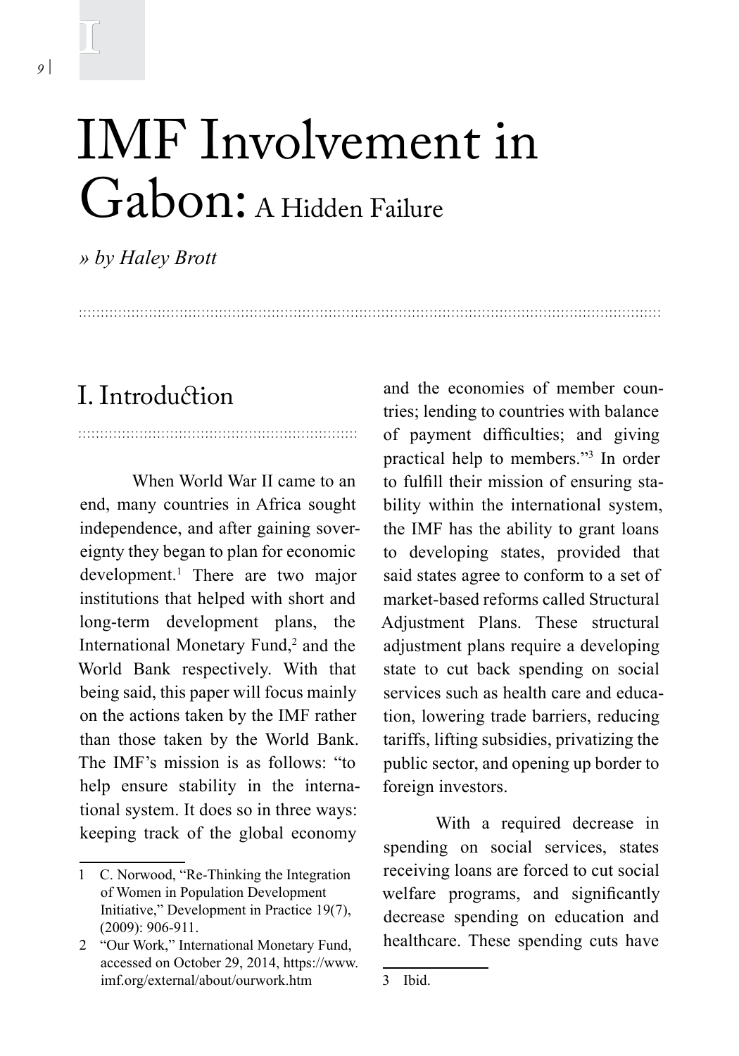# IMF Involvement in Gabon: A Hidden Failure

*» by Haley Brott*

## I. Introduction

When World War II came to an end, many countries in Africa sought independence, and after gaining sovereignty they began to plan for economic development.[1] There are two major institutions that helped with short and long-term development plans, the International Monetary Fund,[2] and the World Bank respectively. With that being said, this paper will focus mainly on the actions taken by the IMF rather than those taken by the World Bank. The IMF's mission is as follows: "to help ensure stability in the international system. It does so in three ways: keeping track of the global economy and the economies of member countries; lending to countries with balance of payment difficulties; and giving practical help to members."[3] In order to fulfill their mission of ensuring stability within the international system, the IMF has the ability to grant loans to developing states, provided that said states agree to conform to a set of market-based reforms called Structural Adjustment Plans. These structural adjustment plans require a developing state to cut back spending on social services such as health care and education, lowering trade barriers, reducing tariffs, lifting subsidies, privatizing the public sector, and opening up border to foreign investors.

With a required decrease in spending on social services, states receiving loans are forced to cut social welfare programs, and significantly decrease spending on education and healthcare. These spending cuts have

1 C. Norwood, "Re-Thinking the Integration of Women in Population Development Initiative," Development in Practice 19(7), (2009): 906-911.

2 "Our Work," International Monetary Fund, accessed on October 29, 2014, https://www.imf.org/external/about/ourwork.htm

3 Ibid.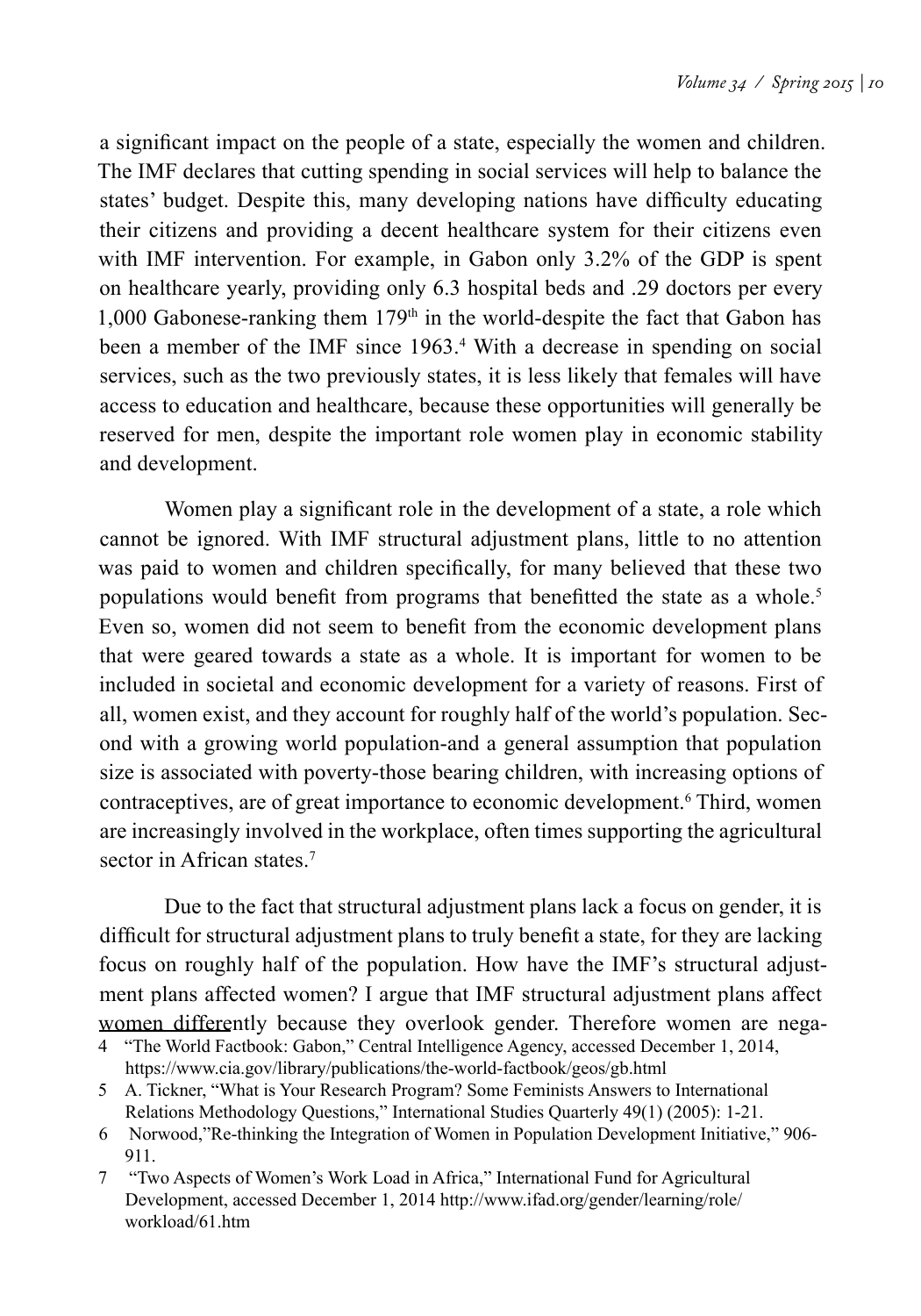a significant impact on the people of a state, especially the women and children. The IMF declares that cutting spending in social services will help to balance the states' budget. Despite this, many developing nations have difficulty educating their citizens and providing a decent healthcare system for their citizens even with IMF intervention. For example, in Gabon only 3.2% of the GDP is spent on healthcare yearly, providing only 6.3 hospital beds and .29 doctors per every 1,000 Gabonese-ranking them 179th in the world-despite the fact that Gabon has been a member of the IMF since 1963.[4] With a decrease in spending on social services, such as the two previously states, it is less likely that females will have access to education and healthcare, because these opportunities will generally be reserved for men, despite the important role women play in economic stability and development.

Women play a significant role in the development of a state, a role which cannot be ignored. With IMF structural adjustment plans, little to no attention was paid to women and children specifically, for many believed that these two populations would benefit from programs that benefitted the state as a whole.[5] Even so, women did not seem to benefit from the economic development plans that were geared towards a state as a whole. It is important for women to be included in societal and economic development for a variety of reasons. First of all, women exist, and they account for roughly half of the world's population. Second with a growing world population-and a general assumption that population size is associated with poverty-those bearing children, with increasing options of contraceptives, are of great importance to economic development.[6] Third, women are increasingly involved in the workplace, often times supporting the agricultural sector in African states.[7]

Due to the fact that structural adjustment plans lack a focus on gender, it is difficult for structural adjustment plans to truly benefit a state, for they are lacking focus on roughly half of the population. How have the IMF's structural adjustment plans affected women? I argue that IMF structural adjustment plans affect women differently because they overlook gender. Therefore women are nega-

4 "The World Factbook: Gabon," Central Intelligence Agency, accessed December 1, 2014, https://www.cia.gov/library/publications/the-world-factbook/geos/gb.html

5 A. Tickner, "What is Your Research Program? Some Feminists Answers to International Relations Methodology Questions," International Studies Quarterly 49(1) (2005): 1-21.

6 Norwood,"Re-thinking the Integration of Women in Population Development Initiative," 906-911.

7 "Two Aspects of Women's Work Load in Africa," International Fund for Agricultural Development, accessed December 1, 2014 http://www.ifad.org/gender/learning/role/workload/61.htm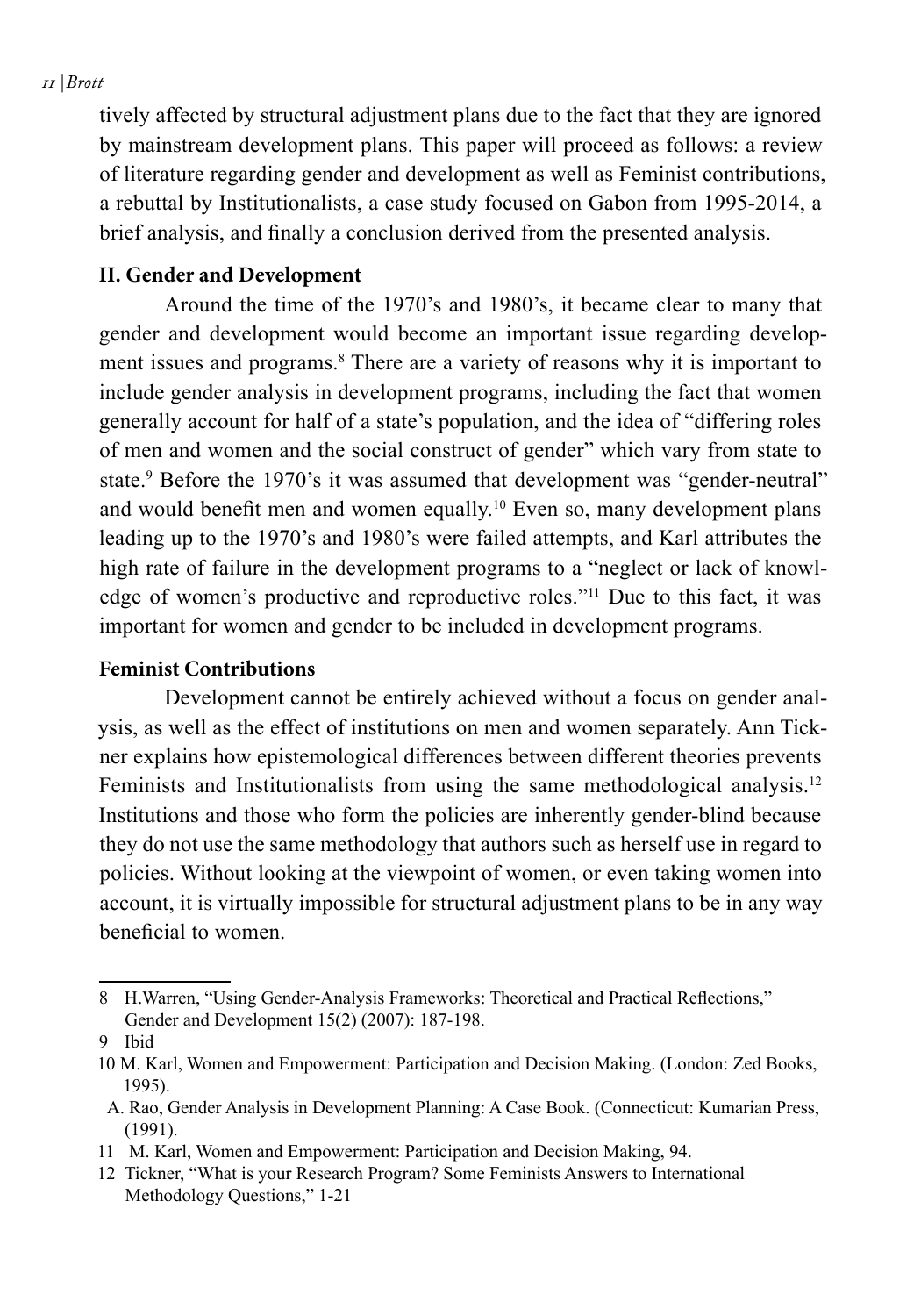tively affected by structural adjustment plans due to the fact that they are ignored by mainstream development plans. This paper will proceed as follows: a review of literature regarding gender and development as well as Feminist contributions, a rebuttal by Institutionalists, a case study focused on Gabon from 1995-2014, a brief analysis, and finally a conclusion derived from the presented analysis.

## II. Gender and Development

Around the time of the 1970's and 1980's, it became clear to many that gender and development would become an important issue regarding development issues and programs.[8] There are a variety of reasons why it is important to include gender analysis in development programs, including the fact that women generally account for half of a state's population, and the idea of "differing roles of men and women and the social construct of gender" which vary from state to state.[9] Before the 1970's it was assumed that development was "gender-neutral" and would benefit men and women equally.[10] Even so, many development plans leading up to the 1970's and 1980's were failed attempts, and Karl attributes the high rate of failure in the development programs to a "neglect or lack of knowledge of women's productive and reproductive roles."[11] Due to this fact, it was important for women and gender to be included in development programs.

### Feminist Contributions

Development cannot be entirely achieved without a focus on gender analysis, as well as the effect of institutions on men and women separately. Ann Tickner explains how epistemological differences between different theories prevents Feminists and Institutionalists from using the same methodological analysis.[12] Institutions and those who form the policies are inherently gender-blind because they do not use the same methodology that authors such as herself use in regard to policies. Without looking at the viewpoint of women, or even taking women into account, it is virtually impossible for structural adjustment plans to be in any way beneficial to women.

---

8 H.Warren, "Using Gender-Analysis Frameworks: Theoretical and Practical Reflections," Gender and Development 15(2) (2007): 187-198.

9 Ibid

10 M. Karl, Women and Empowerment: Participation and Decision Making. (London: Zed Books, 1995).
A. Rao, Gender Analysis in Development Planning: A Case Book. (Connecticut: Kumarian Press, (1991).

11 M. Karl, Women and Empowerment: Participation and Decision Making, 94.

12 Tickner, "What is your Research Program? Some Feminists Answers to International Methodology Questions," 1-21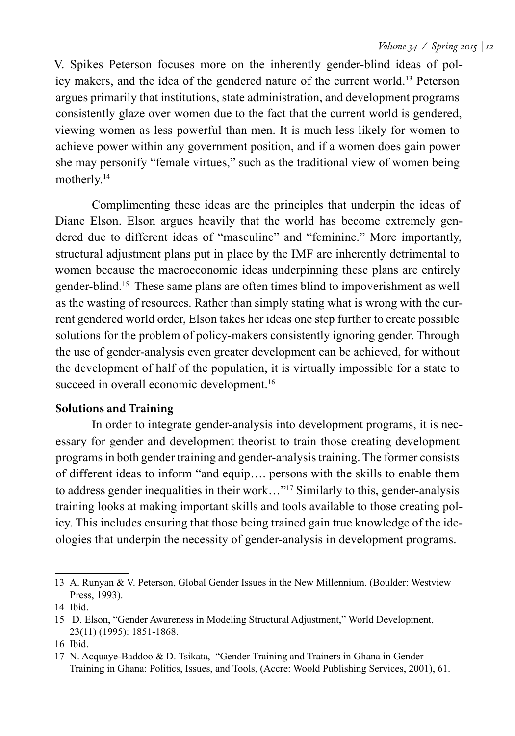V. Spikes Peterson focuses more on the inherently gender-blind ideas of policy makers, and the idea of the gendered nature of the current world.[13] Peterson argues primarily that institutions, state administration, and development programs consistently glaze over women due to the fact that the current world is gendered, viewing women as less powerful than men. It is much less likely for women to achieve power within any government position, and if a women does gain power she may personify "female virtues," such as the traditional view of women being motherly.[14]

Complimenting these ideas are the principles that underpin the ideas of Diane Elson. Elson argues heavily that the world has become extremely gendered due to different ideas of "masculine" and "feminine." More importantly, structural adjustment plans put in place by the IMF are inherently detrimental to women because the macroeconomic ideas underpinning these plans are entirely gender-blind.[15] These same plans are often times blind to impoverishment as well as the wasting of resources. Rather than simply stating what is wrong with the current gendered world order, Elson takes her ideas one step further to create possible solutions for the problem of policy-makers consistently ignoring gender. Through the use of gender-analysis even greater development can be achieved, for without the development of half of the population, it is virtually impossible for a state to succeed in overall economic development.[16]

**Solutions and Training**

In order to integrate gender-analysis into development programs, it is necessary for gender and development theorist to train those creating development programs in both gender training and gender-analysis training. The former consists of different ideas to inform "and equip…. persons with the skills to enable them to address gender inequalities in their work…"[17] Similarly to this, gender-analysis training looks at making important skills and tools available to those creating policy. This includes ensuring that those being trained gain true knowledge of the ideologies that underpin the necessity of gender-analysis in development programs.

---

13 A. Runyan & V. Peterson, Global Gender Issues in the New Millennium. (Boulder: Westview Press, 1993).

14 Ibid.

15 D. Elson, "Gender Awareness in Modeling Structural Adjustment," World Development, 23(11) (1995): 1851-1868.

16 Ibid.

17 N. Acquaye-Baddoo & D. Tsikata, "Gender Training and Trainers in Ghana in Gender Training in Ghana: Politics, Issues, and Tools, (Accre: Woold Publishing Services, 2001), 61.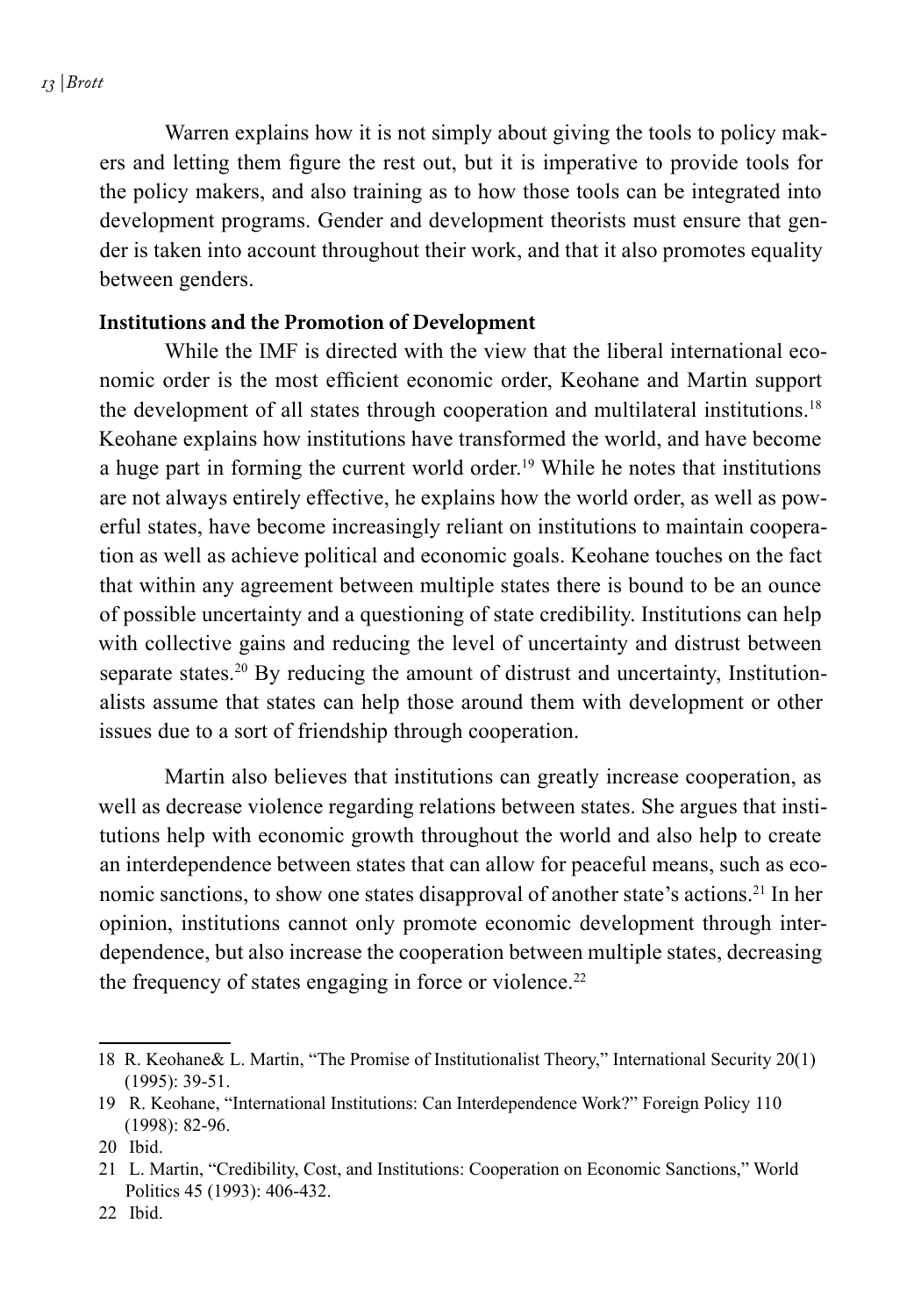Warren explains how it is not simply about giving the tools to policy makers and letting them figure the rest out, but it is imperative to provide tools for the policy makers, and also training as to how those tools can be integrated into development programs. Gender and development theorists must ensure that gender is taken into account throughout their work, and that it also promotes equality between genders.

**Institutions and the Promotion of Development**

While the IMF is directed with the view that the liberal international economic order is the most efficient economic order, Keohane and Martin support the development of all states through cooperation and multilateral institutions.[18] Keohane explains how institutions have transformed the world, and have become a huge part in forming the current world order.[19] While he notes that institutions are not always entirely effective, he explains how the world order, as well as powerful states, have become increasingly reliant on institutions to maintain cooperation as well as achieve political and economic goals. Keohane touches on the fact that within any agreement between multiple states there is bound to be an ounce of possible uncertainty and a questioning of state credibility. Institutions can help with collective gains and reducing the level of uncertainty and distrust between separate states.[20] By reducing the amount of distrust and uncertainty, Institutionalists assume that states can help those around them with development or other issues due to a sort of friendship through cooperation.

Martin also believes that institutions can greatly increase cooperation, as well as decrease violence regarding relations between states. She argues that institutions help with economic growth throughout the world and also help to create an interdependence between states that can allow for peaceful means, such as economic sanctions, to show one states disapproval of another state's actions.[21] In her opinion, institutions cannot only promote economic development through interdependence, but also increase the cooperation between multiple states, decreasing the frequency of states engaging in force or violence.[22]

---

18 R. Keohane& L. Martin, "The Promise of Institutionalist Theory," International Security 20(1) (1995): 39-51.

19 R. Keohane, "International Institutions: Can Interdependence Work?" Foreign Policy 110 (1998): 82-96.

20 Ibid.

21 L. Martin, "Credibility, Cost, and Institutions: Cooperation on Economic Sanctions," World Politics 45 (1993): 406-432.

22 Ibid.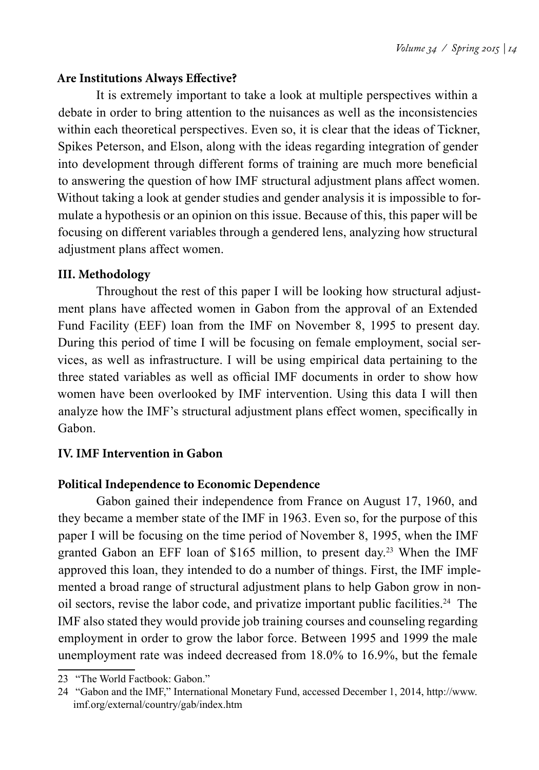**Are Institutions Always Effective?**

It is extremely important to take a look at multiple perspectives within a debate in order to bring attention to the nuisances as well as the inconsistencies within each theoretical perspectives. Even so, it is clear that the ideas of Tickner, Spikes Peterson, and Elson, along with the ideas regarding integration of gender into development through different forms of training are much more beneficial to answering the question of how IMF structural adjustment plans affect women. Without taking a look at gender studies and gender analysis it is impossible to formulate a hypothesis or an opinion on this issue. Because of this, this paper will be focusing on different variables through a gendered lens, analyzing how structural adjustment plans affect women.

## III. Methodology

Throughout the rest of this paper I will be looking how structural adjustment plans have affected women in Gabon from the approval of an Extended Fund Facility (EEF) loan from the IMF on November 8, 1995 to present day. During this period of time I will be focusing on female employment, social services, as well as infrastructure. I will be using empirical data pertaining to the three stated variables as well as official IMF documents in order to show how women have been overlooked by IMF intervention. Using this data I will then analyze how the IMF's structural adjustment plans effect women, specifically in Gabon.

## IV. IMF Intervention in Gabon

### Political Independence to Economic Dependence

Gabon gained their independence from France on August 17, 1960, and they became a member state of the IMF in 1963. Even so, for the purpose of this paper I will be focusing on the time period of November 8, 1995, when the IMF granted Gabon an EFF loan of $165 million, to present day.[23] When the IMF approved this loan, they intended to do a number of things. First, the IMF implemented a broad range of structural adjustment plans to help Gabon grow in non-oil sectors, revise the labor code, and privatize important public facilities.[24] The IMF also stated they would provide job training courses and counseling regarding employment in order to grow the labor force. Between 1995 and 1999 the male unemployment rate was indeed decreased from 18.0% to 16.9%, but the female

---

23 "The World Factbook: Gabon."

24 "Gabon and the IMF," International Monetary Fund, accessed December 1, 2014, http://www.imf.org/external/country/gab/index.htm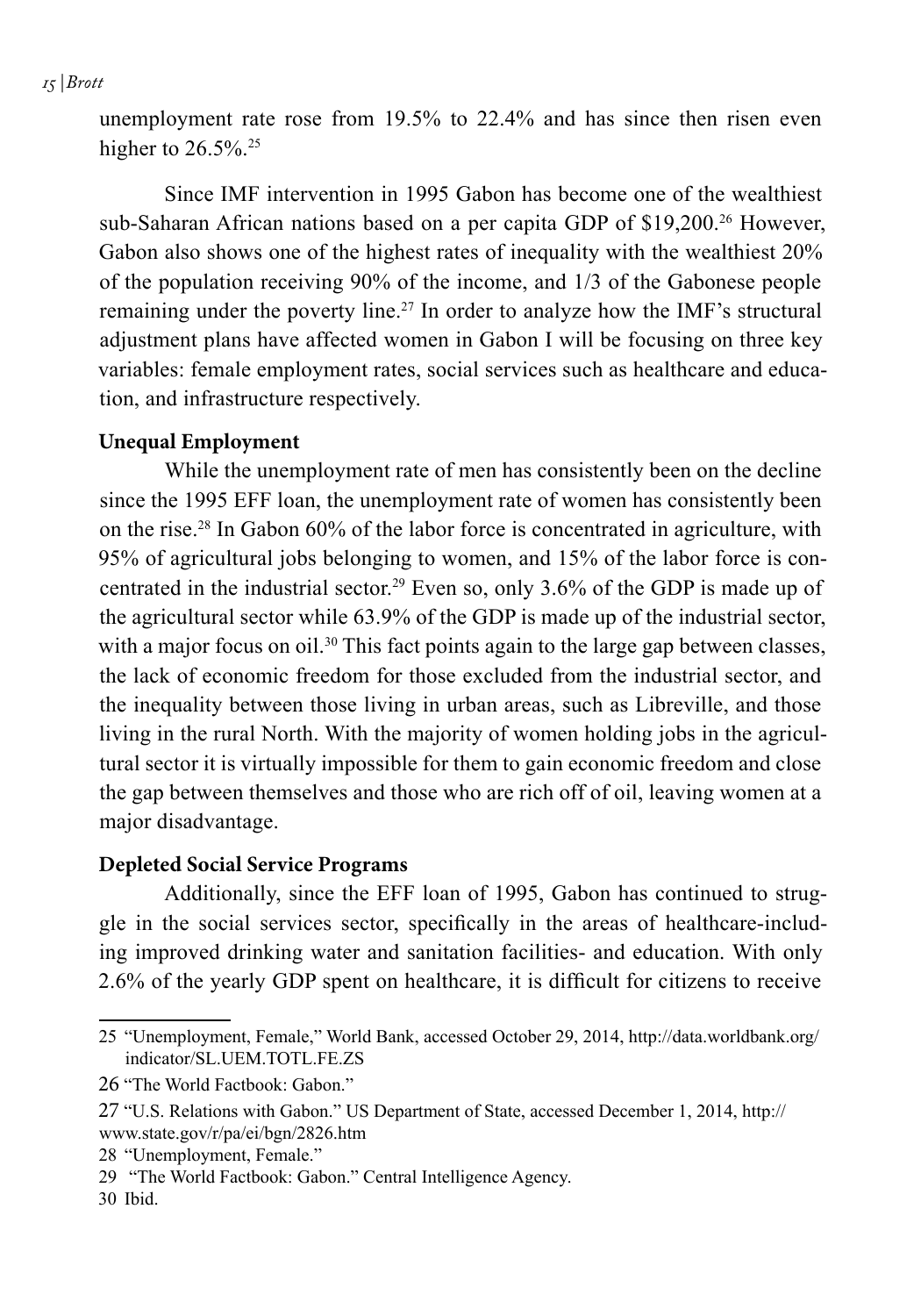unemployment rate rose from 19.5% to 22.4% and has since then risen even higher to 26.5%.[25]

Since IMF intervention in 1995 Gabon has become one of the wealthiest sub-Saharan African nations based on a per capita GDP of $19,200.[26] However, Gabon also shows one of the highest rates of inequality with the wealthiest 20% of the population receiving 90% of the income, and 1/3 of the Gabonese people remaining under the poverty line.[27] In order to analyze how the IMF's structural adjustment plans have affected women in Gabon I will be focusing on three key variables: female employment rates, social services such as healthcare and education, and infrastructure respectively.

**Unequal Employment**

While the unemployment rate of men has consistently been on the decline since the 1995 EFF loan, the unemployment rate of women has consistently been on the rise.[28] In Gabon 60% of the labor force is concentrated in agriculture, with 95% of agricultural jobs belonging to women, and 15% of the labor force is concentrated in the industrial sector.[29] Even so, only 3.6% of the GDP is made up of the agricultural sector while 63.9% of the GDP is made up of the industrial sector, with a major focus on oil.[30] This fact points again to the large gap between classes, the lack of economic freedom for those excluded from the industrial sector, and the inequality between those living in urban areas, such as Libreville, and those living in the rural North. With the majority of women holding jobs in the agricultural sector it is virtually impossible for them to gain economic freedom and close the gap between themselves and those who are rich off of oil, leaving women at a major disadvantage.

**Depleted Social Service Programs**

Additionally, since the EFF loan of 1995, Gabon has continued to struggle in the social services sector, specifically in the areas of healthcare-including improved drinking water and sanitation facilities- and education. With only 2.6% of the yearly GDP spent on healthcare, it is difficult for citizens to receive

---

25 "Unemployment, Female," World Bank, accessed October 29, 2014, http://data.worldbank.org/indicator/SL.UEM.TOTL.FE.ZS

26 "The World Factbook: Gabon."

27 "U.S. Relations with Gabon." US Department of State, accessed December 1, 2014, http://www.state.gov/r/pa/ei/bgn/2826.htm

28 "Unemployment, Female."

29 "The World Factbook: Gabon." Central Intelligence Agency.

30 Ibid.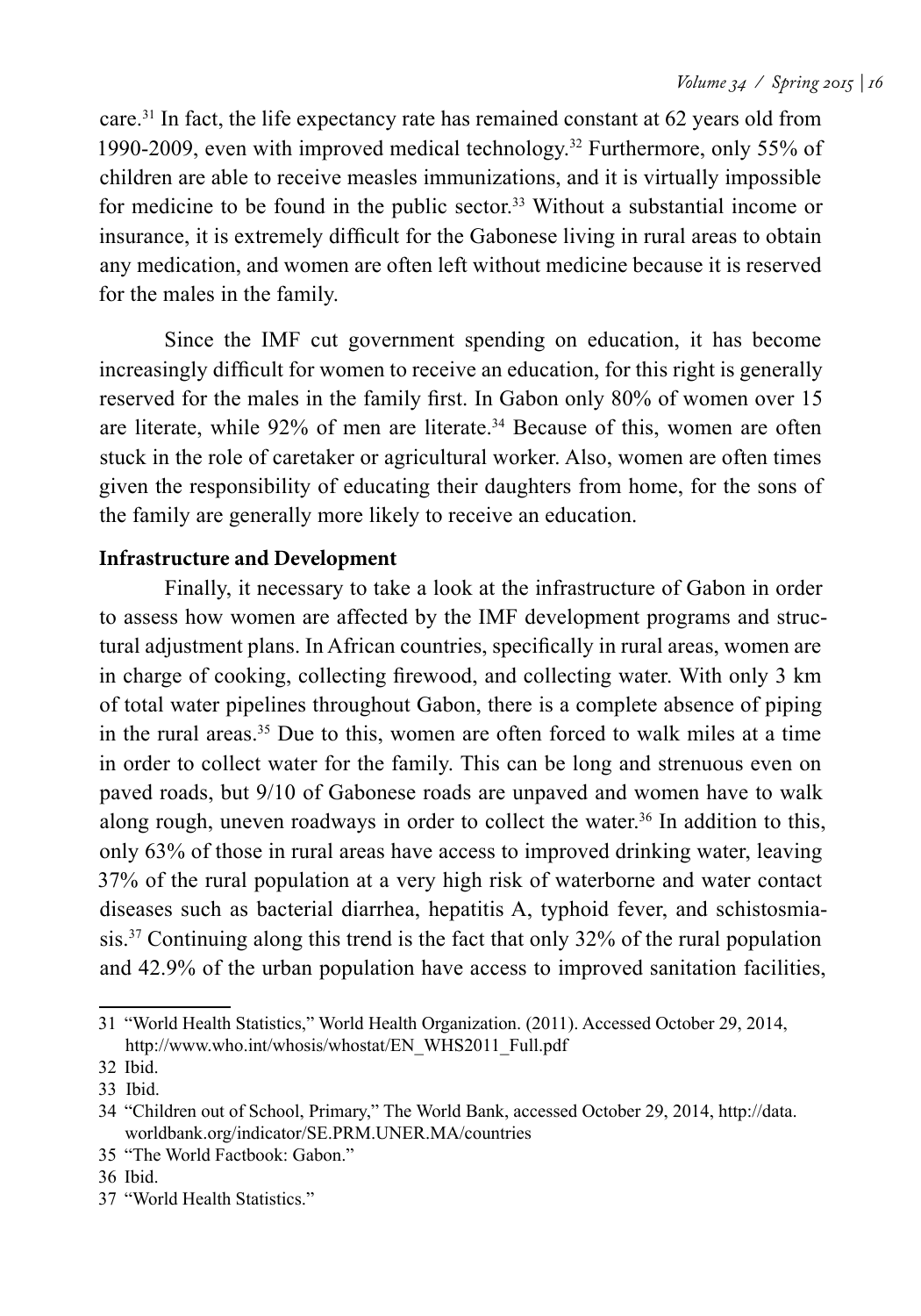care.[31] In fact, the life expectancy rate has remained constant at 62 years old from 1990-2009, even with improved medical technology.[32] Furthermore, only 55% of children are able to receive measles immunizations, and it is virtually impossible for medicine to be found in the public sector.[33] Without a substantial income or insurance, it is extremely difficult for the Gabonese living in rural areas to obtain any medication, and women are often left without medicine because it is reserved for the males in the family.

Since the IMF cut government spending on education, it has become increasingly difficult for women to receive an education, for this right is generally reserved for the males in the family first. In Gabon only 80% of women over 15 are literate, while 92% of men are literate.[34] Because of this, women are often stuck in the role of caretaker or agricultural worker. Also, women are often times given the responsibility of educating their daughters from home, for the sons of the family are generally more likely to receive an education.

**Infrastructure and Development**

Finally, it necessary to take a look at the infrastructure of Gabon in order to assess how women are affected by the IMF development programs and structural adjustment plans. In African countries, specifically in rural areas, women are in charge of cooking, collecting firewood, and collecting water. With only 3 km of total water pipelines throughout Gabon, there is a complete absence of piping in the rural areas.[35] Due to this, women are often forced to walk miles at a time in order to collect water for the family. This can be long and strenuous even on paved roads, but 9/10 of Gabonese roads are unpaved and women have to walk along rough, uneven roadways in order to collect the water.[36] In addition to this, only 63% of those in rural areas have access to improved drinking water, leaving 37% of the rural population at a very high risk of waterborne and water contact diseases such as bacterial diarrhea, hepatitis A, typhoid fever, and schistosmiasis.[37] Continuing along this trend is the fact that only 32% of the rural population and 42.9% of the urban population have access to improved sanitation facilities,

---

31 "World Health Statistics," World Health Organization. (2011). Accessed October 29, 2014, http://www.who.int/whosis/whostat/EN_WHS2011_Full.pdf

32 Ibid.

33 Ibid.

34 "Children out of School, Primary," The World Bank, accessed October 29, 2014, http://data.worldbank.org/indicator/SE.PRM.UNER.MA/countries

35 "The World Factbook: Gabon."

36 Ibid.

37 "World Health Statistics."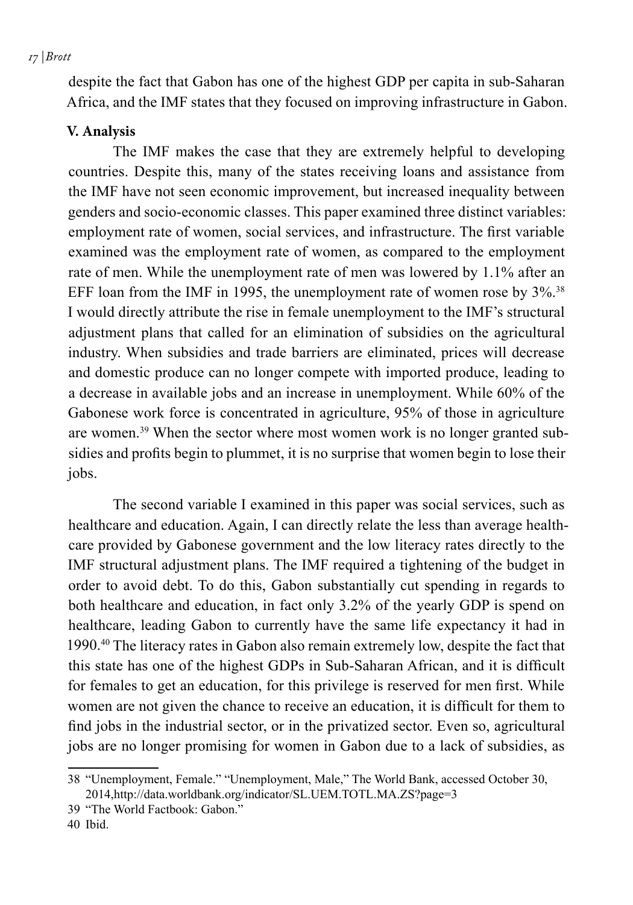despite the fact that Gabon has one of the highest GDP per capita in sub-Saharan Africa, and the IMF states that they focused on improving infrastructure in Gabon.

### V. Analysis

The IMF makes the case that they are extremely helpful to developing countries. Despite this, many of the states receiving loans and assistance from the IMF have not seen economic improvement, but increased inequality between genders and socio-economic classes. This paper examined three distinct variables: employment rate of women, social services, and infrastructure. The first variable examined was the employment rate of women, as compared to the employment rate of men. While the unemployment rate of men was lowered by 1.1% after an EFF loan from the IMF in 1995, the unemployment rate of women rose by 3%.[38] I would directly attribute the rise in female unemployment to the IMF's structural adjustment plans that called for an elimination of subsidies on the agricultural industry. When subsidies and trade barriers are eliminated, prices will decrease and domestic produce can no longer compete with imported produce, leading to a decrease in available jobs and an increase in unemployment. While 60% of the Gabonese work force is concentrated in agriculture, 95% of those in agriculture are women.[39] When the sector where most women work is no longer granted subsidies and profits begin to plummet, it is no surprise that women begin to lose their jobs.

The second variable I examined in this paper was social services, such as healthcare and education. Again, I can directly relate the less than average healthcare provided by Gabonese government and the low literacy rates directly to the IMF structural adjustment plans. The IMF required a tightening of the budget in order to avoid debt. To do this, Gabon substantially cut spending in regards to both healthcare and education, in fact only 3.2% of the yearly GDP is spend on healthcare, leading Gabon to currently have the same life expectancy it had in 1990.[40] The literacy rates in Gabon also remain extremely low, despite the fact that this state has one of the highest GDPs in Sub-Saharan African, and it is difficult for females to get an education, for this privilege is reserved for men first. While women are not given the chance to receive an education, it is difficult for them to find jobs in the industrial sector, or in the privatized sector. Even so, agricultural jobs are no longer promising for women in Gabon due to a lack of subsidies, as

---

38 "Unemployment, Female." "Unemployment, Male," The World Bank, accessed October 30, 2014,http://data.worldbank.org/indicator/SL.UEM.TOTL.MA.ZS?page=3

39 "The World Factbook: Gabon."

40 Ibid.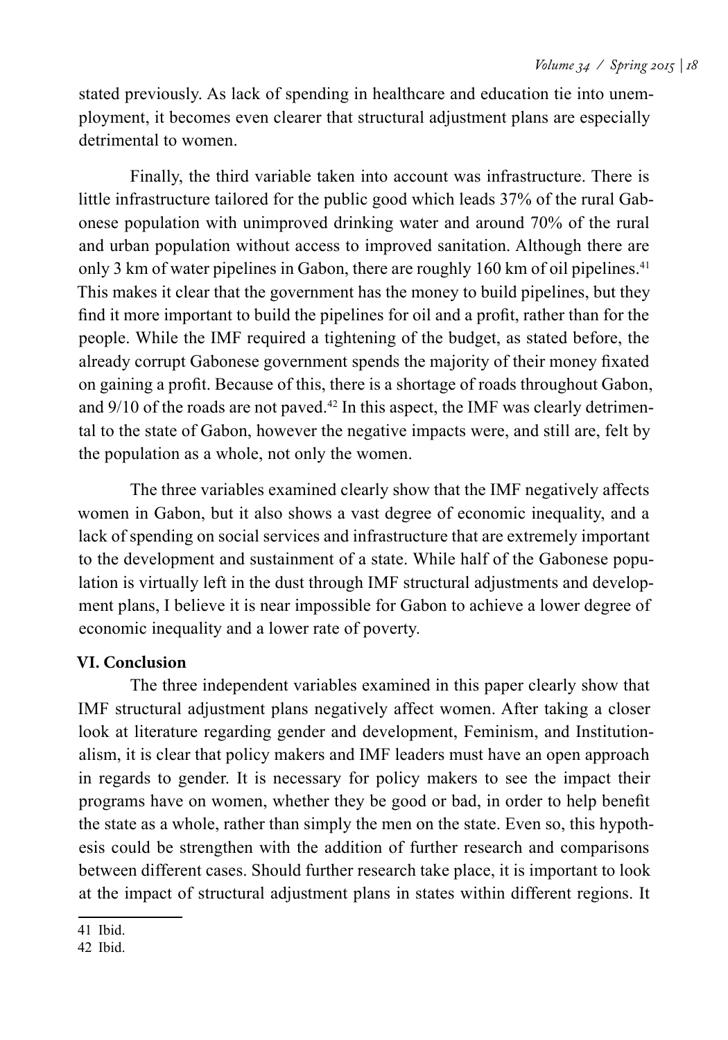stated previously. As lack of spending in healthcare and education tie into unemployment, it becomes even clearer that structural adjustment plans are especially detrimental to women.

Finally, the third variable taken into account was infrastructure. There is little infrastructure tailored for the public good which leads 37% of the rural Gabonese population with unimproved drinking water and around 70% of the rural and urban population without access to improved sanitation. Although there are only 3 km of water pipelines in Gabon, there are roughly 160 km of oil pipelines.[41] This makes it clear that the government has the money to build pipelines, but they find it more important to build the pipelines for oil and a profit, rather than for the people. While the IMF required a tightening of the budget, as stated before, the already corrupt Gabonese government spends the majority of their money fixated on gaining a profit. Because of this, there is a shortage of roads throughout Gabon, and 9/10 of the roads are not paved.[42] In this aspect, the IMF was clearly detrimental to the state of Gabon, however the negative impacts were, and still are, felt by the population as a whole, not only the women.

The three variables examined clearly show that the IMF negatively affects women in Gabon, but it also shows a vast degree of economic inequality, and a lack of spending on social services and infrastructure that are extremely important to the development and sustainment of a state. While half of the Gabonese population is virtually left in the dust through IMF structural adjustments and development plans, I believe it is near impossible for Gabon to achieve a lower degree of economic inequality and a lower rate of poverty.

## VI. Conclusion

The three independent variables examined in this paper clearly show that IMF structural adjustment plans negatively affect women. After taking a closer look at literature regarding gender and development, Feminism, and Institutionalism, it is clear that policy makers and IMF leaders must have an open approach in regards to gender. It is necessary for policy makers to see the impact their programs have on women, whether they be good or bad, in order to help benefit the state as a whole, rather than simply the men on the state. Even so, this hypothesis could be strengthen with the addition of further research and comparisons between different cases. Should further research take place, it is important to look at the impact of structural adjustment plans in states within different regions. It

41 Ibid.

42 Ibid.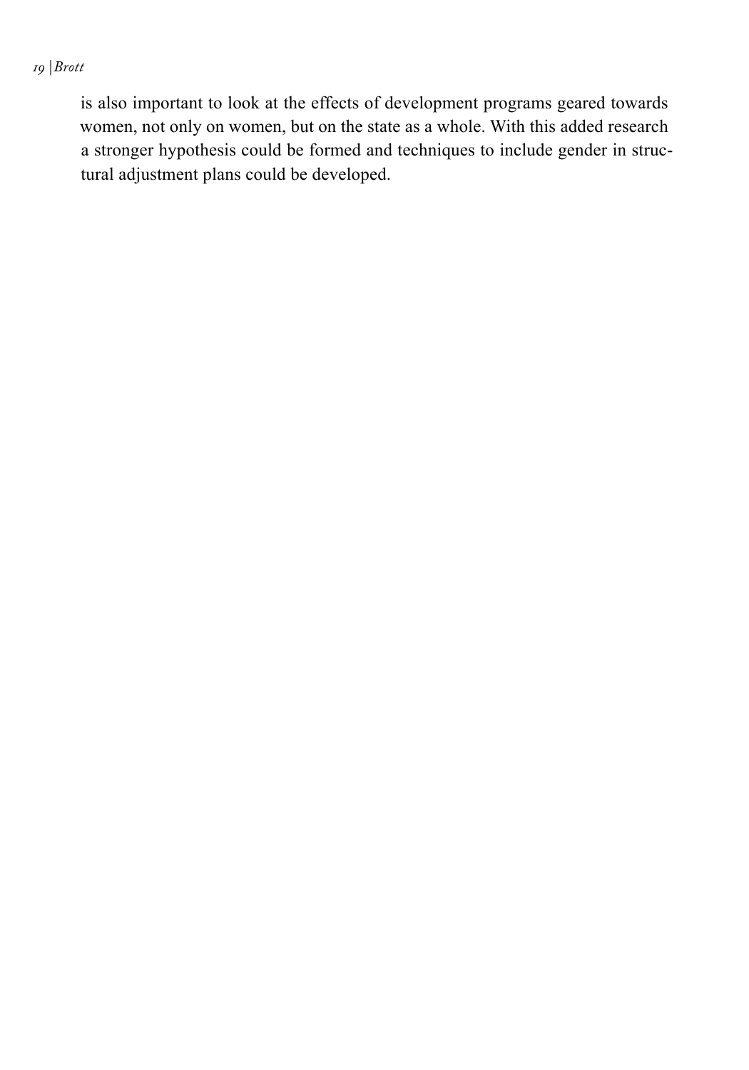is also important to look at the effects of development programs geared towards women, not only on women, but on the state as a whole. With this added research a stronger hypothesis could be formed and techniques to include gender in structural adjustment plans could be developed.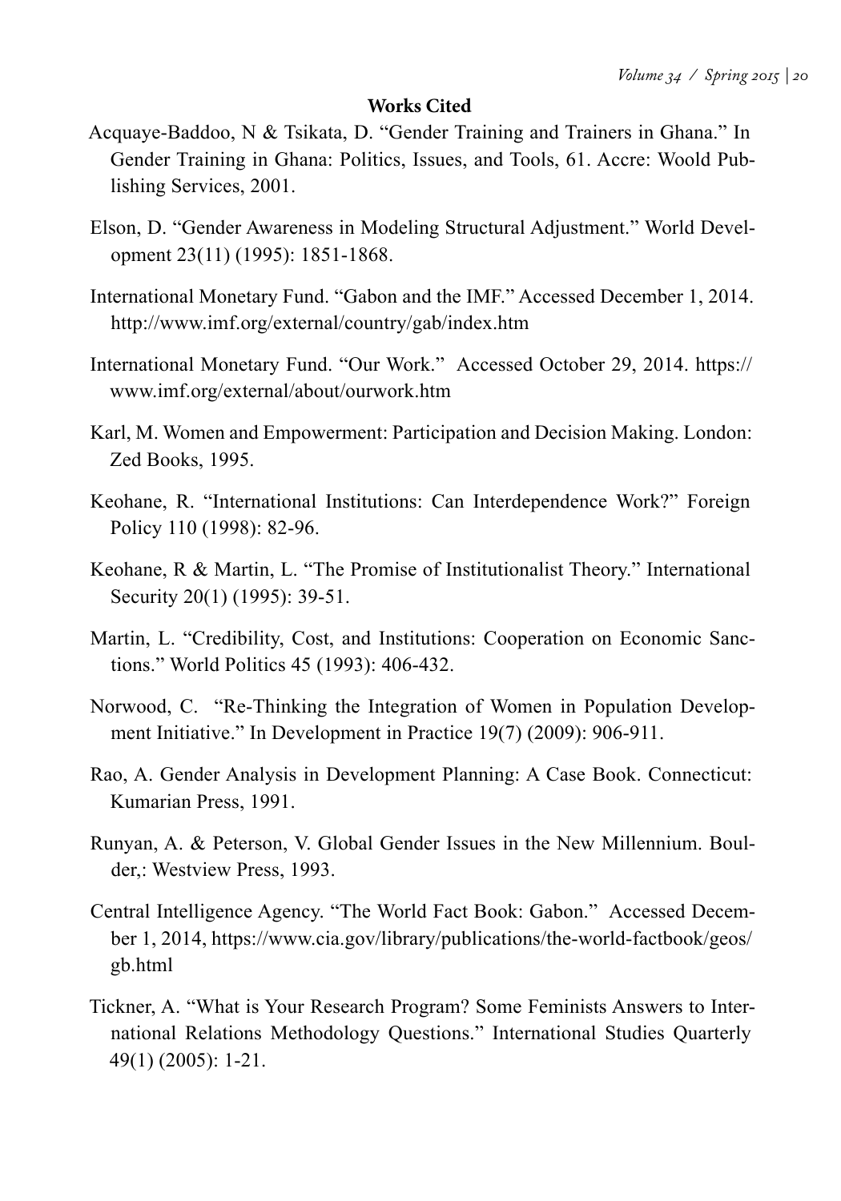## Works Cited

Acquaye-Baddoo, N & Tsikata, D. "Gender Training and Trainers in Ghana." In Gender Training in Ghana: Politics, Issues, and Tools, 61. Accre: Woold Publishing Services, 2001.

Elson, D. "Gender Awareness in Modeling Structural Adjustment." World Development 23(11) (1995): 1851-1868.

International Monetary Fund. "Gabon and the IMF." Accessed December 1, 2014. http://www.imf.org/external/country/gab/index.htm

International Monetary Fund. "Our Work." Accessed October 29, 2014. https://www.imf.org/external/about/ourwork.htm

Karl, M. Women and Empowerment: Participation and Decision Making. London: Zed Books, 1995.

Keohane, R. "International Institutions: Can Interdependence Work?" Foreign Policy 110 (1998): 82-96.

Keohane, R & Martin, L. "The Promise of Institutionalist Theory." International Security 20(1) (1995): 39-51.

Martin, L. "Credibility, Cost, and Institutions: Cooperation on Economic Sanctions." World Politics 45 (1993): 406-432.

Norwood, C. "Re-Thinking the Integration of Women in Population Development Initiative." In Development in Practice 19(7) (2009): 906-911.

Rao, A. Gender Analysis in Development Planning: A Case Book. Connecticut: Kumarian Press, 1991.

Runyan, A. & Peterson, V. Global Gender Issues in the New Millennium. Boulder,: Westview Press, 1993.

Central Intelligence Agency. "The World Fact Book: Gabon." Accessed December 1, 2014, https://www.cia.gov/library/publications/the-world-factbook/geos/gb.html

Tickner, A. "What is Your Research Program? Some Feminists Answers to International Relations Methodology Questions." International Studies Quarterly 49(1) (2005): 1-21.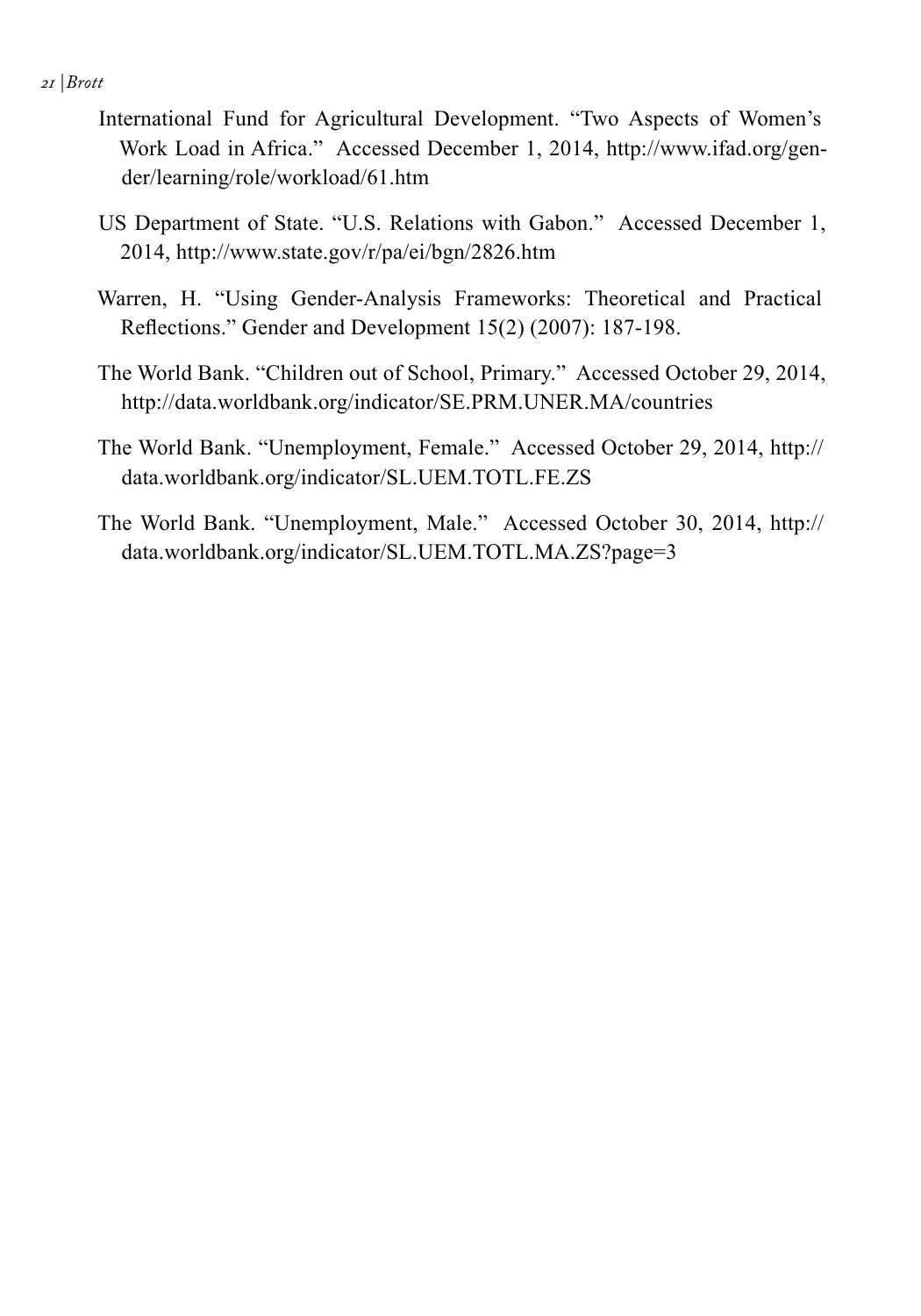International Fund for Agricultural Development. "Two Aspects of Women's Work Load in Africa." Accessed December 1, 2014, http://www.ifad.org/gender/learning/role/workload/61.htm

US Department of State. "U.S. Relations with Gabon." Accessed December 1, 2014, http://www.state.gov/r/pa/ei/bgn/2826.htm

Warren, H. "Using Gender-Analysis Frameworks: Theoretical and Practical Reflections." Gender and Development 15(2) (2007): 187-198.

The World Bank. "Children out of School, Primary." Accessed October 29, 2014, http://data.worldbank.org/indicator/SE.PRM.UNER.MA/countries

The World Bank. "Unemployment, Female." Accessed October 29, 2014, http://data.worldbank.org/indicator/SL.UEM.TOTL.FE.ZS

The World Bank. "Unemployment, Male." Accessed October 30, 2014, http://data.worldbank.org/indicator/SL.UEM.TOTL.MA.ZS?page=3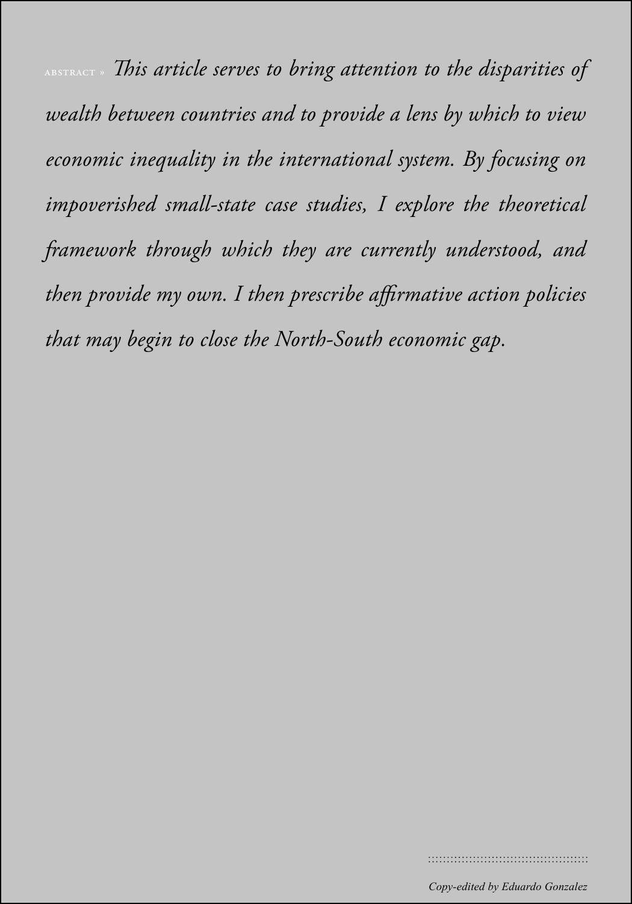ABSTRACT » *This article serves to bring attention to the disparities of wealth between countries and to provide a lens by which to view economic inequality in the international system. By focusing on impoverished small-state case studies, I explore the theoretical framework through which they are currently understood, and then provide my own. I then prescribe affirmative action policies that may begin to close the North-South economic gap.*

*Copy-edited by Eduardo Gonzalez*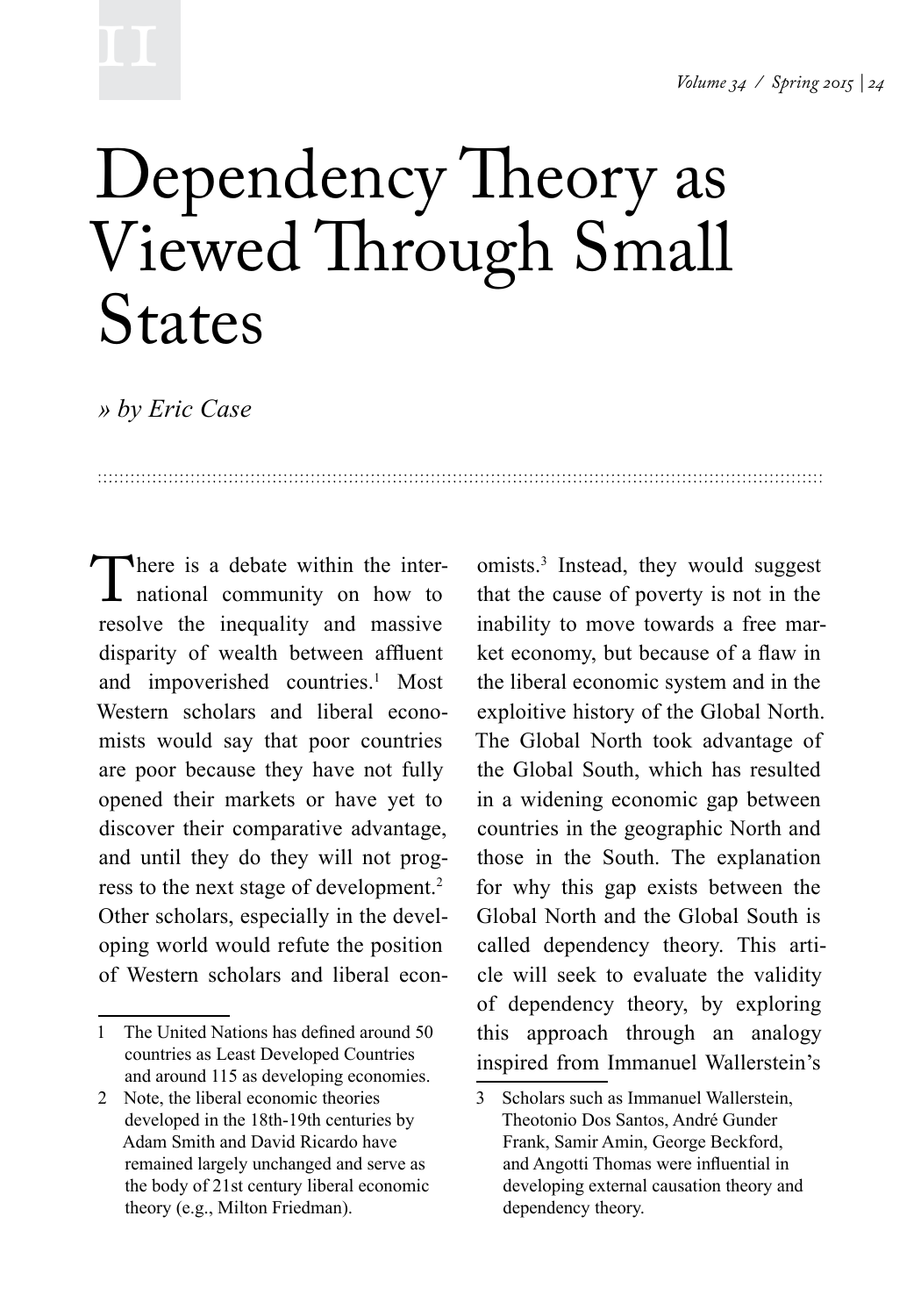# Dependency Theory as Viewed Through Small States

*» by Eric Case*

There is a debate within the international community on how to resolve the inequality and massive disparity of wealth between affluent and impoverished countries.[1] Most Western scholars and liberal economists would say that poor countries are poor because they have not fully opened their markets or have yet to discover their comparative advantage, and until they do they will not progress to the next stage of development.[2] Other scholars, especially in the developing world would refute the position of Western scholars and liberal economists.[3] Instead, they would suggest that the cause of poverty is not in the inability to move towards a free market economy, but because of a flaw in the liberal economic system and in the exploitive history of the Global North. The Global North took advantage of the Global South, which has resulted in a widening economic gap between countries in the geographic North and those in the South. The explanation for why this gap exists between the Global North and the Global South is called dependency theory. This article will seek to evaluate the validity of dependency theory, by exploring this approach through an analogy inspired from Immanuel Wallerstein's

---

1 The United Nations has defined around 50 countries as Least Developed Countries and around 115 as developing economies.

2 Note, the liberal economic theories developed in the 18th-19th centuries by Adam Smith and David Ricardo have remained largely unchanged and serve as the body of 21st century liberal economic theory (e.g., Milton Friedman).

3 Scholars such as Immanuel Wallerstein, Theotonio Dos Santos, André Gunder Frank, Samir Amin, George Beckford, and Angotti Thomas were influential in developing external causation theory and dependency theory.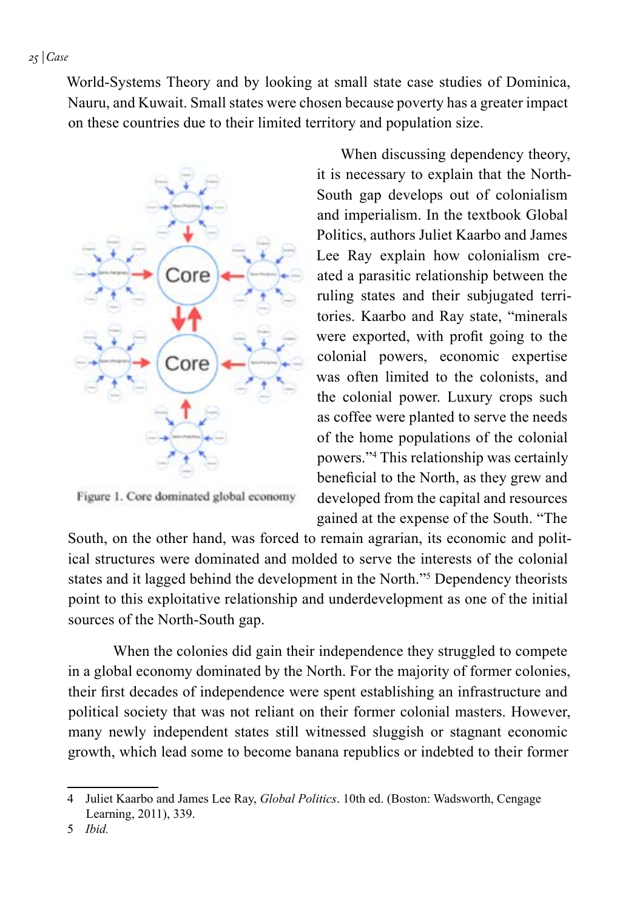World-Systems Theory and by looking at small state case studies of Dominica, Nauru, and Kuwait. Small states were chosen because poverty has a greater impact on these countries due to their limited territory and population size.

Figure 1. Core dominated global economy

When discussing dependency theory, it is necessary to explain that the North-South gap develops out of colonialism and imperialism. In the textbook Global Politics, authors Juliet Kaarbo and James Lee Ray explain how colonialism created a parasitic relationship between the ruling states and their subjugated territories. Kaarbo and Ray state, "minerals were exported, with profit going to the colonial powers, economic expertise was often limited to the colonists, and the colonial power. Luxury crops such as coffee were planted to serve the needs of the home populations of the colonial powers."[4] This relationship was certainly beneficial to the North, as they grew and developed from the capital and resources gained at the expense of the South. "The South, on the other hand, was forced to remain agrarian, its economic and political structures were dominated and molded to serve the interests of the colonial states and it lagged behind the development in the North."[5] Dependency theorists point to this exploitative relationship and underdevelopment as one of the initial sources of the North-South gap.

When the colonies did gain their independence they struggled to compete in a global economy dominated by the North. For the majority of former colonies, their first decades of independence were spent establishing an infrastructure and political society that was not reliant on their former colonial masters. However, many newly independent states still witnessed sluggish or stagnant economic growth, which lead some to become banana republics or indebted to their former

---

4 Juliet Kaarbo and James Lee Ray, *Global Politics*. 10th ed. (Boston: Wadsworth, Cengage Learning, 2011), 339.

5 *Ibid.*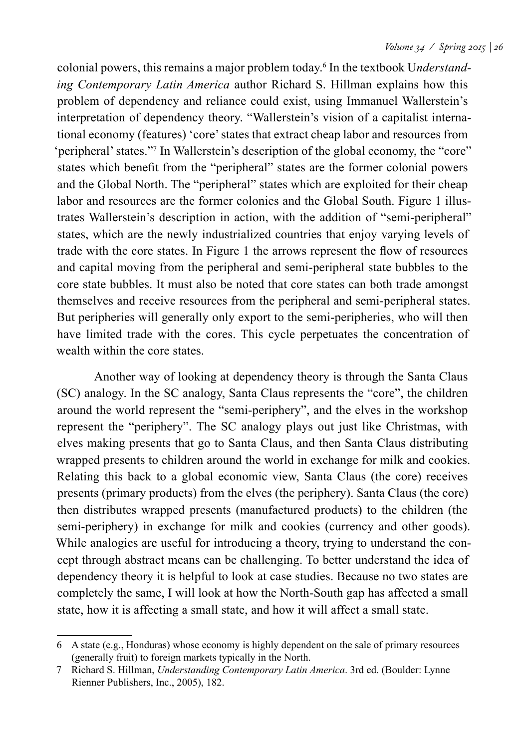colonial powers, this remains a major problem today.[6] In the textbook U*nderstanding Contemporary Latin America* author Richard S. Hillman explains how this problem of dependency and reliance could exist, using Immanuel Wallerstein's interpretation of dependency theory. "Wallerstein's vision of a capitalist international economy (features) 'core' states that extract cheap labor and resources from 'peripheral' states."[7] In Wallerstein's description of the global economy, the "core" states which benefit from the "peripheral" states are the former colonial powers and the Global North. The "peripheral" states which are exploited for their cheap labor and resources are the former colonies and the Global South. Figure 1 illustrates Wallerstein's description in action, with the addition of "semi-peripheral" states, which are the newly industrialized countries that enjoy varying levels of trade with the core states. In Figure 1 the arrows represent the flow of resources and capital moving from the peripheral and semi-peripheral state bubbles to the core state bubbles. It must also be noted that core states can both trade amongst themselves and receive resources from the peripheral and semi-peripheral states. But peripheries will generally only export to the semi-peripheries, who will then have limited trade with the cores. This cycle perpetuates the concentration of wealth within the core states.

Another way of looking at dependency theory is through the Santa Claus (SC) analogy. In the SC analogy, Santa Claus represents the "core", the children around the world represent the "semi-periphery", and the elves in the workshop represent the "periphery". The SC analogy plays out just like Christmas, with elves making presents that go to Santa Claus, and then Santa Claus distributing wrapped presents to children around the world in exchange for milk and cookies. Relating this back to a global economic view, Santa Claus (the core) receives presents (primary products) from the elves (the periphery). Santa Claus (the core) then distributes wrapped presents (manufactured products) to the children (the semi-periphery) in exchange for milk and cookies (currency and other goods). While analogies are useful for introducing a theory, trying to understand the concept through abstract means can be challenging. To better understand the idea of dependency theory it is helpful to look at case studies. Because no two states are completely the same, I will look at how the North-South gap has affected a small state, how it is affecting a small state, and how it will affect a small state.

---

6 A state (e.g., Honduras) whose economy is highly dependent on the sale of primary resources (generally fruit) to foreign markets typically in the North.

7 Richard S. Hillman, *Understanding Contemporary Latin America*. 3rd ed. (Boulder: Lynne Rienner Publishers, Inc., 2005), 182.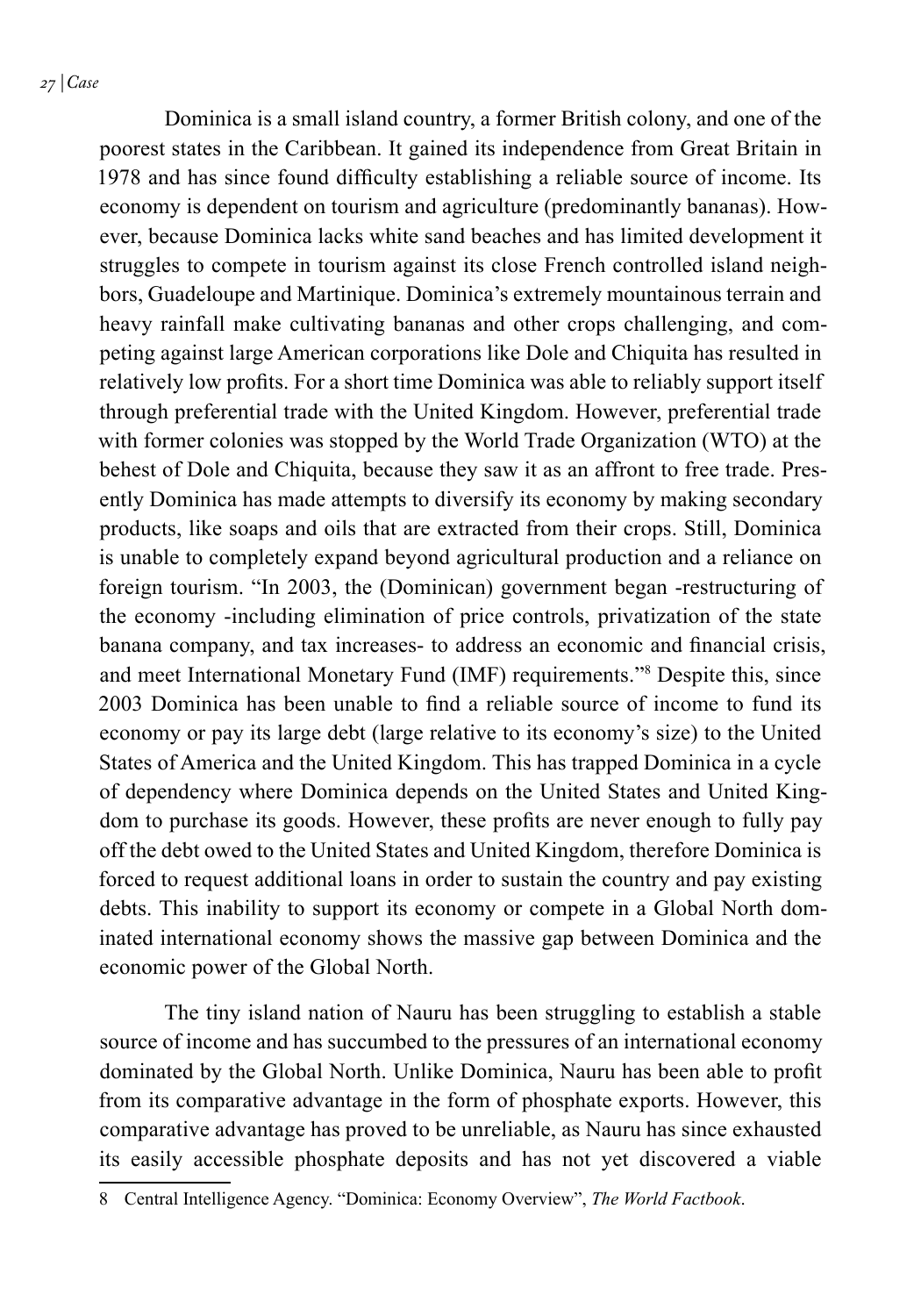Dominica is a small island country, a former British colony, and one of the poorest states in the Caribbean. It gained its independence from Great Britain in 1978 and has since found difficulty establishing a reliable source of income. Its economy is dependent on tourism and agriculture (predominantly bananas). However, because Dominica lacks white sand beaches and has limited development it struggles to compete in tourism against its close French controlled island neighbors, Guadeloupe and Martinique. Dominica's extremely mountainous terrain and heavy rainfall make cultivating bananas and other crops challenging, and competing against large American corporations like Dole and Chiquita has resulted in relatively low profits. For a short time Dominica was able to reliably support itself through preferential trade with the United Kingdom. However, preferential trade with former colonies was stopped by the World Trade Organization (WTO) at the behest of Dole and Chiquita, because they saw it as an affront to free trade. Presently Dominica has made attempts to diversify its economy by making secondary products, like soaps and oils that are extracted from their crops. Still, Dominica is unable to completely expand beyond agricultural production and a reliance on foreign tourism. "In 2003, the (Dominican) government began -restructuring of the economy -including elimination of price controls, privatization of the state banana company, and tax increases- to address an economic and financial crisis, and meet International Monetary Fund (IMF) requirements."[8] Despite this, since 2003 Dominica has been unable to find a reliable source of income to fund its economy or pay its large debt (large relative to its economy's size) to the United States of America and the United Kingdom. This has trapped Dominica in a cycle of dependency where Dominica depends on the United States and United Kingdom to purchase its goods. However, these profits are never enough to fully pay off the debt owed to the United States and United Kingdom, therefore Dominica is forced to request additional loans in order to sustain the country and pay existing debts. This inability to support its economy or compete in a Global North dominated international economy shows the massive gap between Dominica and the economic power of the Global North.

The tiny island nation of Nauru has been struggling to establish a stable source of income and has succumbed to the pressures of an international economy dominated by the Global North. Unlike Dominica, Nauru has been able to profit from its comparative advantage in the form of phosphate exports. However, this comparative advantage has proved to be unreliable, as Nauru has since exhausted its easily accessible phosphate deposits and has not yet discovered a viable

---

8 Central Intelligence Agency. "Dominica: Economy Overview", *The World Factbook*.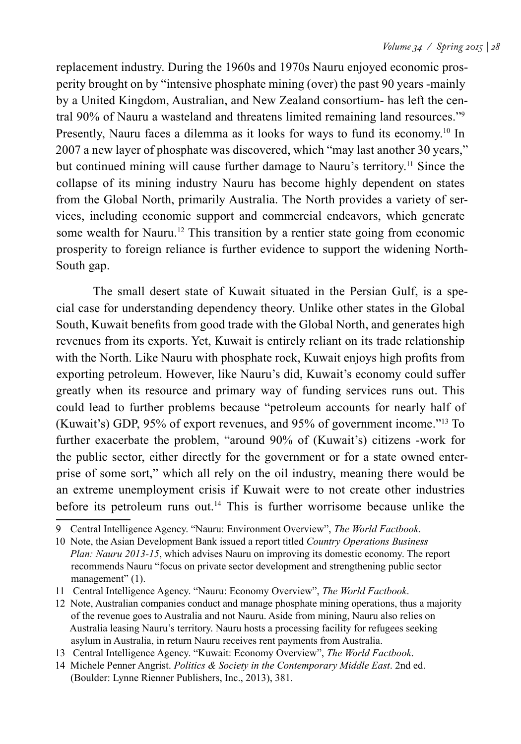replacement industry. During the 1960s and 1970s Nauru enjoyed economic prosperity brought on by "intensive phosphate mining (over) the past 90 years -mainly by a United Kingdom, Australian, and New Zealand consortium- has left the central 90% of Nauru a wasteland and threatens limited remaining land resources."[9] Presently, Nauru faces a dilemma as it looks for ways to fund its economy.[10] In 2007 a new layer of phosphate was discovered, which "may last another 30 years," but continued mining will cause further damage to Nauru's territory.[11] Since the collapse of its mining industry Nauru has become highly dependent on states from the Global North, primarily Australia. The North provides a variety of services, including economic support and commercial endeavors, which generate some wealth for Nauru.[12] This transition by a rentier state going from economic prosperity to foreign reliance is further evidence to support the widening North-South gap.

The small desert state of Kuwait situated in the Persian Gulf, is a special case for understanding dependency theory. Unlike other states in the Global South, Kuwait benefits from good trade with the Global North, and generates high revenues from its exports. Yet, Kuwait is entirely reliant on its trade relationship with the North. Like Nauru with phosphate rock, Kuwait enjoys high profits from exporting petroleum. However, like Nauru's did, Kuwait's economy could suffer greatly when its resource and primary way of funding services runs out. This could lead to further problems because "petroleum accounts for nearly half of (Kuwait's) GDP, 95% of export revenues, and 95% of government income."[13] To further exacerbate the problem, "around 90% of (Kuwait's) citizens -work for the public sector, either directly for the government or for a state owned enterprise of some sort," which all rely on the oil industry, meaning there would be an extreme unemployment crisis if Kuwait were to not create other industries before its petroleum runs out.[14] This is further worrisome because unlike the

---

9 Central Intelligence Agency. "Nauru: Environment Overview", *The World Factbook*.

10 Note, the Asian Development Bank issued a report titled *Country Operations Business Plan: Nauru 2013-15*, which advises Nauru on improving its domestic economy. The report recommends Nauru "focus on private sector development and strengthening public sector management" (1).

11 Central Intelligence Agency. "Nauru: Economy Overview", *The World Factbook*.

12 Note, Australian companies conduct and manage phosphate mining operations, thus a majority of the revenue goes to Australia and not Nauru. Aside from mining, Nauru also relies on Australia leasing Nauru's territory. Nauru hosts a processing facility for refugees seeking asylum in Australia, in return Nauru receives rent payments from Australia.

13 Central Intelligence Agency. "Kuwait: Economy Overview", *The World Factbook*.

14 Michele Penner Angrist. *Politics & Society in the Contemporary Middle East*. 2nd ed. (Boulder: Lynne Rienner Publishers, Inc., 2013), 381.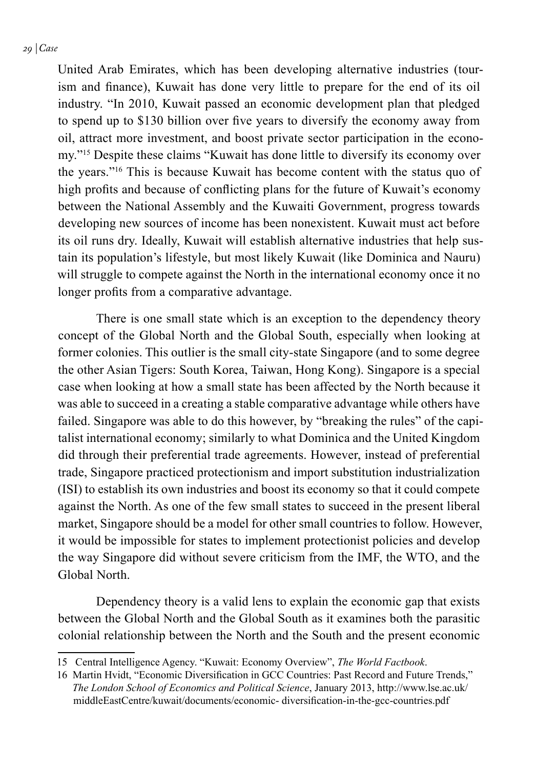United Arab Emirates, which has been developing alternative industries (tourism and finance), Kuwait has done very little to prepare for the end of its oil industry. "In 2010, Kuwait passed an economic development plan that pledged to spend up to $130 billion over five years to diversify the economy away from oil, attract more investment, and boost private sector participation in the economy."[15] Despite these claims "Kuwait has done little to diversify its economy over the years."[16] This is because Kuwait has become content with the status quo of high profits and because of conflicting plans for the future of Kuwait's economy between the National Assembly and the Kuwaiti Government, progress towards developing new sources of income has been nonexistent. Kuwait must act before its oil runs dry. Ideally, Kuwait will establish alternative industries that help sustain its population's lifestyle, but most likely Kuwait (like Dominica and Nauru) will struggle to compete against the North in the international economy once it no longer profits from a comparative advantage.

There is one small state which is an exception to the dependency theory concept of the Global North and the Global South, especially when looking at former colonies. This outlier is the small city-state Singapore (and to some degree the other Asian Tigers: South Korea, Taiwan, Hong Kong). Singapore is a special case when looking at how a small state has been affected by the North because it was able to succeed in a creating a stable comparative advantage while others have failed. Singapore was able to do this however, by "breaking the rules" of the capitalist international economy; similarly to what Dominica and the United Kingdom did through their preferential trade agreements. However, instead of preferential trade, Singapore practiced protectionism and import substitution industrialization (ISI) to establish its own industries and boost its economy so that it could compete against the North. As one of the few small states to succeed in the present liberal market, Singapore should be a model for other small countries to follow. However, it would be impossible for states to implement protectionist policies and develop the way Singapore did without severe criticism from the IMF, the WTO, and the Global North.

Dependency theory is a valid lens to explain the economic gap that exists between the Global North and the Global South as it examines both the parasitic colonial relationship between the North and the South and the present economic

---

15 Central Intelligence Agency. "Kuwait: Economy Overview", *The World Factbook*.

16 Martin Hvidt, "Economic Diversification in GCC Countries: Past Record and Future Trends," *The London School of Economics and Political Science*, January 2013, http://www.lse.ac.uk/middleEastCentre/kuwait/documents/economic- diversification-in-the-gcc-countries.pdf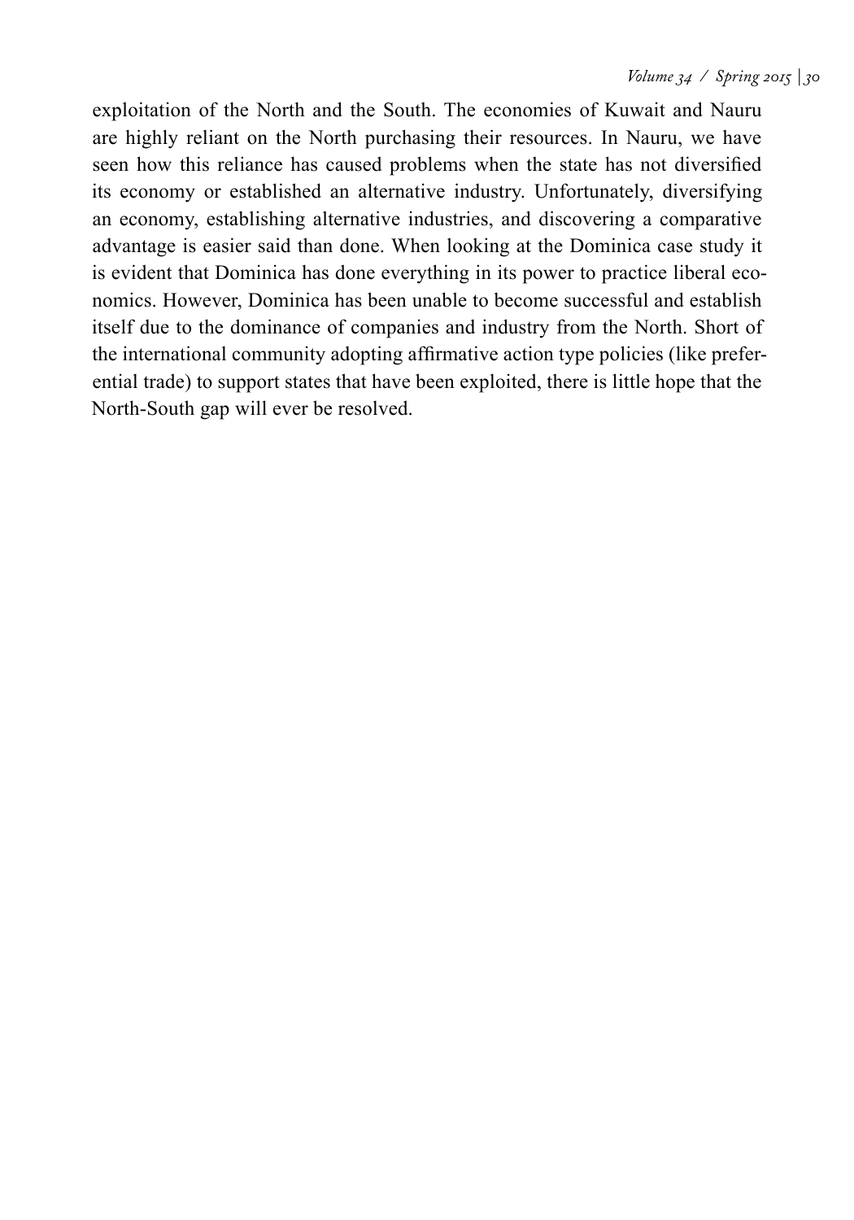exploitation of the North and the South. The economies of Kuwait and Nauru are highly reliant on the North purchasing their resources. In Nauru, we have seen how this reliance has caused problems when the state has not diversified its economy or established an alternative industry. Unfortunately, diversifying an economy, establishing alternative industries, and discovering a comparative advantage is easier said than done. When looking at the Dominica case study it is evident that Dominica has done everything in its power to practice liberal economics. However, Dominica has been unable to become successful and establish itself due to the dominance of companies and industry from the North. Short of the international community adopting affirmative action type policies (like preferential trade) to support states that have been exploited, there is little hope that the North-South gap will ever be resolved.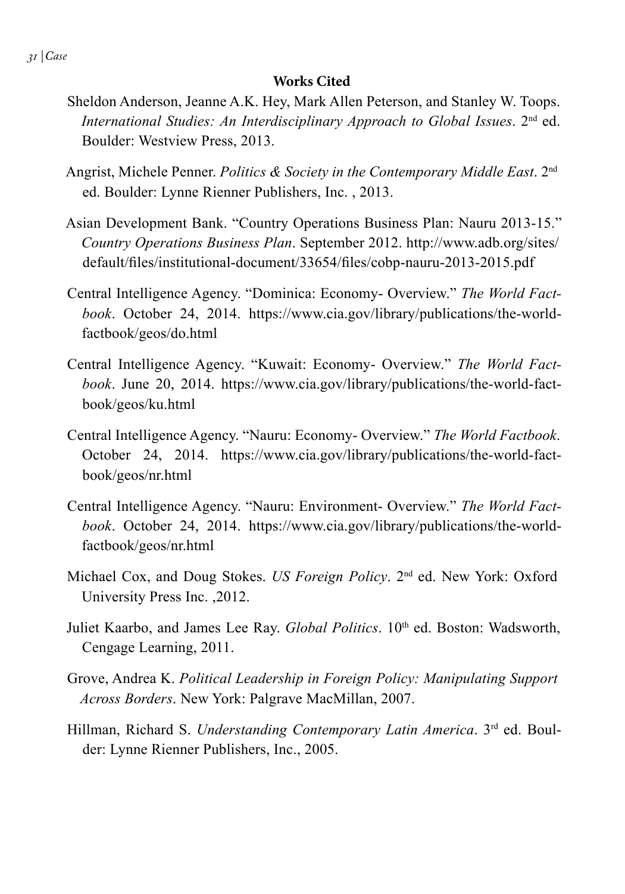## Works Cited

Sheldon Anderson, Jeanne A.K. Hey, Mark Allen Peterson, and Stanley W. Toops. *International Studies: An Interdisciplinary Approach to Global Issues*. 2nd ed. Boulder: Westview Press, 2013.

Angrist, Michele Penner. *Politics & Society in the Contemporary Middle East*. 2nd ed. Boulder: Lynne Rienner Publishers, Inc. , 2013.

Asian Development Bank. "Country Operations Business Plan: Nauru 2013-15." *Country Operations Business Plan*. September 2012. http://www.adb.org/sites/default/files/institutional-document/33654/files/cobp-nauru-2013-2015.pdf

Central Intelligence Agency. "Dominica: Economy- Overview." *The World Factbook*. October 24, 2014. https://www.cia.gov/library/publications/the-world-factbook/geos/do.html

Central Intelligence Agency. "Kuwait: Economy- Overview." *The World Factbook*. June 20, 2014. https://www.cia.gov/library/publications/the-world-factbook/geos/ku.html

Central Intelligence Agency. "Nauru: Economy- Overview." *The World Factbook*. October 24, 2014. https://www.cia.gov/library/publications/the-world-factbook/geos/nr.html

Central Intelligence Agency. "Nauru: Environment- Overview." *The World Factbook*. October 24, 2014. https://www.cia.gov/library/publications/the-world-factbook/geos/nr.html

Michael Cox, and Doug Stokes. *US Foreign Policy*. 2nd ed. New York: Oxford University Press Inc. ,2012.

Juliet Kaarbo, and James Lee Ray. *Global Politics*. 10th ed. Boston: Wadsworth, Cengage Learning, 2011.

Grove, Andrea K. *Political Leadership in Foreign Policy: Manipulating Support Across Borders*. New York: Palgrave MacMillan, 2007.

Hillman, Richard S. *Understanding Contemporary Latin America*. 3rd ed. Boulder: Lynne Rienner Publishers, Inc., 2005.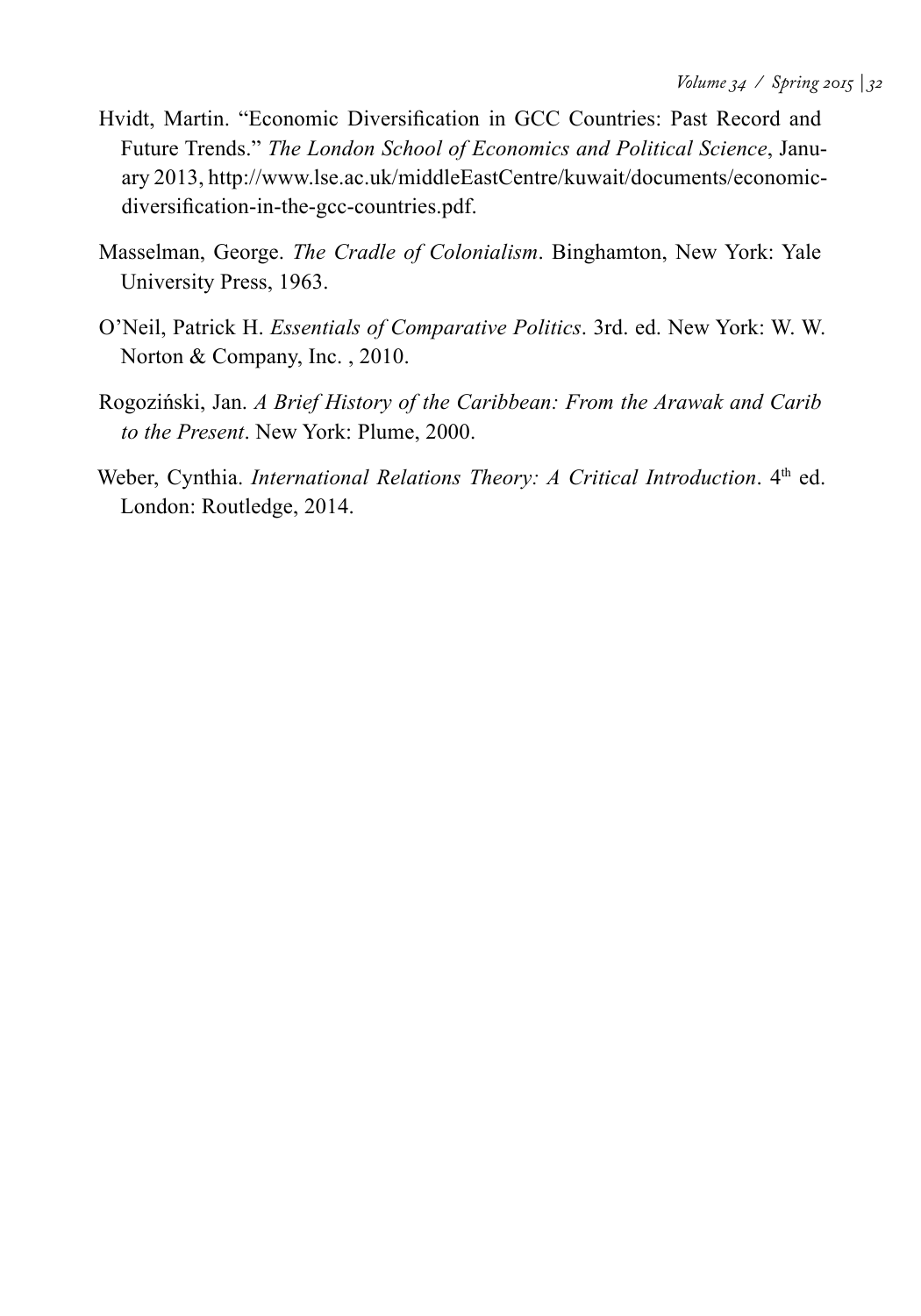Hvidt, Martin. "Economic Diversification in GCC Countries: Past Record and Future Trends." *The London School of Economics and Political Science*, January 2013, http://www.lse.ac.uk/middleEastCentre/kuwait/documents/economic-diversification-in-the-gcc-countries.pdf.

Masselman, George. *The Cradle of Colonialism*. Binghamton, New York: Yale University Press, 1963.

O'Neil, Patrick H. *Essentials of Comparative Politics*. 3rd. ed. New York: W. W. Norton & Company, Inc. , 2010.

Rogoziński, Jan. *A Brief History of the Caribbean: From the Arawak and Carib to the Present*. New York: Plume, 2000.

Weber, Cynthia. *International Relations Theory: A Critical Introduction*. 4th ed. London: Routledge, 2014.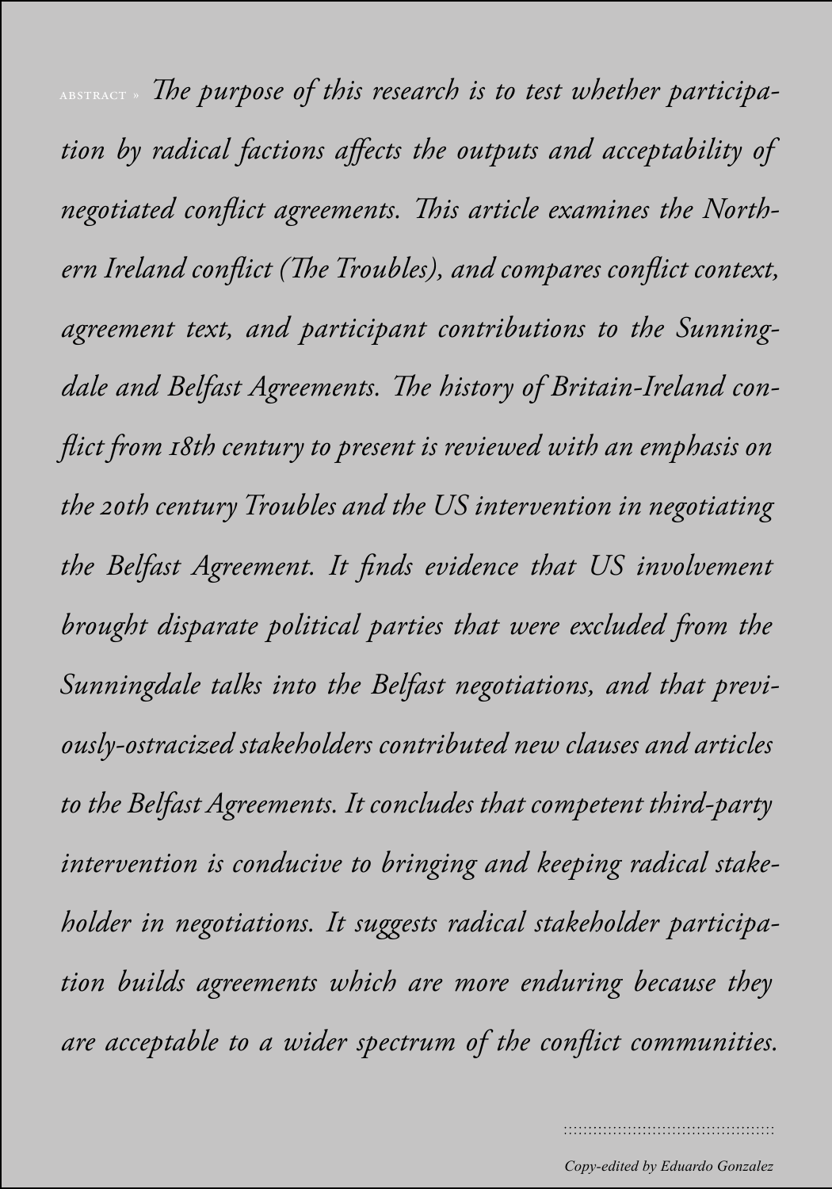ABSTRACT » *The purpose of this research is to test whether participation by radical factions affects the outputs and acceptability of negotiated conflict agreements. This article examines the Northern Ireland conflict (The Troubles), and compares conflict context, agreement text, and participant contributions to the Sunningdale and Belfast Agreements. The history of Britain-Ireland conflict from 18th century to present is reviewed with an emphasis on the 20th century Troubles and the US intervention in negotiating the Belfast Agreement. It finds evidence that US involvement brought disparate political parties that were excluded from the Sunningdale talks into the Belfast negotiations, and that previously-ostracized stakeholders contributed new clauses and articles to the Belfast Agreements. It concludes that competent third-party intervention is conducive to bringing and keeping radical stakeholder in negotiations. It suggests radical stakeholder participation builds agreements which are more enduring because they are acceptable to a wider spectrum of the conflict communities.*

*Copy-edited by Eduardo Gonzalez*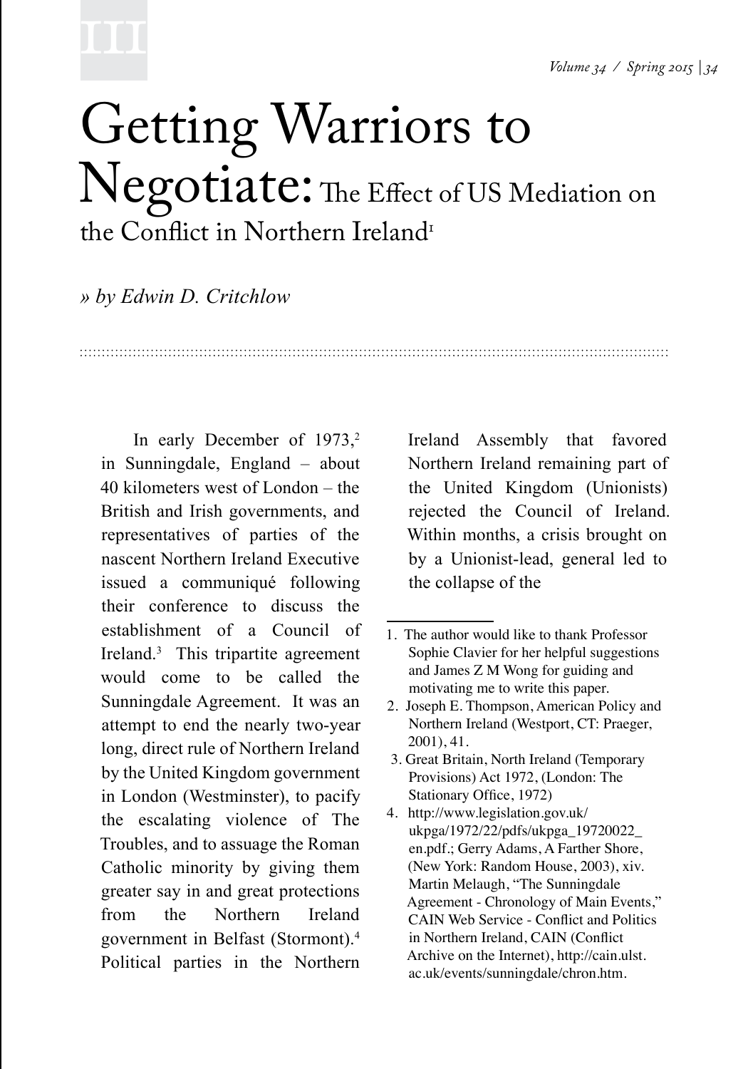# Getting Warriors to Negotiate: The Effect of US Mediation on the Conflict in Northern Ireland[1]

*» by Edwin D. Critchlow*

In early December of 1973,[2] in Sunningdale, England – about 40 kilometers west of London – the British and Irish governments, and representatives of parties of the nascent Northern Ireland Executive issued a communiqué following their conference to discuss the establishment of a Council of Ireland.[3] This tripartite agreement would come to be called the Sunningdale Agreement. It was an attempt to end the nearly two-year long, direct rule of Northern Ireland by the United Kingdom government in London (Westminster), to pacify the escalating violence of The Troubles, and to assuage the Roman Catholic minority by giving them greater say in and great protections from the Northern Ireland government in Belfast (Stormont).[4] Political parties in the Northern Ireland Assembly that favored Northern Ireland remaining part of the United Kingdom (Unionists) rejected the Council of Ireland. Within months, a crisis brought on by a Unionist-lead, general led to the collapse of the

---

1. The author would like to thank Professor Sophie Clavier for her helpful suggestions and James Z M Wong for guiding and motivating me to write this paper.
2. Joseph E. Thompson, American Policy and Northern Ireland (Westport, CT: Praeger, 2001), 41.
3. Great Britain, North Ireland (Temporary Provisions) Act 1972, (London: The Stationary Office, 1972)
4. http://www.legislation.gov.uk/ukpga/1972/22/pdfs/ukpga_19720022_en.pdf.; Gerry Adams, A Farther Shore, (New York: Random House, 2003), xiv. Martin Melaugh, "The Sunningdale Agreement - Chronology of Main Events," CAIN Web Service - Conflict and Politics in Northern Ireland, CAIN (Conflict Archive on the Internet), http://cain.ulst.ac.uk/events/sunningdale/chron.htm.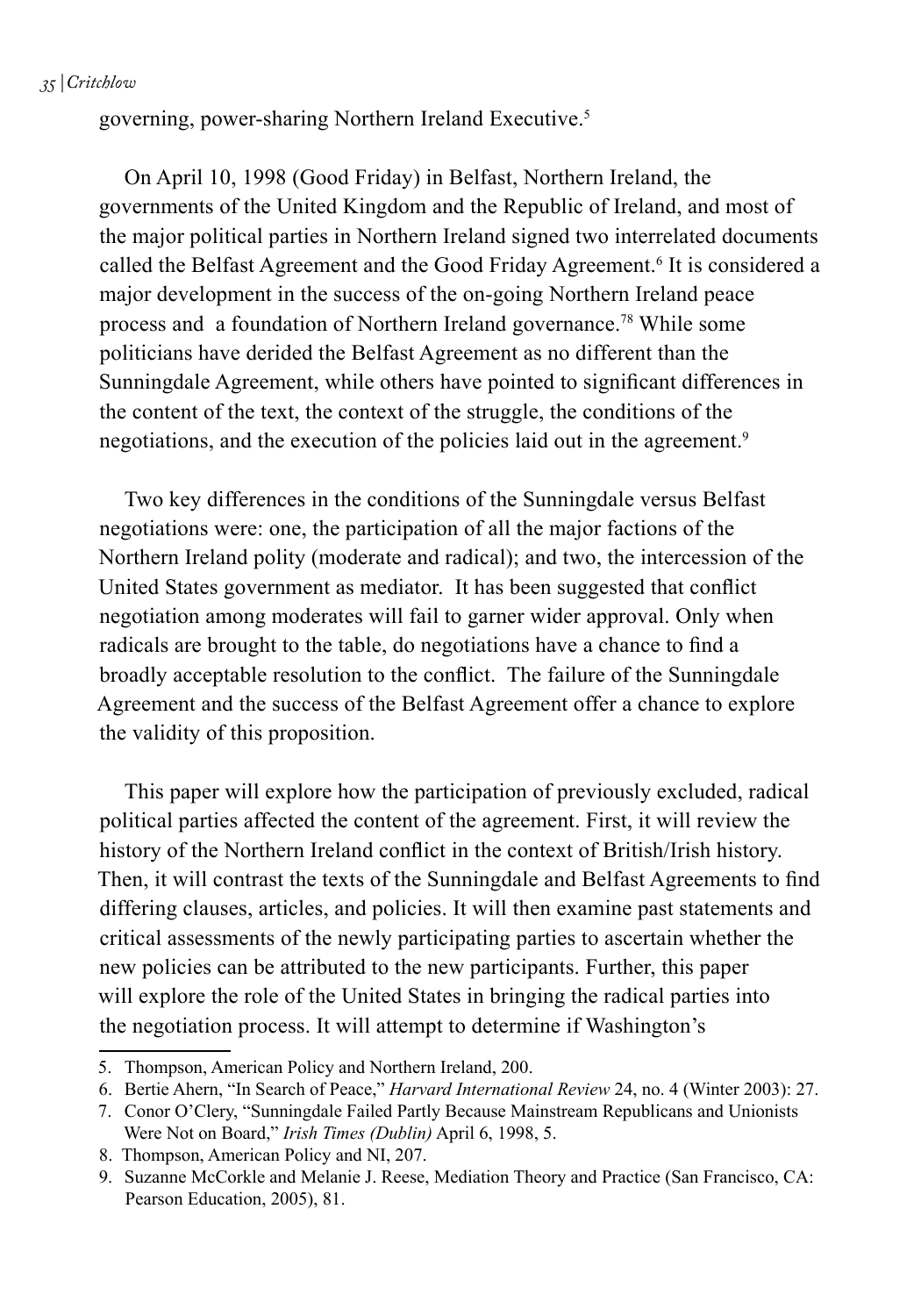governing, power-sharing Northern Ireland Executive.[5]

On April 10, 1998 (Good Friday) in Belfast, Northern Ireland, the governments of the United Kingdom and the Republic of Ireland, and most of the major political parties in Northern Ireland signed two interrelated documents called the Belfast Agreement and the Good Friday Agreement.[6] It is considered a major development in the success of the on-going Northern Ireland peace process and a foundation of Northern Ireland governance.[7][8] While some politicians have derided the Belfast Agreement as no different than the Sunningdale Agreement, while others have pointed to significant differences in the content of the text, the context of the struggle, the conditions of the negotiations, and the execution of the policies laid out in the agreement.[9]

Two key differences in the conditions of the Sunningdale versus Belfast negotiations were: one, the participation of all the major factions of the Northern Ireland polity (moderate and radical); and two, the intercession of the United States government as mediator. It has been suggested that conflict negotiation among moderates will fail to garner wider approval. Only when radicals are brought to the table, do negotiations have a chance to find a broadly acceptable resolution to the conflict. The failure of the Sunningdale Agreement and the success of the Belfast Agreement offer a chance to explore the validity of this proposition.

This paper will explore how the participation of previously excluded, radical political parties affected the content of the agreement. First, it will review the history of the Northern Ireland conflict in the context of British/Irish history. Then, it will contrast the texts of the Sunningdale and Belfast Agreements to find differing clauses, articles, and policies. It will then examine past statements and critical assessments of the newly participating parties to ascertain whether the new policies can be attributed to the new participants. Further, this paper will explore the role of the United States in bringing the radical parties into the negotiation process. It will attempt to determine if Washington's

---

5. Thompson, American Policy and Northern Ireland, 200.
6. Bertie Ahern, "In Search of Peace," *Harvard International Review* 24, no. 4 (Winter 2003): 27.
7. Conor O'Clery, "Sunningdale Failed Partly Because Mainstream Republicans and Unionists Were Not on Board," *Irish Times (Dublin)* April 6, 1998, 5.
8. Thompson, American Policy and NI, 207.
9. Suzanne McCorkle and Melanie J. Reese, Mediation Theory and Practice (San Francisco, CA: Pearson Education, 2005), 81.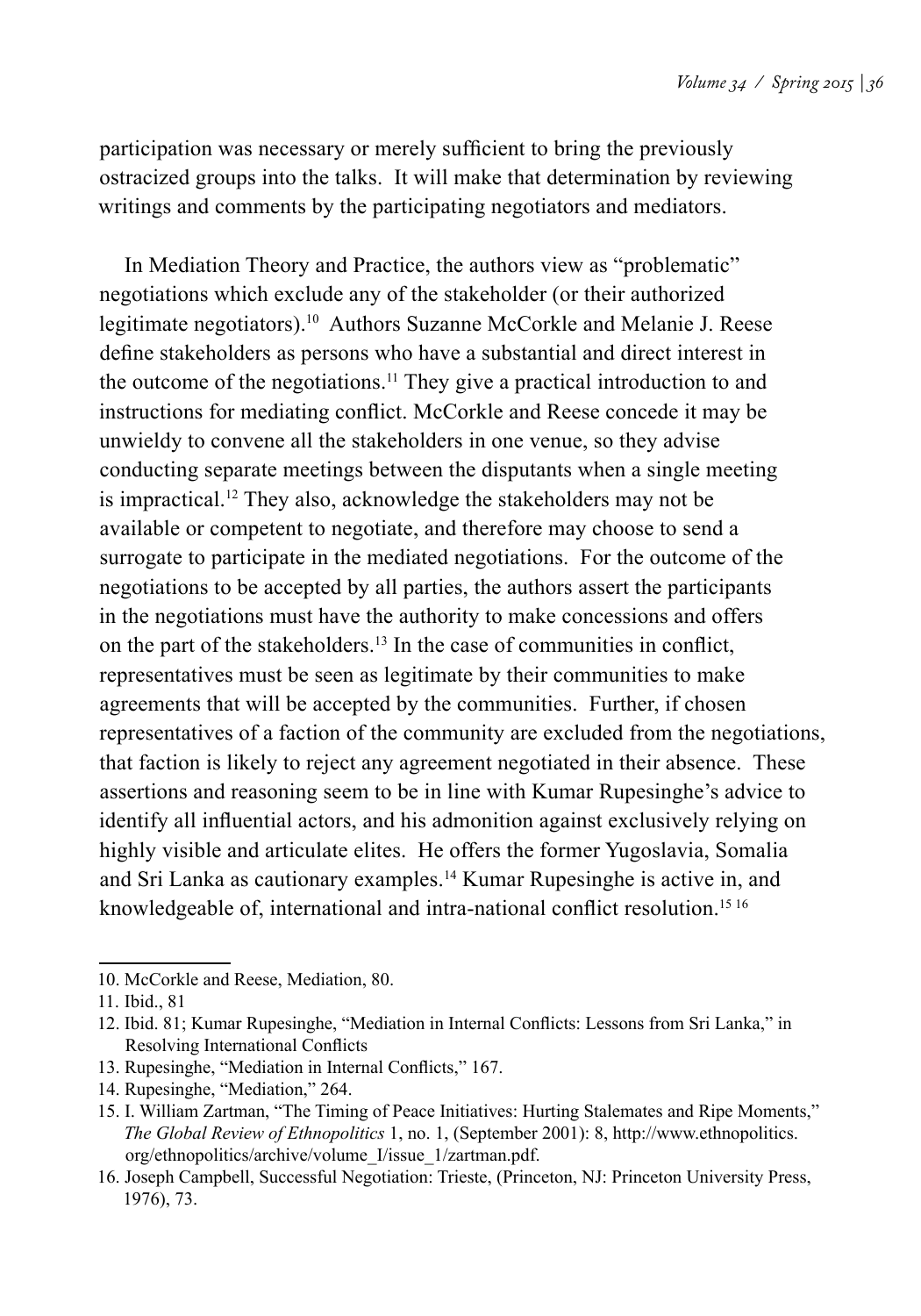participation was necessary or merely sufficient to bring the previously ostracized groups into the talks. It will make that determination by reviewing writings and comments by the participating negotiators and mediators.

In Mediation Theory and Practice, the authors view as "problematic" negotiations which exclude any of the stakeholder (or their authorized legitimate negotiators).[10] Authors Suzanne McCorkle and Melanie J. Reese define stakeholders as persons who have a substantial and direct interest in the outcome of the negotiations.[11] They give a practical introduction to and instructions for mediating conflict. McCorkle and Reese concede it may be unwieldy to convene all the stakeholders in one venue, so they advise conducting separate meetings between the disputants when a single meeting is impractical.[12] They also, acknowledge the stakeholders may not be available or competent to negotiate, and therefore may choose to send a surrogate to participate in the mediated negotiations. For the outcome of the negotiations to be accepted by all parties, the authors assert the participants in the negotiations must have the authority to make concessions and offers on the part of the stakeholders.[13] In the case of communities in conflict, representatives must be seen as legitimate by their communities to make agreements that will be accepted by the communities. Further, if chosen representatives of a faction of the community are excluded from the negotiations, that faction is likely to reject any agreement negotiated in their absence. These assertions and reasoning seem to be in line with Kumar Rupesinghe's advice to identify all influential actors, and his admonition against exclusively relying on highly visible and articulate elites. He offers the former Yugoslavia, Somalia and Sri Lanka as cautionary examples.[14] Kumar Rupesinghe is active in, and knowledgeable of, international and intra-national conflict resolution.[15 16]

10. McCorkle and Reese, Mediation, 80.

11. Ibid., 81

12. Ibid. 81; Kumar Rupesinghe, "Mediation in Internal Conflicts: Lessons from Sri Lanka," in Resolving International Conflicts

13. Rupesinghe, "Mediation in Internal Conflicts," 167.

14. Rupesinghe, "Mediation," 264.

15. I. William Zartman, "The Timing of Peace Initiatives: Hurting Stalemates and Ripe Moments," *The Global Review of Ethnopolitics* 1, no. 1, (September 2001): 8, http://www.ethnopolitics.org/ethnopolitics/archive/volume_I/issue_1/zartman.pdf.

16. Joseph Campbell, Successful Negotiation: Trieste, (Princeton, NJ: Princeton University Press, 1976), 73.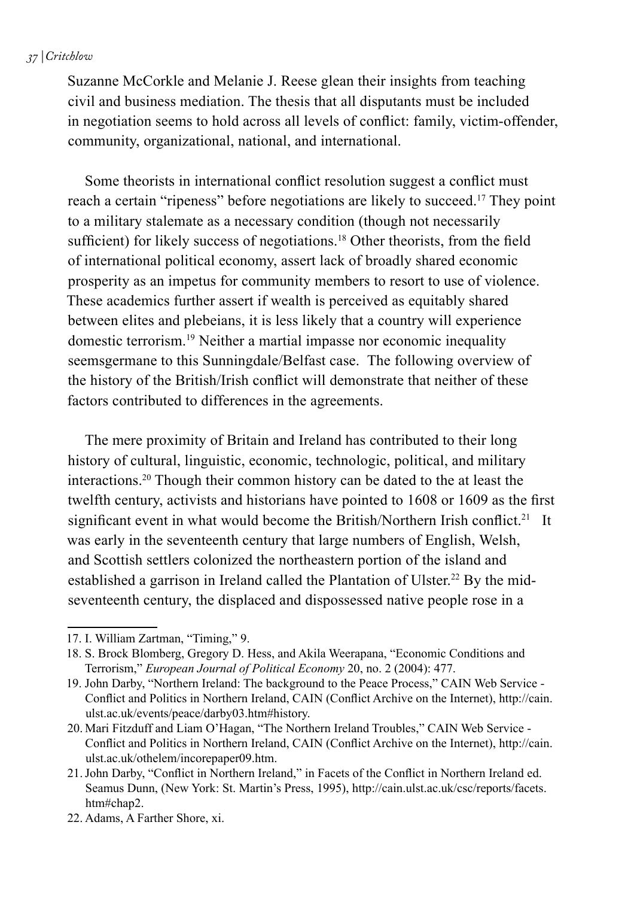Suzanne McCorkle and Melanie J. Reese glean their insights from teaching civil and business mediation. The thesis that all disputants must be included in negotiation seems to hold across all levels of conflict: family, victim-offender, community, organizational, national, and international.

Some theorists in international conflict resolution suggest a conflict must reach a certain "ripeness" before negotiations are likely to succeed.[17] They point to a military stalemate as a necessary condition (though not necessarily sufficient) for likely success of negotiations.[18] Other theorists, from the field of international political economy, assert lack of broadly shared economic prosperity as an impetus for community members to resort to use of violence. These academics further assert if wealth is perceived as equitably shared between elites and plebeians, it is less likely that a country will experience domestic terrorism.[19] Neither a martial impasse nor economic inequality seemsgermane to this Sunningdale/Belfast case. The following overview of the history of the British/Irish conflict will demonstrate that neither of these factors contributed to differences in the agreements.

The mere proximity of Britain and Ireland has contributed to their long history of cultural, linguistic, economic, technologic, political, and military interactions.[20] Though their common history can be dated to the at least the twelfth century, activists and historians have pointed to 1608 or 1609 as the first significant event in what would become the British/Northern Irish conflict.[21] It was early in the seventeenth century that large numbers of English, Welsh, and Scottish settlers colonized the northeastern portion of the island and established a garrison in Ireland called the Plantation of Ulster.[22] By the mid-seventeenth century, the displaced and dispossessed native people rose in a

---

17. I. William Zartman, "Timing," 9.
18. S. Brock Blomberg, Gregory D. Hess, and Akila Weerapana, "Economic Conditions and Terrorism," *European Journal of Political Economy* 20, no. 2 (2004): 477.
19. John Darby, "Northern Ireland: The background to the Peace Process," CAIN Web Service - Conflict and Politics in Northern Ireland, CAIN (Conflict Archive on the Internet), http://cain.ulst.ac.uk/events/peace/darby03.htm#history.
20. Mari Fitzduff and Liam O'Hagan, "The Northern Ireland Troubles," CAIN Web Service - Conflict and Politics in Northern Ireland, CAIN (Conflict Archive on the Internet), http://cain.ulst.ac.uk/othelem/incorepaper09.htm.
21. John Darby, "Conflict in Northern Ireland," in Facets of the Conflict in Northern Ireland ed. Seamus Dunn, (New York: St. Martin's Press, 1995), http://cain.ulst.ac.uk/csc/reports/facets.htm#chap2.
22. Adams, A Farther Shore, xi.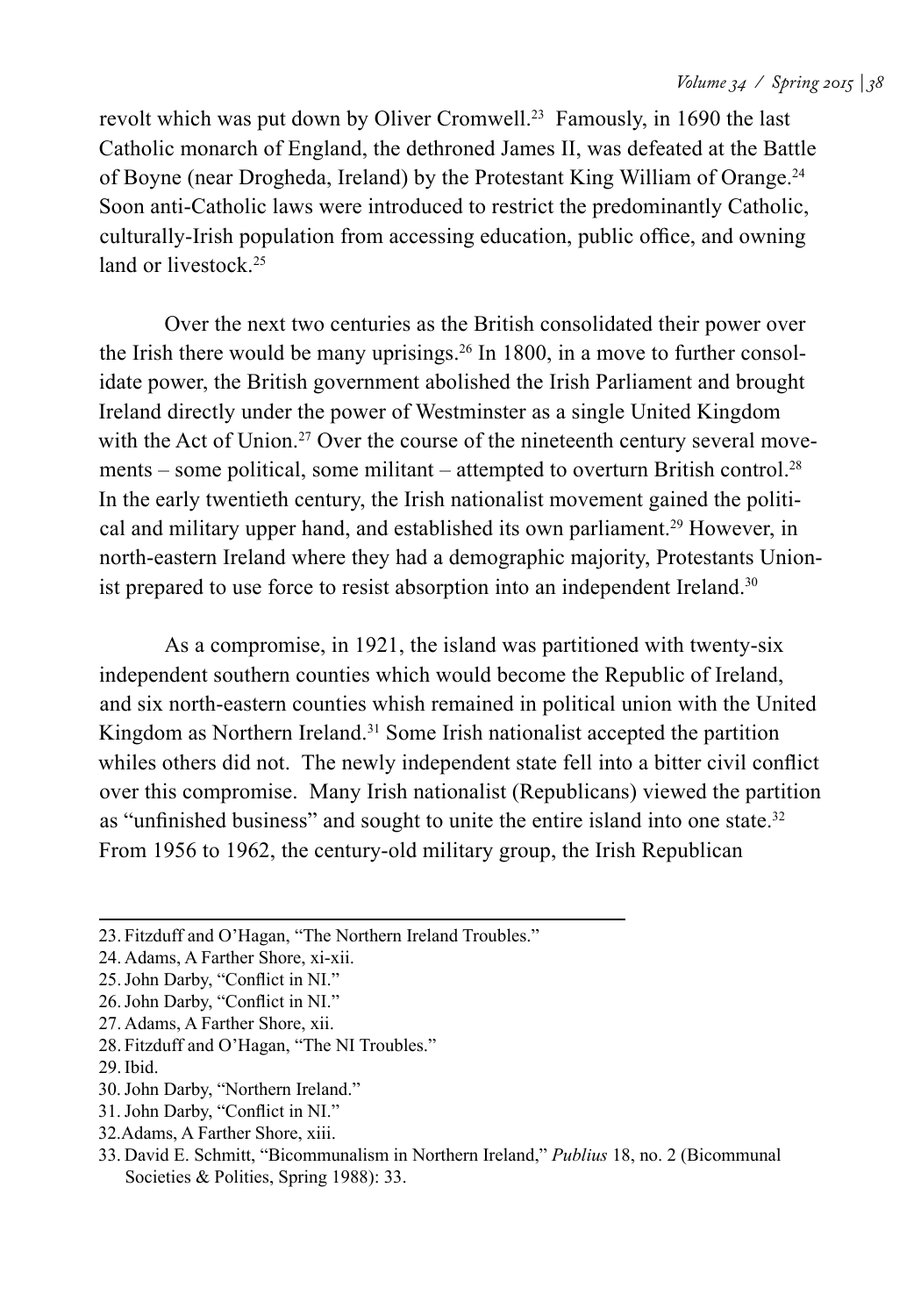revolt which was put down by Oliver Cromwell.[23] Famously, in 1690 the last Catholic monarch of England, the dethroned James II, was defeated at the Battle of Boyne (near Drogheda, Ireland) by the Protestant King William of Orange.[24] Soon anti-Catholic laws were introduced to restrict the predominantly Catholic, culturally-Irish population from accessing education, public office, and owning land or livestock.[25]

Over the next two centuries as the British consolidated their power over the Irish there would be many uprisings.[26] In 1800, in a move to further consolidate power, the British government abolished the Irish Parliament and brought Ireland directly under the power of Westminster as a single United Kingdom with the Act of Union.[27] Over the course of the nineteenth century several movements – some political, some militant – attempted to overturn British control.[28] In the early twentieth century, the Irish nationalist movement gained the political and military upper hand, and established its own parliament.[29] However, in north-eastern Ireland where they had a demographic majority, Protestants Unionist prepared to use force to resist absorption into an independent Ireland.[30]

As a compromise, in 1921, the island was partitioned with twenty-six independent southern counties which would become the Republic of Ireland, and six north-eastern counties whish remained in political union with the United Kingdom as Northern Ireland.[31] Some Irish nationalist accepted the partition whiles others did not. The newly independent state fell into a bitter civil conflict over this compromise. Many Irish nationalist (Republicans) viewed the partition as "unfinished business" and sought to unite the entire island into one state.[32] From 1956 to 1962, the century-old military group, the Irish Republican

---

23. Fitzduff and O'Hagan, "The Northern Ireland Troubles."
24. Adams, A Farther Shore, xi-xii.
25. John Darby, "Conflict in NI."
26. John Darby, "Conflict in NI."
27. Adams, A Farther Shore, xii.
28. Fitzduff and O'Hagan, "The NI Troubles."
29. Ibid.
30. John Darby, "Northern Ireland."
31. John Darby, "Conflict in NI."
32. Adams, A Farther Shore, xiii.
33. David E. Schmitt, "Bicommunalism in Northern Ireland," *Publius* 18, no. 2 (Bicommunal Societies & Polities, Spring 1988): 33.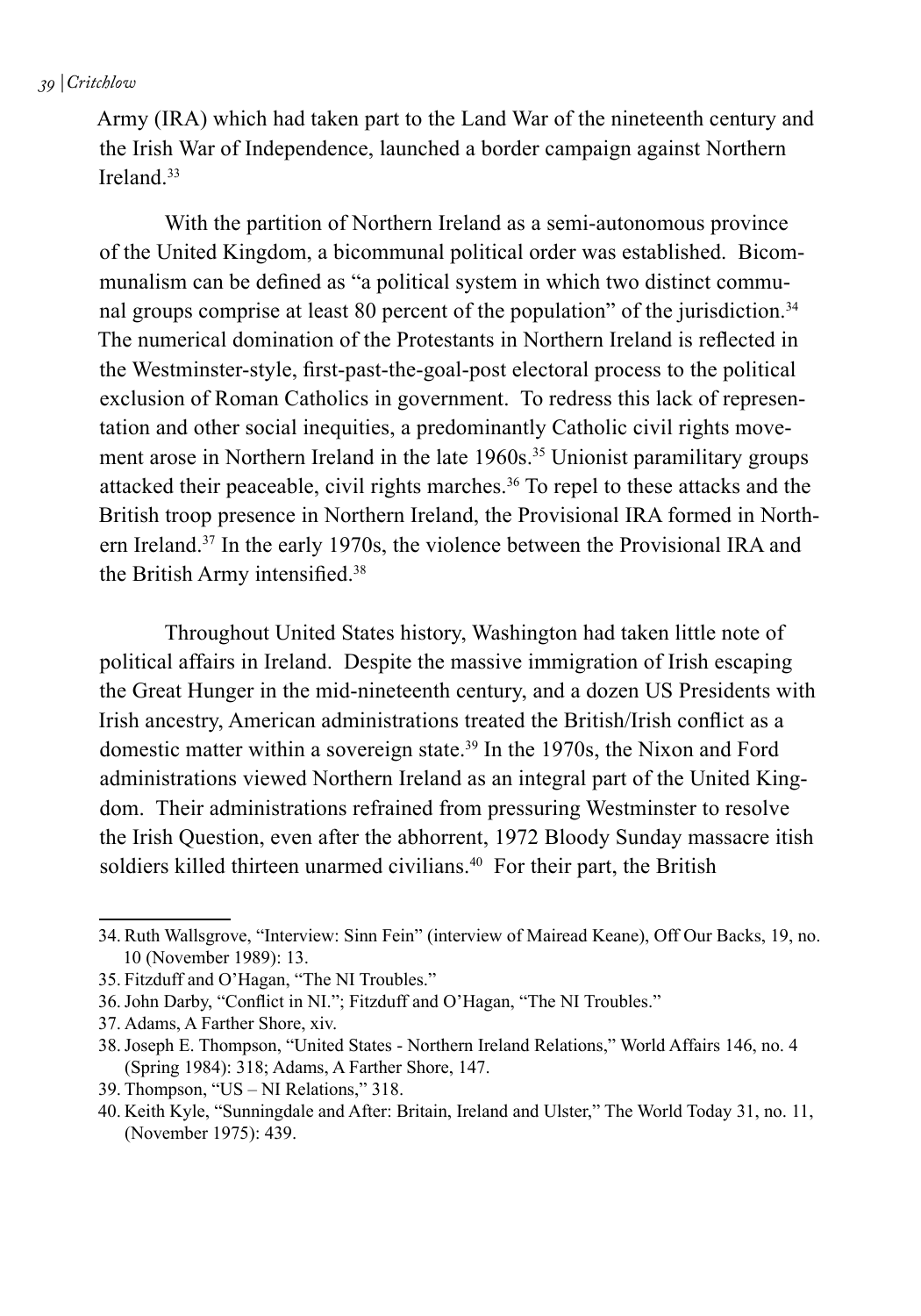Army (IRA) which had taken part to the Land War of the nineteenth century and the Irish War of Independence, launched a border campaign against Northern Ireland.[33]

With the partition of Northern Ireland as a semi-autonomous province of the United Kingdom, a bicommunal political order was established. Bicommunalism can be defined as "a political system in which two distinct communal groups comprise at least 80 percent of the population" of the jurisdiction.[34] The numerical domination of the Protestants in Northern Ireland is reflected in the Westminster-style, first-past-the-goal-post electoral process to the political exclusion of Roman Catholics in government. To redress this lack of representation and other social inequities, a predominantly Catholic civil rights movement arose in Northern Ireland in the late 1960s.[35] Unionist paramilitary groups attacked their peaceable, civil rights marches.[36] To repel to these attacks and the British troop presence in Northern Ireland, the Provisional IRA formed in Northern Ireland.[37] In the early 1970s, the violence between the Provisional IRA and the British Army intensified.[38]

Throughout United States history, Washington had taken little note of political affairs in Ireland. Despite the massive immigration of Irish escaping the Great Hunger in the mid-nineteenth century, and a dozen US Presidents with Irish ancestry, American administrations treated the British/Irish conflict as a domestic matter within a sovereign state.[39] In the 1970s, the Nixon and Ford administrations viewed Northern Ireland as an integral part of the United Kingdom. Their administrations refrained from pressuring Westminster to resolve the Irish Question, even after the abhorrent, 1972 Bloody Sunday massacre itish soldiers killed thirteen unarmed civilians.[40] For their part, the British

34. Ruth Wallsgrove, "Interview: Sinn Fein" (interview of Mairead Keane), Off Our Backs, 19, no. 10 (November 1989): 13.
35. Fitzduff and O'Hagan, "The NI Troubles."
36. John Darby, "Conflict in NI."; Fitzduff and O'Hagan, "The NI Troubles."
37. Adams, A Farther Shore, xiv.
38. Joseph E. Thompson, "United States - Northern Ireland Relations," World Affairs 146, no. 4 (Spring 1984): 318; Adams, A Farther Shore, 147.
39. Thompson, "US – NI Relations," 318.
40. Keith Kyle, "Sunningdale and After: Britain, Ireland and Ulster," The World Today 31, no. 11, (November 1975): 439.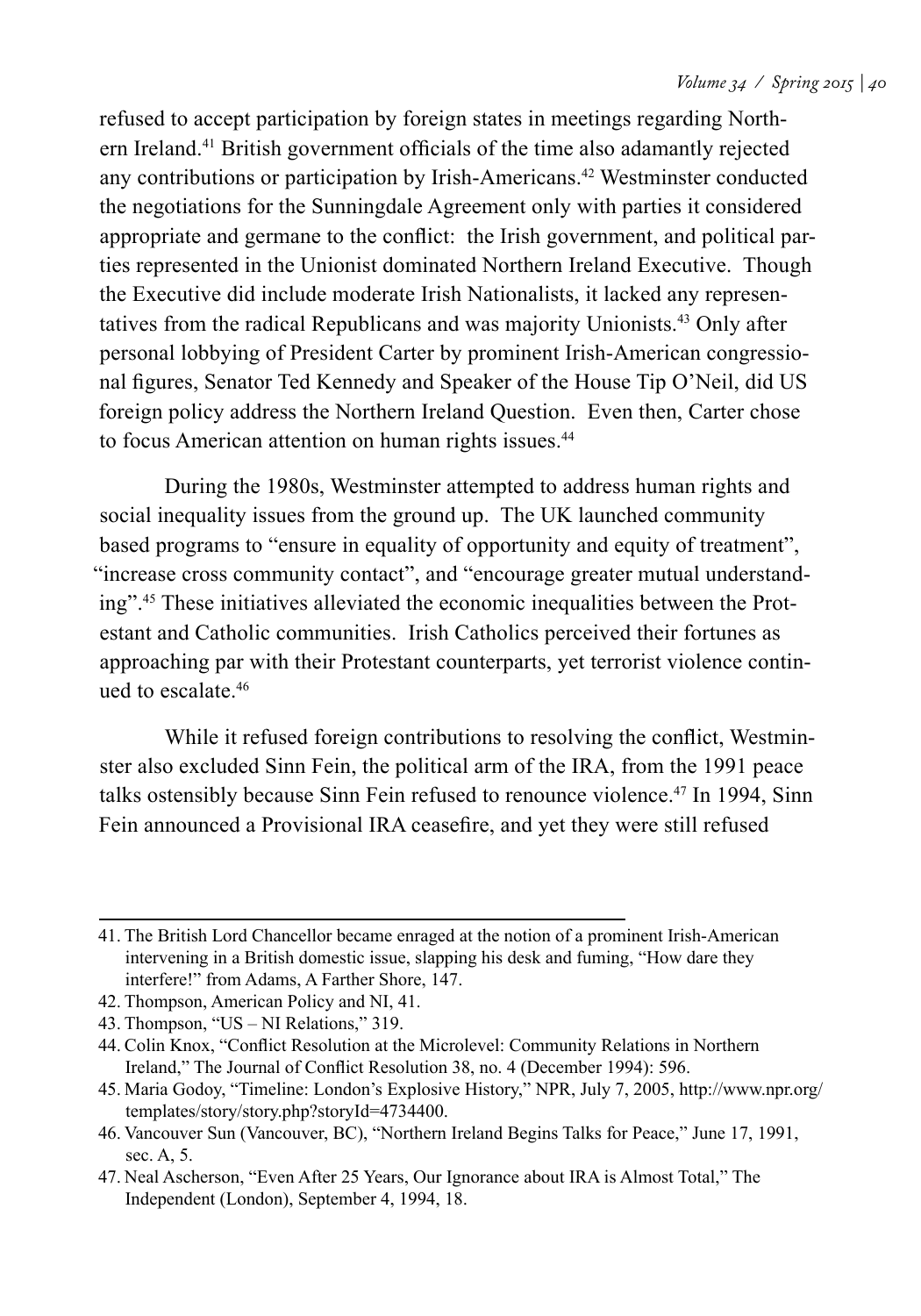refused to accept participation by foreign states in meetings regarding Northern Ireland.[41] British government officials of the time also adamantly rejected any contributions or participation by Irish-Americans.[42] Westminster conducted the negotiations for the Sunningdale Agreement only with parties it considered appropriate and germane to the conflict: the Irish government, and political parties represented in the Unionist dominated Northern Ireland Executive. Though the Executive did include moderate Irish Nationalists, it lacked any representatives from the radical Republicans and was majority Unionists.[43] Only after personal lobbying of President Carter by prominent Irish-American congressional figures, Senator Ted Kennedy and Speaker of the House Tip O'Neil, did US foreign policy address the Northern Ireland Question. Even then, Carter chose to focus American attention on human rights issues.[44]

During the 1980s, Westminster attempted to address human rights and social inequality issues from the ground up. The UK launched community based programs to "ensure in equality of opportunity and equity of treatment", "increase cross community contact", and "encourage greater mutual understanding".[45] These initiatives alleviated the economic inequalities between the Protestant and Catholic communities. Irish Catholics perceived their fortunes as approaching par with their Protestant counterparts, yet terrorist violence continued to escalate.[46]

While it refused foreign contributions to resolving the conflict, Westminster also excluded Sinn Fein, the political arm of the IRA, from the 1991 peace talks ostensibly because Sinn Fein refused to renounce violence.[47] In 1994, Sinn Fein announced a Provisional IRA ceasefire, and yet they were still refused

---

41. The British Lord Chancellor became enraged at the notion of a prominent Irish-American intervening in a British domestic issue, slapping his desk and fuming, "How dare they interfere!" from Adams, A Farther Shore, 147.
42. Thompson, American Policy and NI, 41.
43. Thompson, "US – NI Relations," 319.
44. Colin Knox, "Conflict Resolution at the Microlevel: Community Relations in Northern Ireland," The Journal of Conflict Resolution 38, no. 4 (December 1994): 596.
45. Maria Godoy, "Timeline: London's Explosive History," NPR, July 7, 2005, http://www.npr.org/templates/story/story.php?storyId=4734400.
46. Vancouver Sun (Vancouver, BC), "Northern Ireland Begins Talks for Peace," June 17, 1991, sec. A, 5.
47. Neal Ascherson, "Even After 25 Years, Our Ignorance about IRA is Almost Total," The Independent (London), September 4, 1994, 18.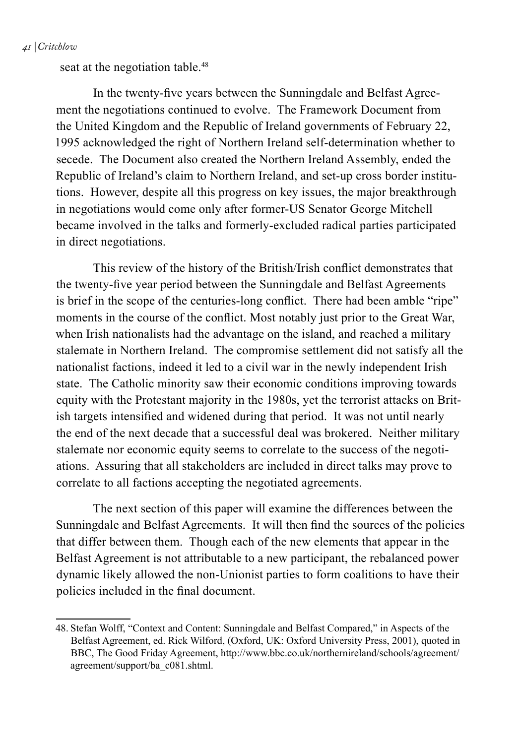seat at the negotiation table.[48]

In the twenty-five years between the Sunningdale and Belfast Agreement the negotiations continued to evolve. The Framework Document from the United Kingdom and the Republic of Ireland governments of February 22, 1995 acknowledged the right of Northern Ireland self-determination whether to secede. The Document also created the Northern Ireland Assembly, ended the Republic of Ireland's claim to Northern Ireland, and set-up cross border institutions. However, despite all this progress on key issues, the major breakthrough in negotiations would come only after former-US Senator George Mitchell became involved in the talks and formerly-excluded radical parties participated in direct negotiations.

This review of the history of the British/Irish conflict demonstrates that the twenty-five year period between the Sunningdale and Belfast Agreements is brief in the scope of the centuries-long conflict. There had been amble "ripe" moments in the course of the conflict. Most notably just prior to the Great War, when Irish nationalists had the advantage on the island, and reached a military stalemate in Northern Ireland. The compromise settlement did not satisfy all the nationalist factions, indeed it led to a civil war in the newly independent Irish state. The Catholic minority saw their economic conditions improving towards equity with the Protestant majority in the 1980s, yet the terrorist attacks on British targets intensified and widened during that period. It was not until nearly the end of the next decade that a successful deal was brokered. Neither military stalemate nor economic equity seems to correlate to the success of the negotiations. Assuring that all stakeholders are included in direct talks may prove to correlate to all factions accepting the negotiated agreements.

The next section of this paper will examine the differences between the Sunningdale and Belfast Agreements. It will then find the sources of the policies that differ between them. Though each of the new elements that appear in the Belfast Agreement is not attributable to a new participant, the rebalanced power dynamic likely allowed the non-Unionist parties to form coalitions to have their policies included in the final document.

---

48. Stefan Wolff, "Context and Content: Sunningdale and Belfast Compared," in Aspects of the Belfast Agreement, ed. Rick Wilford, (Oxford, UK: Oxford University Press, 2001), quoted in BBC, The Good Friday Agreement, http://www.bbc.co.uk/northernireland/schools/agreement/agreement/support/ba_c081.shtml.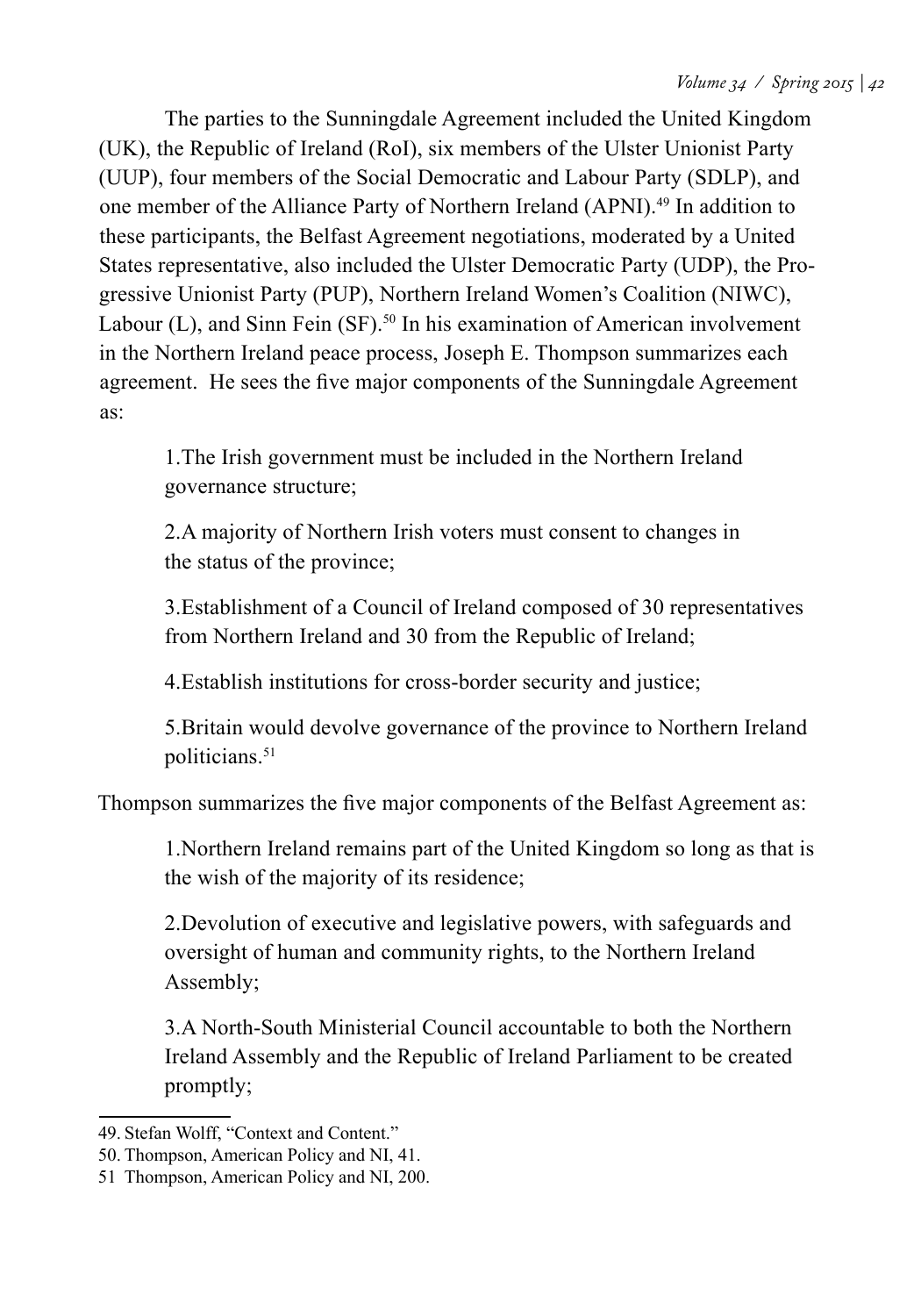The parties to the Sunningdale Agreement included the United Kingdom (UK), the Republic of Ireland (RoI), six members of the Ulster Unionist Party (UUP), four members of the Social Democratic and Labour Party (SDLP), and one member of the Alliance Party of Northern Ireland (APNI).[49] In addition to these participants, the Belfast Agreement negotiations, moderated by a United States representative, also included the Ulster Democratic Party (UDP), the Progressive Unionist Party (PUP), Northern Ireland Women's Coalition (NIWC), Labour (L), and Sinn Fein (SF).[50] In his examination of American involvement in the Northern Ireland peace process, Joseph E. Thompson summarizes each agreement. He sees the five major components of the Sunningdale Agreement as:

> 1.The Irish government must be included in the Northern Ireland governance structure;
>
> 2.A majority of Northern Irish voters must consent to changes in the status of the province;
>
> 3.Establishment of a Council of Ireland composed of 30 representatives from Northern Ireland and 30 from the Republic of Ireland;
>
> 4.Establish institutions for cross-border security and justice;
>
> 5.Britain would devolve governance of the province to Northern Ireland politicians.[51]

Thompson summarizes the five major components of the Belfast Agreement as:

> 1.Northern Ireland remains part of the United Kingdom so long as that is the wish of the majority of its residence;
>
> 2.Devolution of executive and legislative powers, with safeguards and oversight of human and community rights, to the Northern Ireland Assembly;
>
> 3.A North-South Ministerial Council accountable to both the Northern Ireland Assembly and the Republic of Ireland Parliament to be created promptly;

---

49. Stefan Wolff, "Context and Content."

50. Thompson, American Policy and NI, 41.

51 Thompson, American Policy and NI, 200.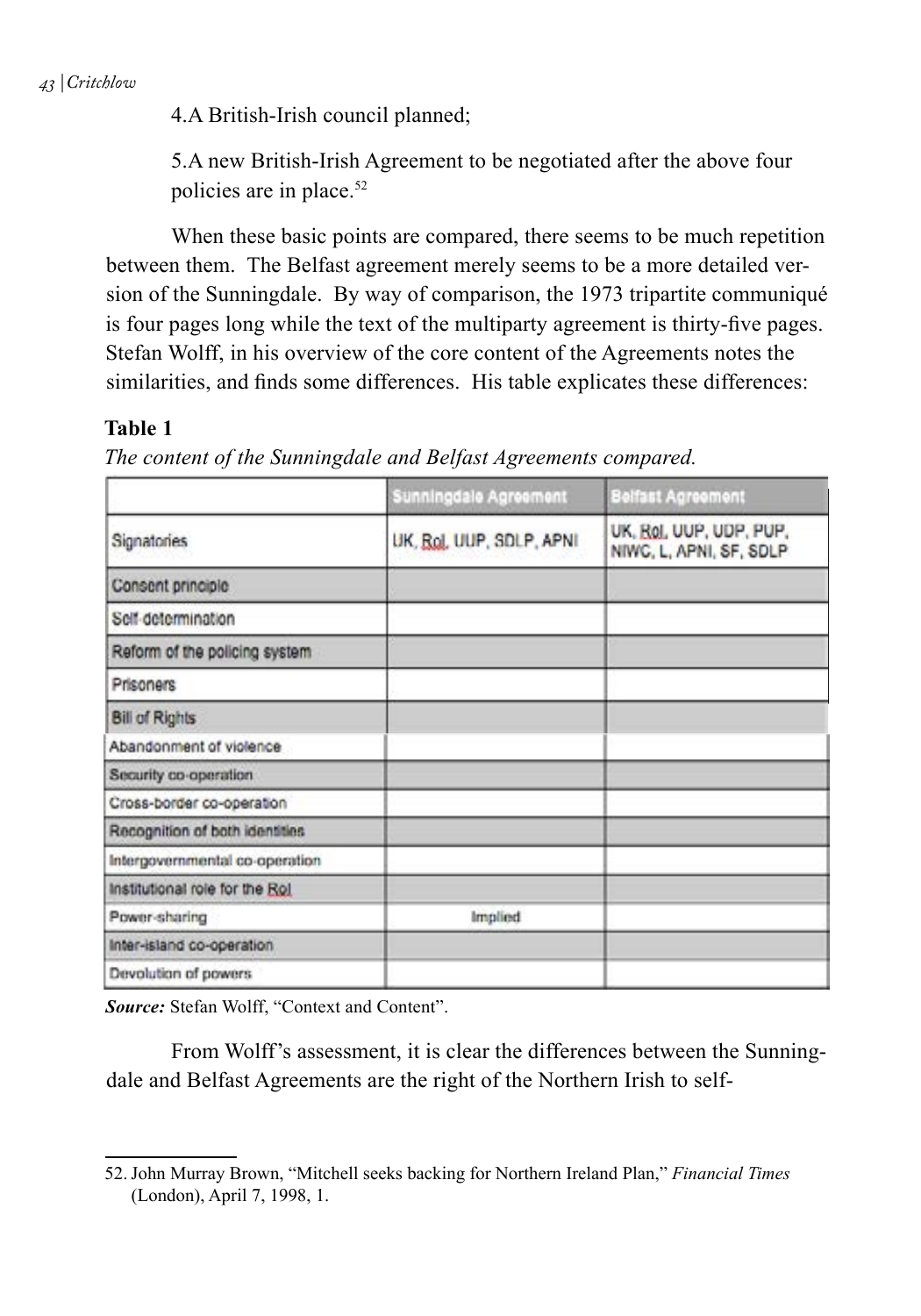4.A British-Irish council planned;

5.A new British-Irish Agreement to be negotiated after the above four policies are in place.[52]

When these basic points are compared, there seems to be much repetition between them. The Belfast agreement merely seems to be a more detailed version of the Sunningdale. By way of comparison, the 1973 tripartite communiqué is four pages long while the text of the multiparty agreement is thirty-five pages. Stefan Wolff, in his overview of the core content of the Agreements notes the similarities, and finds some differences. His table explicates these differences:

**Table 1**

*The content of the Sunningdale and Belfast Agreements compared.*

| | Sunningdale Agreement | Belfast Agreement |
|---|---|---|
| Signatories | UK, RoI, UUP, SDLP, APNI | UK, RoI, UUP, UDP, PUP, NIWC, L, APNI, SF, SDLP |
| Consent principle | | |
| Self-determination | | |
| Reform of the policing system | | |
| Prisoners | | |
| Bill of Rights | | |
| Abandonment of violence | | |
| Security co-operation | | |
| Cross-border co-operation | | |
| Recognition of both identities | | |
| Intergovernmental co-operation | | |
| Institutional role for the RoI | | |
| Power-sharing | Implied | |
| Inter-island co-operation | | |
| Devolution of powers | | |

***Source:*** Stefan Wolff, "Context and Content".

From Wolff's assessment, it is clear the differences between the Sunningdale and Belfast Agreements are the right of the Northern Irish to self-

52. John Murray Brown, "Mitchell seeks backing for Northern Ireland Plan," *Financial Times* (London), April 7, 1998, 1.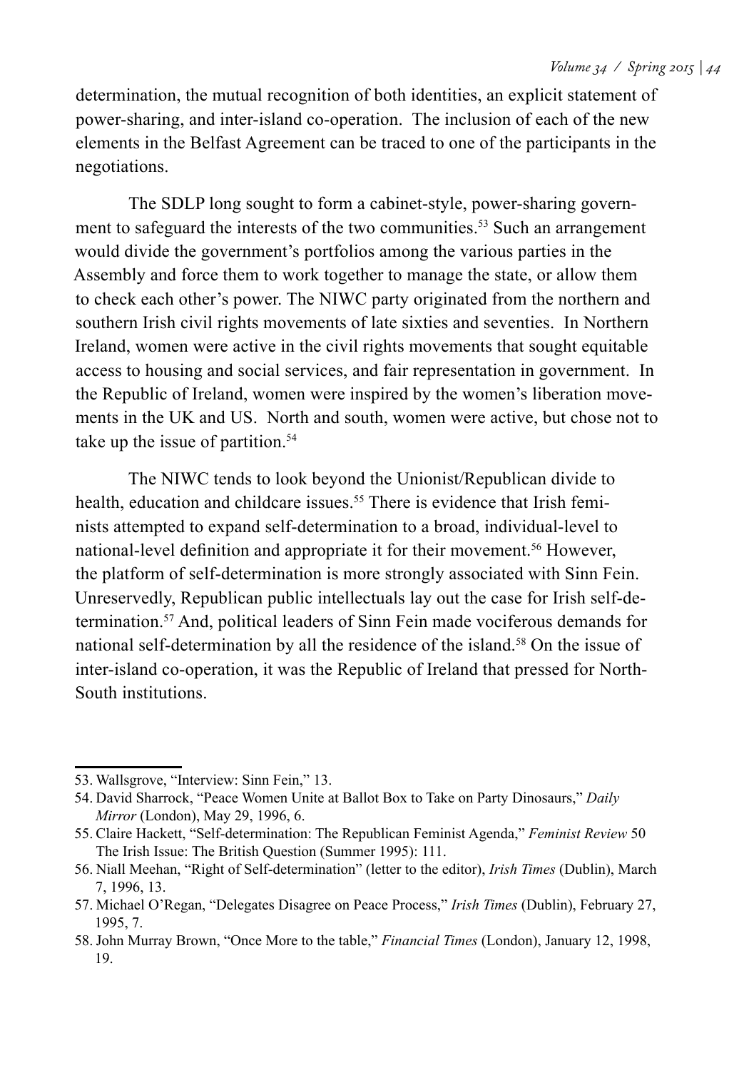determination, the mutual recognition of both identities, an explicit statement of power-sharing, and inter-island co-operation. The inclusion of each of the new elements in the Belfast Agreement can be traced to one of the participants in the negotiations.

The SDLP long sought to form a cabinet-style, power-sharing government to safeguard the interests of the two communities.[53] Such an arrangement would divide the government's portfolios among the various parties in the Assembly and force them to work together to manage the state, or allow them to check each other's power. The NIWC party originated from the northern and southern Irish civil rights movements of late sixties and seventies. In Northern Ireland, women were active in the civil rights movements that sought equitable access to housing and social services, and fair representation in government. In the Republic of Ireland, women were inspired by the women's liberation movements in the UK and US. North and south, women were active, but chose not to take up the issue of partition.[54]

The NIWC tends to look beyond the Unionist/Republican divide to health, education and childcare issues.[55] There is evidence that Irish feminists attempted to expand self-determination to a broad, individual-level to national-level definition and appropriate it for their movement.[56] However, the platform of self-determination is more strongly associated with Sinn Fein. Unreservedly, Republican public intellectuals lay out the case for Irish self-determination.[57] And, political leaders of Sinn Fein made vociferous demands for national self-determination by all the residence of the island.[58] On the issue of inter-island co-operation, it was the Republic of Ireland that pressed for North-South institutions.

---

53. Wallsgrove, "Interview: Sinn Fein," 13.
54. David Sharrock, "Peace Women Unite at Ballot Box to Take on Party Dinosaurs," *Daily Mirror* (London), May 29, 1996, 6.
55. Claire Hackett, "Self-determination: The Republican Feminist Agenda," *Feminist Review* 50 The Irish Issue: The British Question (Summer 1995): 111.
56. Niall Meehan, "Right of Self-determination" (letter to the editor), *Irish Times* (Dublin), March 7, 1996, 13.
57. Michael O'Regan, "Delegates Disagree on Peace Process," *Irish Times* (Dublin), February 27, 1995, 7.
58. John Murray Brown, "Once More to the table," *Financial Times* (London), January 12, 1998, 19.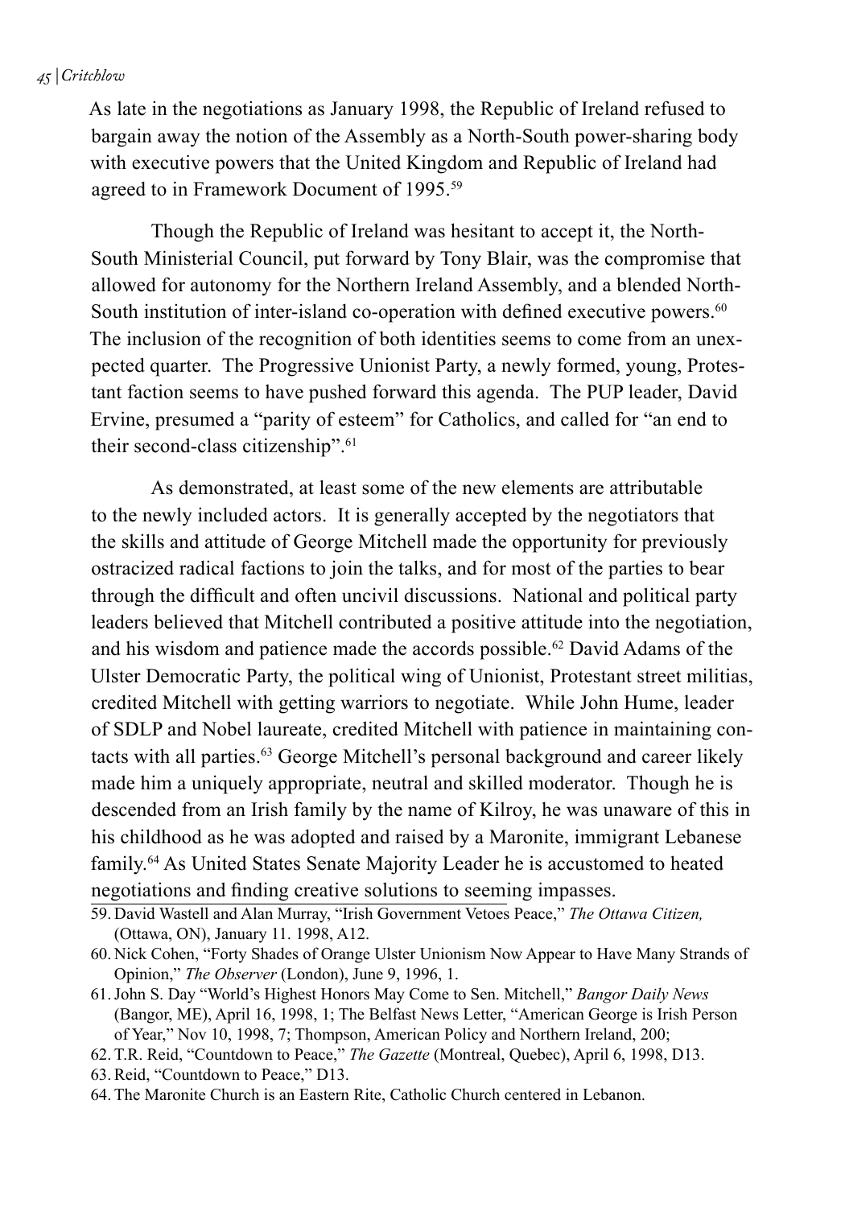As late in the negotiations as January 1998, the Republic of Ireland refused to bargain away the notion of the Assembly as a North-South power-sharing body with executive powers that the United Kingdom and Republic of Ireland had agreed to in Framework Document of 1995.[59]

Though the Republic of Ireland was hesitant to accept it, the North-South Ministerial Council, put forward by Tony Blair, was the compromise that allowed for autonomy for the Northern Ireland Assembly, and a blended North-South institution of inter-island co-operation with defined executive powers.[60] The inclusion of the recognition of both identities seems to come from an unexpected quarter. The Progressive Unionist Party, a newly formed, young, Protestant faction seems to have pushed forward this agenda. The PUP leader, David Ervine, presumed a "parity of esteem" for Catholics, and called for "an end to their second-class citizenship".[61]

As demonstrated, at least some of the new elements are attributable to the newly included actors. It is generally accepted by the negotiators that the skills and attitude of George Mitchell made the opportunity for previously ostracized radical factions to join the talks, and for most of the parties to bear through the difficult and often uncivil discussions. National and political party leaders believed that Mitchell contributed a positive attitude into the negotiation, and his wisdom and patience made the accords possible.[62] David Adams of the Ulster Democratic Party, the political wing of Unionist, Protestant street militias, credited Mitchell with getting warriors to negotiate. While John Hume, leader of SDLP and Nobel laureate, credited Mitchell with patience in maintaining contacts with all parties.[63] George Mitchell's personal background and career likely made him a uniquely appropriate, neutral and skilled moderator. Though he is descended from an Irish family by the name of Kilroy, he was unaware of this in his childhood as he was adopted and raised by a Maronite, immigrant Lebanese family.[64] As United States Senate Majority Leader he is accustomed to heated negotiations and finding creative solutions to seeming impasses.

59. David Wastell and Alan Murray, "Irish Government Vetoes Peace," *The Ottawa Citizen,* (Ottawa, ON), January 11. 1998, A12.

60. Nick Cohen, "Forty Shades of Orange Ulster Unionism Now Appear to Have Many Strands of Opinion," *The Observer* (London), June 9, 1996, 1.

61. John S. Day "World's Highest Honors May Come to Sen. Mitchell," *Bangor Daily News* (Bangor, ME), April 16, 1998, 1; The Belfast News Letter, "American George is Irish Person of Year," Nov 10, 1998, 7; Thompson, American Policy and Northern Ireland, 200;

62. T.R. Reid, "Countdown to Peace," *The Gazette* (Montreal, Quebec), April 6, 1998, D13.

63. Reid, "Countdown to Peace," D13.

64. The Maronite Church is an Eastern Rite, Catholic Church centered in Lebanon.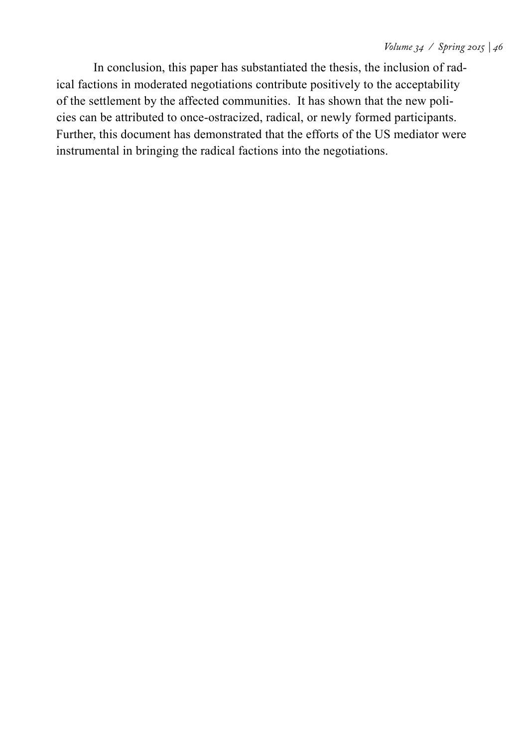In conclusion, this paper has substantiated the thesis, the inclusion of radical factions in moderated negotiations contribute positively to the acceptability of the settlement by the affected communities. It has shown that the new policies can be attributed to once-ostracized, radical, or newly formed participants. Further, this document has demonstrated that the efforts of the US mediator were instrumental in bringing the radical factions into the negotiations.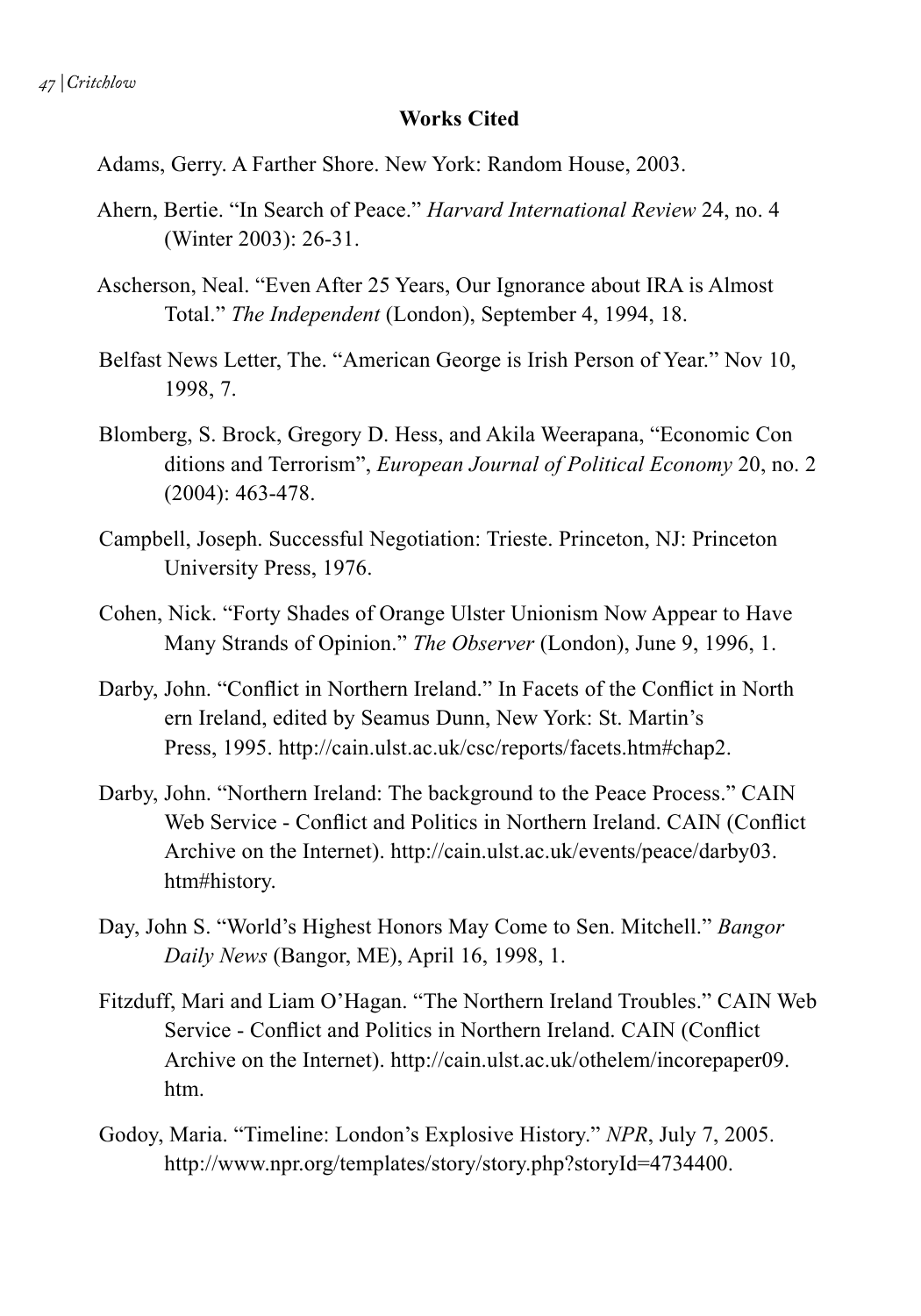## Works Cited

Adams, Gerry. A Farther Shore. New York: Random House, 2003.

Ahern, Bertie. "In Search of Peace." *Harvard International Review* 24, no. 4 (Winter 2003): 26-31.

Ascherson, Neal. "Even After 25 Years, Our Ignorance about IRA is Almost Total." *The Independent* (London), September 4, 1994, 18.

Belfast News Letter, The. "American George is Irish Person of Year." Nov 10, 1998, 7.

Blomberg, S. Brock, Gregory D. Hess, and Akila Weerapana, "Economic Con ditions and Terrorism", *European Journal of Political Economy* 20, no. 2 (2004): 463-478.

Campbell, Joseph. Successful Negotiation: Trieste. Princeton, NJ: Princeton University Press, 1976.

Cohen, Nick. "Forty Shades of Orange Ulster Unionism Now Appear to Have Many Strands of Opinion." *The Observer* (London), June 9, 1996, 1.

Darby, John. "Conflict in Northern Ireland." In Facets of the Conflict in North ern Ireland, edited by Seamus Dunn, New York: St. Martin's Press, 1995. http://cain.ulst.ac.uk/csc/reports/facets.htm#chap2.

Darby, John. "Northern Ireland: The background to the Peace Process." CAIN Web Service - Conflict and Politics in Northern Ireland. CAIN (Conflict Archive on the Internet). http://cain.ulst.ac.uk/events/peace/darby03.htm#history.

Day, John S. "World's Highest Honors May Come to Sen. Mitchell." *Bangor Daily News* (Bangor, ME), April 16, 1998, 1.

Fitzduff, Mari and Liam O'Hagan. "The Northern Ireland Troubles." CAIN Web Service - Conflict and Politics in Northern Ireland. CAIN (Conflict Archive on the Internet). http://cain.ulst.ac.uk/othelem/incorepaper09.htm.

Godoy, Maria. "Timeline: London's Explosive History." *NPR*, July 7, 2005. http://www.npr.org/templates/story/story.php?storyId=4734400.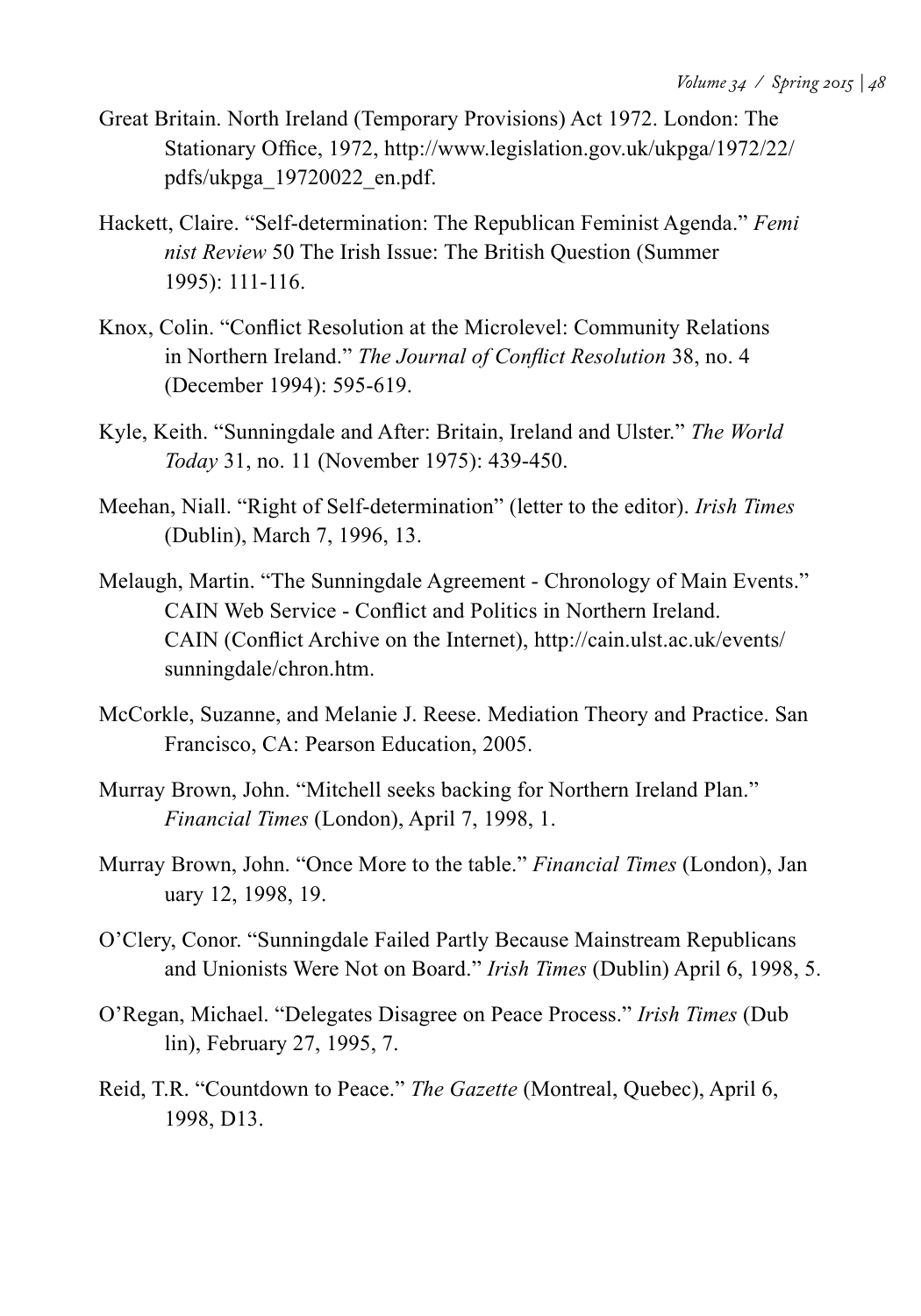Great Britain. North Ireland (Temporary Provisions) Act 1972. London: The Stationary Office, 1972, http://www.legislation.gov.uk/ukpga/1972/22/pdfs/ukpga_19720022_en.pdf.

Hackett, Claire. "Self-determination: The Republican Feminist Agenda." *Feminist Review* 50 The Irish Issue: The British Question (Summer 1995): 111-116.

Knox, Colin. "Conflict Resolution at the Microlevel: Community Relations in Northern Ireland." *The Journal of Conflict Resolution* 38, no. 4 (December 1994): 595-619.

Kyle, Keith. "Sunningdale and After: Britain, Ireland and Ulster." *The World Today* 31, no. 11 (November 1975): 439-450.

Meehan, Niall. "Right of Self-determination" (letter to the editor). *Irish Times* (Dublin), March 7, 1996, 13.

Melaugh, Martin. "The Sunningdale Agreement - Chronology of Main Events." CAIN Web Service - Conflict and Politics in Northern Ireland. CAIN (Conflict Archive on the Internet), http://cain.ulst.ac.uk/events/sunningdale/chron.htm.

McCorkle, Suzanne, and Melanie J. Reese. Mediation Theory and Practice. San Francisco, CA: Pearson Education, 2005.

Murray Brown, John. "Mitchell seeks backing for Northern Ireland Plan." *Financial Times* (London), April 7, 1998, 1.

Murray Brown, John. "Once More to the table." *Financial Times* (London), January 12, 1998, 19.

O'Clery, Conor. "Sunningdale Failed Partly Because Mainstream Republicans and Unionists Were Not on Board." *Irish Times* (Dublin) April 6, 1998, 5.

O'Regan, Michael. "Delegates Disagree on Peace Process." *Irish Times* (Dublin), February 27, 1995, 7.

Reid, T.R. "Countdown to Peace." *The Gazette* (Montreal, Quebec), April 6, 1998, D13.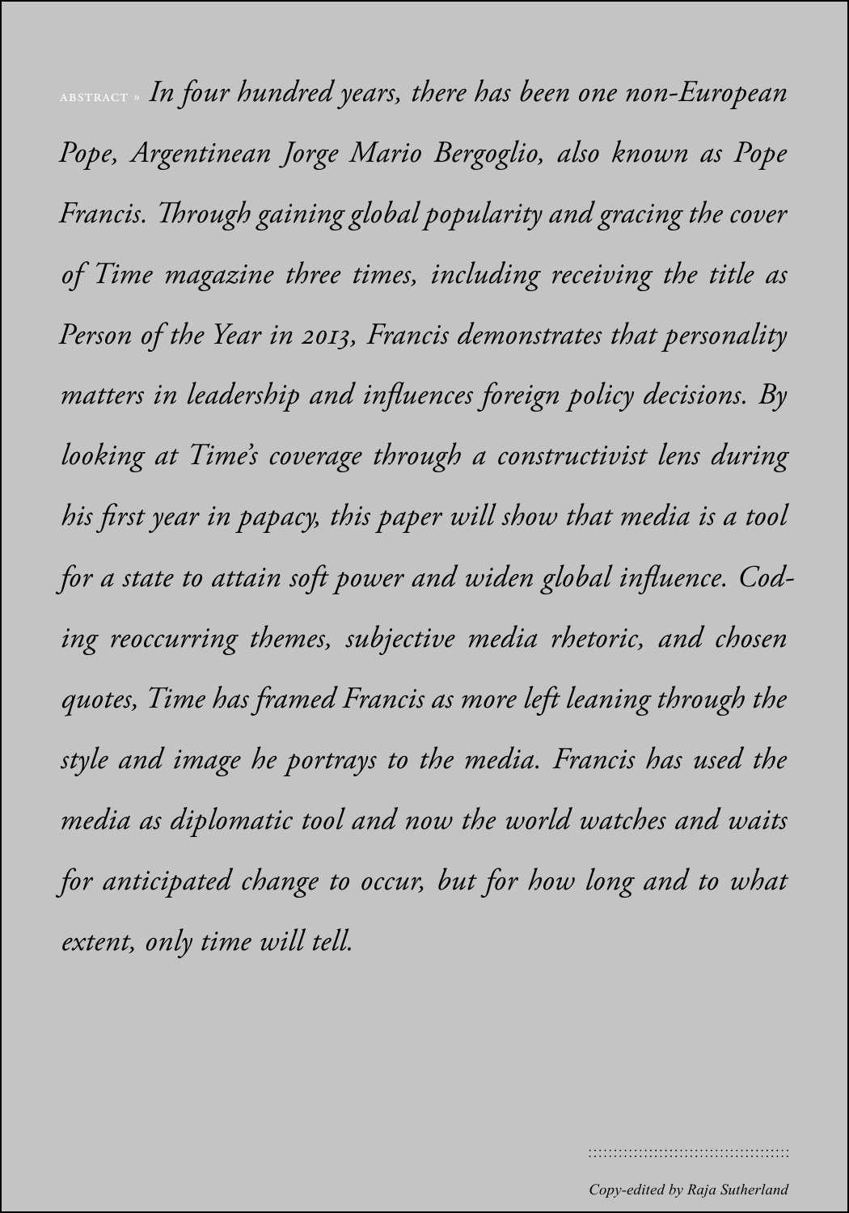ABSTRACT » *In four hundred years, there has been one non-European Pope, Argentinean Jorge Mario Bergoglio, also known as Pope Francis. Through gaining global popularity and gracing the cover of Time magazine three times, including receiving the title as Person of the Year in 2013, Francis demonstrates that personality matters in leadership and influences foreign policy decisions. By looking at Time's coverage through a constructivist lens during his first year in papacy, this paper will show that media is a tool for a state to attain soft power and widen global influence. Coding reoccurring themes, subjective media rhetoric, and chosen quotes, Time has framed Francis as more left leaning through the style and image he portrays to the media. Francis has used the media as diplomatic tool and now the world watches and waits for anticipated change to occur, but for how long and to what extent, only time will tell.*

*Copy-edited by Raja Sutherland*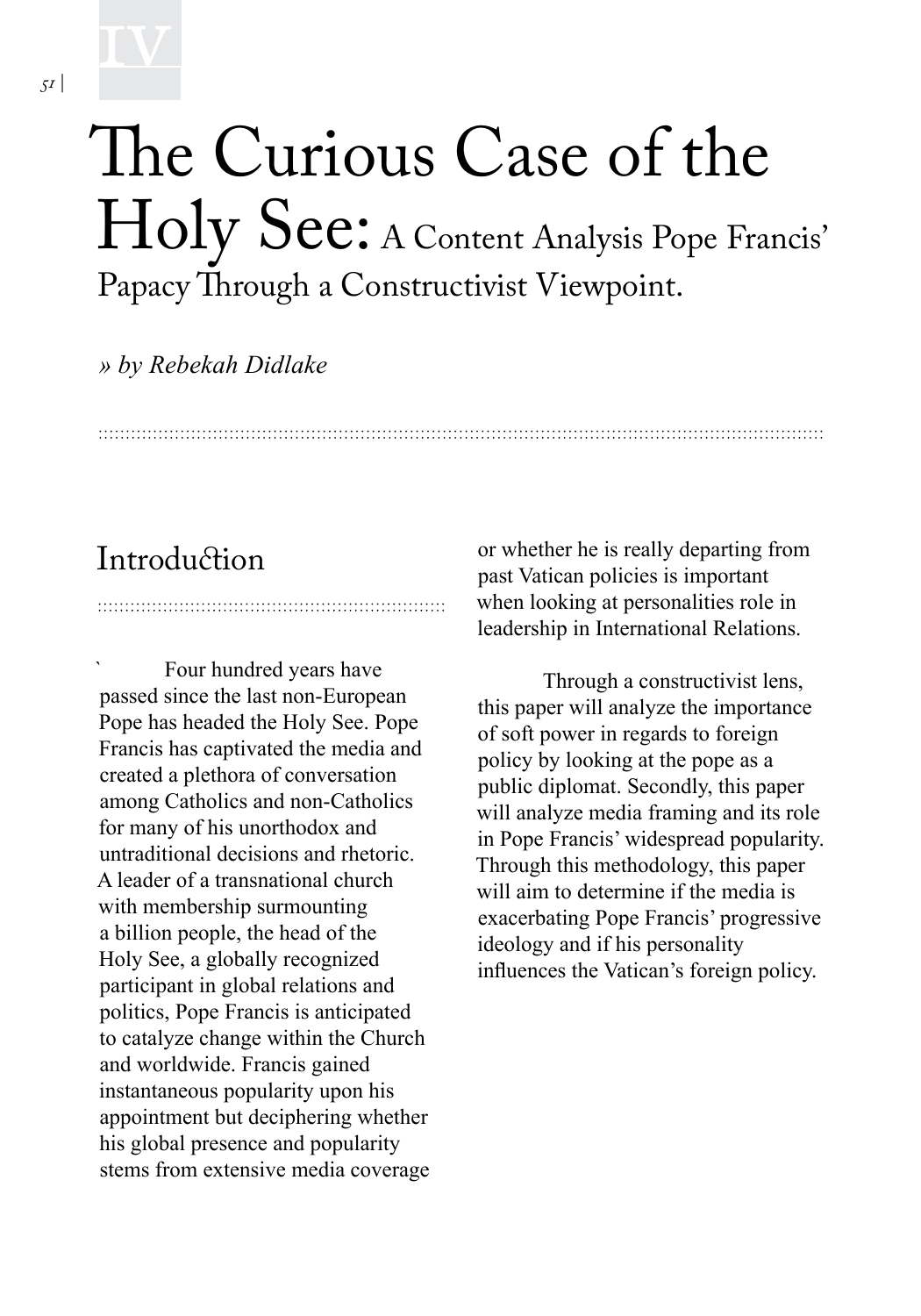# The Curious Case of the Holy See: A Content Analysis Pope Francis' Papacy Through a Constructivist Viewpoint.

*» by Rebekah Didlake*

## Introduction

Four hundred years have passed since the last non-European Pope has headed the Holy See. Pope Francis has captivated the media and created a plethora of conversation among Catholics and non-Catholics for many of his unorthodox and untraditional decisions and rhetoric. A leader of a transnational church with membership surmounting a billion people, the head of the Holy See, a globally recognized participant in global relations and politics, Pope Francis is anticipated to catalyze change within the Church and worldwide. Francis gained instantaneous popularity upon his appointment but deciphering whether his global presence and popularity stems from extensive media coverage or whether he is really departing from past Vatican policies is important when looking at personalities role in leadership in International Relations.

Through a constructivist lens, this paper will analyze the importance of soft power in regards to foreign policy by looking at the pope as a public diplomat. Secondly, this paper will analyze media framing and its role in Pope Francis' widespread popularity. Through this methodology, this paper will aim to determine if the media is exacerbating Pope Francis' progressive ideology and if his personality influences the Vatican's foreign policy.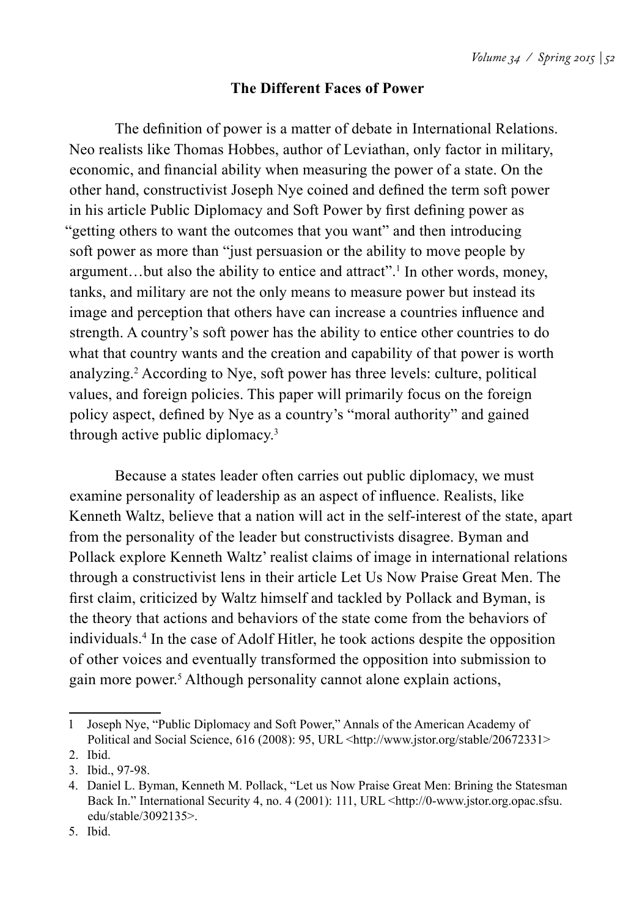## The Different Faces of Power

The definition of power is a matter of debate in International Relations. Neo realists like Thomas Hobbes, author of Leviathan, only factor in military, economic, and financial ability when measuring the power of a state. On the other hand, constructivist Joseph Nye coined and defined the term soft power in his article Public Diplomacy and Soft Power by first defining power as "getting others to want the outcomes that you want" and then introducing soft power as more than "just persuasion or the ability to move people by argument…but also the ability to entice and attract".[1] In other words, money, tanks, and military are not the only means to measure power but instead its image and perception that others have can increase a countries influence and strength. A country's soft power has the ability to entice other countries to do what that country wants and the creation and capability of that power is worth analyzing.[2] According to Nye, soft power has three levels: culture, political values, and foreign policies. This paper will primarily focus on the foreign policy aspect, defined by Nye as a country's "moral authority" and gained through active public diplomacy.[3]

Because a states leader often carries out public diplomacy, we must examine personality of leadership as an aspect of influence. Realists, like Kenneth Waltz, believe that a nation will act in the self-interest of the state, apart from the personality of the leader but constructivists disagree. Byman and Pollack explore Kenneth Waltz' realist claims of image in international relations through a constructivist lens in their article Let Us Now Praise Great Men. The first claim, criticized by Waltz himself and tackled by Pollack and Byman, is the theory that actions and behaviors of the state come from the behaviors of individuals.[4] In the case of Adolf Hitler, he took actions despite the opposition of other voices and eventually transformed the opposition into submission to gain more power.[5] Although personality cannot alone explain actions,

---

1 Joseph Nye, "Public Diplomacy and Soft Power," Annals of the American Academy of Political and Social Science, 616 (2008): 95, URL <http://www.jstor.org/stable/20672331>

2. Ibid.

3. Ibid., 97-98.

4. Daniel L. Byman, Kenneth M. Pollack, "Let us Now Praise Great Men: Brining the Statesman Back In." International Security 4, no. 4 (2001): 111, URL <http://0-www.jstor.org.opac.sfsu.edu/stable/3092135>.

5. Ibid.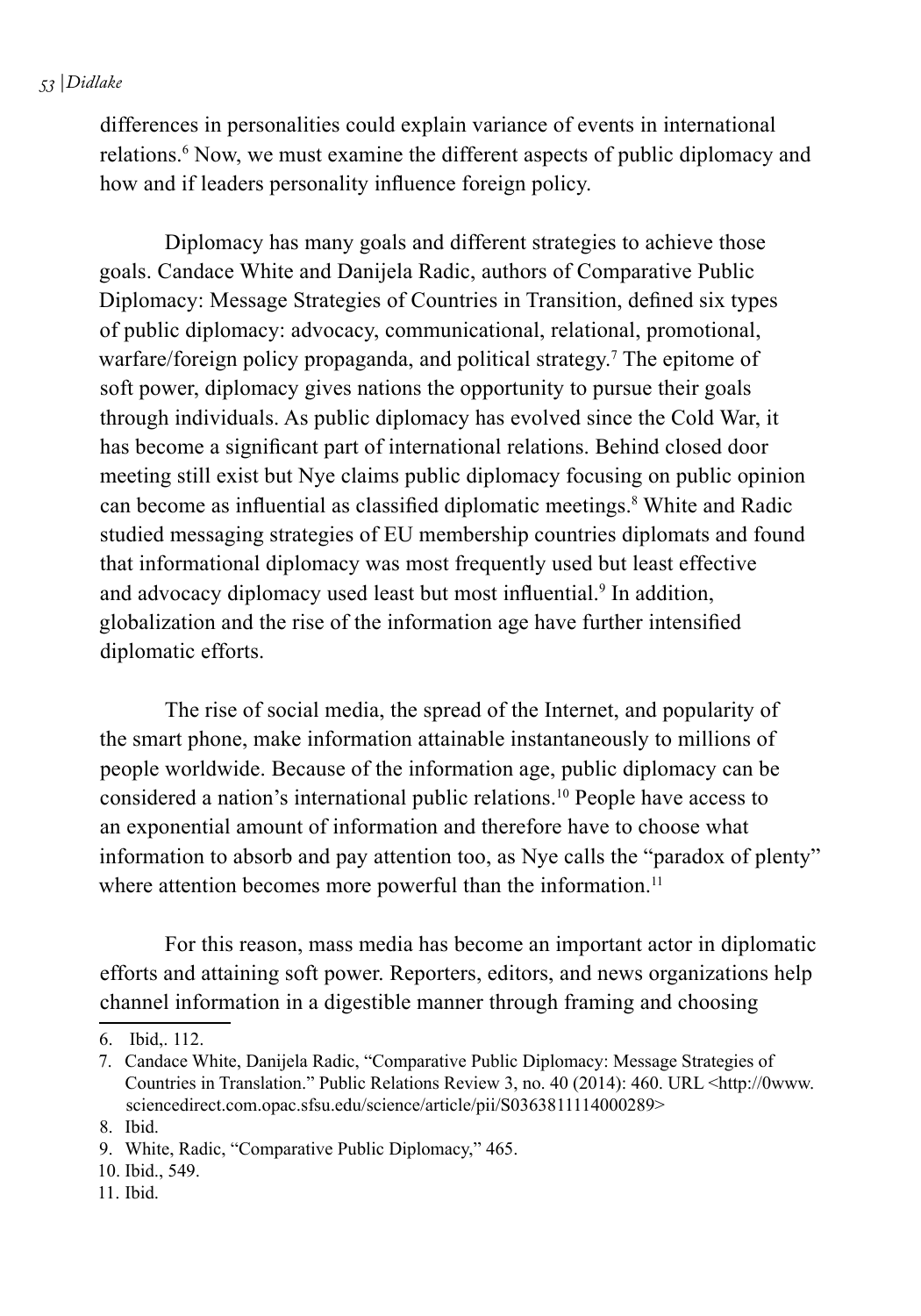differences in personalities could explain variance of events in international relations.[6] Now, we must examine the different aspects of public diplomacy and how and if leaders personality influence foreign policy.

Diplomacy has many goals and different strategies to achieve those goals. Candace White and Danijela Radic, authors of Comparative Public Diplomacy: Message Strategies of Countries in Transition, defined six types of public diplomacy: advocacy, communicational, relational, promotional, warfare/foreign policy propaganda, and political strategy.[7] The epitome of soft power, diplomacy gives nations the opportunity to pursue their goals through individuals. As public diplomacy has evolved since the Cold War, it has become a significant part of international relations. Behind closed door meeting still exist but Nye claims public diplomacy focusing on public opinion can become as influential as classified diplomatic meetings.[8] White and Radic studied messaging strategies of EU membership countries diplomats and found that informational diplomacy was most frequently used but least effective and advocacy diplomacy used least but most influential.[9] In addition, globalization and the rise of the information age have further intensified diplomatic efforts.

The rise of social media, the spread of the Internet, and popularity of the smart phone, make information attainable instantaneously to millions of people worldwide. Because of the information age, public diplomacy can be considered a nation's international public relations.[10] People have access to an exponential amount of information and therefore have to choose what information to absorb and pay attention too, as Nye calls the "paradox of plenty" where attention becomes more powerful than the information.[11]

For this reason, mass media has become an important actor in diplomatic efforts and attaining soft power. Reporters, editors, and news organizations help channel information in a digestible manner through framing and choosing

---

6. Ibid,. 112.
7. Candace White, Danijela Radic, "Comparative Public Diplomacy: Message Strategies of Countries in Translation." Public Relations Review 3, no. 40 (2014): 460. URL <http://0www.sciencedirect.com.opac.sfsu.edu/science/article/pii/S0363811114000289>
8. Ibid.
9. White, Radic, "Comparative Public Diplomacy," 465.
10. Ibid., 549.
11. Ibid.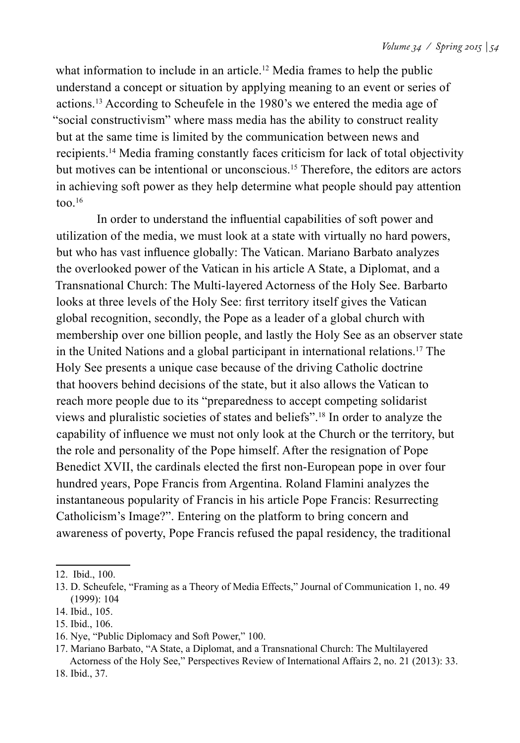what information to include in an article.[12] Media frames to help the public understand a concept or situation by applying meaning to an event or series of actions.[13] According to Scheufele in the 1980's we entered the media age of "social constructivism" where mass media has the ability to construct reality but at the same time is limited by the communication between news and recipients.[14] Media framing constantly faces criticism for lack of total objectivity but motives can be intentional or unconscious.[15] Therefore, the editors are actors in achieving soft power as they help determine what people should pay attention too.[16]

In order to understand the influential capabilities of soft power and utilization of the media, we must look at a state with virtually no hard powers, but who has vast influence globally: The Vatican. Mariano Barbato analyzes the overlooked power of the Vatican in his article A State, a Diplomat, and a Transnational Church: The Multi-layered Actorness of the Holy See. Barbarto looks at three levels of the Holy See: first territory itself gives the Vatican global recognition, secondly, the Pope as a leader of a global church with membership over one billion people, and lastly the Holy See as an observer state in the United Nations and a global participant in international relations.[17] The Holy See presents a unique case because of the driving Catholic doctrine that hoovers behind decisions of the state, but it also allows the Vatican to reach more people due to its "preparedness to accept competing solidarist views and pluralistic societies of states and beliefs".[18] In order to analyze the capability of influence we must not only look at the Church or the territory, but the role and personality of the Pope himself. After the resignation of Pope Benedict XVII, the cardinals elected the first non-European pope in over four hundred years, Pope Francis from Argentina. Roland Flamini analyzes the instantaneous popularity of Francis in his article Pope Francis: Resurrecting Catholicism's Image?". Entering on the platform to bring concern and awareness of poverty, Pope Francis refused the papal residency, the traditional

---

12. Ibid., 100.
13. D. Scheufele, "Framing as a Theory of Media Effects," Journal of Communication 1, no. 49 (1999): 104
14. Ibid., 105.
15. Ibid., 106.
16. Nye, "Public Diplomacy and Soft Power," 100.
17. Mariano Barbato, "A State, a Diplomat, and a Transnational Church: The Multilayered Actorness of the Holy See," Perspectives Review of International Affairs 2, no. 21 (2013): 33.
18. Ibid., 37.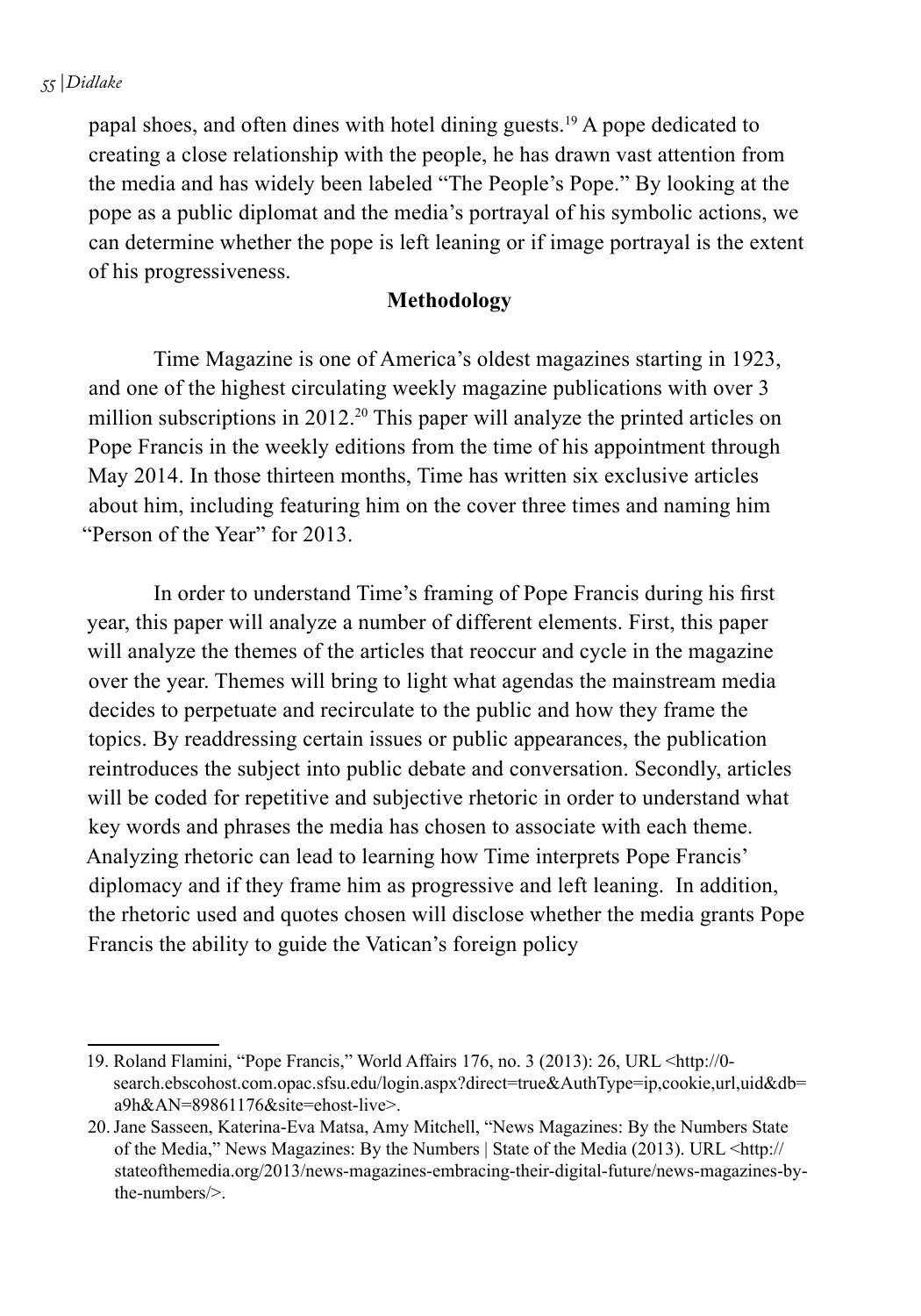papal shoes, and often dines with hotel dining guests.[19] A pope dedicated to creating a close relationship with the people, he has drawn vast attention from the media and has widely been labeled "The People's Pope." By looking at the pope as a public diplomat and the media's portrayal of his symbolic actions, we can determine whether the pope is left leaning or if image portrayal is the extent of his progressiveness.

## Methodology

Time Magazine is one of America's oldest magazines starting in 1923, and one of the highest circulating weekly magazine publications with over 3 million subscriptions in 2012.[20] This paper will analyze the printed articles on Pope Francis in the weekly editions from the time of his appointment through May 2014. In those thirteen months, Time has written six exclusive articles about him, including featuring him on the cover three times and naming him "Person of the Year" for 2013.

In order to understand Time's framing of Pope Francis during his first year, this paper will analyze a number of different elements. First, this paper will analyze the themes of the articles that reoccur and cycle in the magazine over the year. Themes will bring to light what agendas the mainstream media decides to perpetuate and recirculate to the public and how they frame the topics. By readdressing certain issues or public appearances, the publication reintroduces the subject into public debate and conversation. Secondly, articles will be coded for repetitive and subjective rhetoric in order to understand what key words and phrases the media has chosen to associate with each theme. Analyzing rhetoric can lead to learning how Time interprets Pope Francis' diplomacy and if they frame him as progressive and left leaning. In addition, the rhetoric used and quotes chosen will disclose whether the media grants Pope Francis the ability to guide the Vatican's foreign policy

---

19. Roland Flamini, "Pope Francis," World Affairs 176, no. 3 (2013): 26, URL <http://0-search.ebscohost.com.opac.sfsu.edu/login.aspx?direct=true&AuthType=ip,cookie,url,uid&db=a9h&AN=89861176&site=ehost-live>.

20. Jane Sasseen, Katerina-Eva Matsa, Amy Mitchell, "News Magazines: By the Numbers State of the Media," News Magazines: By the Numbers | State of the Media (2013). URL <http://stateofthemedia.org/2013/news-magazines-embracing-their-digital-future/news-magazines-by-the-numbers/>.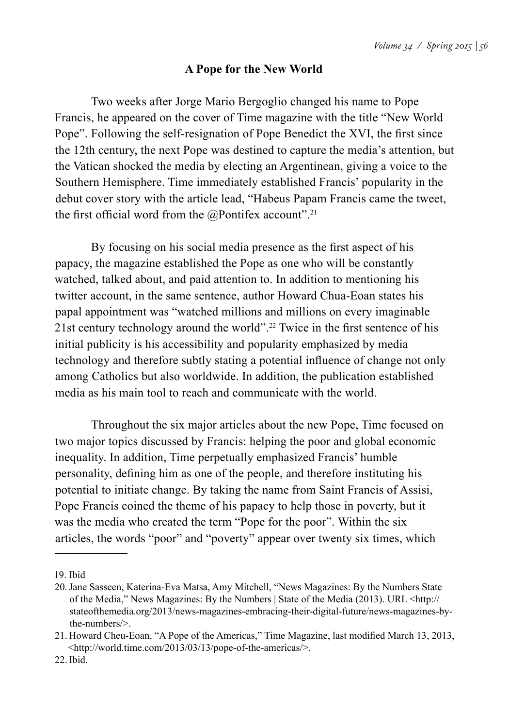## A Pope for the New World

Two weeks after Jorge Mario Bergoglio changed his name to Pope Francis, he appeared on the cover of Time magazine with the title "New World Pope". Following the self-resignation of Pope Benedict the XVI, the first since the 12th century, the next Pope was destined to capture the media's attention, but the Vatican shocked the media by electing an Argentinean, giving a voice to the Southern Hemisphere. Time immediately established Francis' popularity in the debut cover story with the article lead, "Habeus Papam Francis came the tweet, the first official word from the @Pontifex account".[21]

By focusing on his social media presence as the first aspect of his papacy, the magazine established the Pope as one who will be constantly watched, talked about, and paid attention to. In addition to mentioning his twitter account, in the same sentence, author Howard Chua-Eoan states his papal appointment was "watched millions and millions on every imaginable 21st century technology around the world".[22] Twice in the first sentence of his initial publicity is his accessibility and popularity emphasized by media technology and therefore subtly stating a potential influence of change not only among Catholics but also worldwide. In addition, the publication established media as his main tool to reach and communicate with the world.

Throughout the six major articles about the new Pope, Time focused on two major topics discussed by Francis: helping the poor and global economic inequality. In addition, Time perpetually emphasized Francis' humble personality, defining him as one of the people, and therefore instituting his potential to initiate change. By taking the name from Saint Francis of Assisi, Pope Francis coined the theme of his papacy to help those in poverty, but it was the media who created the term "Pope for the poor". Within the six articles, the words "poor" and "poverty" appear over twenty six times, which

---

19. Ibid
20. Jane Sasseen, Katerina-Eva Matsa, Amy Mitchell, "News Magazines: By the Numbers State of the Media," News Magazines: By the Numbers | State of the Media (2013). URL <http://stateofthemedia.org/2013/news-magazines-embracing-their-digital-future/news-magazines-by-the-numbers/>.
21. Howard Cheu-Eoan, "A Pope of the Americas," Time Magazine, last modified March 13, 2013, <http://world.time.com/2013/03/13/pope-of-the-americas/>.
22. Ibid.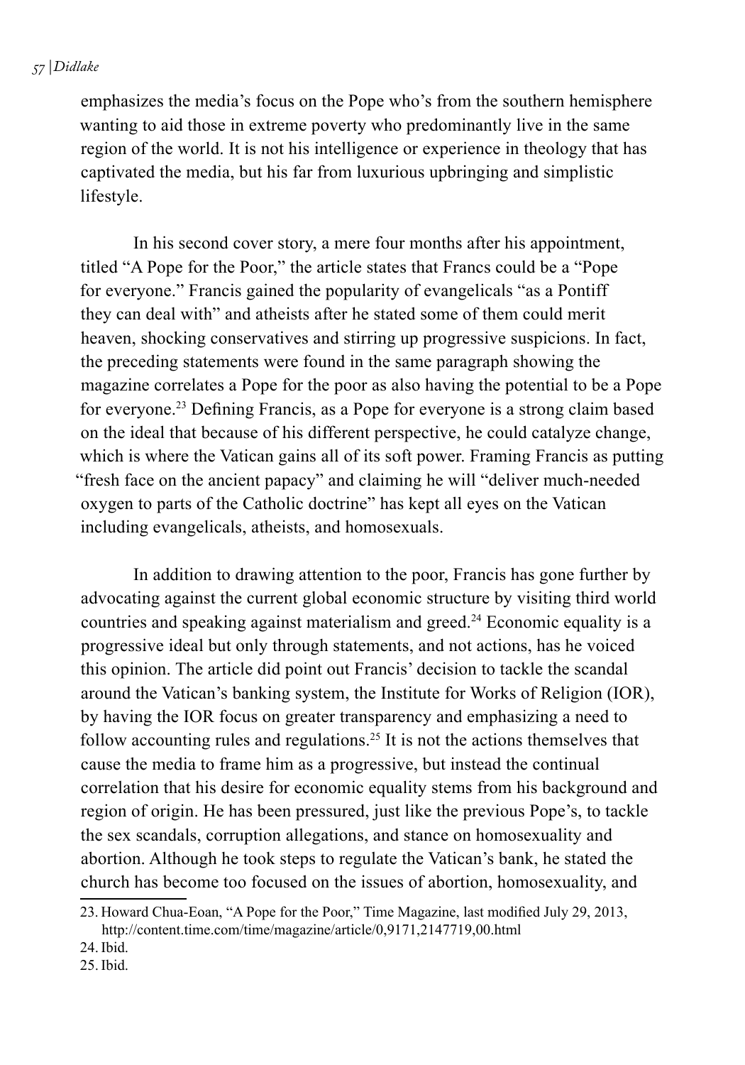emphasizes the media's focus on the Pope who's from the southern hemisphere wanting to aid those in extreme poverty who predominantly live in the same region of the world. It is not his intelligence or experience in theology that has captivated the media, but his far from luxurious upbringing and simplistic lifestyle.

In his second cover story, a mere four months after his appointment, titled "A Pope for the Poor," the article states that Francs could be a "Pope for everyone." Francis gained the popularity of evangelicals "as a Pontiff they can deal with" and atheists after he stated some of them could merit heaven, shocking conservatives and stirring up progressive suspicions. In fact, the preceding statements were found in the same paragraph showing the magazine correlates a Pope for the poor as also having the potential to be a Pope for everyone.[23] Defining Francis, as a Pope for everyone is a strong claim based on the ideal that because of his different perspective, he could catalyze change, which is where the Vatican gains all of its soft power. Framing Francis as putting "fresh face on the ancient papacy" and claiming he will "deliver much-needed oxygen to parts of the Catholic doctrine" has kept all eyes on the Vatican including evangelicals, atheists, and homosexuals.

In addition to drawing attention to the poor, Francis has gone further by advocating against the current global economic structure by visiting third world countries and speaking against materialism and greed.[24] Economic equality is a progressive ideal but only through statements, and not actions, has he voiced this opinion. The article did point out Francis' decision to tackle the scandal around the Vatican's banking system, the Institute for Works of Religion (IOR), by having the IOR focus on greater transparency and emphasizing a need to follow accounting rules and regulations.[25] It is not the actions themselves that cause the media to frame him as a progressive, but instead the continual correlation that his desire for economic equality stems from his background and region of origin. He has been pressured, just like the previous Pope's, to tackle the sex scandals, corruption allegations, and stance on homosexuality and abortion. Although he took steps to regulate the Vatican's bank, he stated the church has become too focused on the issues of abortion, homosexuality, and

23. Howard Chua-Eoan, "A Pope for the Poor," Time Magazine, last modified July 29, 2013, http://content.time.com/time/magazine/article/0,9171,2147719,00.html
24. Ibid.
25. Ibid.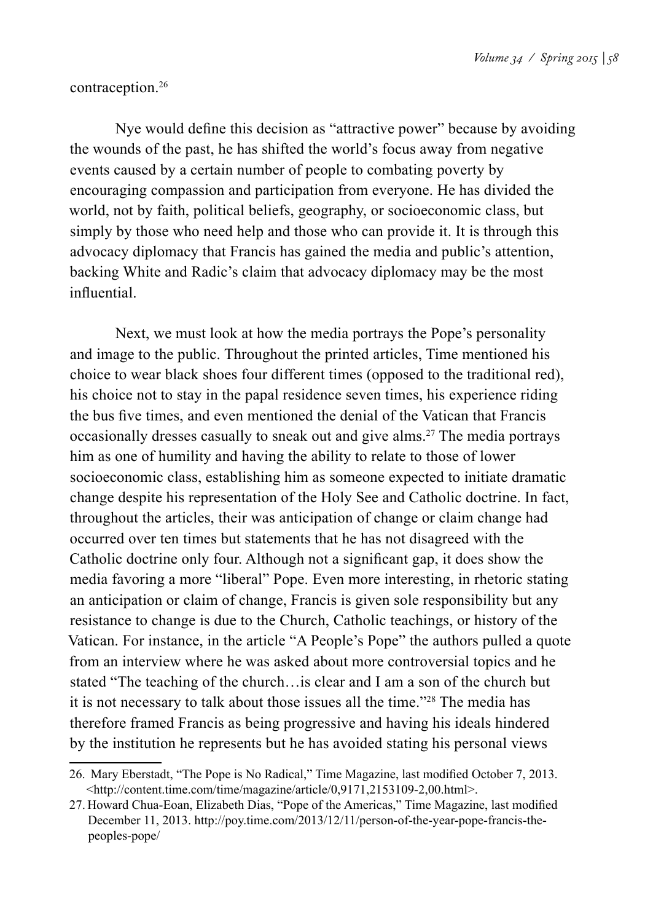contraception.[26]

Nye would define this decision as "attractive power" because by avoiding the wounds of the past, he has shifted the world's focus away from negative events caused by a certain number of people to combating poverty by encouraging compassion and participation from everyone. He has divided the world, not by faith, political beliefs, geography, or socioeconomic class, but simply by those who need help and those who can provide it. It is through this advocacy diplomacy that Francis has gained the media and public's attention, backing White and Radic's claim that advocacy diplomacy may be the most influential.

Next, we must look at how the media portrays the Pope's personality and image to the public. Throughout the printed articles, Time mentioned his choice to wear black shoes four different times (opposed to the traditional red), his choice not to stay in the papal residence seven times, his experience riding the bus five times, and even mentioned the denial of the Vatican that Francis occasionally dresses casually to sneak out and give alms.[27] The media portrays him as one of humility and having the ability to relate to those of lower socioeconomic class, establishing him as someone expected to initiate dramatic change despite his representation of the Holy See and Catholic doctrine. In fact, throughout the articles, their was anticipation of change or claim change had occurred over ten times but statements that he has not disagreed with the Catholic doctrine only four. Although not a significant gap, it does show the media favoring a more "liberal" Pope. Even more interesting, in rhetoric stating an anticipation or claim of change, Francis is given sole responsibility but any resistance to change is due to the Church, Catholic teachings, or history of the Vatican. For instance, in the article "A People's Pope" the authors pulled a quote from an interview where he was asked about more controversial topics and he stated "The teaching of the church…is clear and I am a son of the church but it is not necessary to talk about those issues all the time."[28] The media has therefore framed Francis as being progressive and having his ideals hindered by the institution he represents but he has avoided stating his personal views

26. Mary Eberstadt, "The Pope is No Radical," Time Magazine, last modified October 7, 2013. <http://content.time.com/time/magazine/article/0,9171,2153109-2,00.html>.

27. Howard Chua-Eoan, Elizabeth Dias, "Pope of the Americas," Time Magazine, last modified December 11, 2013. http://poy.time.com/2013/12/11/person-of-the-year-pope-francis-the-peoples-pope/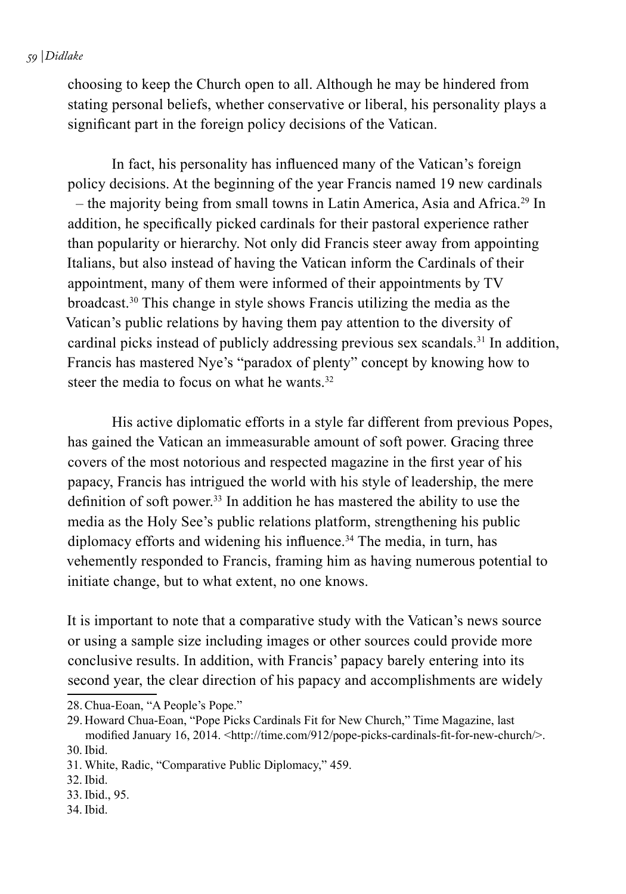choosing to keep the Church open to all. Although he may be hindered from stating personal beliefs, whether conservative or liberal, his personality plays a significant part in the foreign policy decisions of the Vatican.

In fact, his personality has influenced many of the Vatican's foreign policy decisions. At the beginning of the year Francis named 19 new cardinals – the majority being from small towns in Latin America, Asia and Africa.[29] In addition, he specifically picked cardinals for their pastoral experience rather than popularity or hierarchy. Not only did Francis steer away from appointing Italians, but also instead of having the Vatican inform the Cardinals of their appointment, many of them were informed of their appointments by TV broadcast.[30] This change in style shows Francis utilizing the media as the Vatican's public relations by having them pay attention to the diversity of cardinal picks instead of publicly addressing previous sex scandals.[31] In addition, Francis has mastered Nye's "paradox of plenty" concept by knowing how to steer the media to focus on what he wants.[32]

His active diplomatic efforts in a style far different from previous Popes, has gained the Vatican an immeasurable amount of soft power. Gracing three covers of the most notorious and respected magazine in the first year of his papacy, Francis has intrigued the world with his style of leadership, the mere definition of soft power.[33] In addition he has mastered the ability to use the media as the Holy See's public relations platform, strengthening his public diplomacy efforts and widening his influence.[34] The media, in turn, has vehemently responded to Francis, framing him as having numerous potential to initiate change, but to what extent, no one knows.

It is important to note that a comparative study with the Vatican's news source or using a sample size including images or other sources could provide more conclusive results. In addition, with Francis' papacy barely entering into its second year, the clear direction of his papacy and accomplishments are widely

---

28. Chua-Eoan, "A People's Pope."
29. Howard Chua-Eoan, "Pope Picks Cardinals Fit for New Church," Time Magazine, last modified January 16, 2014. <http://time.com/912/pope-picks-cardinals-fit-for-new-church/>.
30. Ibid.
31. White, Radic, "Comparative Public Diplomacy," 459.
32. Ibid.
33. Ibid., 95.
34. Ibid.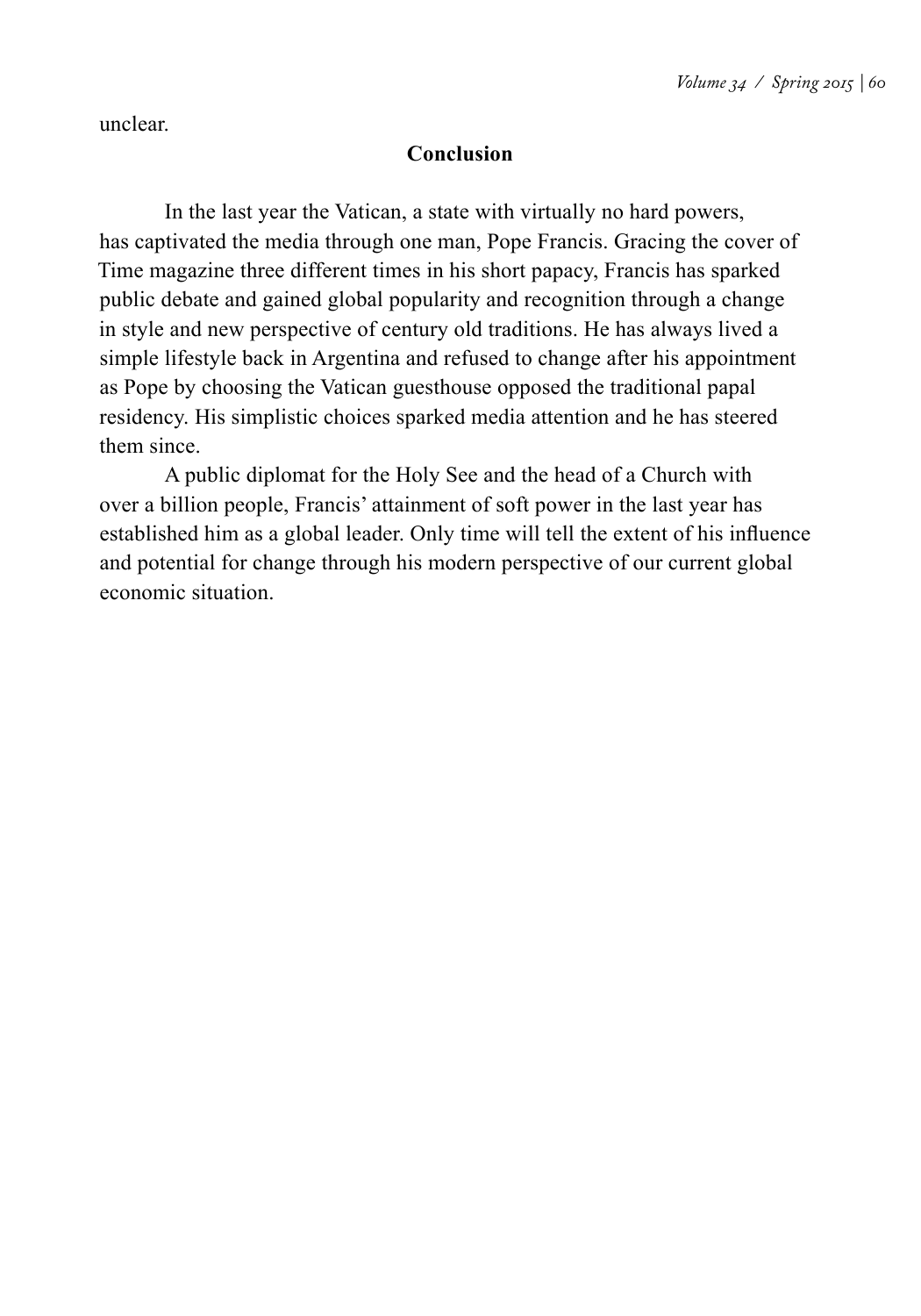unclear.

## Conclusion

In the last year the Vatican, a state with virtually no hard powers, has captivated the media through one man, Pope Francis. Gracing the cover of Time magazine three different times in his short papacy, Francis has sparked public debate and gained global popularity and recognition through a change in style and new perspective of century old traditions. He has always lived a simple lifestyle back in Argentina and refused to change after his appointment as Pope by choosing the Vatican guesthouse opposed the traditional papal residency. His simplistic choices sparked media attention and he has steered them since.

A public diplomat for the Holy See and the head of a Church with over a billion people, Francis' attainment of soft power in the last year has established him as a global leader. Only time will tell the extent of his influence and potential for change through his modern perspective of our current global economic situation.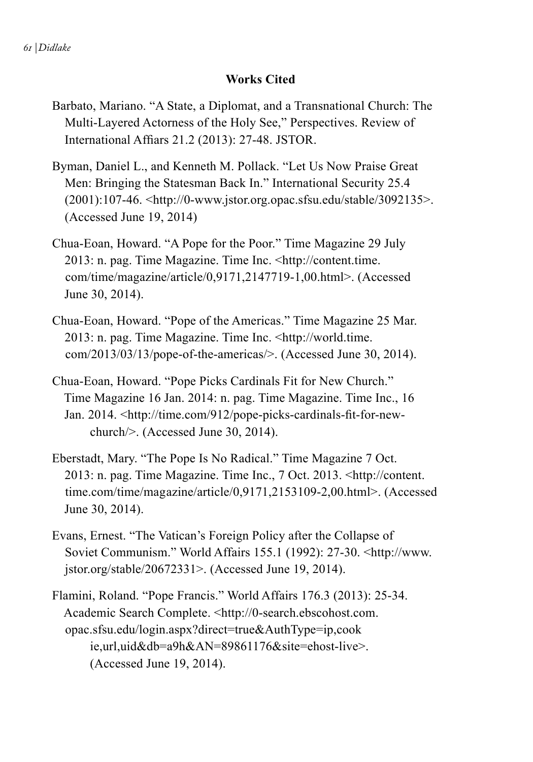## Works Cited

Barbato, Mariano. "A State, a Diplomat, and a Transnational Church: The Multi-Layered Actorness of the Holy See," Perspectives. Review of International Affiars 21.2 (2013): 27-48. JSTOR.

Byman, Daniel L., and Kenneth M. Pollack. "Let Us Now Praise Great Men: Bringing the Statesman Back In." International Security 25.4 (2001):107-46. <http://0-www.jstor.org.opac.sfsu.edu/stable/3092135>. (Accessed June 19, 2014)

Chua-Eoan, Howard. "A Pope for the Poor." Time Magazine 29 July 2013: n. pag. Time Magazine. Time Inc. <http://content.time.com/time/magazine/article/0,9171,2147719-1,00.html>. (Accessed June 30, 2014).

Chua-Eoan, Howard. "Pope of the Americas." Time Magazine 25 Mar. 2013: n. pag. Time Magazine. Time Inc. <http://world.time.com/2013/03/13/pope-of-the-americas/>. (Accessed June 30, 2014).

Chua-Eoan, Howard. "Pope Picks Cardinals Fit for New Church." Time Magazine 16 Jan. 2014: n. pag. Time Magazine. Time Inc., 16 Jan. 2014. <http://time.com/912/pope-picks-cardinals-fit-for-new-church/>. (Accessed June 30, 2014).

Eberstadt, Mary. "The Pope Is No Radical." Time Magazine 7 Oct. 2013: n. pag. Time Magazine. Time Inc., 7 Oct. 2013. <http://content.time.com/time/magazine/article/0,9171,2153109-2,00.html>. (Accessed June 30, 2014).

Evans, Ernest. "The Vatican's Foreign Policy after the Collapse of Soviet Communism." World Affairs 155.1 (1992): 27-30. <http://www.jstor.org/stable/20672331>. (Accessed June 19, 2014).

Flamini, Roland. "Pope Francis." World Affairs 176.3 (2013): 25-34. Academic Search Complete. <http://0-search.ebscohost.com.opac.sfsu.edu/login.aspx?direct=true&AuthType=ip,cookie,url,uid&db=a9h&AN=89861176&site=ehost-live>. (Accessed June 19, 2014).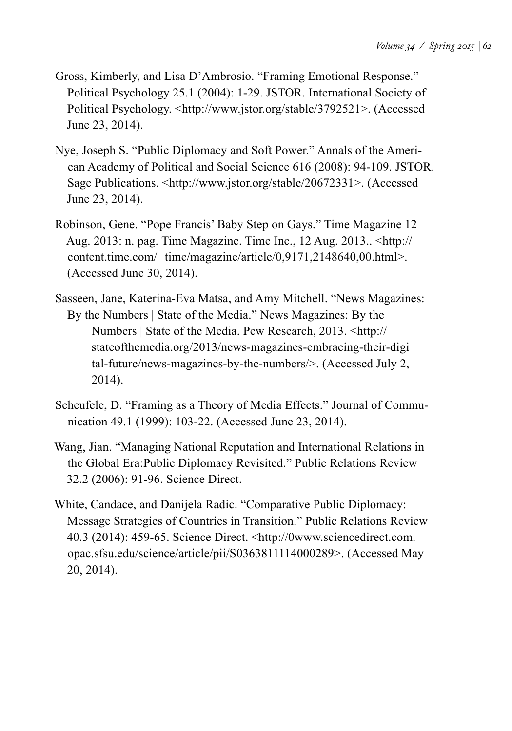Gross, Kimberly, and Lisa D'Ambrosio. "Framing Emotional Response." Political Psychology 25.1 (2004): 1-29. JSTOR. International Society of Political Psychology. <http://www.jstor.org/stable/3792521>. (Accessed June 23, 2014).

Nye, Joseph S. "Public Diplomacy and Soft Power." Annals of the American Academy of Political and Social Science 616 (2008): 94-109. JSTOR. Sage Publications. <http://www.jstor.org/stable/20672331>. (Accessed June 23, 2014).

Robinson, Gene. "Pope Francis' Baby Step on Gays." Time Magazine 12 Aug. 2013: n. pag. Time Magazine. Time Inc., 12 Aug. 2013.. <http://content.time.com/ time/magazine/article/0,9171,2148640,00.html>. (Accessed June 30, 2014).

Sasseen, Jane, Katerina-Eva Matsa, and Amy Mitchell. "News Magazines: By the Numbers | State of the Media." News Magazines: By the Numbers | State of the Media. Pew Research, 2013. <http://stateofthemedia.org/2013/news-magazines-embracing-their-digi tal-future/news-magazines-by-the-numbers/>. (Accessed July 2, 2014).

Scheufele, D. "Framing as a Theory of Media Effects." Journal of Communication 49.1 (1999): 103-22. (Accessed June 23, 2014).

Wang, Jian. "Managing National Reputation and International Relations in the Global Era:Public Diplomacy Revisited." Public Relations Review 32.2 (2006): 91-96. Science Direct.

White, Candace, and Danijela Radic. "Comparative Public Diplomacy: Message Strategies of Countries in Transition." Public Relations Review 40.3 (2014): 459-65. Science Direct. <http://0www.sciencedirect.com.opac.sfsu.edu/science/article/pii/S0363811114000289>. (Accessed May 20, 2014).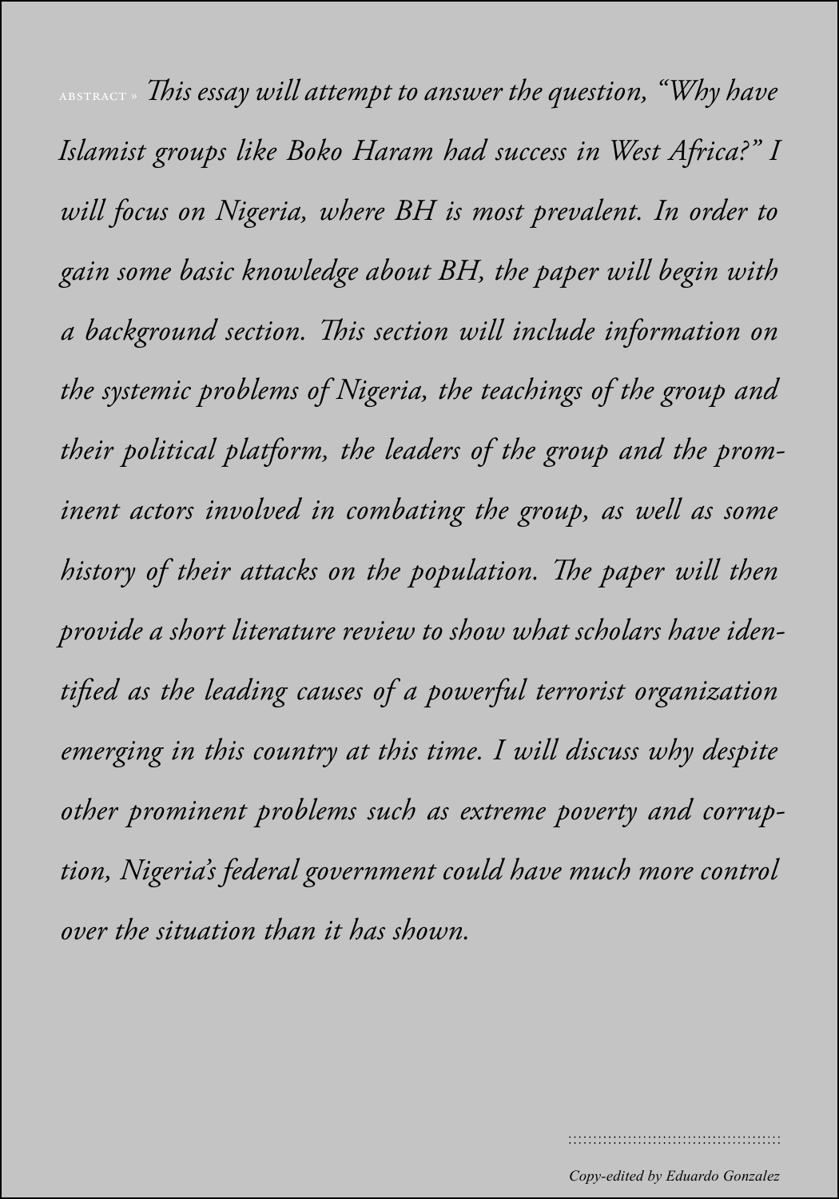ABSTRACT » *This essay will attempt to answer the question, "Why have Islamist groups like Boko Haram had success in West Africa?" I will focus on Nigeria, where BH is most prevalent. In order to gain some basic knowledge about BH, the paper will begin with a background section. This section will include information on the systemic problems of Nigeria, the teachings of the group and their political platform, the leaders of the group and the prominent actors involved in combating the group, as well as some history of their attacks on the population. The paper will then provide a short literature review to show what scholars have identified as the leading causes of a powerful terrorist organization emerging in this country at this time. I will discuss why despite other prominent problems such as extreme poverty and corruption, Nigeria's federal government could have much more control over the situation than it has shown.*

*Copy-edited by Eduardo Gonzalez*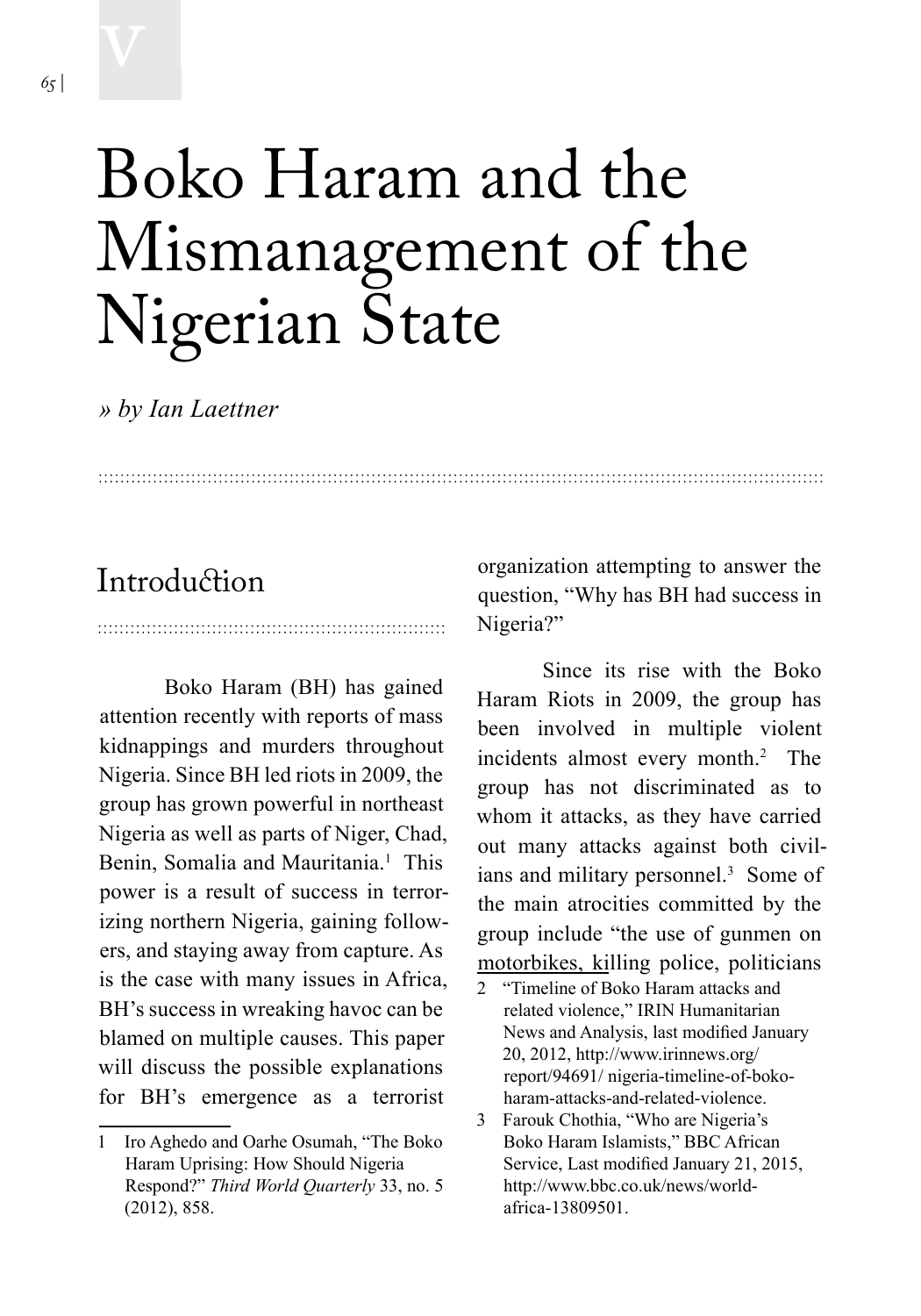# Boko Haram and the Mismanagement of the Nigerian State

*» by Ian Laettner*

## Introduction

Boko Haram (BH) has gained attention recently with reports of mass kidnappings and murders throughout Nigeria. Since BH led riots in 2009, the group has grown powerful in northeast Nigeria as well as parts of Niger, Chad, Benin, Somalia and Mauritania.[1] This power is a result of success in terrorizing northern Nigeria, gaining followers, and staying away from capture. As is the case with many issues in Africa, BH's success in wreaking havoc can be blamed on multiple causes. This paper will discuss the possible explanations for BH's emergence as a terrorist organization attempting to answer the question, "Why has BH had success in Nigeria?"

Since its rise with the Boko Haram Riots in 2009, the group has been involved in multiple violent incidents almost every month.[2] The group has not discriminated as to whom it attacks, as they have carried out many attacks against both civilians and military personnel.[3] Some of the main atrocities committed by the group include "the use of gunmen on motorbikes, killing police, politicians

---

1 Iro Aghedo and Oarhe Osumah, "The Boko Haram Uprising: How Should Nigeria Respond?" *Third World Quarterly* 33, no. 5 (2012), 858.

2 "Timeline of Boko Haram attacks and related violence," IRIN Humanitarian News and Analysis, last modified January 20, 2012, http://www.irinnews.org/report/94691/ nigeria-timeline-of-boko-haram-attacks-and-related-violence.

3 Farouk Chothia, "Who are Nigeria's Boko Haram Islamists," BBC African Service, Last modified January 21, 2015, http://www.bbc.co.uk/news/world-africa-13809501.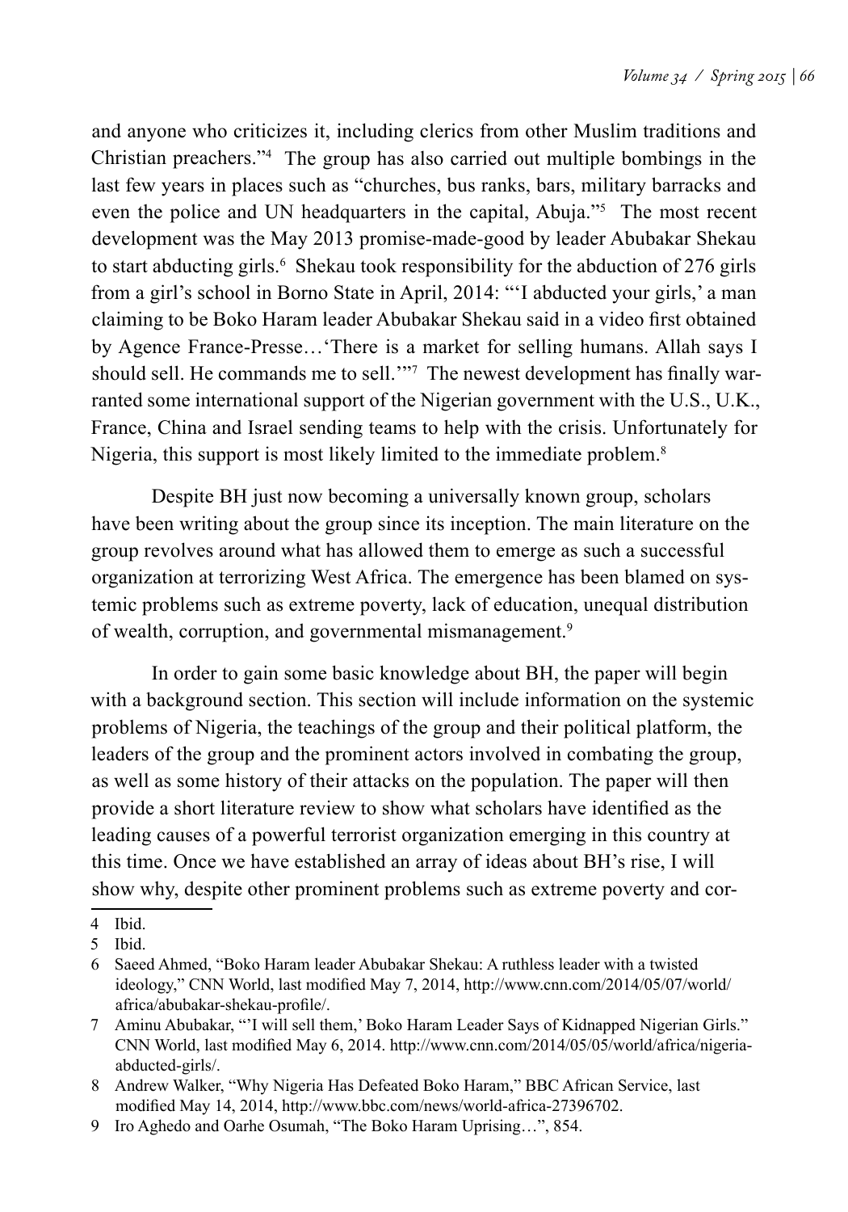and anyone who criticizes it, including clerics from other Muslim traditions and Christian preachers."[4] The group has also carried out multiple bombings in the last few years in places such as "churches, bus ranks, bars, military barracks and even the police and UN headquarters in the capital, Abuja."[5] The most recent development was the May 2013 promise-made-good by leader Abubakar Shekau to start abducting girls.[6] Shekau took responsibility for the abduction of 276 girls from a girl's school in Borno State in April, 2014: "'I abducted your girls,' a man claiming to be Boko Haram leader Abubakar Shekau said in a video first obtained by Agence France-Presse…'There is a market for selling humans. Allah says I should sell. He commands me to sell.'"[7] The newest development has finally warranted some international support of the Nigerian government with the U.S., U.K., France, China and Israel sending teams to help with the crisis. Unfortunately for Nigeria, this support is most likely limited to the immediate problem.[8]

Despite BH just now becoming a universally known group, scholars have been writing about the group since its inception. The main literature on the group revolves around what has allowed them to emerge as such a successful organization at terrorizing West Africa. The emergence has been blamed on systemic problems such as extreme poverty, lack of education, unequal distribution of wealth, corruption, and governmental mismanagement.[9]

In order to gain some basic knowledge about BH, the paper will begin with a background section. This section will include information on the systemic problems of Nigeria, the teachings of the group and their political platform, the leaders of the group and the prominent actors involved in combating the group, as well as some history of their attacks on the population. The paper will then provide a short literature review to show what scholars have identified as the leading causes of a powerful terrorist organization emerging in this country at this time. Once we have established an array of ideas about BH's rise, I will show why, despite other prominent problems such as extreme poverty and cor-

---

4 Ibid.

5 Ibid.

6 Saeed Ahmed, "Boko Haram leader Abubakar Shekau: A ruthless leader with a twisted ideology," CNN World, last modified May 7, 2014, http://www.cnn.com/2014/05/07/world/africa/abubakar-shekau-profile/.

7 Aminu Abubakar, "'I will sell them,' Boko Haram Leader Says of Kidnapped Nigerian Girls." CNN World, last modified May 6, 2014. http://www.cnn.com/2014/05/05/world/africa/nigeria-abducted-girls/.

8 Andrew Walker, "Why Nigeria Has Defeated Boko Haram," BBC African Service, last modified May 14, 2014, http://www.bbc.com/news/world-africa-27396702.

9 Iro Aghedo and Oarhe Osumah, "The Boko Haram Uprising…", 854.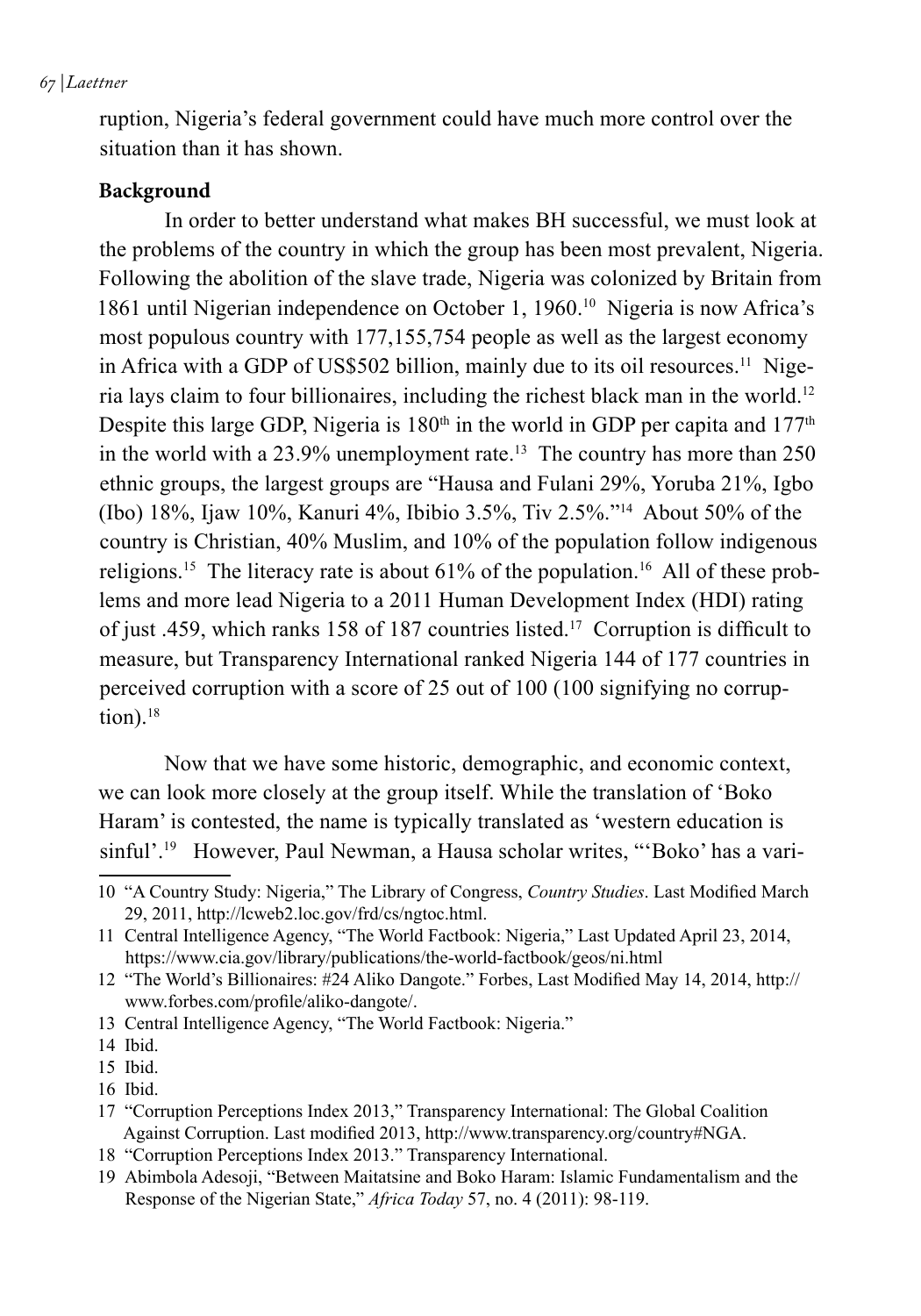ruption, Nigeria's federal government could have much more control over the situation than it has shown.

**Background**

In order to better understand what makes BH successful, we must look at the problems of the country in which the group has been most prevalent, Nigeria. Following the abolition of the slave trade, Nigeria was colonized by Britain from 1861 until Nigerian independence on October 1, 1960.[10] Nigeria is now Africa's most populous country with 177,155,754 people as well as the largest economy in Africa with a GDP of US$502 billion, mainly due to its oil resources.[11] Nigeria lays claim to four billionaires, including the richest black man in the world.[12] Despite this large GDP, Nigeria is 180th in the world in GDP per capita and 177th in the world with a 23.9% unemployment rate.[13] The country has more than 250 ethnic groups, the largest groups are "Hausa and Fulani 29%, Yoruba 21%, Igbo (Ibo) 18%, Ijaw 10%, Kanuri 4%, Ibibio 3.5%, Tiv 2.5%."[14] About 50% of the country is Christian, 40% Muslim, and 10% of the population follow indigenous religions.[15] The literacy rate is about 61% of the population.[16] All of these problems and more lead Nigeria to a 2011 Human Development Index (HDI) rating of just .459, which ranks 158 of 187 countries listed.[17] Corruption is difficult to measure, but Transparency International ranked Nigeria 144 of 177 countries in perceived corruption with a score of 25 out of 100 (100 signifying no corruption).[18]

Now that we have some historic, demographic, and economic context, we can look more closely at the group itself. While the translation of 'Boko Haram' is contested, the name is typically translated as 'western education is sinful'.[19] However, Paul Newman, a Hausa scholar writes, "'Boko' has a vari-

---

10 "A Country Study: Nigeria," The Library of Congress, *Country Studies*. Last Modified March 29, 2011, http://lcweb2.loc.gov/frd/cs/ngtoc.html.

11 Central Intelligence Agency, "The World Factbook: Nigeria," Last Updated April 23, 2014, https://www.cia.gov/library/publications/the-world-factbook/geos/ni.html

12 "The World's Billionaires: #24 Aliko Dangote." Forbes, Last Modified May 14, 2014, http://www.forbes.com/profile/aliko-dangote/.

13 Central Intelligence Agency, "The World Factbook: Nigeria."

14 Ibid.

15 Ibid.

16 Ibid.

17 "Corruption Perceptions Index 2013," Transparency International: The Global Coalition Against Corruption. Last modified 2013, http://www.transparency.org/country#NGA.

18 "Corruption Perceptions Index 2013." Transparency International.

19 Abimbola Adesoji, "Between Maitatsine and Boko Haram: Islamic Fundamentalism and the Response of the Nigerian State," *Africa Today* 57, no. 4 (2011): 98-119.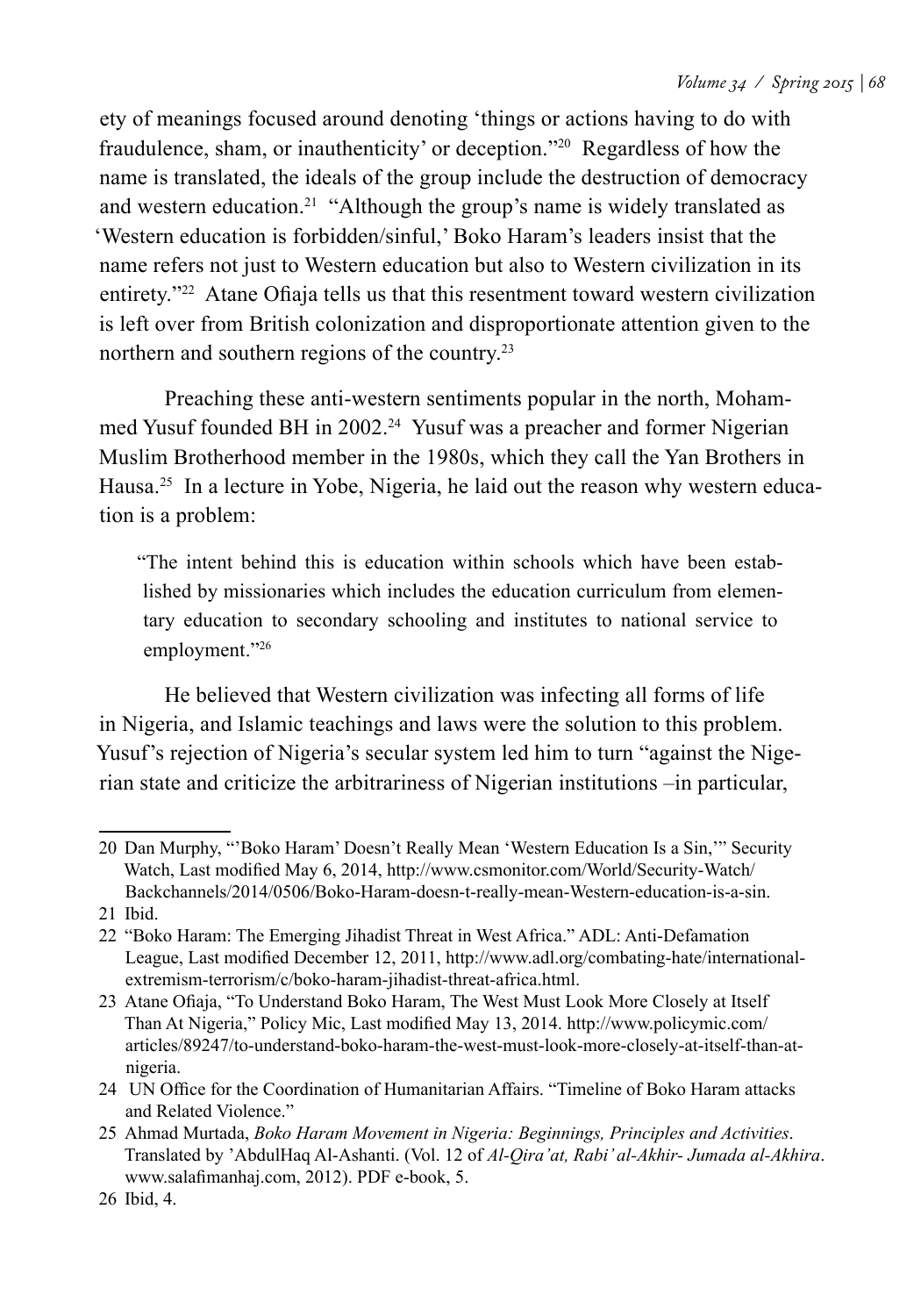ety of meanings focused around denoting 'things or actions having to do with fraudulence, sham, or inauthenticity' or deception."[20] Regardless of how the name is translated, the ideals of the group include the destruction of democracy and western education.[21] "Although the group's name is widely translated as 'Western education is forbidden/sinful,' Boko Haram's leaders insist that the name refers not just to Western education but also to Western civilization in its entirety."[22] Atane Ofiaja tells us that this resentment toward western civilization is left over from British colonization and disproportionate attention given to the northern and southern regions of the country.[23]

Preaching these anti-western sentiments popular in the north, Mohammed Yusuf founded BH in 2002.[24] Yusuf was a preacher and former Nigerian Muslim Brotherhood member in the 1980s, which they call the Yan Brothers in Hausa.[25] In a lecture in Yobe, Nigeria, he laid out the reason why western education is a problem:

> "The intent behind this is education within schools which have been established by missionaries which includes the education curriculum from elementary education to secondary schooling and institutes to national service to employment."[26]

He believed that Western civilization was infecting all forms of life in Nigeria, and Islamic teachings and laws were the solution to this problem. Yusuf's rejection of Nigeria's secular system led him to turn "against the Nigerian state and criticize the arbitrariness of Nigerian institutions –in particular,

---

20 Dan Murphy, "'Boko Haram' Doesn't Really Mean 'Western Education Is a Sin,'" Security Watch, Last modified May 6, 2014, http://www.csmonitor.com/World/Security-Watch/Backchannels/2014/0506/Boko-Haram-doesn-t-really-mean-Western-education-is-a-sin.

21 Ibid.

22 "Boko Haram: The Emerging Jihadist Threat in West Africa." ADL: Anti-Defamation League, Last modified December 12, 2011, http://www.adl.org/combating-hate/international-extremism-terrorism/c/boko-haram-jihadist-threat-africa.html.

23 Atane Ofiaja, "To Understand Boko Haram, The West Must Look More Closely at Itself Than At Nigeria," Policy Mic, Last modified May 13, 2014. http://www.policymic.com/articles/89247/to-understand-boko-haram-the-west-must-look-more-closely-at-itself-than-at-nigeria.

24 UN Office for the Coordination of Humanitarian Affairs. "Timeline of Boko Haram attacks and Related Violence."

25 Ahmad Murtada, *Boko Haram Movement in Nigeria: Beginnings, Principles and Activities*. Translated by 'AbdulHaq Al-Ashanti. (Vol. 12 of *Al-Qira'at, Rabi' al-Akhir- Jumada al-Akhira*. www.salafimanhaj.com, 2012). PDF e-book, 5.

26 Ibid, 4.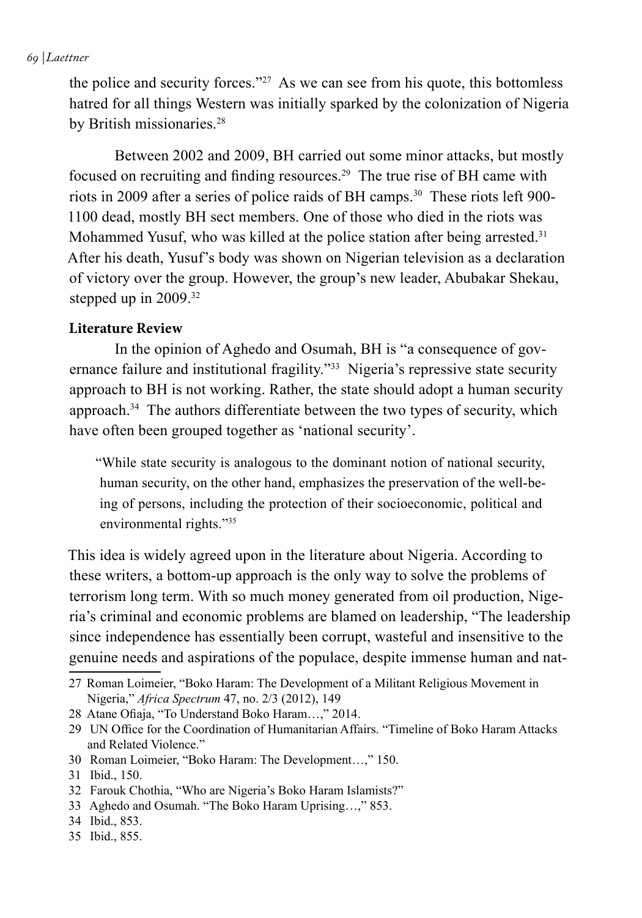the police and security forces."[27] As we can see from his quote, this bottomless hatred for all things Western was initially sparked by the colonization of Nigeria by British missionaries.[28]

Between 2002 and 2009, BH carried out some minor attacks, but mostly focused on recruiting and finding resources.[29] The true rise of BH came with riots in 2009 after a series of police raids of BH camps.[30] These riots left 900-1100 dead, mostly BH sect members. One of those who died in the riots was Mohammed Yusuf, who was killed at the police station after being arrested.[31] After his death, Yusuf's body was shown on Nigerian television as a declaration of victory over the group. However, the group's new leader, Abubakar Shekau, stepped up in 2009.[32]

**Literature Review**

In the opinion of Aghedo and Osumah, BH is "a consequence of governance failure and institutional fragility."[33] Nigeria's repressive state security approach to BH is not working. Rather, the state should adopt a human security approach.[34] The authors differentiate between the two types of security, which have often been grouped together as 'national security'.

> "While state security is analogous to the dominant notion of national security, human security, on the other hand, emphasizes the preservation of the well-being of persons, including the protection of their socioeconomic, political and environmental rights."[35]

This idea is widely agreed upon in the literature about Nigeria. According to these writers, a bottom-up approach is the only way to solve the problems of terrorism long term. With so much money generated from oil production, Nigeria's criminal and economic problems are blamed on leadership, "The leadership since independence has essentially been corrupt, wasteful and insensitive to the genuine needs and aspirations of the populace, despite immense human and nat-

---

27 Roman Loimeier, "Boko Haram: The Development of a Militant Religious Movement in Nigeria," *Africa Spectrum* 47, no. 2/3 (2012), 149

28 Atane Ofiaja, "To Understand Boko Haram…," 2014.

29 UN Office for the Coordination of Humanitarian Affairs. "Timeline of Boko Haram Attacks and Related Violence."

30 Roman Loimeier, "Boko Haram: The Development…," 150.

31 Ibid., 150.

32 Farouk Chothia, "Who are Nigeria's Boko Haram Islamists?"

33 Aghedo and Osumah. "The Boko Haram Uprising…," 853.

34 Ibid., 853.

35 Ibid., 855.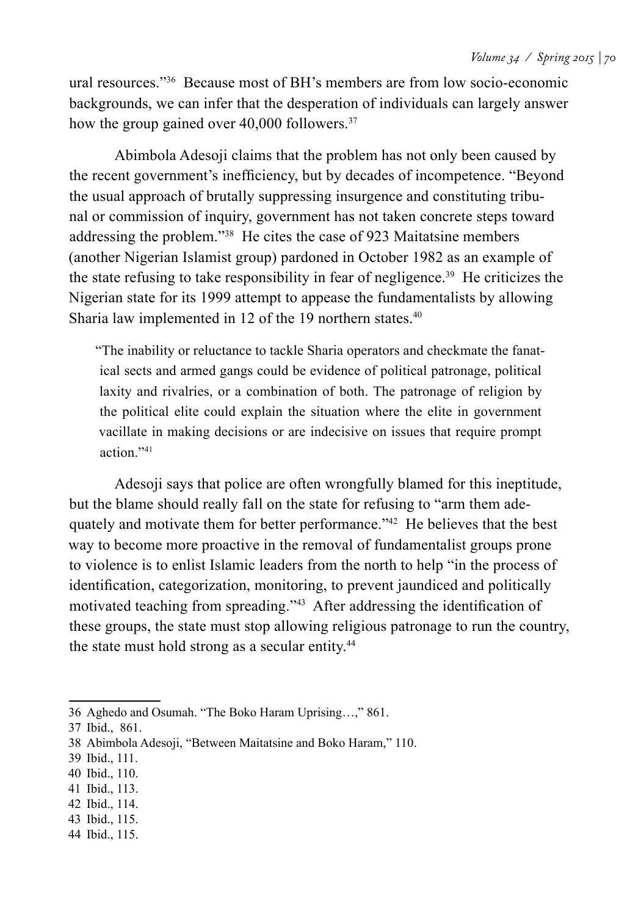ural resources."[36] Because most of BH's members are from low socio-economic backgrounds, we can infer that the desperation of individuals can largely answer how the group gained over 40,000 followers.[37]

Abimbola Adesoji claims that the problem has not only been caused by the recent government's inefficiency, but by decades of incompetence. "Beyond the usual approach of brutally suppressing insurgence and constituting tribunal or commission of inquiry, government has not taken concrete steps toward addressing the problem."[38] He cites the case of 923 Maitatsine members (another Nigerian Islamist group) pardoned in October 1982 as an example of the state refusing to take responsibility in fear of negligence.[39] He criticizes the Nigerian state for its 1999 attempt to appease the fundamentalists by allowing Sharia law implemented in 12 of the 19 northern states.[40]

> "The inability or reluctance to tackle Sharia operators and checkmate the fanatical sects and armed gangs could be evidence of political patronage, political laxity and rivalries, or a combination of both. The patronage of religion by the political elite could explain the situation where the elite in government vacillate in making decisions or are indecisive on issues that require prompt action."[41]

Adesoji says that police are often wrongfully blamed for this ineptitude, but the blame should really fall on the state for refusing to "arm them adequately and motivate them for better performance."[42] He believes that the best way to become more proactive in the removal of fundamentalist groups prone to violence is to enlist Islamic leaders from the north to help "in the process of identification, categorization, monitoring, to prevent jaundiced and politically motivated teaching from spreading."[43] After addressing the identification of these groups, the state must stop allowing religious patronage to run the country, the state must hold strong as a secular entity.[44]

---

36 Aghedo and Osumah. "The Boko Haram Uprising…," 861.

37 Ibid., 861.

38 Abimbola Adesoji, "Between Maitatsine and Boko Haram," 110.

39 Ibid., 111.

40 Ibid., 110.

41 Ibid., 113.

42 Ibid., 114.

43 Ibid., 115.

44 Ibid., 115.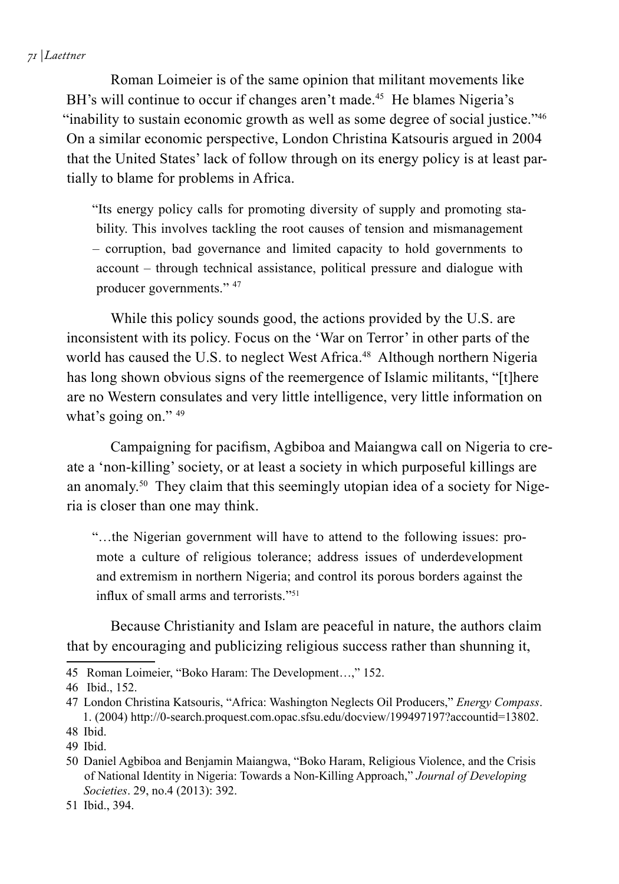Roman Loimeier is of the same opinion that militant movements like BH's will continue to occur if changes aren't made.[45] He blames Nigeria's "inability to sustain economic growth as well as some degree of social justice."[46] On a similar economic perspective, London Christina Katsouris argued in 2004 that the United States' lack of follow through on its energy policy is at least partially to blame for problems in Africa.

> "Its energy policy calls for promoting diversity of supply and promoting stability. This involves tackling the root causes of tension and mismanagement – corruption, bad governance and limited capacity to hold governments to account – through technical assistance, political pressure and dialogue with producer governments." [47]

While this policy sounds good, the actions provided by the U.S. are inconsistent with its policy. Focus on the 'War on Terror' in other parts of the world has caused the U.S. to neglect West Africa.[48] Although northern Nigeria has long shown obvious signs of the reemergence of Islamic militants, "[t]here are no Western consulates and very little intelligence, very little information on what's going on." [49]

Campaigning for pacifism, Agbiboa and Maiangwa call on Nigeria to create a 'non-killing' society, or at least a society in which purposeful killings are an anomaly.[50] They claim that this seemingly utopian idea of a society for Nigeria is closer than one may think.

> "…the Nigerian government will have to attend to the following issues: promote a culture of religious tolerance; address issues of underdevelopment and extremism in northern Nigeria; and control its porous borders against the influx of small arms and terrorists."[51]

Because Christianity and Islam are peaceful in nature, the authors claim that by encouraging and publicizing religious success rather than shunning it,

---

45 Roman Loimeier, "Boko Haram: The Development…," 152.

46 Ibid., 152.

47 London Christina Katsouris, "Africa: Washington Neglects Oil Producers," *Energy Compass*. 1. (2004) http://0-search.proquest.com.opac.sfsu.edu/docview/199497197?accountid=13802.

48 Ibid.

49 Ibid.

50 Daniel Agbiboa and Benjamin Maiangwa, "Boko Haram, Religious Violence, and the Crisis of National Identity in Nigeria: Towards a Non-Killing Approach," *Journal of Developing Societies*. 29, no.4 (2013): 392.

51 Ibid., 394.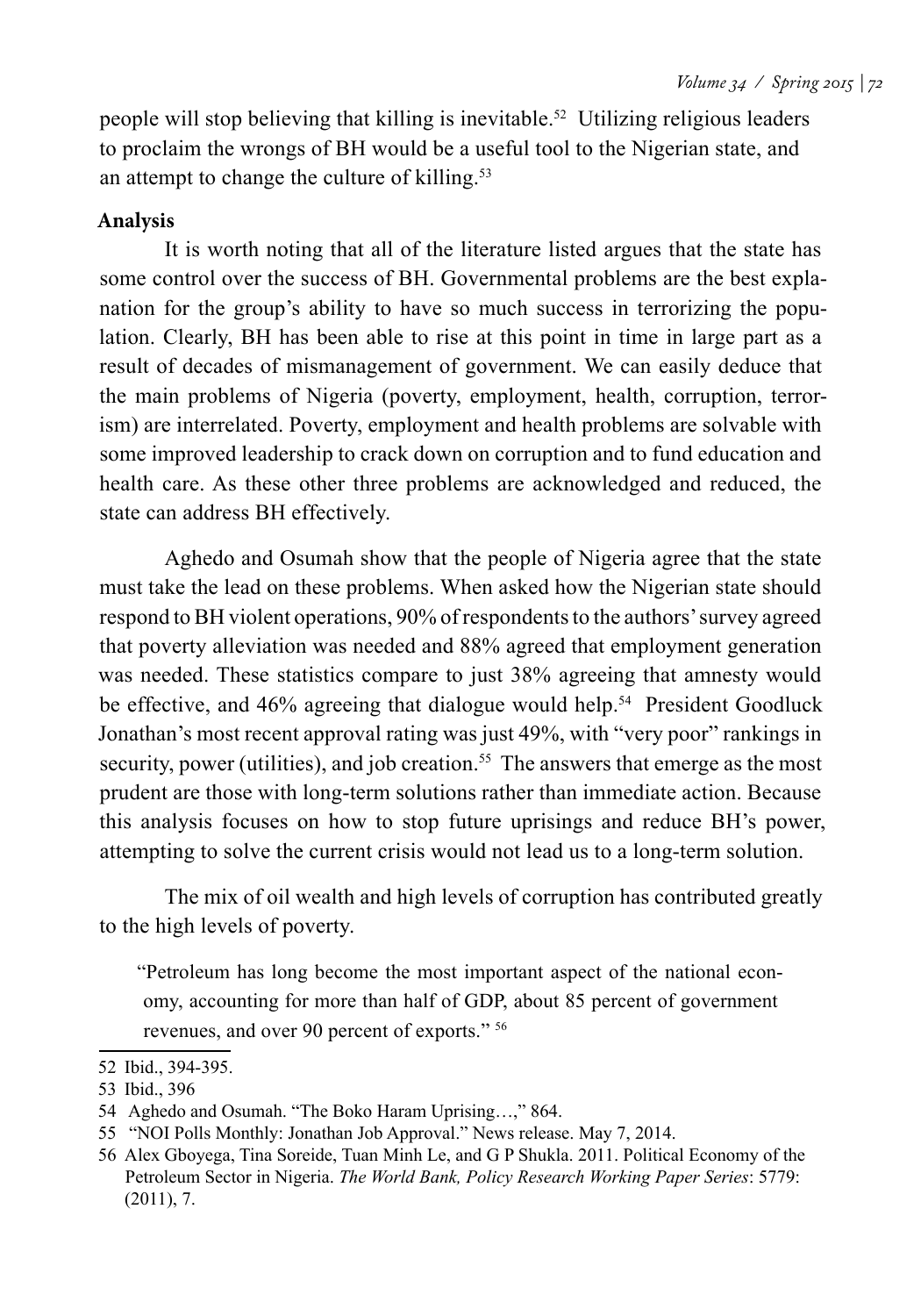people will stop believing that killing is inevitable.[52] Utilizing religious leaders to proclaim the wrongs of BH would be a useful tool to the Nigerian state, and an attempt to change the culture of killing.[53]

**Analysis**

It is worth noting that all of the literature listed argues that the state has some control over the success of BH. Governmental problems are the best explanation for the group's ability to have so much success in terrorizing the population. Clearly, BH has been able to rise at this point in time in large part as a result of decades of mismanagement of government. We can easily deduce that the main problems of Nigeria (poverty, employment, health, corruption, terrorism) are interrelated. Poverty, employment and health problems are solvable with some improved leadership to crack down on corruption and to fund education and health care. As these other three problems are acknowledged and reduced, the state can address BH effectively.

Aghedo and Osumah show that the people of Nigeria agree that the state must take the lead on these problems. When asked how the Nigerian state should respond to BH violent operations, 90% of respondents to the authors' survey agreed that poverty alleviation was needed and 88% agreed that employment generation was needed. These statistics compare to just 38% agreeing that amnesty would be effective, and 46% agreeing that dialogue would help.[54] President Goodluck Jonathan's most recent approval rating was just 49%, with "very poor" rankings in security, power (utilities), and job creation.[55] The answers that emerge as the most prudent are those with long-term solutions rather than immediate action. Because this analysis focuses on how to stop future uprisings and reduce BH's power, attempting to solve the current crisis would not lead us to a long-term solution.

The mix of oil wealth and high levels of corruption has contributed greatly to the high levels of poverty.

> "Petroleum has long become the most important aspect of the national economy, accounting for more than half of GDP, about 85 percent of government revenues, and over 90 percent of exports." [56]

---

52 Ibid., 394-395.

53 Ibid., 396

54 Aghedo and Osumah. "The Boko Haram Uprising…," 864.

55 "NOI Polls Monthly: Jonathan Job Approval." News release. May 7, 2014.

56 Alex Gboyega, Tina Soreide, Tuan Minh Le, and G P Shukla. 2011. Political Economy of the Petroleum Sector in Nigeria. *The World Bank, Policy Research Working Paper Series*: 5779: (2011), 7.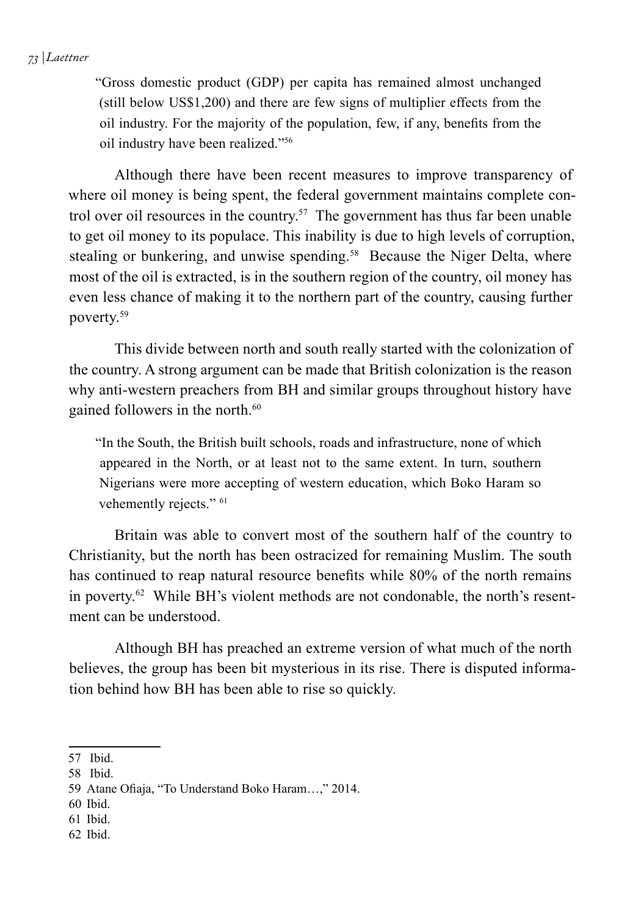> "Gross domestic product (GDP) per capita has remained almost unchanged (still below US$1,200) and there are few signs of multiplier effects from the oil industry. For the majority of the population, few, if any, benefits from the oil industry have been realized."[56]

Although there have been recent measures to improve transparency of where oil money is being spent, the federal government maintains complete control over oil resources in the country.[57] The government has thus far been unable to get oil money to its populace. This inability is due to high levels of corruption, stealing or bunkering, and unwise spending.[58] Because the Niger Delta, where most of the oil is extracted, is in the southern region of the country, oil money has even less chance of making it to the northern part of the country, causing further poverty.[59]

This divide between north and south really started with the colonization of the country. A strong argument can be made that British colonization is the reason why anti-western preachers from BH and similar groups throughout history have gained followers in the north.[60]

> "In the South, the British built schools, roads and infrastructure, none of which appeared in the North, or at least not to the same extent. In turn, southern Nigerians were more accepting of western education, which Boko Haram so vehemently rejects." [61]

Britain was able to convert most of the southern half of the country to Christianity, but the north has been ostracized for remaining Muslim. The south has continued to reap natural resource benefits while 80% of the north remains in poverty.[62] While BH's violent methods are not condonable, the north's resentment can be understood.

Although BH has preached an extreme version of what much of the north believes, the group has been bit mysterious in its rise. There is disputed information behind how BH has been able to rise so quickly.

---

57 Ibid.

58 Ibid.

59 Atane Ofiaja, "To Understand Boko Haram…," 2014.

60 Ibid.

61 Ibid.

62 Ibid.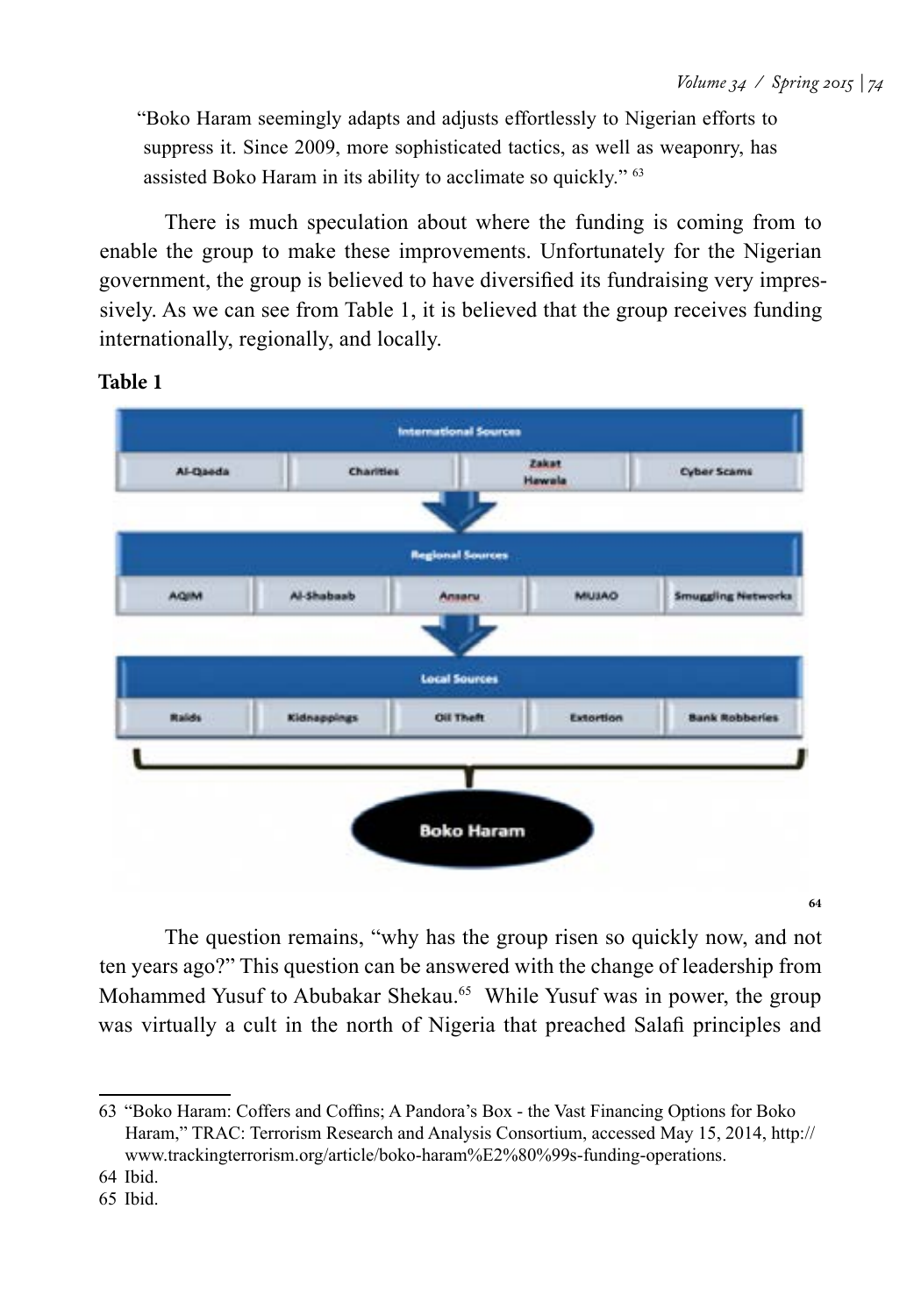> "Boko Haram seemingly adapts and adjusts effortlessly to Nigerian efforts to suppress it. Since 2009, more sophisticated tactics, as well as weaponry, has assisted Boko Haram in its ability to acclimate so quickly." [63]

There is much speculation about where the funding is coming from to enable the group to make these improvements. Unfortunately for the Nigerian government, the group is believed to have diversified its fundraising very impressively. As we can see from Table 1, it is believed that the group receives funding internationally, regionally, and locally.

**Table 1**

| International Sources | | | | |
|---|---|---|---|---|
| Al-Qaeda | Charities | Zakat Hawala | Cyber Scams | |

| Regional Sources | | | | |
|---|---|---|---|---|
| AQIM | Al-Shabaab | Ansaru | MUJAO | Smuggling Networks |

| Local Sources | | | | |
|---|---|---|---|---|
| Raids | Kidnappings | Oil Theft | Extortion | Bank Robberies |

**Boko Haram**

[64]

The question remains, "why has the group risen so quickly now, and not ten years ago?" This question can be answered with the change of leadership from Mohammed Yusuf to Abubakar Shekau.[65] While Yusuf was in power, the group was virtually a cult in the north of Nigeria that preached Salafi principles and

---

63 "Boko Haram: Coffers and Coffins; A Pandora's Box - the Vast Financing Options for Boko Haram," TRAC: Terrorism Research and Analysis Consortium, accessed May 15, 2014, http://www.trackingterrorism.org/article/boko-haram%E2%80%99s-funding-operations.

64 Ibid.

65 Ibid.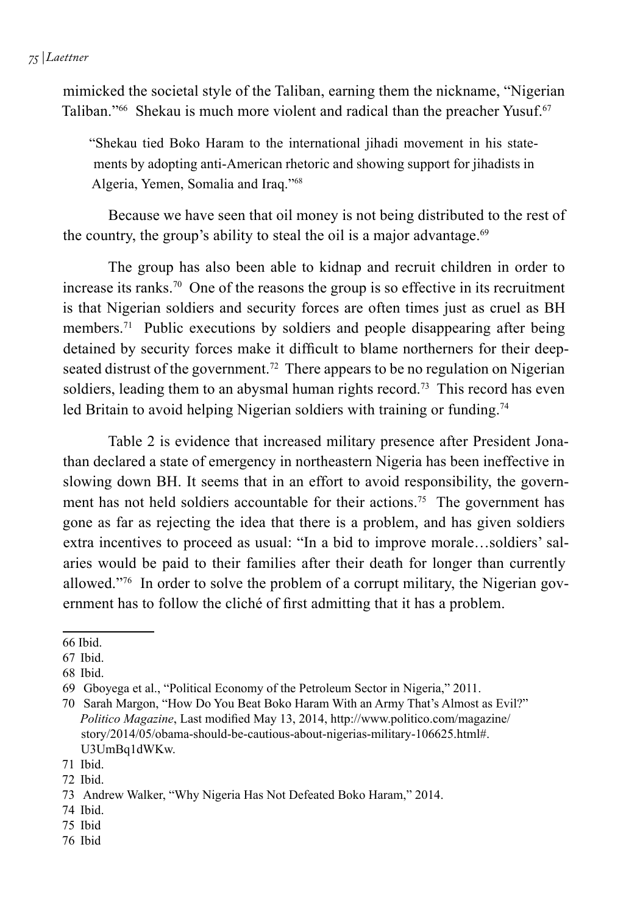mimicked the societal style of the Taliban, earning them the nickname, "Nigerian Taliban."[66] Shekau is much more violent and radical than the preacher Yusuf.[67]

> "Shekau tied Boko Haram to the international jihadi movement in his statements by adopting anti-American rhetoric and showing support for jihadists in Algeria, Yemen, Somalia and Iraq."[68]

Because we have seen that oil money is not being distributed to the rest of the country, the group's ability to steal the oil is a major advantage.[69]

The group has also been able to kidnap and recruit children in order to increase its ranks.[70] One of the reasons the group is so effective in its recruitment is that Nigerian soldiers and security forces are often times just as cruel as BH members.[71] Public executions by soldiers and people disappearing after being detained by security forces make it difficult to blame northerners for their deep-seated distrust of the government.[72] There appears to be no regulation on Nigerian soldiers, leading them to an abysmal human rights record.[73] This record has even led Britain to avoid helping Nigerian soldiers with training or funding.[74]

Table 2 is evidence that increased military presence after President Jonathan declared a state of emergency in northeastern Nigeria has been ineffective in slowing down BH. It seems that in an effort to avoid responsibility, the government has not held soldiers accountable for their actions.[75] The government has gone as far as rejecting the idea that there is a problem, and has given soldiers extra incentives to proceed as usual: "In a bid to improve morale…soldiers' salaries would be paid to their families after their death for longer than currently allowed."[76] In order to solve the problem of a corrupt military, the Nigerian government has to follow the cliché of first admitting that it has a problem.

---

66 Ibid.

67 Ibid.

68 Ibid.

69 Gboyega et al., "Political Economy of the Petroleum Sector in Nigeria," 2011.

70 Sarah Margon, "How Do You Beat Boko Haram With an Army That's Almost as Evil?" *Politico Magazine*, Last modified May 13, 2014, http://www.politico.com/magazine/story/2014/05/obama-should-be-cautious-about-nigerias-military-106625.html#.U3UmBq1dWKw.

71 Ibid.

72 Ibid.

73 Andrew Walker, "Why Nigeria Has Not Defeated Boko Haram," 2014.

74 Ibid.

75 Ibid

76 Ibid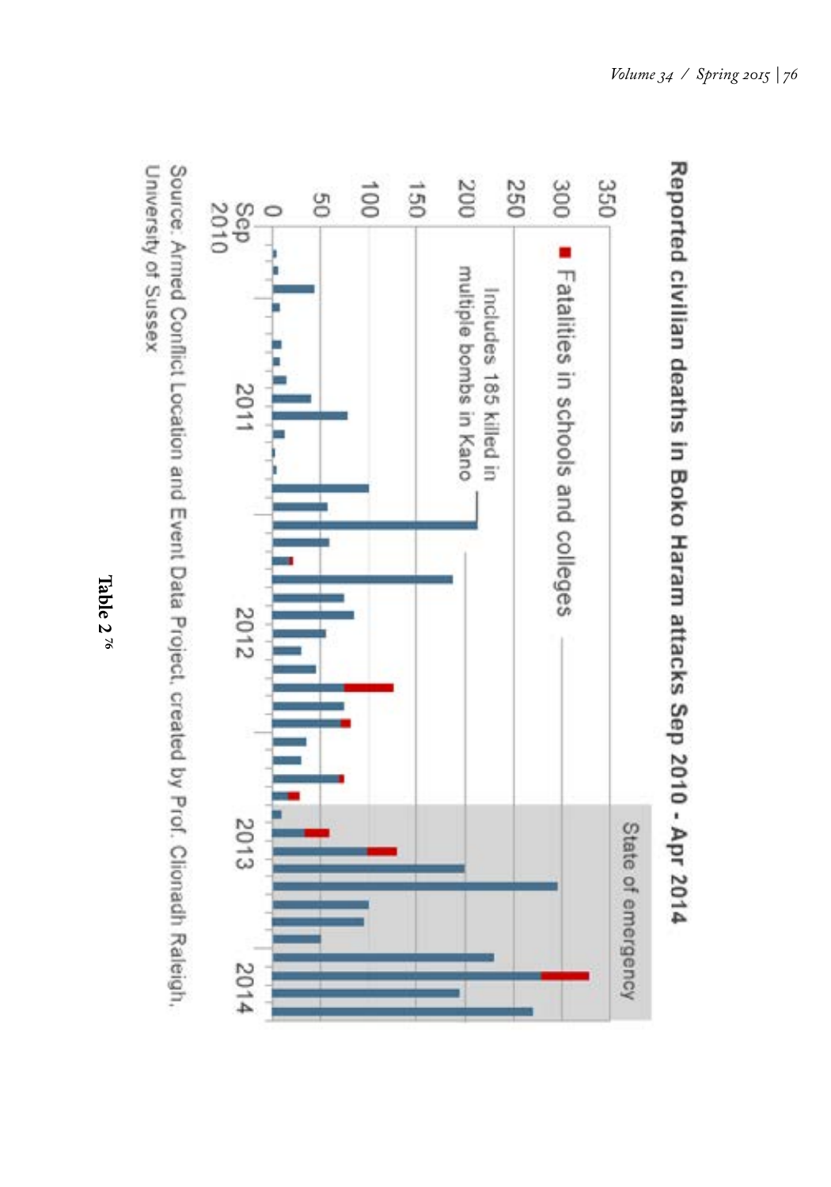Reported civilian deaths in Boko Haram attacks Sep 2010 - Apr 2014

■ Fatalities in schools and colleges

Includes 185 killed in multiple bombs in Kano

State of emergency

Source: Armed Conflict Location and Event Data Project, created by Prof. Clionadh Raleigh, University of Sussex

**Table 2** [76]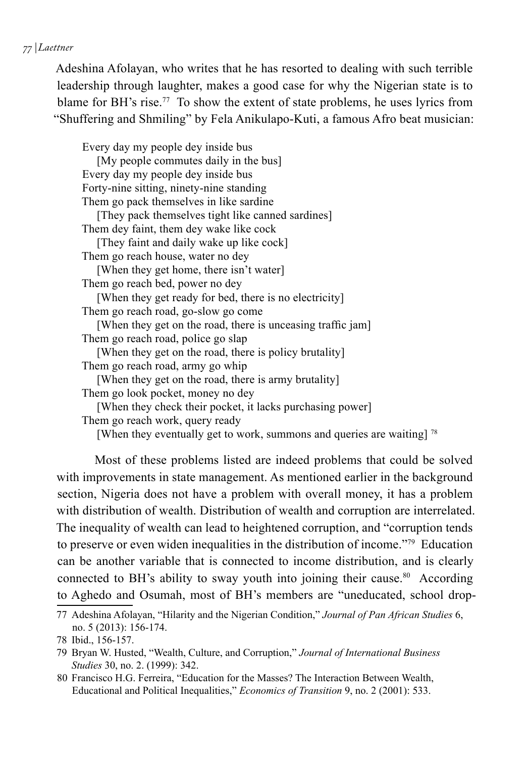Adeshina Afolayan, who writes that he has resorted to dealing with such terrible leadership through laughter, makes a good case for why the Nigerian state is to blame for BH's rise.[77] To show the extent of state problems, he uses lyrics from "Shuffering and Shmiling" by Fela Anikulapo-Kuti, a famous Afro beat musician:

> Every day my people dey inside bus
> [My people commutes daily in the bus]
> Every day my people dey inside bus
> Forty-nine sitting, ninety-nine standing
> Them go pack themselves in like sardine
> [They pack themselves tight like canned sardines]
> Them dey faint, them dey wake like cock
> [They faint and daily wake up like cock]
> Them go reach house, water no dey
> [When they get home, there isn't water]
> Them go reach bed, power no dey
> [When they get ready for bed, there is no electricity]
> Them go reach road, go-slow go come
> [When they get on the road, there is unceasing traffic jam]
> Them go reach road, police go slap
> [When they get on the road, there is policy brutality]
> Them go reach road, army go whip
> [When they get on the road, there is army brutality]
> Them go look pocket, money no dey
> [When they check their pocket, it lacks purchasing power]
> Them go reach work, query ready
> [When they eventually get to work, summons and queries are waiting] [78]

Most of these problems listed are indeed problems that could be solved with improvements in state management. As mentioned earlier in the background section, Nigeria does not have a problem with overall money, it has a problem with distribution of wealth. Distribution of wealth and corruption are interrelated. The inequality of wealth can lead to heightened corruption, and "corruption tends to preserve or even widen inequalities in the distribution of income."[79] Education can be another variable that is connected to income distribution, and is clearly connected to BH's ability to sway youth into joining their cause.[80] According to Aghedo and Osumah, most of BH's members are "uneducated, school drop-

---

77 Adeshina Afolayan, "Hilarity and the Nigerian Condition," *Journal of Pan African Studies* 6, no. 5 (2013): 156-174.

78 Ibid., 156-157.

79 Bryan W. Husted, "Wealth, Culture, and Corruption," *Journal of International Business Studies* 30, no. 2. (1999): 342.

80 Francisco H.G. Ferreira, "Education for the Masses? The Interaction Between Wealth, Educational and Political Inequalities," *Economics of Transition* 9, no. 2 (2001): 533.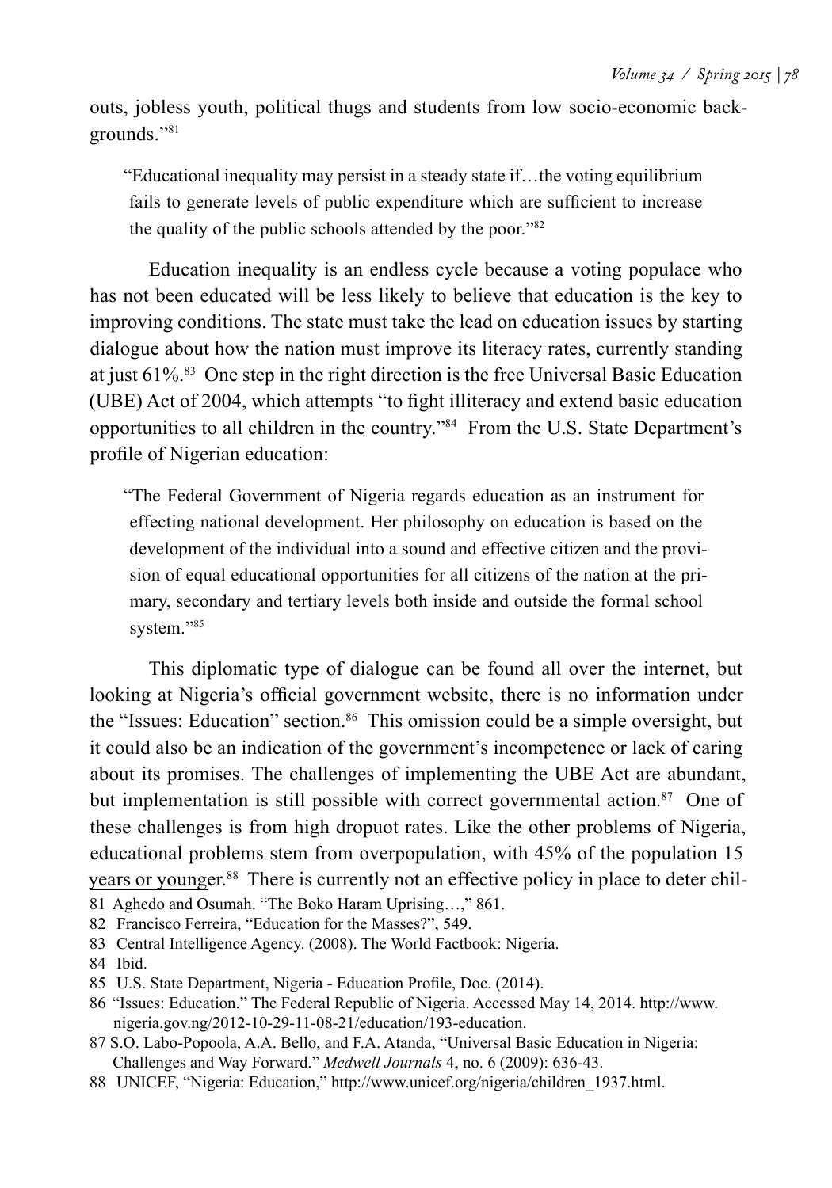outs, jobless youth, political thugs and students from low socio-economic backgrounds."[81]

> "Educational inequality may persist in a steady state if…the voting equilibrium fails to generate levels of public expenditure which are sufficient to increase the quality of the public schools attended by the poor."[82]

Education inequality is an endless cycle because a voting populace who has not been educated will be less likely to believe that education is the key to improving conditions. The state must take the lead on education issues by starting dialogue about how the nation must improve its literacy rates, currently standing at just 61%.[83] One step in the right direction is the free Universal Basic Education (UBE) Act of 2004, which attempts "to fight illiteracy and extend basic education opportunities to all children in the country."[84] From the U.S. State Department's profile of Nigerian education:

> "The Federal Government of Nigeria regards education as an instrument for effecting national development. Her philosophy on education is based on the development of the individual into a sound and effective citizen and the provision of equal educational opportunities for all citizens of the nation at the primary, secondary and tertiary levels both inside and outside the formal school system."[85]

This diplomatic type of dialogue can be found all over the internet, but looking at Nigeria's official government website, there is no information under the "Issues: Education" section.[86] This omission could be a simple oversight, but it could also be an indication of the government's incompetence or lack of caring about its promises. The challenges of implementing the UBE Act are abundant, but implementation is still possible with correct governmental action.[87] One of these challenges is from high dropuot rates. Like the other problems of Nigeria, educational problems stem from overpopulation, with 45% of the population 15 years or younger.[88] There is currently not an effective policy in place to deter chil-

81 Aghedo and Osumah. "The Boko Haram Uprising…," 861.

82 Francisco Ferreira, "Education for the Masses?", 549.

83 Central Intelligence Agency. (2008). The World Factbook: Nigeria.

84 Ibid.

85 U.S. State Department, Nigeria - Education Profile, Doc. (2014).

86 "Issues: Education." The Federal Republic of Nigeria. Accessed May 14, 2014. http://www.nigeria.gov.ng/2012-10-29-11-08-21/education/193-education.

87 S.O. Labo-Popoola, A.A. Bello, and F.A. Atanda, "Universal Basic Education in Nigeria: Challenges and Way Forward." *Medwell Journals* 4, no. 6 (2009): 636-43.

88 UNICEF, "Nigeria: Education," http://www.unicef.org/nigeria/children_1937.html.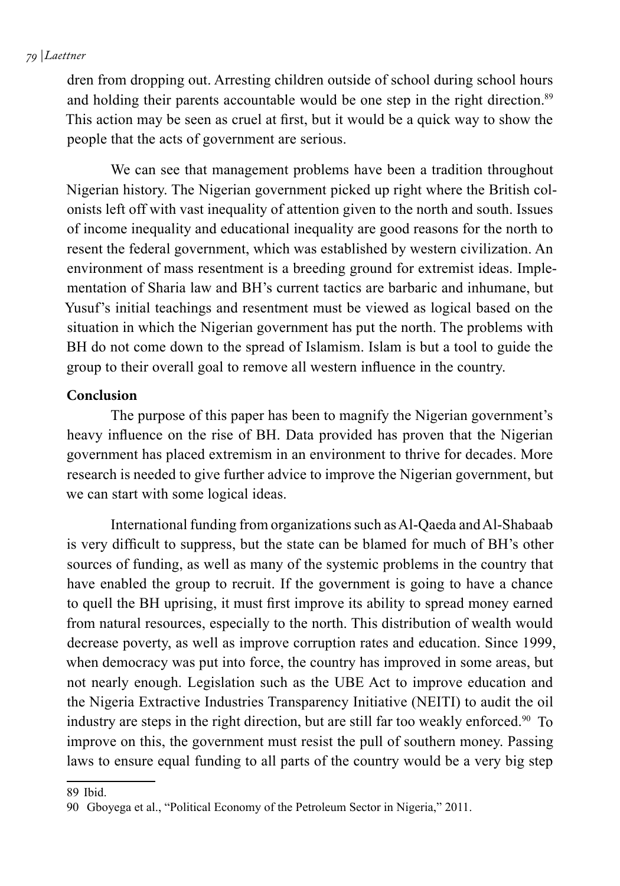dren from dropping out. Arresting children outside of school during school hours and holding their parents accountable would be one step in the right direction.[89] This action may be seen as cruel at first, but it would be a quick way to show the people that the acts of government are serious.

We can see that management problems have been a tradition throughout Nigerian history. The Nigerian government picked up right where the British colonists left off with vast inequality of attention given to the north and south. Issues of income inequality and educational inequality are good reasons for the north to resent the federal government, which was established by western civilization. An environment of mass resentment is a breeding ground for extremist ideas. Implementation of Sharia law and BH's current tactics are barbaric and inhumane, but Yusuf's initial teachings and resentment must be viewed as logical based on the situation in which the Nigerian government has put the north. The problems with BH do not come down to the spread of Islamism. Islam is but a tool to guide the group to their overall goal to remove all western influence in the country.

**Conclusion**

The purpose of this paper has been to magnify the Nigerian government's heavy influence on the rise of BH. Data provided has proven that the Nigerian government has placed extremism in an environment to thrive for decades. More research is needed to give further advice to improve the Nigerian government, but we can start with some logical ideas.

International funding from organizations such as Al-Qaeda and Al-Shabaab is very difficult to suppress, but the state can be blamed for much of BH's other sources of funding, as well as many of the systemic problems in the country that have enabled the group to recruit. If the government is going to have a chance to quell the BH uprising, it must first improve its ability to spread money earned from natural resources, especially to the north. This distribution of wealth would decrease poverty, as well as improve corruption rates and education. Since 1999, when democracy was put into force, the country has improved in some areas, but not nearly enough. Legislation such as the UBE Act to improve education and the Nigeria Extractive Industries Transparency Initiative (NEITI) to audit the oil industry are steps in the right direction, but are still far too weakly enforced.[90] To improve on this, the government must resist the pull of southern money. Passing laws to ensure equal funding to all parts of the country would be a very big step

89 Ibid.

90 Gboyega et al., "Political Economy of the Petroleum Sector in Nigeria," 2011.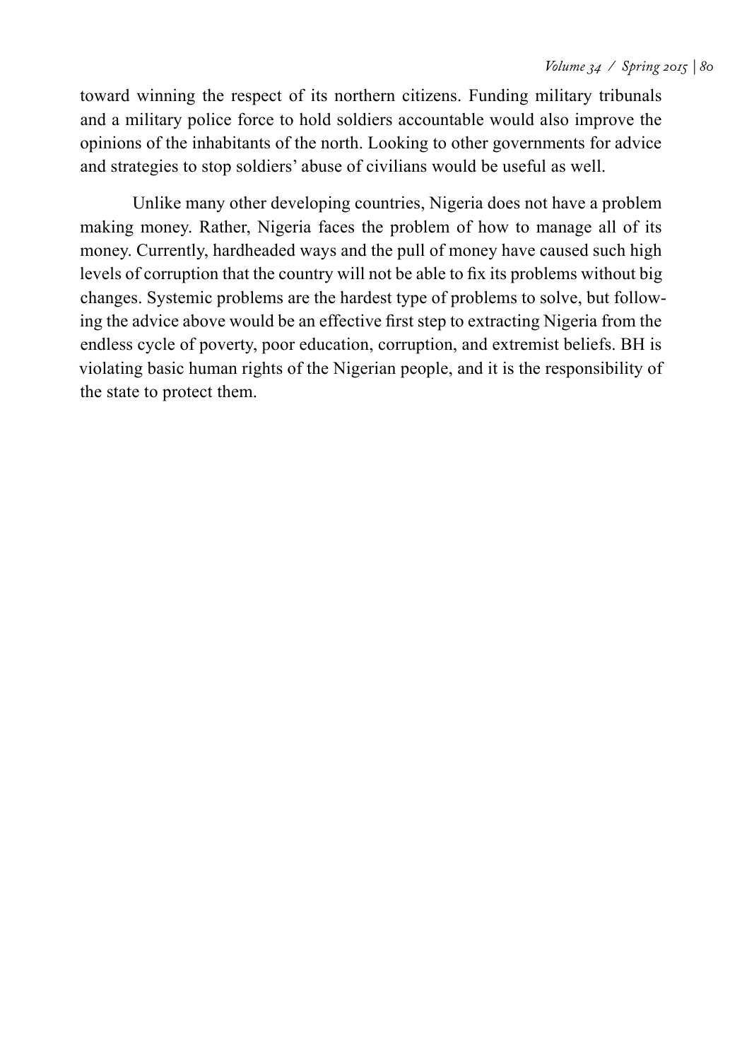toward winning the respect of its northern citizens. Funding military tribunals and a military police force to hold soldiers accountable would also improve the opinions of the inhabitants of the north. Looking to other governments for advice and strategies to stop soldiers' abuse of civilians would be useful as well.

Unlike many other developing countries, Nigeria does not have a problem making money. Rather, Nigeria faces the problem of how to manage all of its money. Currently, hardheaded ways and the pull of money have caused such high levels of corruption that the country will not be able to fix its problems without big changes. Systemic problems are the hardest type of problems to solve, but following the advice above would be an effective first step to extracting Nigeria from the endless cycle of poverty, poor education, corruption, and extremist beliefs. BH is violating basic human rights of the Nigerian people, and it is the responsibility of the state to protect them.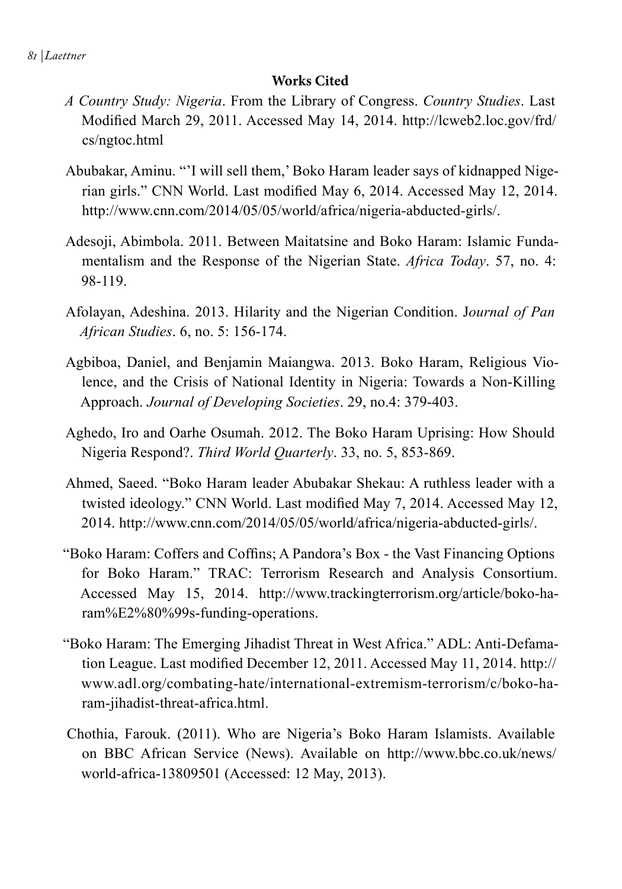## Works Cited

*A Country Study: Nigeria*. From the Library of Congress. *Country Studies*. Last Modified March 29, 2011. Accessed May 14, 2014. http://lcweb2.loc.gov/frd/cs/ngtoc.html

Abubakar, Aminu. "'I will sell them,' Boko Haram leader says of kidnapped Nigerian girls." CNN World. Last modified May 6, 2014. Accessed May 12, 2014. http://www.cnn.com/2014/05/05/world/africa/nigeria-abducted-girls/.

Adesoji, Abimbola. 2011. Between Maitatsine and Boko Haram: Islamic Fundamentalism and the Response of the Nigerian State. *Africa Today*. 57, no. 4: 98-119.

Afolayan, Adeshina. 2013. Hilarity and the Nigerian Condition. J*ournal of Pan African Studies*. 6, no. 5: 156-174.

Agbiboa, Daniel, and Benjamin Maiangwa. 2013. Boko Haram, Religious Violence, and the Crisis of National Identity in Nigeria: Towards a Non-Killing Approach. *Journal of Developing Societies*. 29, no.4: 379-403.

Aghedo, Iro and Oarhe Osumah. 2012. The Boko Haram Uprising: How Should Nigeria Respond?. *Third World Quarterly*. 33, no. 5, 853-869.

Ahmed, Saeed. "Boko Haram leader Abubakar Shekau: A ruthless leader with a twisted ideology." CNN World. Last modified May 7, 2014. Accessed May 12, 2014. http://www.cnn.com/2014/05/05/world/africa/nigeria-abducted-girls/.

"Boko Haram: Coffers and Coffins; A Pandora's Box - the Vast Financing Options for Boko Haram." TRAC: Terrorism Research and Analysis Consortium. Accessed May 15, 2014. http://www.trackingterrorism.org/article/boko-haram%E2%80%99s-funding-operations.

"Boko Haram: The Emerging Jihadist Threat in West Africa." ADL: Anti-Defamation League. Last modified December 12, 2011. Accessed May 11, 2014. http://www.adl.org/combating-hate/international-extremism-terrorism/c/boko-haram-jihadist-threat-africa.html.

Chothia, Farouk. (2011). Who are Nigeria's Boko Haram Islamists. Available on BBC African Service (News). Available on http://www.bbc.co.uk/news/world-africa-13809501 (Accessed: 12 May, 2013).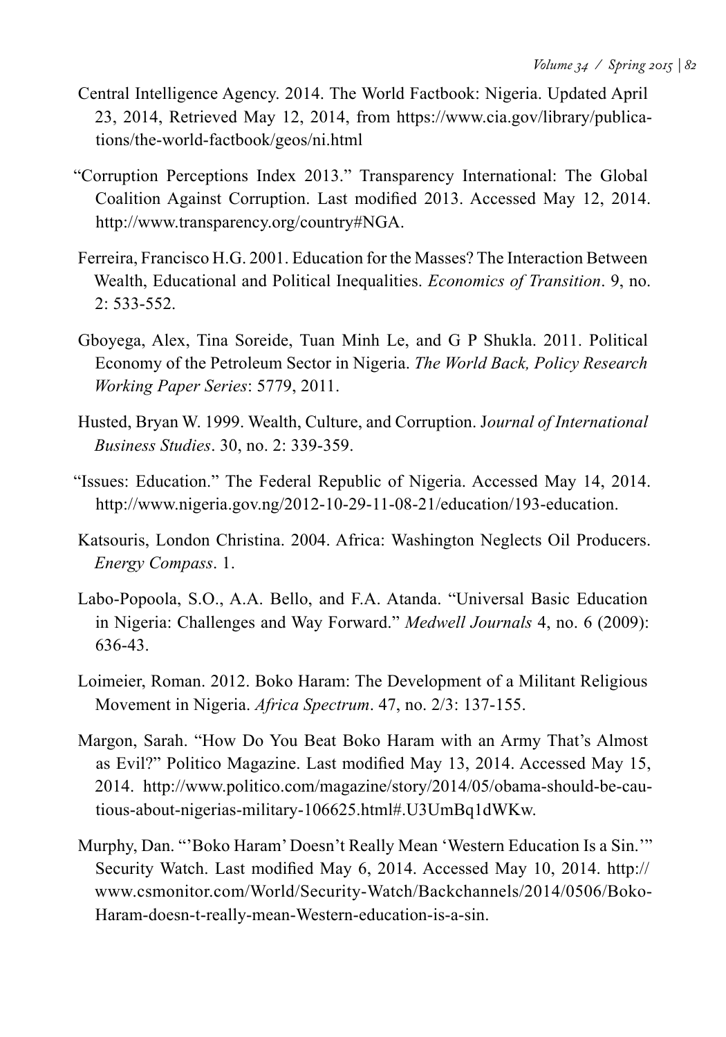Central Intelligence Agency. 2014. The World Factbook: Nigeria. Updated April 23, 2014, Retrieved May 12, 2014, from https://www.cia.gov/library/publications/the-world-factbook/geos/ni.html

"Corruption Perceptions Index 2013." Transparency International: The Global Coalition Against Corruption. Last modified 2013. Accessed May 12, 2014. http://www.transparency.org/country#NGA.

Ferreira, Francisco H.G. 2001. Education for the Masses? The Interaction Between Wealth, Educational and Political Inequalities. *Economics of Transition*. 9, no. 2: 533-552.

Gboyega, Alex, Tina Soreide, Tuan Minh Le, and G P Shukla. 2011. Political Economy of the Petroleum Sector in Nigeria. *The World Back, Policy Research Working Paper Series*: 5779, 2011.

Husted, Bryan W. 1999. Wealth, Culture, and Corruption. J*ournal of International Business Studies*. 30, no. 2: 339-359.

"Issues: Education." The Federal Republic of Nigeria. Accessed May 14, 2014. http://www.nigeria.gov.ng/2012-10-29-11-08-21/education/193-education.

Katsouris, London Christina. 2004. Africa: Washington Neglects Oil Producers. *Energy Compass*. 1.

Labo-Popoola, S.O., A.A. Bello, and F.A. Atanda. "Universal Basic Education in Nigeria: Challenges and Way Forward." *Medwell Journals* 4, no. 6 (2009): 636-43.

Loimeier, Roman. 2012. Boko Haram: The Development of a Militant Religious Movement in Nigeria. *Africa Spectrum*. 47, no. 2/3: 137-155.

Margon, Sarah. "How Do You Beat Boko Haram with an Army That's Almost as Evil?" Politico Magazine. Last modified May 13, 2014. Accessed May 15, 2014. http://www.politico.com/magazine/story/2014/05/obama-should-be-cautious-about-nigerias-military-106625.html#.U3UmBq1dWKw.

Murphy, Dan. "'Boko Haram' Doesn't Really Mean 'Western Education Is a Sin.'" Security Watch. Last modified May 6, 2014. Accessed May 10, 2014. http://www.csmonitor.com/World/Security-Watch/Backchannels/2014/0506/Boko-Haram-doesn-t-really-mean-Western-education-is-a-sin.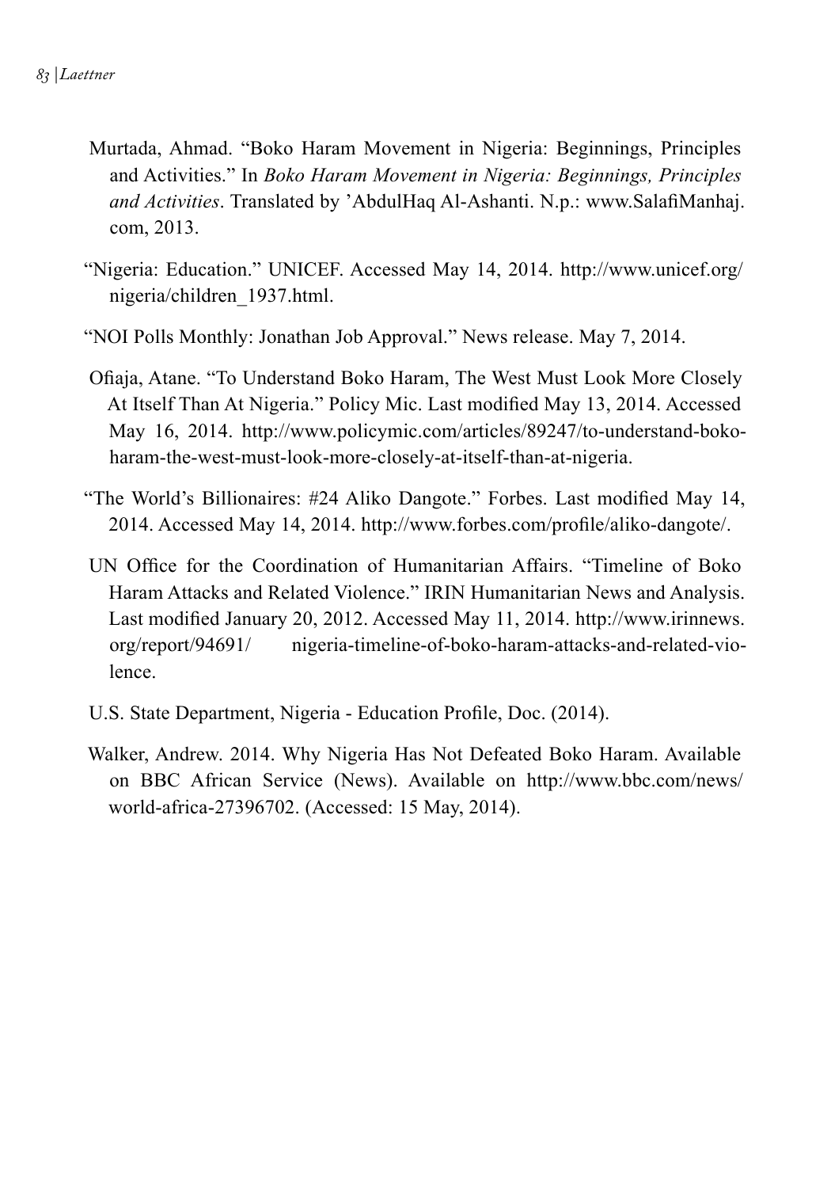Murtada, Ahmad. "Boko Haram Movement in Nigeria: Beginnings, Principles and Activities." In *Boko Haram Movement in Nigeria: Beginnings, Principles and Activities*. Translated by 'AbdulHaq Al-Ashanti. N.p.: www.SalafiManhaj.com, 2013.

"Nigeria: Education." UNICEF. Accessed May 14, 2014. http://www.unicef.org/nigeria/children_1937.html.

"NOI Polls Monthly: Jonathan Job Approval." News release. May 7, 2014.

Ofiaja, Atane. "To Understand Boko Haram, The West Must Look More Closely At Itself Than At Nigeria." Policy Mic. Last modified May 13, 2014. Accessed May 16, 2014. http://www.policymic.com/articles/89247/to-understand-boko-haram-the-west-must-look-more-closely-at-itself-than-at-nigeria.

"The World's Billionaires: #24 Aliko Dangote." Forbes. Last modified May 14, 2014. Accessed May 14, 2014. http://www.forbes.com/profile/aliko-dangote/.

UN Office for the Coordination of Humanitarian Affairs. "Timeline of Boko Haram Attacks and Related Violence." IRIN Humanitarian News and Analysis. Last modified January 20, 2012. Accessed May 11, 2014. http://www.irinnews.org/report/94691/ nigeria-timeline-of-boko-haram-attacks-and-related-violence.

U.S. State Department, Nigeria - Education Profile, Doc. (2014).

Walker, Andrew. 2014. Why Nigeria Has Not Defeated Boko Haram. Available on BBC African Service (News). Available on http://www.bbc.com/news/world-africa-27396702. (Accessed: 15 May, 2014).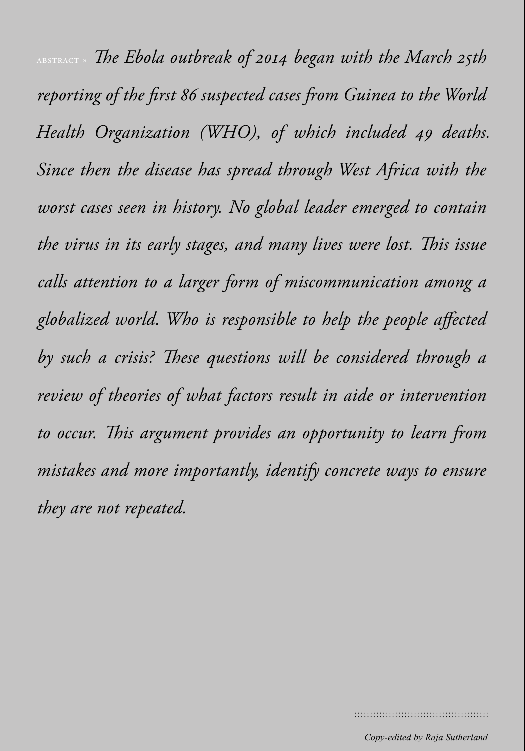ABSTRACT » *The Ebola outbreak of 2014 began with the March 25th reporting of the first 86 suspected cases from Guinea to the World Health Organization (WHO), of which included 49 deaths. Since then the disease has spread through West Africa with the worst cases seen in history. No global leader emerged to contain the virus in its early stages, and many lives were lost. This issue calls attention to a larger form of miscommunication among a globalized world. Who is responsible to help the people affected by such a crisis? These questions will be considered through a review of theories of what factors result in aide or intervention to occur. This argument provides an opportunity to learn from mistakes and more importantly, identify concrete ways to ensure they are not repeated.*

*Copy-edited by Raja Sutherland*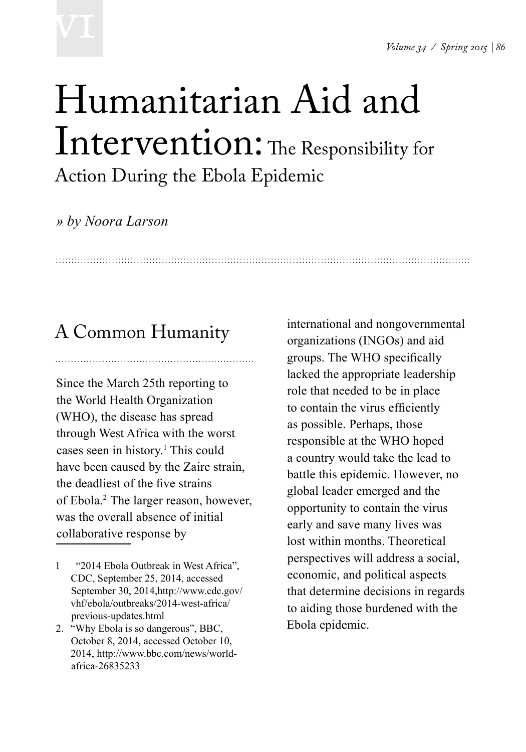# Humanitarian Aid and Intervention: The Responsibility for Action During the Ebola Epidemic

*» by Noora Larson*

## A Common Humanity

Since the March 25th reporting to the World Health Organization (WHO), the disease has spread through West Africa with the worst cases seen in history.[1] This could have been caused by the Zaire strain, the deadliest of the five strains of Ebola.[2] The larger reason, however, was the overall absence of initial collaborative response by international and nongovernmental organizations (INGOs) and aid groups. The WHO specifically lacked the appropriate leadership role that needed to be in place to contain the virus efficiently as possible. Perhaps, those responsible at the WHO hoped a country would take the lead to battle this epidemic. However, no global leader emerged and the opportunity to contain the virus early and save many lives was lost within months. Theoretical perspectives will address a social, economic, and political aspects that determine decisions in regards to aiding those burdened with the Ebola epidemic.

1 "2014 Ebola Outbreak in West Africa", CDC, September 25, 2014, accessed September 30, 2014,http://www.cdc.gov/vhf/ebola/outbreaks/2014-west-africa/previous-updates.html

2. "Why Ebola is so dangerous", BBC, October 8, 2014, accessed October 10, 2014, http://www.bbc.com/news/world-africa-26835233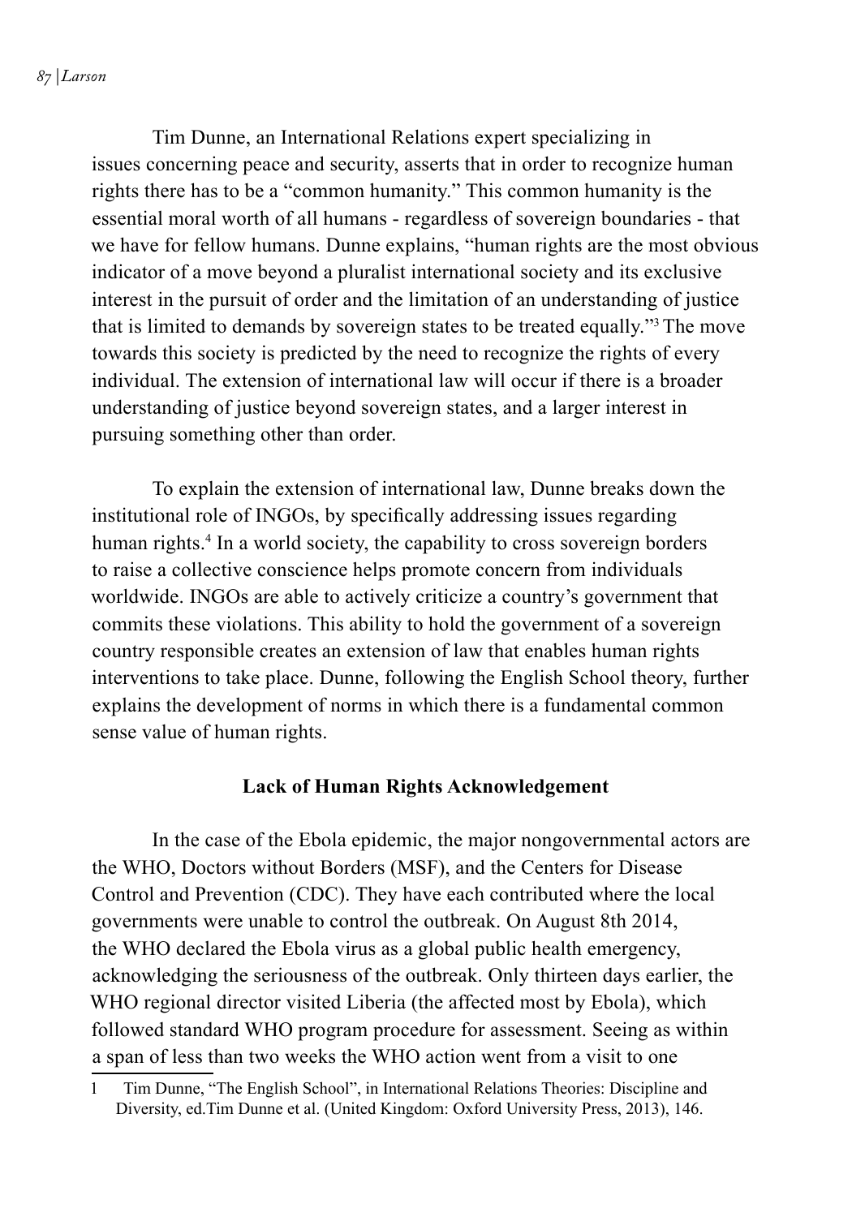Tim Dunne, an International Relations expert specializing in issues concerning peace and security, asserts that in order to recognize human rights there has to be a "common humanity." This common humanity is the essential moral worth of all humans - regardless of sovereign boundaries - that we have for fellow humans. Dunne explains, "human rights are the most obvious indicator of a move beyond a pluralist international society and its exclusive interest in the pursuit of order and the limitation of an understanding of justice that is limited to demands by sovereign states to be treated equally."[3] The move towards this society is predicted by the need to recognize the rights of every individual. The extension of international law will occur if there is a broader understanding of justice beyond sovereign states, and a larger interest in pursuing something other than order.

To explain the extension of international law, Dunne breaks down the institutional role of INGOs, by specifically addressing issues regarding human rights.[4] In a world society, the capability to cross sovereign borders to raise a collective conscience helps promote concern from individuals worldwide. INGOs are able to actively criticize a country's government that commits these violations. This ability to hold the government of a sovereign country responsible creates an extension of law that enables human rights interventions to take place. Dunne, following the English School theory, further explains the development of norms in which there is a fundamental common sense value of human rights.

## Lack of Human Rights Acknowledgement

In the case of the Ebola epidemic, the major nongovernmental actors are the WHO, Doctors without Borders (MSF), and the Centers for Disease Control and Prevention (CDC). They have each contributed where the local governments were unable to control the outbreak. On August 8th 2014, the WHO declared the Ebola virus as a global public health emergency, acknowledging the seriousness of the outbreak. Only thirteen days earlier, the WHO regional director visited Liberia (the affected most by Ebola), which followed standard WHO program procedure for assessment. Seeing as within a span of less than two weeks the WHO action went from a visit to one

1 Tim Dunne, "The English School", in International Relations Theories: Discipline and Diversity, ed.Tim Dunne et al. (United Kingdom: Oxford University Press, 2013), 146.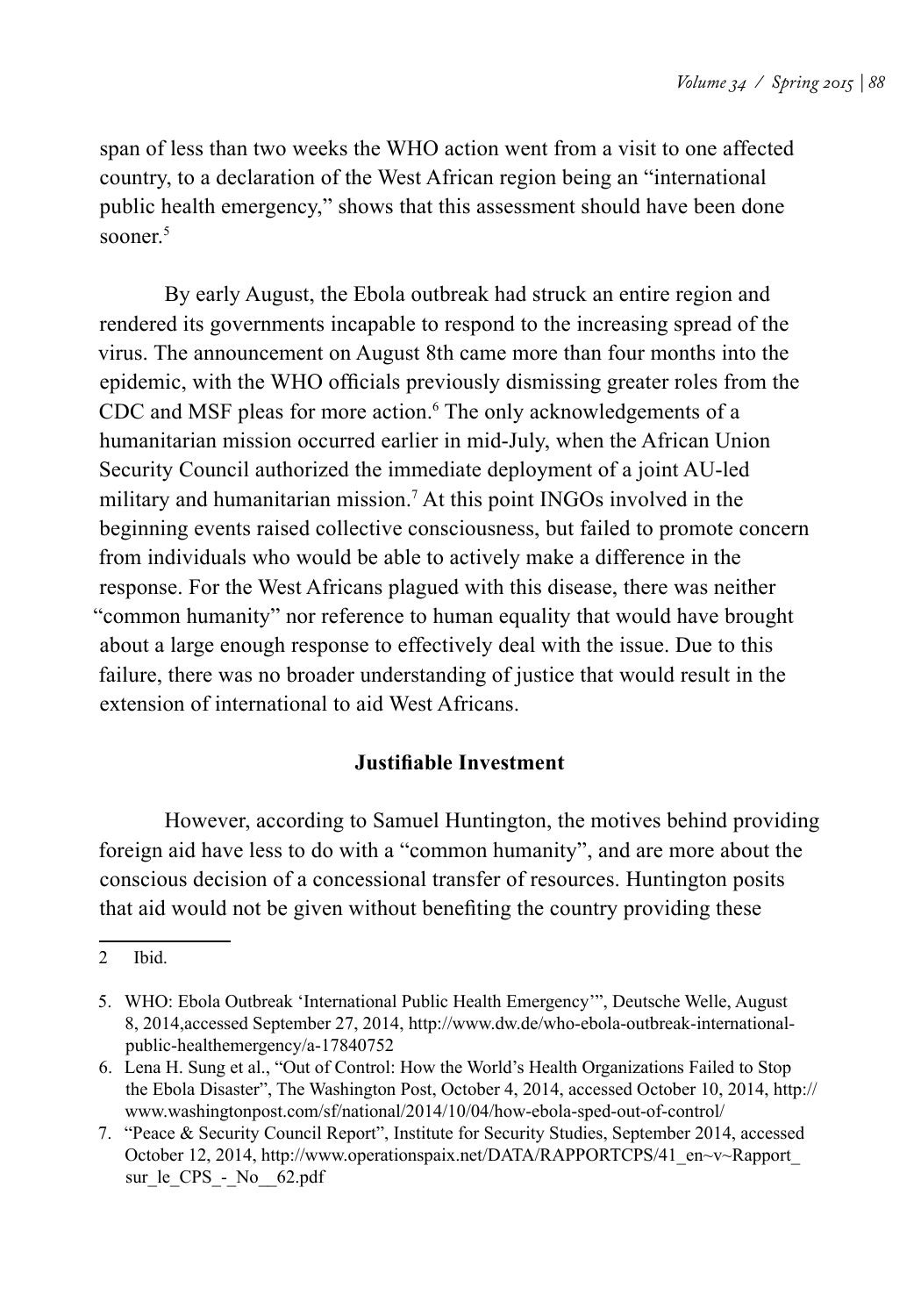span of less than two weeks the WHO action went from a visit to one affected country, to a declaration of the West African region being an "international public health emergency," shows that this assessment should have been done sooner.[5]

By early August, the Ebola outbreak had struck an entire region and rendered its governments incapable to respond to the increasing spread of the virus. The announcement on August 8th came more than four months into the epidemic, with the WHO officials previously dismissing greater roles from the CDC and MSF pleas for more action.[6] The only acknowledgements of a humanitarian mission occurred earlier in mid-July, when the African Union Security Council authorized the immediate deployment of a joint AU-led military and humanitarian mission.[7] At this point INGOs involved in the beginning events raised collective consciousness, but failed to promote concern from individuals who would be able to actively make a difference in the response. For the West Africans plagued with this disease, there was neither "common humanity" nor reference to human equality that would have brought about a large enough response to effectively deal with the issue. Due to this failure, there was no broader understanding of justice that would result in the extension of international to aid West Africans.

## Justifiable Investment

However, according to Samuel Huntington, the motives behind providing foreign aid have less to do with a "common humanity", and are more about the conscious decision of a concessional transfer of resources. Huntington posits that aid would not be given without benefiting the country providing these

---

2 Ibid.

5. WHO: Ebola Outbreak 'International Public Health Emergency'", Deutsche Welle, August 8, 2014,accessed September 27, 2014, http://www.dw.de/who-ebola-outbreak-international-public-healthemergency/a-17840752

6. Lena H. Sung et al., "Out of Control: How the World's Health Organizations Failed to Stop the Ebola Disaster", The Washington Post, October 4, 2014, accessed October 10, 2014, http://www.washingtonpost.com/sf/national/2014/10/04/how-ebola-sped-out-of-control/

7. "Peace & Security Council Report", Institute for Security Studies, September 2014, accessed October 12, 2014, http://www.operationspaix.net/DATA/RAPPORTCPS/41_en~v~Rapport_sur_le_CPS_-_No__62.pdf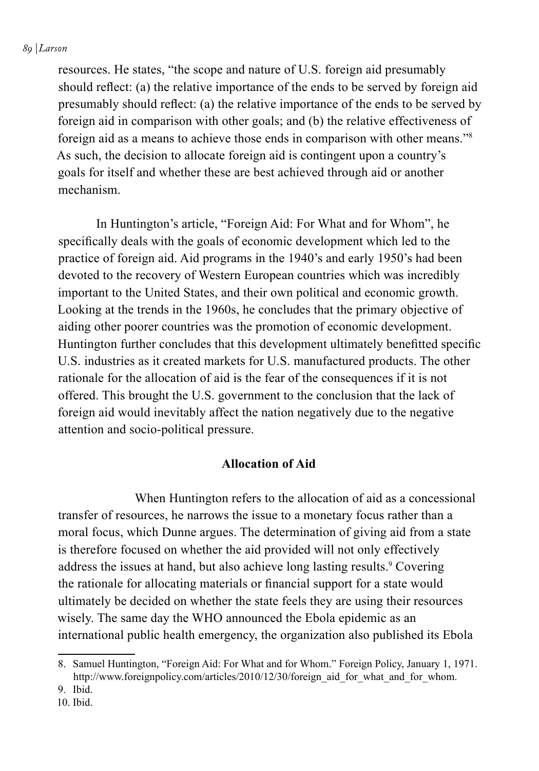resources. He states, “the scope and nature of U.S. foreign aid presumably should reflect: (a) the relative importance of the ends to be served by foreign aid presumably should reflect: (a) the relative importance of the ends to be served by foreign aid in comparison with other goals; and (b) the relative effectiveness of foreign aid as a means to achieve those ends in comparison with other means.”[8] As such, the decision to allocate foreign aid is contingent upon a country’s goals for itself and whether these are best achieved through aid or another mechanism.

In Huntington’s article, “Foreign Aid: For What and for Whom”, he specifically deals with the goals of economic development which led to the practice of foreign aid. Aid programs in the 1940’s and early 1950’s had been devoted to the recovery of Western European countries which was incredibly important to the United States, and their own political and economic growth. Looking at the trends in the 1960s, he concludes that the primary objective of aiding other poorer countries was the promotion of economic development. Huntington further concludes that this development ultimately benefitted specific U.S. industries as it created markets for U.S. manufactured products. The other rationale for the allocation of aid is the fear of the consequences if it is not offered. This brought the U.S. government to the conclusion that the lack of foreign aid would inevitably affect the nation negatively due to the negative attention and socio-political pressure.

**Allocation of Aid**

When Huntington refers to the allocation of aid as a concessional transfer of resources, he narrows the issue to a monetary focus rather than a moral focus, which Dunne argues. The determination of giving aid from a state is therefore focused on whether the aid provided will not only effectively address the issues at hand, but also achieve long lasting results.[9] Covering the rationale for allocating materials or financial support for a state would ultimately be decided on whether the state feels they are using their resources wisely. The same day the WHO announced the Ebola epidemic as an international public health emergency, the organization also published its Ebola

8. Samuel Huntington, “Foreign Aid: For What and for Whom.” Foreign Policy, January 1, 1971. http://www.foreignpolicy.com/articles/2010/12/30/foreign_aid_for_what_and_for_whom.
9. Ibid.
10. Ibid.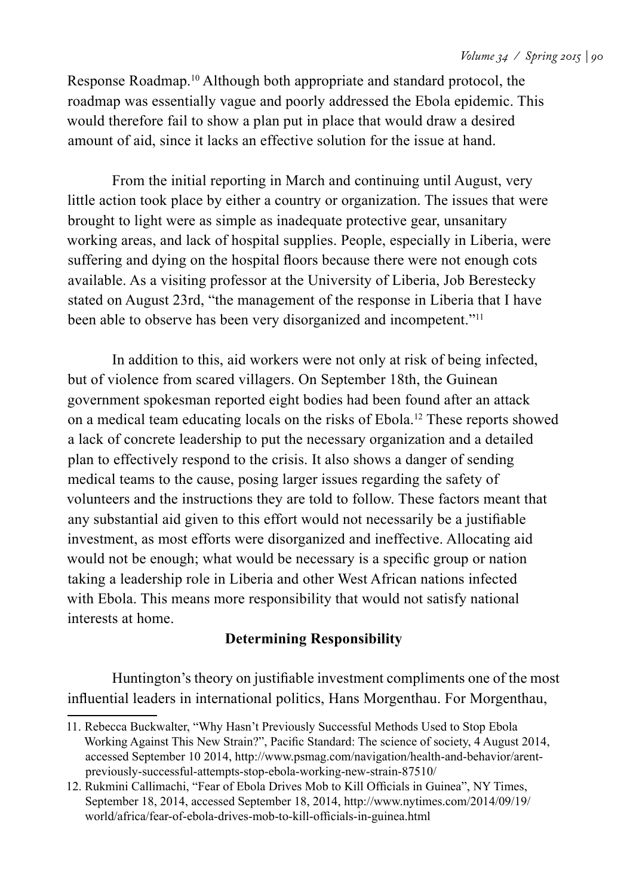Response Roadmap.[10] Although both appropriate and standard protocol, the roadmap was essentially vague and poorly addressed the Ebola epidemic. This would therefore fail to show a plan put in place that would draw a desired amount of aid, since it lacks an effective solution for the issue at hand.

From the initial reporting in March and continuing until August, very little action took place by either a country or organization. The issues that were brought to light were as simple as inadequate protective gear, unsanitary working areas, and lack of hospital supplies. People, especially in Liberia, were suffering and dying on the hospital floors because there were not enough cots available. As a visiting professor at the University of Liberia, Job Berestecky stated on August 23rd, "the management of the response in Liberia that I have been able to observe has been very disorganized and incompetent."[11]

In addition to this, aid workers were not only at risk of being infected, but of violence from scared villagers. On September 18th, the Guinean government spokesman reported eight bodies had been found after an attack on a medical team educating locals on the risks of Ebola.[12] These reports showed a lack of concrete leadership to put the necessary organization and a detailed plan to effectively respond to the crisis. It also shows a danger of sending medical teams to the cause, posing larger issues regarding the safety of volunteers and the instructions they are told to follow. These factors meant that any substantial aid given to this effort would not necessarily be a justifiable investment, as most efforts were disorganized and ineffective. Allocating aid would not be enough; what would be necessary is a specific group or nation taking a leadership role in Liberia and other West African nations infected with Ebola. This means more responsibility that would not satisfy national interests at home.

### Determining Responsibility

Huntington's theory on justifiable investment compliments one of the most influential leaders in international politics, Hans Morgenthau. For Morgenthau,

---

11. Rebecca Buckwalter, "Why Hasn't Previously Successful Methods Used to Stop Ebola Working Against This New Strain?", Pacific Standard: The science of society, 4 August 2014, accessed September 10 2014, http://www.psmag.com/navigation/health-and-behavior/arent-previously-successful-attempts-stop-ebola-working-new-strain-87510/
12. Rukmini Callimachi, "Fear of Ebola Drives Mob to Kill Officials in Guinea", NY Times, September 18, 2014, accessed September 18, 2014, http://www.nytimes.com/2014/09/19/world/africa/fear-of-ebola-drives-mob-to-kill-officials-in-guinea.html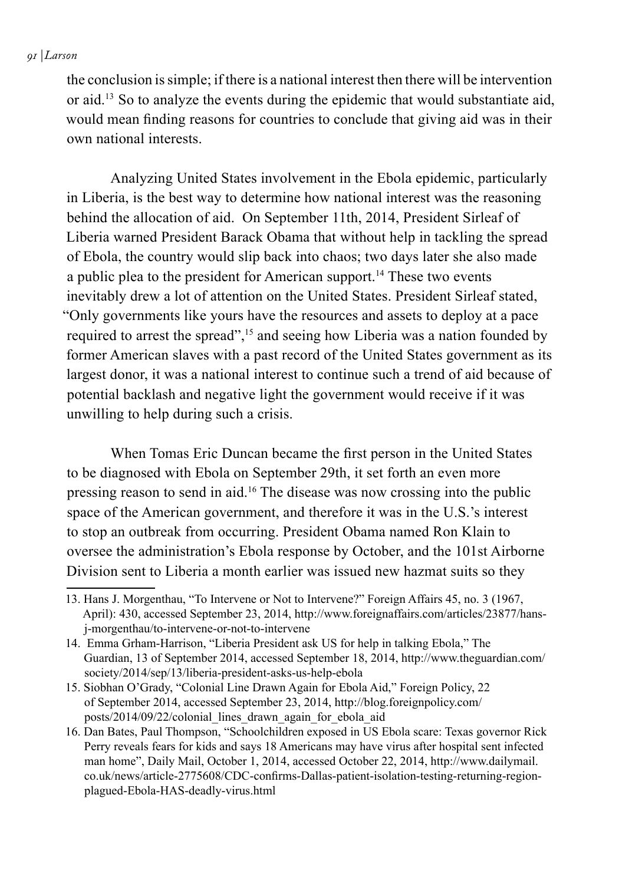the conclusion is simple; if there is a national interest then there will be intervention or aid.[13] So to analyze the events during the epidemic that would substantiate aid, would mean finding reasons for countries to conclude that giving aid was in their own national interests.

Analyzing United States involvement in the Ebola epidemic, particularly in Liberia, is the best way to determine how national interest was the reasoning behind the allocation of aid. On September 11th, 2014, President Sirleaf of Liberia warned President Barack Obama that without help in tackling the spread of Ebola, the country would slip back into chaos; two days later she also made a public plea to the president for American support.[14] These two events inevitably drew a lot of attention on the United States. President Sirleaf stated, "Only governments like yours have the resources and assets to deploy at a pace required to arrest the spread",[15] and seeing how Liberia was a nation founded by former American slaves with a past record of the United States government as its largest donor, it was a national interest to continue such a trend of aid because of potential backlash and negative light the government would receive if it was unwilling to help during such a crisis.

When Tomas Eric Duncan became the first person in the United States to be diagnosed with Ebola on September 29th, it set forth an even more pressing reason to send in aid.[16] The disease was now crossing into the public space of the American government, and therefore it was in the U.S.'s interest to stop an outbreak from occurring. President Obama named Ron Klain to oversee the administration's Ebola response by October, and the 101st Airborne Division sent to Liberia a month earlier was issued new hazmat suits so they

---

13. Hans J. Morgenthau, "To Intervene or Not to Intervene?" Foreign Affairs 45, no. 3 (1967, April): 430, accessed September 23, 2014, http://www.foreignaffairs.com/articles/23877/hans-j-morgenthau/to-intervene-or-not-to-intervene

14. Emma Grham-Harrison, "Liberia President ask US for help in talking Ebola," The Guardian, 13 of September 2014, accessed September 18, 2014, http://www.theguardian.com/society/2014/sep/13/liberia-president-asks-us-help-ebola

15. Siobhan O'Grady, "Colonial Line Drawn Again for Ebola Aid," Foreign Policy, 22 of September 2014, accessed September 23, 2014, http://blog.foreignpolicy.com/posts/2014/09/22/colonial_lines_drawn_again_for_ebola_aid

16. Dan Bates, Paul Thompson, "Schoolchildren exposed in US Ebola scare: Texas governor Rick Perry reveals fears for kids and says 18 Americans may have virus after hospital sent infected man home", Daily Mail, October 1, 2014, accessed October 22, 2014, http://www.dailymail.co.uk/news/article-2775608/CDC-confirms-Dallas-patient-isolation-testing-returning-region-plagued-Ebola-HAS-deadly-virus.html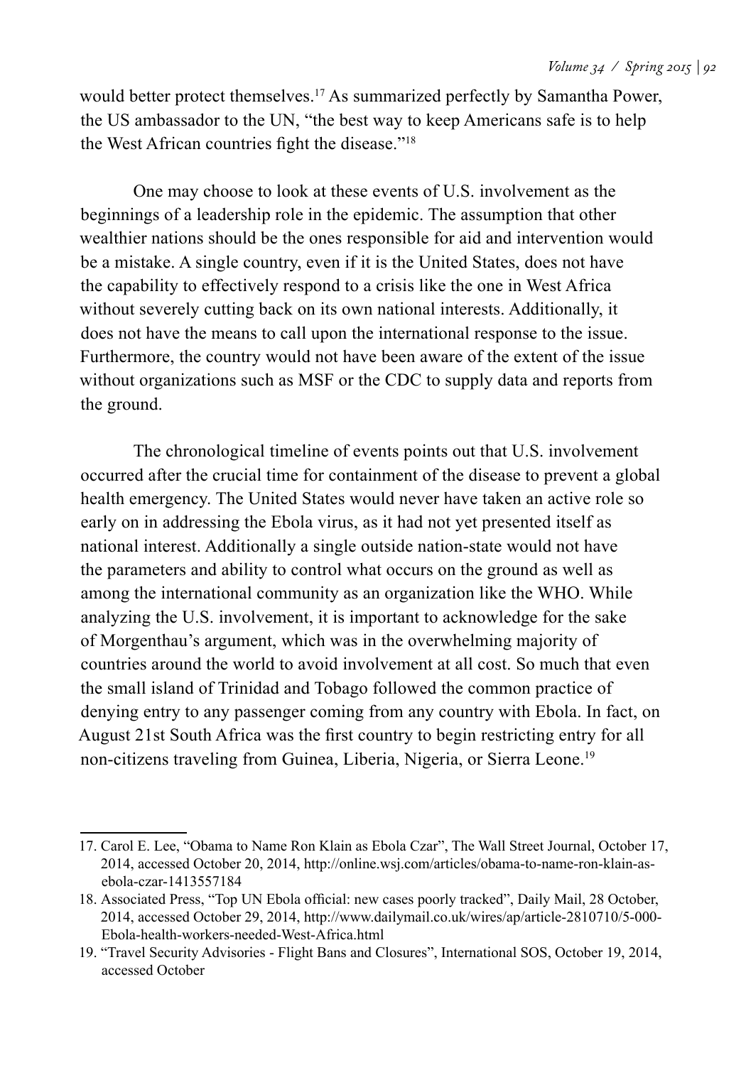would better protect themselves.[17] As summarized perfectly by Samantha Power, the US ambassador to the UN, "the best way to keep Americans safe is to help the West African countries fight the disease."[18]

One may choose to look at these events of U.S. involvement as the beginnings of a leadership role in the epidemic. The assumption that other wealthier nations should be the ones responsible for aid and intervention would be a mistake. A single country, even if it is the United States, does not have the capability to effectively respond to a crisis like the one in West Africa without severely cutting back on its own national interests. Additionally, it does not have the means to call upon the international response to the issue. Furthermore, the country would not have been aware of the extent of the issue without organizations such as MSF or the CDC to supply data and reports from the ground.

The chronological timeline of events points out that U.S. involvement occurred after the crucial time for containment of the disease to prevent a global health emergency. The United States would never have taken an active role so early on in addressing the Ebola virus, as it had not yet presented itself as national interest. Additionally a single outside nation-state would not have the parameters and ability to control what occurs on the ground as well as among the international community as an organization like the WHO. While analyzing the U.S. involvement, it is important to acknowledge for the sake of Morgenthau's argument, which was in the overwhelming majority of countries around the world to avoid involvement at all cost. So much that even the small island of Trinidad and Tobago followed the common practice of denying entry to any passenger coming from any country with Ebola. In fact, on August 21st South Africa was the first country to begin restricting entry for all non-citizens traveling from Guinea, Liberia, Nigeria, or Sierra Leone.[19]

---

17. Carol E. Lee, "Obama to Name Ron Klain as Ebola Czar", The Wall Street Journal, October 17, 2014, accessed October 20, 2014, http://online.wsj.com/articles/obama-to-name-ron-klain-as-ebola-czar-1413557184
18. Associated Press, "Top UN Ebola official: new cases poorly tracked", Daily Mail, 28 October, 2014, accessed October 29, 2014, http://www.dailymail.co.uk/wires/ap/article-2810710/5-000-Ebola-health-workers-needed-West-Africa.html
19. "Travel Security Advisories - Flight Bans and Closures", International SOS, October 19, 2014, accessed October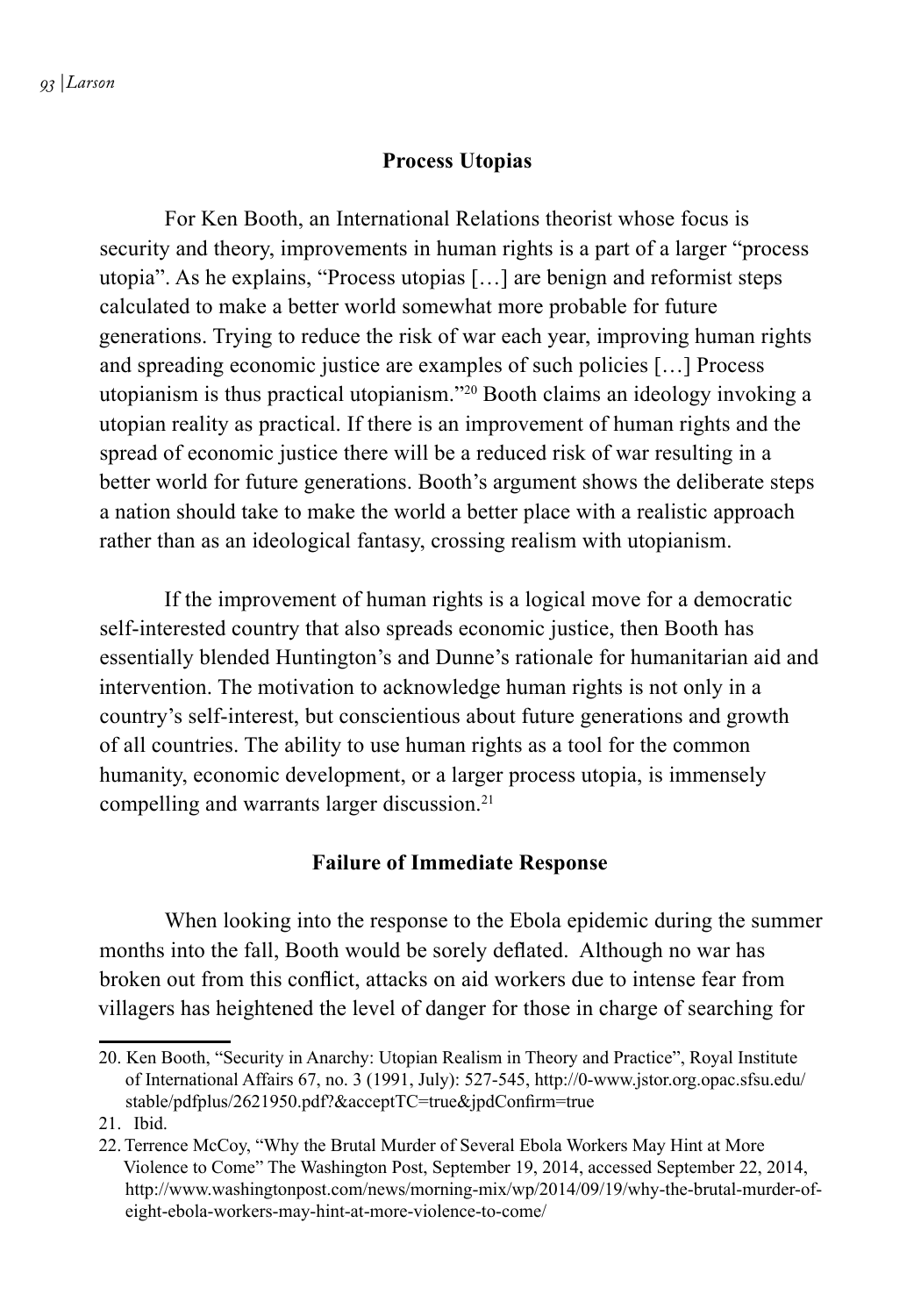## Process Utopias

For Ken Booth, an International Relations theorist whose focus is security and theory, improvements in human rights is a part of a larger "process utopia". As he explains, "Process utopias […] are benign and reformist steps calculated to make a better world somewhat more probable for future generations. Trying to reduce the risk of war each year, improving human rights and spreading economic justice are examples of such policies […] Process utopianism is thus practical utopianism."[20] Booth claims an ideology invoking a utopian reality as practical. If there is an improvement of human rights and the spread of economic justice there will be a reduced risk of war resulting in a better world for future generations. Booth's argument shows the deliberate steps a nation should take to make the world a better place with a realistic approach rather than as an ideological fantasy, crossing realism with utopianism.

If the improvement of human rights is a logical move for a democratic self-interested country that also spreads economic justice, then Booth has essentially blended Huntington's and Dunne's rationale for humanitarian aid and intervention. The motivation to acknowledge human rights is not only in a country's self-interest, but conscientious about future generations and growth of all countries. The ability to use human rights as a tool for the common humanity, economic development, or a larger process utopia, is immensely compelling and warrants larger discussion.[21]

## Failure of Immediate Response

When looking into the response to the Ebola epidemic during the summer months into the fall, Booth would be sorely deflated. Although no war has broken out from this conflict, attacks on aid workers due to intense fear from villagers has heightened the level of danger for those in charge of searching for

---

20. Ken Booth, "Security in Anarchy: Utopian Realism in Theory and Practice", Royal Institute of International Affairs 67, no. 3 (1991, July): 527-545, http://0-www.jstor.org.opac.sfsu.edu/stable/pdfplus/2621950.pdf?&acceptTC=true&jpdConfirm=true

21. Ibid.

22. Terrence McCoy, "Why the Brutal Murder of Several Ebola Workers May Hint at More Violence to Come" The Washington Post, September 19, 2014, accessed September 22, 2014, http://www.washingtonpost.com/news/morning-mix/wp/2014/09/19/why-the-brutal-murder-of-eight-ebola-workers-may-hint-at-more-violence-to-come/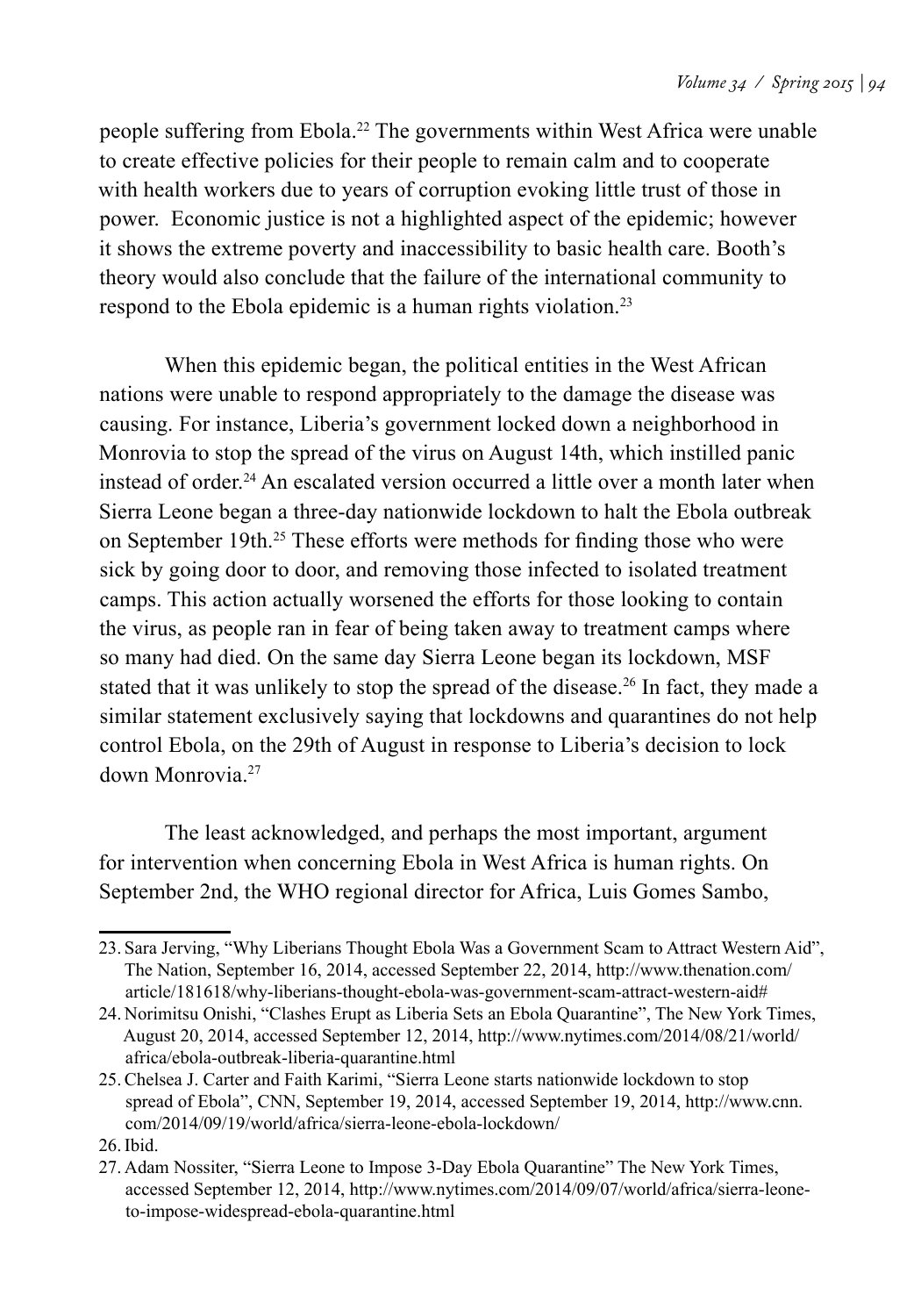people suffering from Ebola.[22] The governments within West Africa were unable to create effective policies for their people to remain calm and to cooperate with health workers due to years of corruption evoking little trust of those in power. Economic justice is not a highlighted aspect of the epidemic; however it shows the extreme poverty and inaccessibility to basic health care. Booth's theory would also conclude that the failure of the international community to respond to the Ebola epidemic is a human rights violation.[23]

When this epidemic began, the political entities in the West African nations were unable to respond appropriately to the damage the disease was causing. For instance, Liberia's government locked down a neighborhood in Monrovia to stop the spread of the virus on August 14th, which instilled panic instead of order.[24] An escalated version occurred a little over a month later when Sierra Leone began a three-day nationwide lockdown to halt the Ebola outbreak on September 19th.[25] These efforts were methods for finding those who were sick by going door to door, and removing those infected to isolated treatment camps. This action actually worsened the efforts for those looking to contain the virus, as people ran in fear of being taken away to treatment camps where so many had died. On the same day Sierra Leone began its lockdown, MSF stated that it was unlikely to stop the spread of the disease.[26] In fact, they made a similar statement exclusively saying that lockdowns and quarantines do not help control Ebola, on the 29th of August in response to Liberia's decision to lock down Monrovia.[27]

The least acknowledged, and perhaps the most important, argument for intervention when concerning Ebola in West Africa is human rights. On September 2nd, the WHO regional director for Africa, Luis Gomes Sambo,

---

23. Sara Jerving, "Why Liberians Thought Ebola Was a Government Scam to Attract Western Aid", The Nation, September 16, 2014, accessed September 22, 2014, http://www.thenation.com/article/181618/why-liberians-thought-ebola-was-government-scam-attract-western-aid#
24. Norimitsu Onishi, "Clashes Erupt as Liberia Sets an Ebola Quarantine", The New York Times, August 20, 2014, accessed September 12, 2014, http://www.nytimes.com/2014/08/21/world/africa/ebola-outbreak-liberia-quarantine.html
25. Chelsea J. Carter and Faith Karimi, "Sierra Leone starts nationwide lockdown to stop spread of Ebola", CNN, September 19, 2014, accessed September 19, 2014, http://www.cnn.com/2014/09/19/world/africa/sierra-leone-ebola-lockdown/
26. Ibid.
27. Adam Nossiter, "Sierra Leone to Impose 3-Day Ebola Quarantine" The New York Times, accessed September 12, 2014, http://www.nytimes.com/2014/09/07/world/africa/sierra-leone-to-impose-widespread-ebola-quarantine.html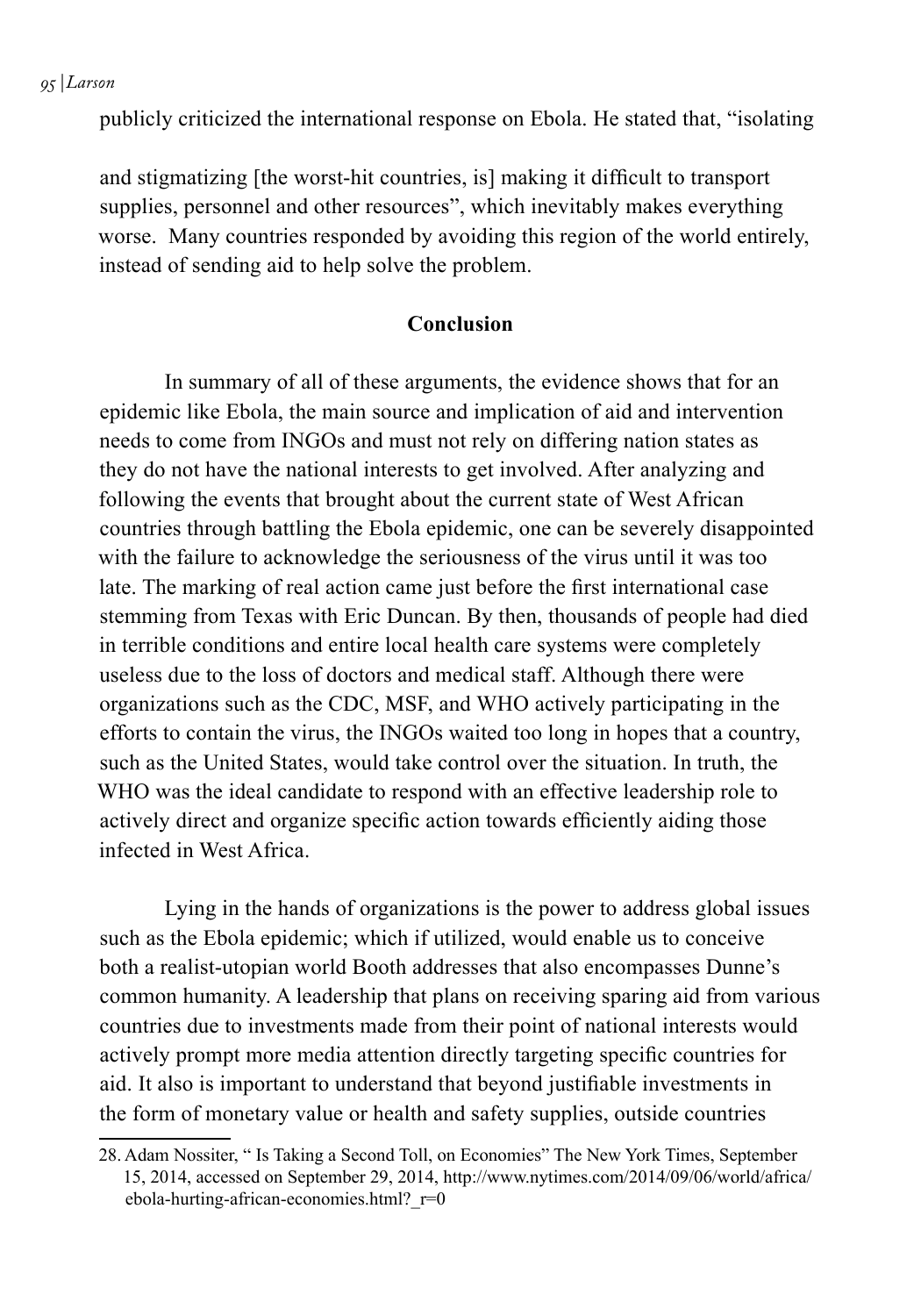publicly criticized the international response on Ebola. He stated that, "isolating

and stigmatizing [the worst-hit countries, is] making it difficult to transport supplies, personnel and other resources", which inevitably makes everything worse. Many countries responded by avoiding this region of the world entirely, instead of sending aid to help solve the problem.

## Conclusion

In summary of all of these arguments, the evidence shows that for an epidemic like Ebola, the main source and implication of aid and intervention needs to come from INGOs and must not rely on differing nation states as they do not have the national interests to get involved. After analyzing and following the events that brought about the current state of West African countries through battling the Ebola epidemic, one can be severely disappointed with the failure to acknowledge the seriousness of the virus until it was too late. The marking of real action came just before the first international case stemming from Texas with Eric Duncan. By then, thousands of people had died in terrible conditions and entire local health care systems were completely useless due to the loss of doctors and medical staff. Although there were organizations such as the CDC, MSF, and WHO actively participating in the efforts to contain the virus, the INGOs waited too long in hopes that a country, such as the United States, would take control over the situation. In truth, the WHO was the ideal candidate to respond with an effective leadership role to actively direct and organize specific action towards efficiently aiding those infected in West Africa.

Lying in the hands of organizations is the power to address global issues such as the Ebola epidemic; which if utilized, would enable us to conceive both a realist-utopian world Booth addresses that also encompasses Dunne's common humanity. A leadership that plans on receiving sparing aid from various countries due to investments made from their point of national interests would actively prompt more media attention directly targeting specific countries for aid. It also is important to understand that beyond justifiable investments in the form of monetary value or health and safety supplies, outside countries

28. Adam Nossiter, " Is Taking a Second Toll, on Economies" The New York Times, September 15, 2014, accessed on September 29, 2014, http://www.nytimes.com/2014/09/06/world/africa/ebola-hurting-african-economies.html?_r=0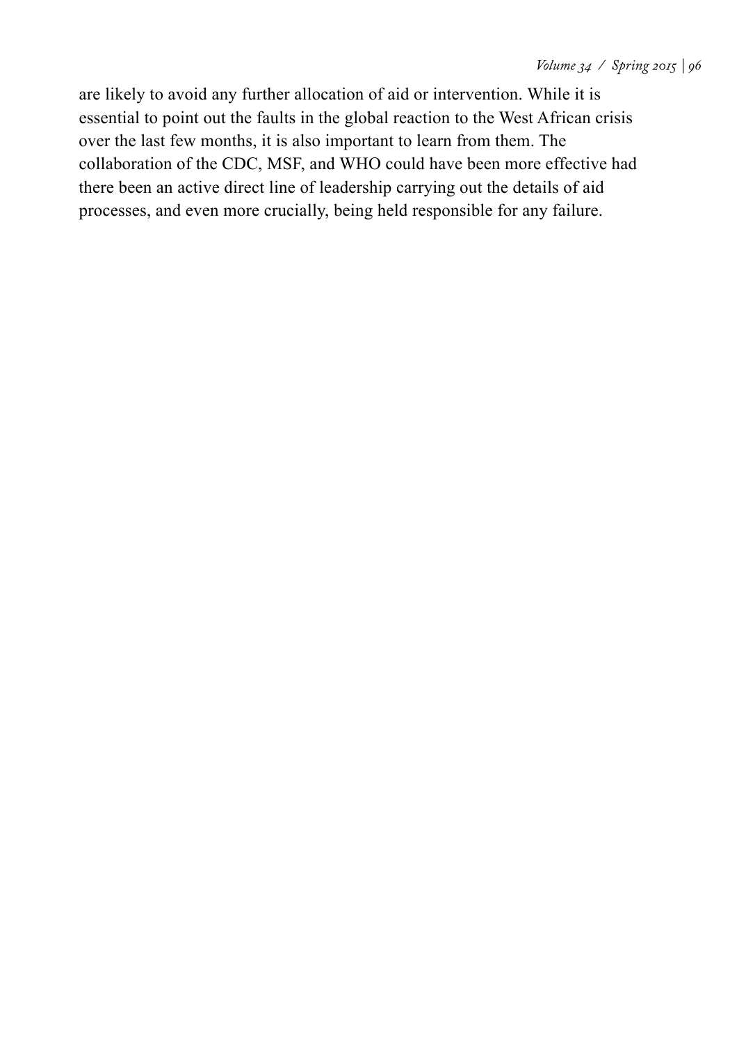are likely to avoid any further allocation of aid or intervention. While it is essential to point out the faults in the global reaction to the West African crisis over the last few months, it is also important to learn from them. The collaboration of the CDC, MSF, and WHO could have been more effective had there been an active direct line of leadership carrying out the details of aid processes, and even more crucially, being held responsible for any failure.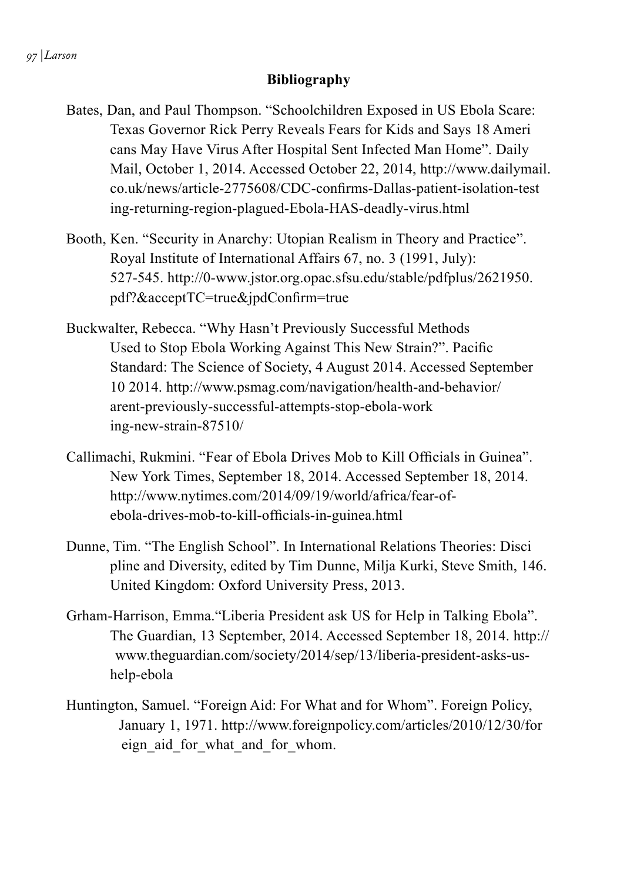## Bibliography

Bates, Dan, and Paul Thompson. "Schoolchildren Exposed in US Ebola Scare: Texas Governor Rick Perry Reveals Fears for Kids and Says 18 Americans May Have Virus After Hospital Sent Infected Man Home". Daily Mail, October 1, 2014. Accessed October 22, 2014, http://www.dailymail.co.uk/news/article-2775608/CDC-confirms-Dallas-patient-isolation-testing-returning-region-plagued-Ebola-HAS-deadly-virus.html

Booth, Ken. "Security in Anarchy: Utopian Realism in Theory and Practice". Royal Institute of International Affairs 67, no. 3 (1991, July): 527-545. http://0-www.jstor.org.opac.sfsu.edu/stable/pdfplus/2621950.pdf?&acceptTC=true&jpdConfirm=true

Buckwalter, Rebecca. "Why Hasn't Previously Successful Methods Used to Stop Ebola Working Against This New Strain?". Pacific Standard: The Science of Society, 4 August 2014. Accessed September 10 2014. http://www.psmag.com/navigation/health-and-behavior/arent-previously-successful-attempts-stop-ebola-working-new-strain-87510/

Callimachi, Rukmini. "Fear of Ebola Drives Mob to Kill Officials in Guinea". New York Times, September 18, 2014. Accessed September 18, 2014. http://www.nytimes.com/2014/09/19/world/africa/fear-of-ebola-drives-mob-to-kill-officials-in-guinea.html

Dunne, Tim. "The English School". In International Relations Theories: Discipline and Diversity, edited by Tim Dunne, Milja Kurki, Steve Smith, 146. United Kingdom: Oxford University Press, 2013.

Grham-Harrison, Emma."Liberia President ask US for Help in Talking Ebola". The Guardian, 13 September, 2014. Accessed September 18, 2014. http://www.theguardian.com/society/2014/sep/13/liberia-president-asks-us-help-ebola

Huntington, Samuel. "Foreign Aid: For What and for Whom". Foreign Policy, January 1, 1971. http://www.foreignpolicy.com/articles/2010/12/30/foreign_aid_for_what_and_for_whom.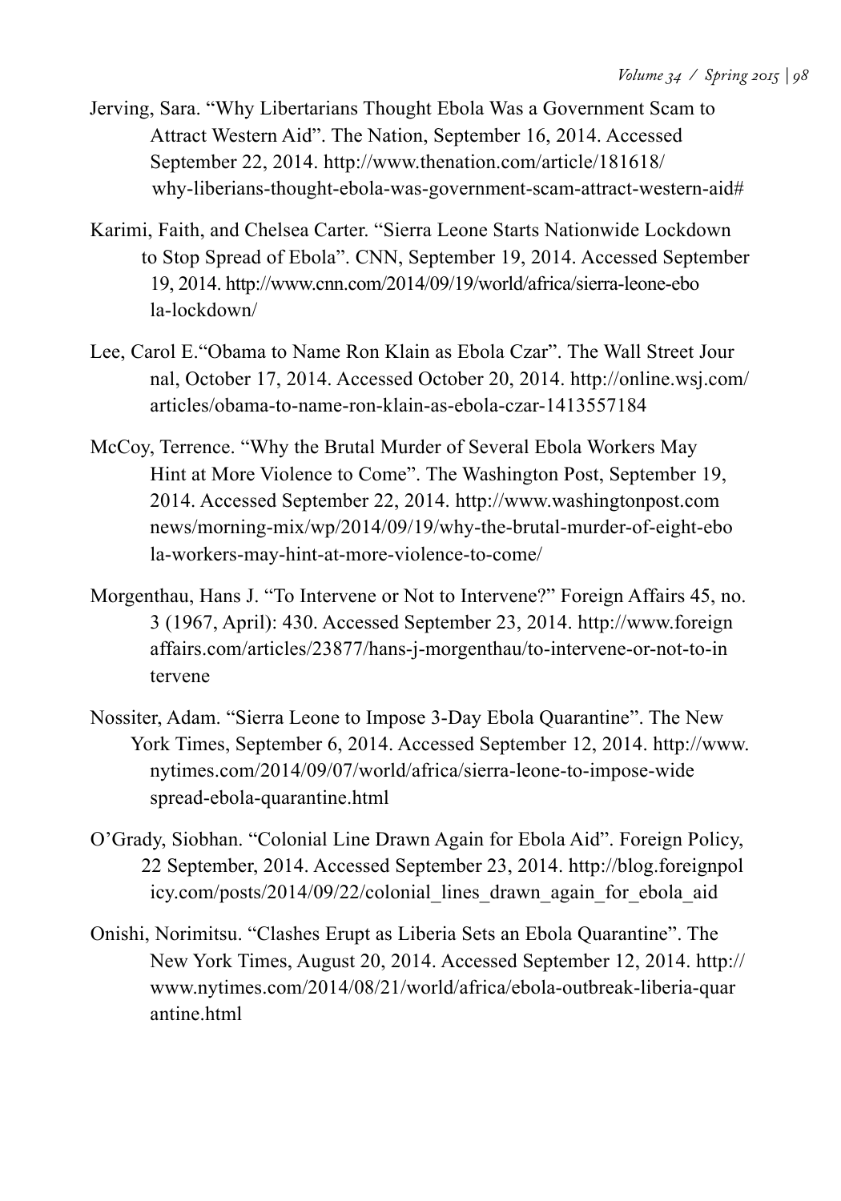Jerving, Sara. "Why Libertarians Thought Ebola Was a Government Scam to Attract Western Aid". The Nation, September 16, 2014. Accessed September 22, 2014. http://www.thenation.com/article/181618/why-liberians-thought-ebola-was-government-scam-attract-western-aid#

Karimi, Faith, and Chelsea Carter. "Sierra Leone Starts Nationwide Lockdown to Stop Spread of Ebola". CNN, September 19, 2014. Accessed September 19, 2014. http://www.cnn.com/2014/09/19/world/africa/sierra-leone-ebola-lockdown/

Lee, Carol E."Obama to Name Ron Klain as Ebola Czar". The Wall Street Journal, October 17, 2014. Accessed October 20, 2014. http://online.wsj.com/articles/obama-to-name-ron-klain-as-ebola-czar-1413557184

McCoy, Terrence. "Why the Brutal Murder of Several Ebola Workers May Hint at More Violence to Come". The Washington Post, September 19, 2014. Accessed September 22, 2014. http://www.washingtonpost.com news/morning-mix/wp/2014/09/19/why-the-brutal-murder-of-eight-ebola-workers-may-hint-at-more-violence-to-come/

Morgenthau, Hans J. "To Intervene or Not to Intervene?" Foreign Affairs 45, no. 3 (1967, April): 430. Accessed September 23, 2014. http://www.foreignaffairs.com/articles/23877/hans-j-morgenthau/to-intervene-or-not-to-intervene

Nossiter, Adam. "Sierra Leone to Impose 3-Day Ebola Quarantine". The New York Times, September 6, 2014. Accessed September 12, 2014. http://www.nytimes.com/2014/09/07/world/africa/sierra-leone-to-impose-widespread-ebola-quarantine.html

O'Grady, Siobhan. "Colonial Line Drawn Again for Ebola Aid". Foreign Policy, 22 September, 2014. Accessed September 23, 2014. http://blog.foreignpolicy.com/posts/2014/09/22/colonial_lines_drawn_again_for_ebola_aid

Onishi, Norimitsu. "Clashes Erupt as Liberia Sets an Ebola Quarantine". The New York Times, August 20, 2014. Accessed September 12, 2014. http://www.nytimes.com/2014/08/21/world/africa/ebola-outbreak-liberia-quarantine.html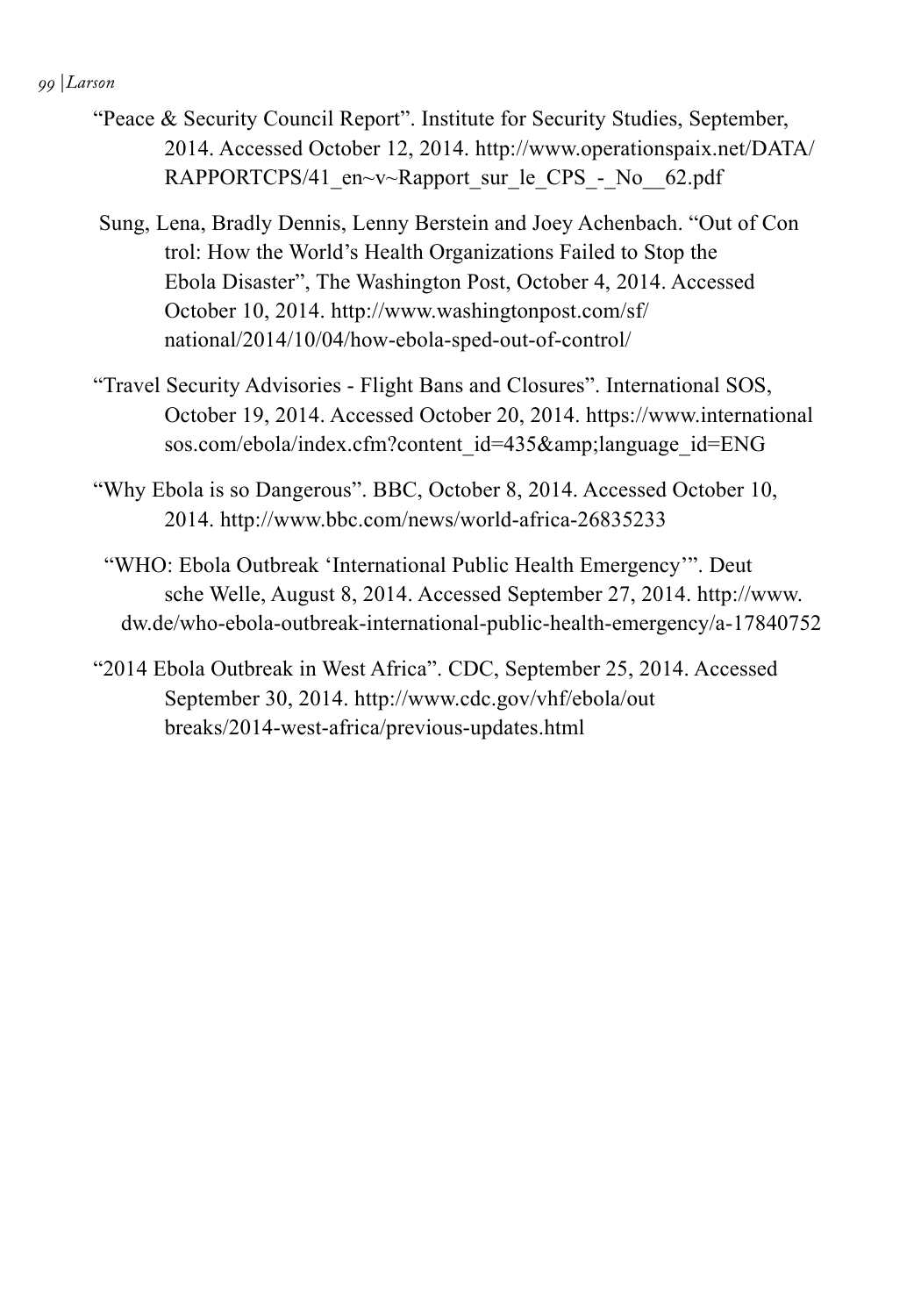"Peace & Security Council Report". Institute for Security Studies, September, 2014. Accessed October 12, 2014. http://www.operationspaix.net/DATA/RAPPORTCPS/41_en~v~Rapport_sur_le_CPS_-_No__62.pdf

Sung, Lena, Bradly Dennis, Lenny Berstein and Joey Achenbach. "Out of Control: How the World's Health Organizations Failed to Stop the Ebola Disaster", The Washington Post, October 4, 2014. Accessed October 10, 2014. http://www.washingtonpost.com/sf/national/2014/10/04/how-ebola-sped-out-of-control/

"Travel Security Advisories - Flight Bans and Closures". International SOS, October 19, 2014. Accessed October 20, 2014. https://www.internationalsos.com/ebola/index.cfm?content_id=435&amp;language_id=ENG

"Why Ebola is so Dangerous". BBC, October 8, 2014. Accessed October 10, 2014. http://www.bbc.com/news/world-africa-26835233

"WHO: Ebola Outbreak 'International Public Health Emergency'". Deutsche Welle, August 8, 2014. Accessed September 27, 2014. http://www.dw.de/who-ebola-outbreak-international-public-health-emergency/a-17840752

"2014 Ebola Outbreak in West Africa". CDC, September 25, 2014. Accessed September 30, 2014. http://www.cdc.gov/vhf/ebola/outbreaks/2014-west-africa/previous-updates.html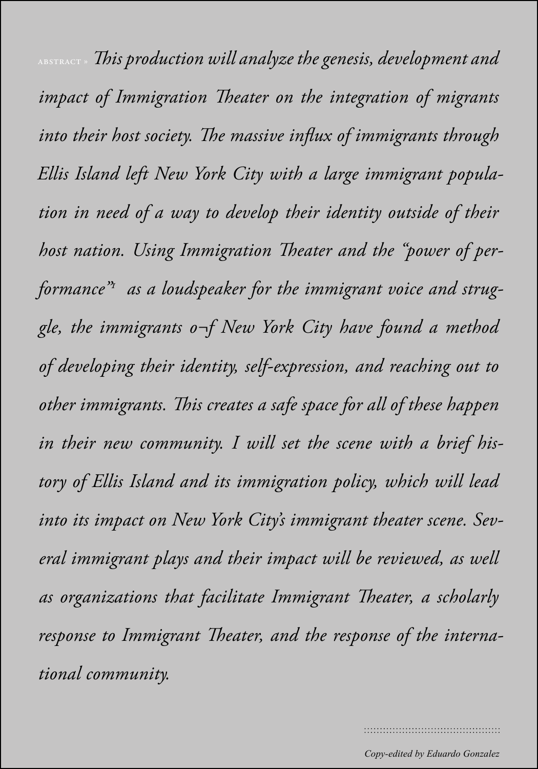ABSTRACT » *This production will analyze the genesis, development and impact of Immigration Theater on the integration of migrants into their host society. The massive influx of immigrants through Ellis Island left New York City with a large immigrant population in need of a way to develop their identity outside of their host nation. Using Immigration Theater and the "power of performance"*[1] *as a loudspeaker for the immigrant voice and struggle, the immigrants o¬f New York City have found a method of developing their identity, self-expression, and reaching out to other immigrants. This creates a safe space for all of these happen in their new community. I will set the scene with a brief history of Ellis Island and its immigration policy, which will lead into its impact on New York City's immigrant theater scene. Several immigrant plays and their impact will be reviewed, as well as organizations that facilitate Immigrant Theater, a scholarly response to Immigrant Theater, and the response of the international community.*

*Copy-edited by Eduardo Gonzalez*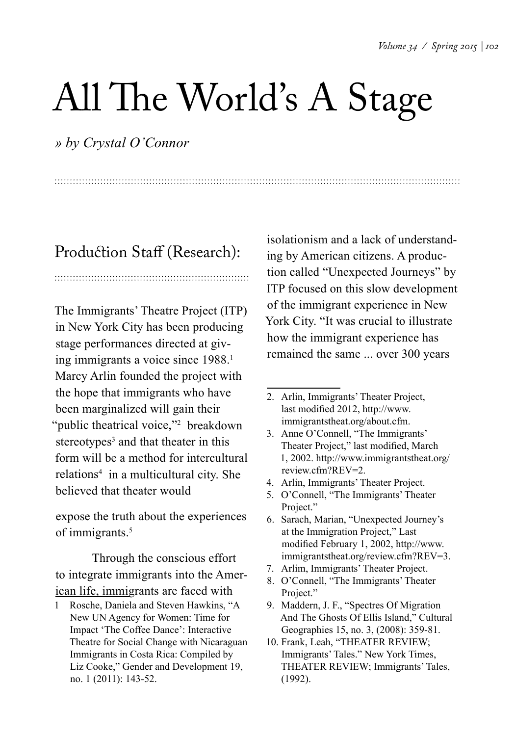# All The World's A Stage

*» by Crystal O'Connor*

## Production Staff (Research):

The Immigrants' Theatre Project (ITP) in New York City has been producing stage performances directed at giving immigrants a voice since 1988.[1] Marcy Arlin founded the project with the hope that immigrants who have been marginalized will gain their "public theatrical voice,"[2] breakdown stereotypes[3] and that theater in this form will be a method for intercultural relations[4] in a multicultural city. She believed that theater would

expose the truth about the experiences of immigrants.[5]

Through the conscious effort to integrate immigrants into the American life, immigrants are faced with isolationism and a lack of understanding by American citizens. A production called "Unexpected Journeys" by ITP focused on this slow development of the immigrant experience in New York City. "It was crucial to illustrate how the immigrant experience has remained the same ... over 300 years

1 Rosche, Daniela and Steven Hawkins, "A New UN Agency for Women: Time for Impact 'The Coffee Dance': Interactive Theatre for Social Change with Nicaraguan Immigrants in Costa Rica: Compiled by Liz Cooke," Gender and Development 19, no. 1 (2011): 143-52.

2. Arlin, Immigrants' Theater Project, last modified 2012, http://www.immigrantstheat.org/about.cfm.
3. Anne O'Connell, "The Immigrants' Theater Project," last modified, March 1, 2002. http://www.immigrantstheat.org/review.cfm?REV=2.
4. Arlin, Immigrants' Theater Project.
5. O'Connell, "The Immigrants' Theater Project."
6. Sarach, Marian, "Unexpected Journey's at the Immigration Project," Last modified February 1, 2002, http://www.immigrantstheat.org/review.cfm?REV=3.
7. Arlim, Immigrants' Theater Project.
8. O'Connell, "The Immigrants' Theater Project."
9. Maddern, J. F., "Spectres Of Migration And The Ghosts Of Ellis Island," Cultural Geographies 15, no. 3, (2008): 359-81.
10. Frank, Leah, "THEATER REVIEW; Immigrants' Tales." New York Times, THEATER REVIEW; Immigrants' Tales, (1992).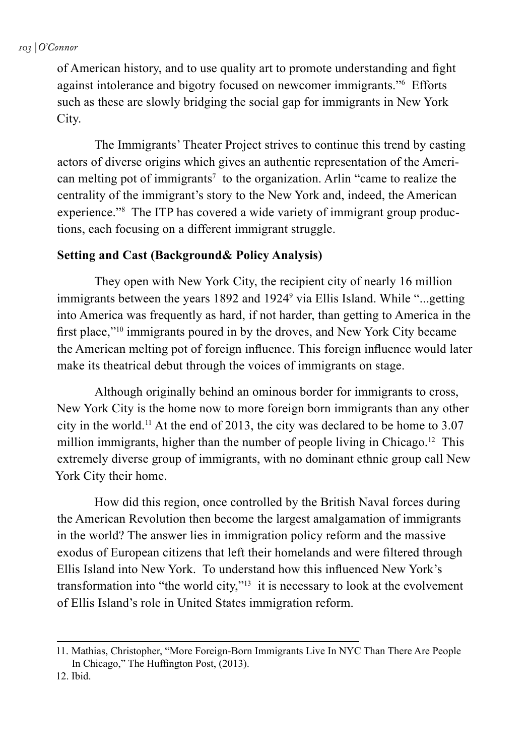of American history, and to use quality art to promote understanding and fight against intolerance and bigotry focused on newcomer immigrants."[6] Efforts such as these are slowly bridging the social gap for immigrants in New York City.

The Immigrants' Theater Project strives to continue this trend by casting actors of diverse origins which gives an authentic representation of the American melting pot of immigrants[7] to the organization. Arlin "came to realize the centrality of the immigrant's story to the New York and, indeed, the American experience."[8] The ITP has covered a wide variety of immigrant group productions, each focusing on a different immigrant struggle.

**Setting and Cast (Background& Policy Analysis)**

They open with New York City, the recipient city of nearly 16 million immigrants between the years 1892 and 1924[9] via Ellis Island. While "...getting into America was frequently as hard, if not harder, than getting to America in the first place,"[10] immigrants poured in by the droves, and New York City became the American melting pot of foreign influence. This foreign influence would later make its theatrical debut through the voices of immigrants on stage.

Although originally behind an ominous border for immigrants to cross, New York City is the home now to more foreign born immigrants than any other city in the world.[11] At the end of 2013, the city was declared to be home to 3.07 million immigrants, higher than the number of people living in Chicago.[12] This extremely diverse group of immigrants, with no dominant ethnic group call New York City their home.

How did this region, once controlled by the British Naval forces during the American Revolution then become the largest amalgamation of immigrants in the world? The answer lies in immigration policy reform and the massive exodus of European citizens that left their homelands and were filtered through Ellis Island into New York. To understand how this influenced New York's transformation into "the world city,"[13] it is necessary to look at the evolvement of Ellis Island's role in United States immigration reform.

---

11. Mathias, Christopher, "More Foreign-Born Immigrants Live In NYC Than There Are People In Chicago," The Huffington Post, (2013).
12. Ibid.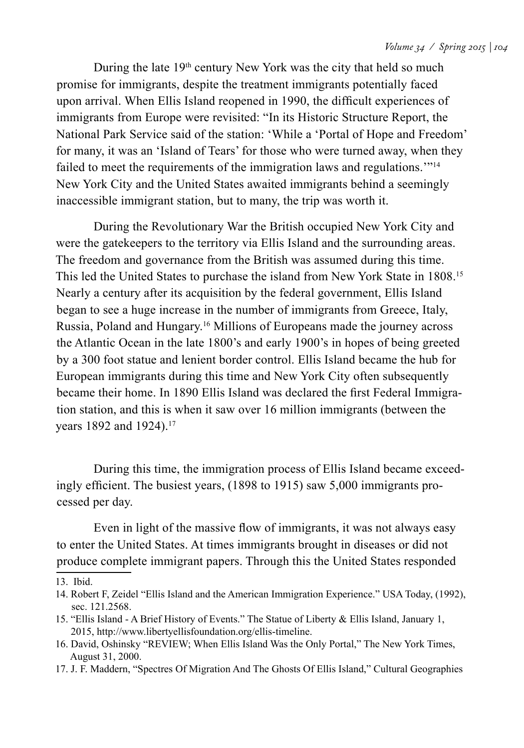During the late 19th century New York was the city that held so much promise for immigrants, despite the treatment immigrants potentially faced upon arrival. When Ellis Island reopened in 1990, the difficult experiences of immigrants from Europe were revisited: "In its Historic Structure Report, the National Park Service said of the station: 'While a 'Portal of Hope and Freedom' for many, it was an 'Island of Tears' for those who were turned away, when they failed to meet the requirements of the immigration laws and regulations.'"[14] New York City and the United States awaited immigrants behind a seemingly inaccessible immigrant station, but to many, the trip was worth it.

During the Revolutionary War the British occupied New York City and were the gatekeepers to the territory via Ellis Island and the surrounding areas. The freedom and governance from the British was assumed during this time. This led the United States to purchase the island from New York State in 1808.[15] Nearly a century after its acquisition by the federal government, Ellis Island began to see a huge increase in the number of immigrants from Greece, Italy, Russia, Poland and Hungary.[16] Millions of Europeans made the journey across the Atlantic Ocean in the late 1800's and early 1900's in hopes of being greeted by a 300 foot statue and lenient border control. Ellis Island became the hub for European immigrants during this time and New York City often subsequently became their home. In 1890 Ellis Island was declared the first Federal Immigration station, and this is when it saw over 16 million immigrants (between the years 1892 and 1924).[17]

During this time, the immigration process of Ellis Island became exceedingly efficient. The busiest years, (1898 to 1915) saw 5,000 immigrants processed per day.

Even in light of the massive flow of immigrants, it was not always easy to enter the United States. At times immigrants brought in diseases or did not produce complete immigrant papers. Through this the United States responded

---

13. Ibid.
14. Robert F, Zeidel "Ellis Island and the American Immigration Experience." USA Today, (1992), sec. 121.2568.
15. "Ellis Island - A Brief History of Events." The Statue of Liberty & Ellis Island, January 1, 2015, http://www.libertyellisfoundation.org/ellis-timeline.
16. David, Oshinsky "REVIEW; When Ellis Island Was the Only Portal," The New York Times, August 31, 2000.
17. J. F. Maddern, "Spectres Of Migration And The Ghosts Of Ellis Island," Cultural Geographies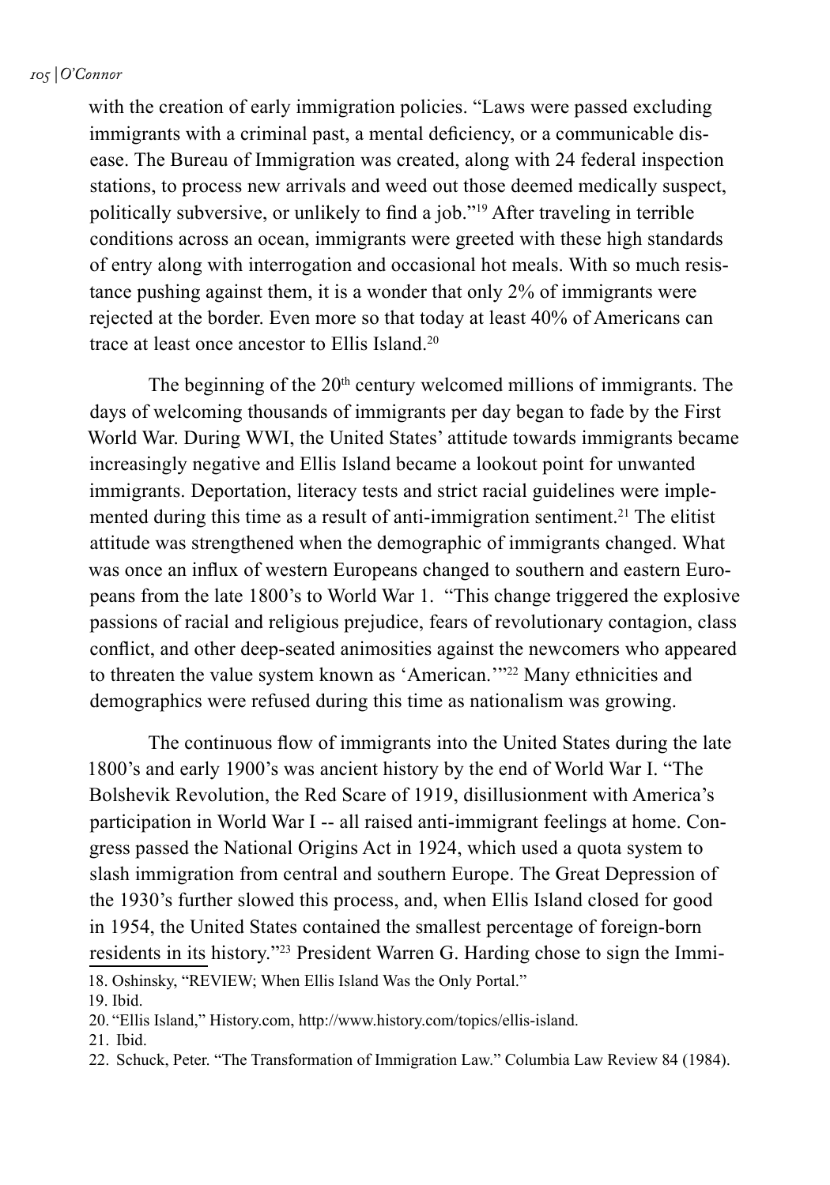with the creation of early immigration policies. "Laws were passed excluding immigrants with a criminal past, a mental deficiency, or a communicable disease. The Bureau of Immigration was created, along with 24 federal inspection stations, to process new arrivals and weed out those deemed medically suspect, politically subversive, or unlikely to find a job."[19] After traveling in terrible conditions across an ocean, immigrants were greeted with these high standards of entry along with interrogation and occasional hot meals. With so much resistance pushing against them, it is a wonder that only 2% of immigrants were rejected at the border. Even more so that today at least 40% of Americans can trace at least once ancestor to Ellis Island.[20]

The beginning of the 20th century welcomed millions of immigrants. The days of welcoming thousands of immigrants per day began to fade by the First World War. During WWI, the United States' attitude towards immigrants became increasingly negative and Ellis Island became a lookout point for unwanted immigrants. Deportation, literacy tests and strict racial guidelines were implemented during this time as a result of anti-immigration sentiment.[21] The elitist attitude was strengthened when the demographic of immigrants changed. What was once an influx of western Europeans changed to southern and eastern Europeans from the late 1800's to World War 1. "This change triggered the explosive passions of racial and religious prejudice, fears of revolutionary contagion, class conflict, and other deep-seated animosities against the newcomers who appeared to threaten the value system known as 'American.'"[22] Many ethnicities and demographics were refused during this time as nationalism was growing.

The continuous flow of immigrants into the United States during the late 1800's and early 1900's was ancient history by the end of World War I. "The Bolshevik Revolution, the Red Scare of 1919, disillusionment with America's participation in World War I -- all raised anti-immigrant feelings at home. Congress passed the National Origins Act in 1924, which used a quota system to slash immigration from central and southern Europe. The Great Depression of the 1930's further slowed this process, and, when Ellis Island closed for good in 1954, the United States contained the smallest percentage of foreign-born residents in its history."[23] President Warren G. Harding chose to sign the Immi-

---

18. Oshinsky, "REVIEW; When Ellis Island Was the Only Portal."
19. Ibid.
20. "Ellis Island," History.com, http://www.history.com/topics/ellis-island.
21. Ibid.
22. Schuck, Peter. "The Transformation of Immigration Law." Columbia Law Review 84 (1984).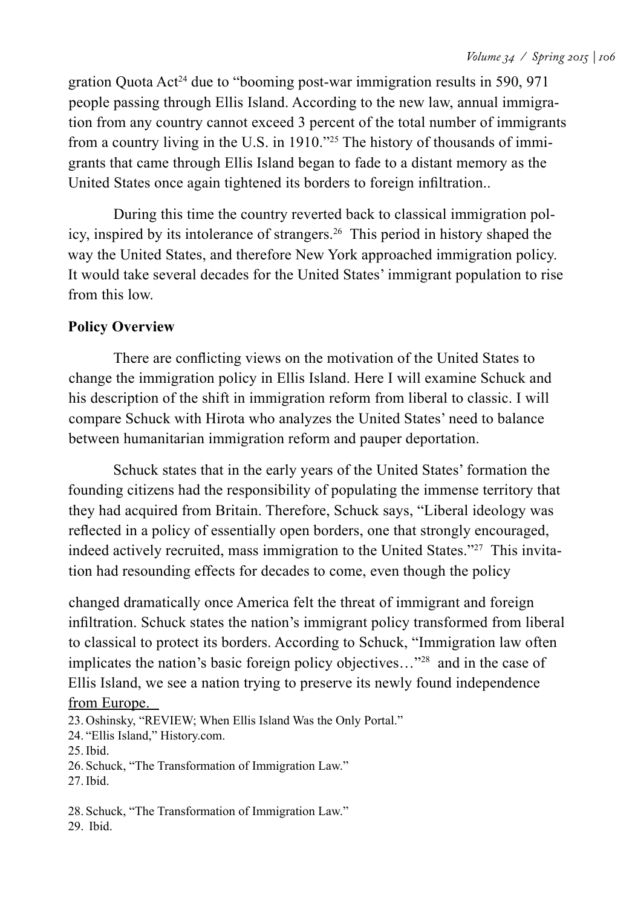gration Quota Act[24] due to "booming post-war immigration results in 590, 971 people passing through Ellis Island. According to the new law, annual immigration from any country cannot exceed 3 percent of the total number of immigrants from a country living in the U.S. in 1910."[25] The history of thousands of immigrants that came through Ellis Island began to fade to a distant memory as the United States once again tightened its borders to foreign infiltration..

During this time the country reverted back to classical immigration policy, inspired by its intolerance of strangers.[26] This period in history shaped the way the United States, and therefore New York approached immigration policy. It would take several decades for the United States' immigrant population to rise from this low.

**Policy Overview**

There are conflicting views on the motivation of the United States to change the immigration policy in Ellis Island. Here I will examine Schuck and his description of the shift in immigration reform from liberal to classic. I will compare Schuck with Hirota who analyzes the United States' need to balance between humanitarian immigration reform and pauper deportation.

Schuck states that in the early years of the United States' formation the founding citizens had the responsibility of populating the immense territory that they had acquired from Britain. Therefore, Schuck says, "Liberal ideology was reflected in a policy of essentially open borders, one that strongly encouraged, indeed actively recruited, mass immigration to the United States."[27] This invitation had resounding effects for decades to come, even though the policy

changed dramatically once America felt the threat of immigrant and foreign infiltration. Schuck states the nation's immigrant policy transformed from liberal to classical to protect its borders. According to Schuck, "Immigration law often implicates the nation's basic foreign policy objectives…"[28] and in the case of Ellis Island, we see a nation trying to preserve its newly found independence from Europe.

23. Oshinsky, "REVIEW; When Ellis Island Was the Only Portal."
24. "Ellis Island," History.com.
25. Ibid.
26. Schuck, "The Transformation of Immigration Law."
27. Ibid.

28. Schuck, "The Transformation of Immigration Law."
29. Ibid.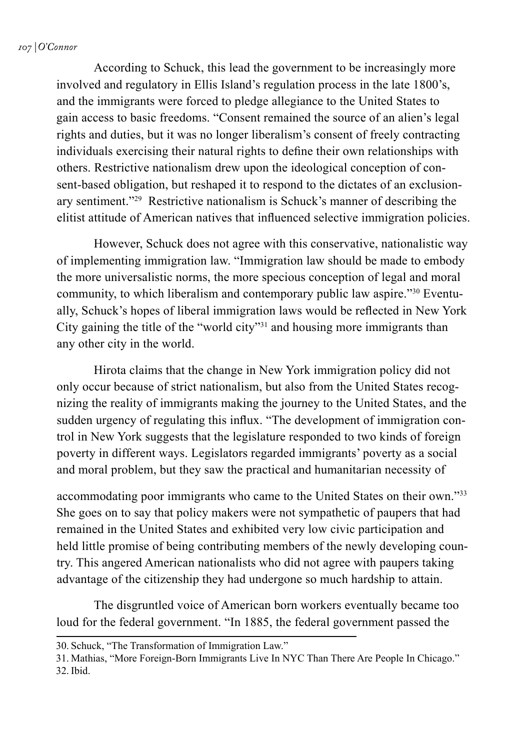According to Schuck, this lead the government to be increasingly more involved and regulatory in Ellis Island's regulation process in the late 1800's, and the immigrants were forced to pledge allegiance to the United States to gain access to basic freedoms. "Consent remained the source of an alien's legal rights and duties, but it was no longer liberalism's consent of freely contracting individuals exercising their natural rights to define their own relationships with others. Restrictive nationalism drew upon the ideological conception of consent-based obligation, but reshaped it to respond to the dictates of an exclusionary sentiment."[29] Restrictive nationalism is Schuck's manner of describing the elitist attitude of American natives that influenced selective immigration policies.

However, Schuck does not agree with this conservative, nationalistic way of implementing immigration law. "Immigration law should be made to embody the more universalistic norms, the more specious conception of legal and moral community, to which liberalism and contemporary public law aspire."[30] Eventually, Schuck's hopes of liberal immigration laws would be reflected in New York City gaining the title of the "world city"[31] and housing more immigrants than any other city in the world.

Hirota claims that the change in New York immigration policy did not only occur because of strict nationalism, but also from the United States recognizing the reality of immigrants making the journey to the United States, and the sudden urgency of regulating this influx. "The development of immigration control in New York suggests that the legislature responded to two kinds of foreign poverty in different ways. Legislators regarded immigrants' poverty as a social and moral problem, but they saw the practical and humanitarian necessity of accommodating poor immigrants who came to the United States on their own."[33] She goes on to say that policy makers were not sympathetic of paupers that had remained in the United States and exhibited very low civic participation and held little promise of being contributing members of the newly developing country. This angered American nationalists who did not agree with paupers taking advantage of the citizenship they had undergone so much hardship to attain.

The disgruntled voice of American born workers eventually became too loud for the federal government. "In 1885, the federal government passed the

---

30. Schuck, "The Transformation of Immigration Law."
31. Mathias, "More Foreign-Born Immigrants Live In NYC Than There Are People In Chicago."
32. Ibid.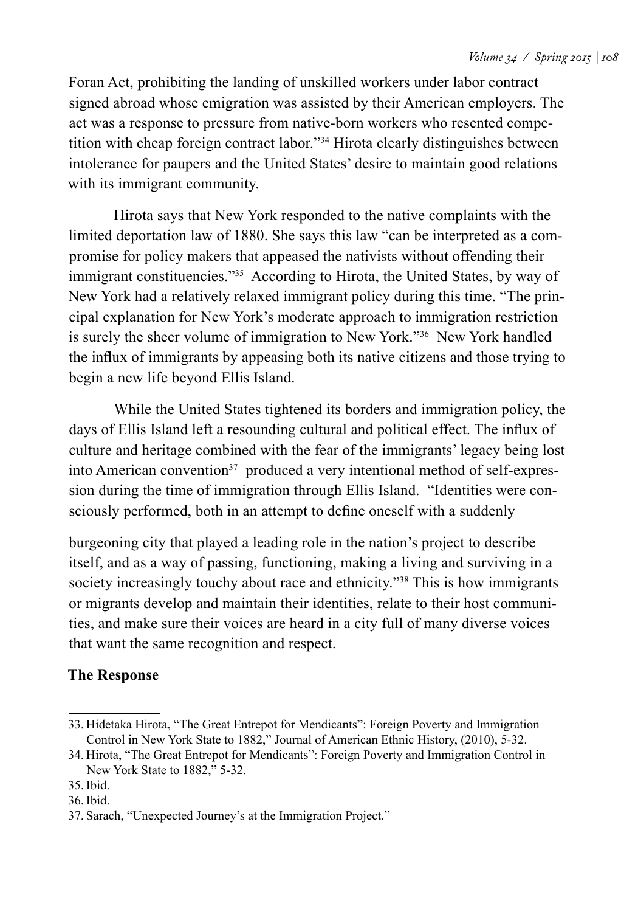Foran Act, prohibiting the landing of unskilled workers under labor contract signed abroad whose emigration was assisted by their American employers. The act was a response to pressure from native-born workers who resented competition with cheap foreign contract labor."[34] Hirota clearly distinguishes between intolerance for paupers and the United States' desire to maintain good relations with its immigrant community.

Hirota says that New York responded to the native complaints with the limited deportation law of 1880. She says this law "can be interpreted as a compromise for policy makers that appeased the nativists without offending their immigrant constituencies."[35] According to Hirota, the United States, by way of New York had a relatively relaxed immigrant policy during this time. "The principal explanation for New York's moderate approach to immigration restriction is surely the sheer volume of immigration to New York."[36] New York handled the influx of immigrants by appeasing both its native citizens and those trying to begin a new life beyond Ellis Island.

While the United States tightened its borders and immigration policy, the days of Ellis Island left a resounding cultural and political effect. The influx of culture and heritage combined with the fear of the immigrants' legacy being lost into American convention[37] produced a very intentional method of self-expression during the time of immigration through Ellis Island. "Identities were consciously performed, both in an attempt to define oneself with a suddenly burgeoning city that played a leading role in the nation's project to describe itself, and as a way of passing, functioning, making a living and surviving in a society increasingly touchy about race and ethnicity."[38] This is how immigrants or migrants develop and maintain their identities, relate to their host communities, and make sure their voices are heard in a city full of many diverse voices that want the same recognition and respect.

**The Response**

---

33. Hidetaka Hirota, "The Great Entrepot for Mendicants": Foreign Poverty and Immigration Control in New York State to 1882," Journal of American Ethnic History, (2010), 5-32.
34. Hirota, "The Great Entrepot for Mendicants": Foreign Poverty and Immigration Control in New York State to 1882," 5-32.
35. Ibid.
36. Ibid.
37. Sarach, "Unexpected Journey's at the Immigration Project."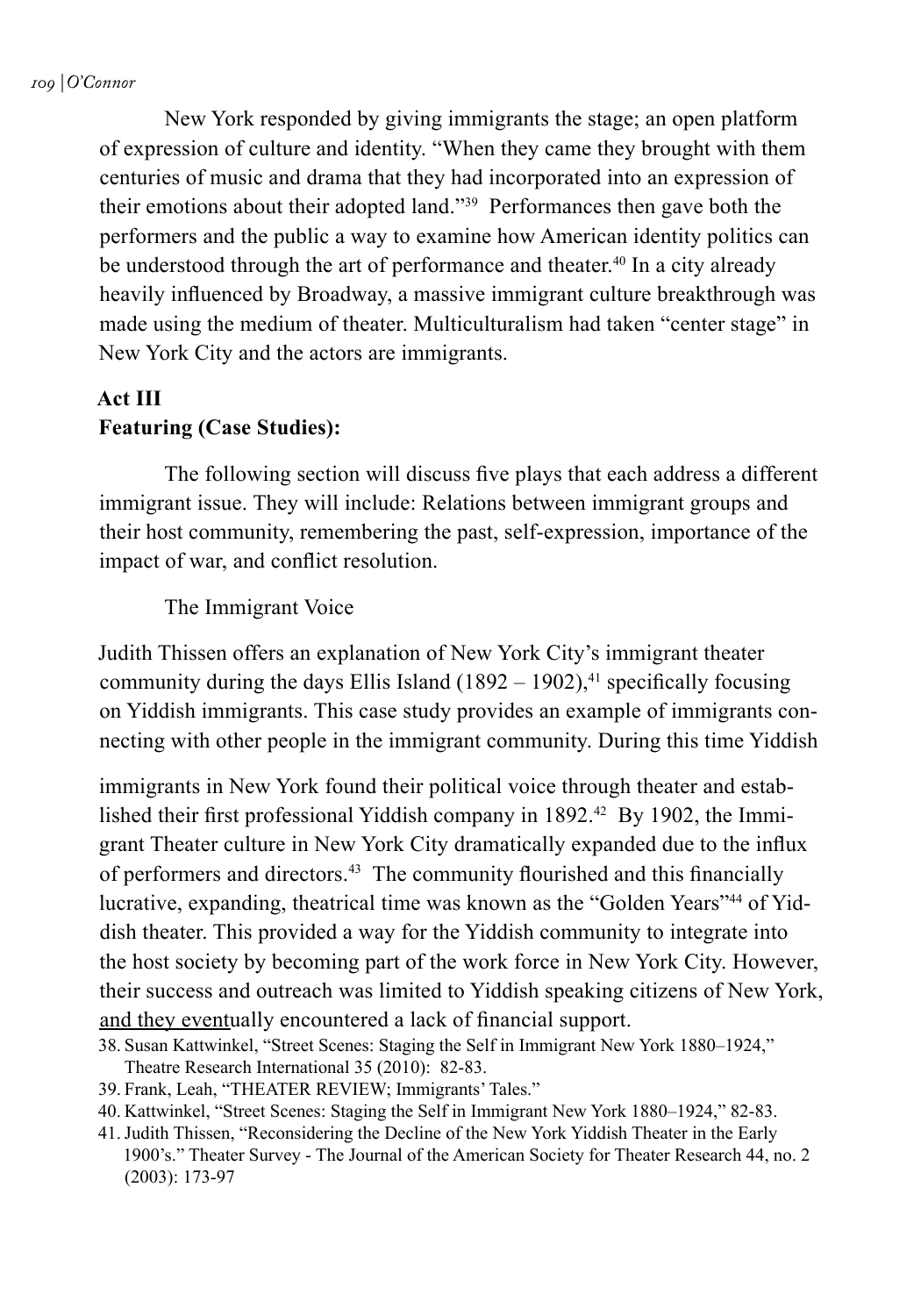New York responded by giving immigrants the stage; an open platform of expression of culture and identity. "When they came they brought with them centuries of music and drama that they had incorporated into an expression of their emotions about their adopted land."[39] Performances then gave both the performers and the public a way to examine how American identity politics can be understood through the art of performance and theater.[40] In a city already heavily influenced by Broadway, a massive immigrant culture breakthrough was made using the medium of theater. Multiculturalism had taken "center stage" in New York City and the actors are immigrants.

## Act III

## Featuring (Case Studies):

The following section will discuss five plays that each address a different immigrant issue. They will include: Relations between immigrant groups and their host community, remembering the past, self-expression, importance of the impact of war, and conflict resolution.

### The Immigrant Voice

Judith Thissen offers an explanation of New York City's immigrant theater community during the days Ellis Island (1892 – 1902),[41] specifically focusing on Yiddish immigrants. This case study provides an example of immigrants connecting with other people in the immigrant community. During this time Yiddish immigrants in New York found their political voice through theater and established their first professional Yiddish company in 1892.[42] By 1902, the Immigrant Theater culture in New York City dramatically expanded due to the influx of performers and directors.[43] The community flourished and this financially lucrative, expanding, theatrical time was known as the "Golden Years"[44] of Yiddish theater. This provided a way for the Yiddish community to integrate into the host society by becoming part of the work force in New York City. However, their success and outreach was limited to Yiddish speaking citizens of New York, and they eventually encountered a lack of financial support.

38. Susan Kattwinkel, "Street Scenes: Staging the Self in Immigrant New York 1880–1924," Theatre Research International 35 (2010): 82-83.
39. Frank, Leah, "THEATER REVIEW; Immigrants' Tales."
40. Kattwinkel, "Street Scenes: Staging the Self in Immigrant New York 1880–1924," 82-83.
41. Judith Thissen, "Reconsidering the Decline of the New York Yiddish Theater in the Early 1900's." Theater Survey - The Journal of the American Society for Theater Research 44, no. 2 (2003): 173-97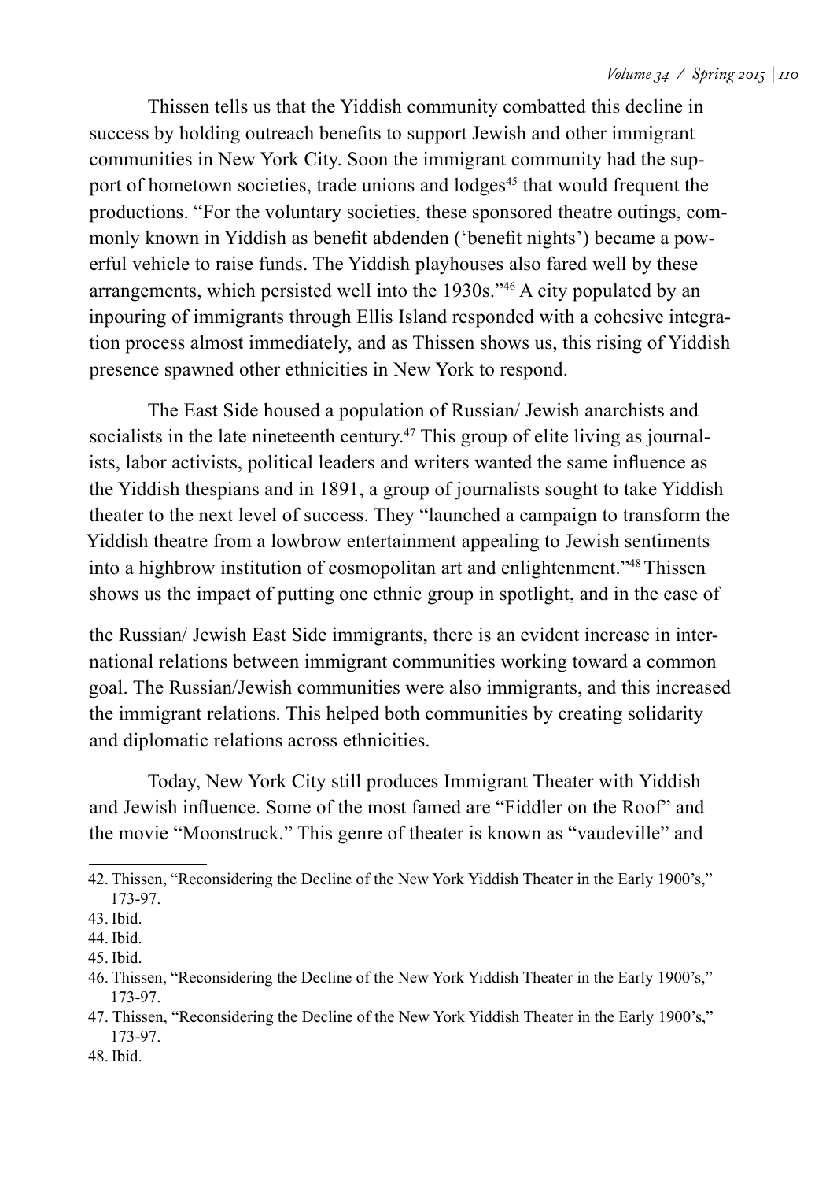Thissen tells us that the Yiddish community combatted this decline in success by holding outreach benefits to support Jewish and other immigrant communities in New York City. Soon the immigrant community had the support of hometown societies, trade unions and lodges[45] that would frequent the productions. "For the voluntary societies, these sponsored theatre outings, commonly known in Yiddish as benefit abdenden ('benefit nights') became a powerful vehicle to raise funds. The Yiddish playhouses also fared well by these arrangements, which persisted well into the 1930s."[46] A city populated by an inpouring of immigrants through Ellis Island responded with a cohesive integration process almost immediately, and as Thissen shows us, this rising of Yiddish presence spawned other ethnicities in New York to respond.

The East Side housed a population of Russian/ Jewish anarchists and socialists in the late nineteenth century.[47] This group of elite living as journalists, labor activists, political leaders and writers wanted the same influence as the Yiddish thespians and in 1891, a group of journalists sought to take Yiddish theater to the next level of success. They "launched a campaign to transform the Yiddish theatre from a lowbrow entertainment appealing to Jewish sentiments into a highbrow institution of cosmopolitan art and enlightenment."[48] Thissen shows us the impact of putting one ethnic group in spotlight, and in the case of the Russian/ Jewish East Side immigrants, there is an evident increase in international relations between immigrant communities working toward a common goal. The Russian/Jewish communities were also immigrants, and this increased the immigrant relations. This helped both communities by creating solidarity and diplomatic relations across ethnicities.

Today, New York City still produces Immigrant Theater with Yiddish and Jewish influence. Some of the most famed are "Fiddler on the Roof" and the movie "Moonstruck." This genre of theater is known as "vaudeville" and

---

42. Thissen, "Reconsidering the Decline of the New York Yiddish Theater in the Early 1900's," 173-97.
43. Ibid.
44. Ibid.
45. Ibid.
46. Thissen, "Reconsidering the Decline of the New York Yiddish Theater in the Early 1900's," 173-97.
47. Thissen, "Reconsidering the Decline of the New York Yiddish Theater in the Early 1900's," 173-97.
48. Ibid.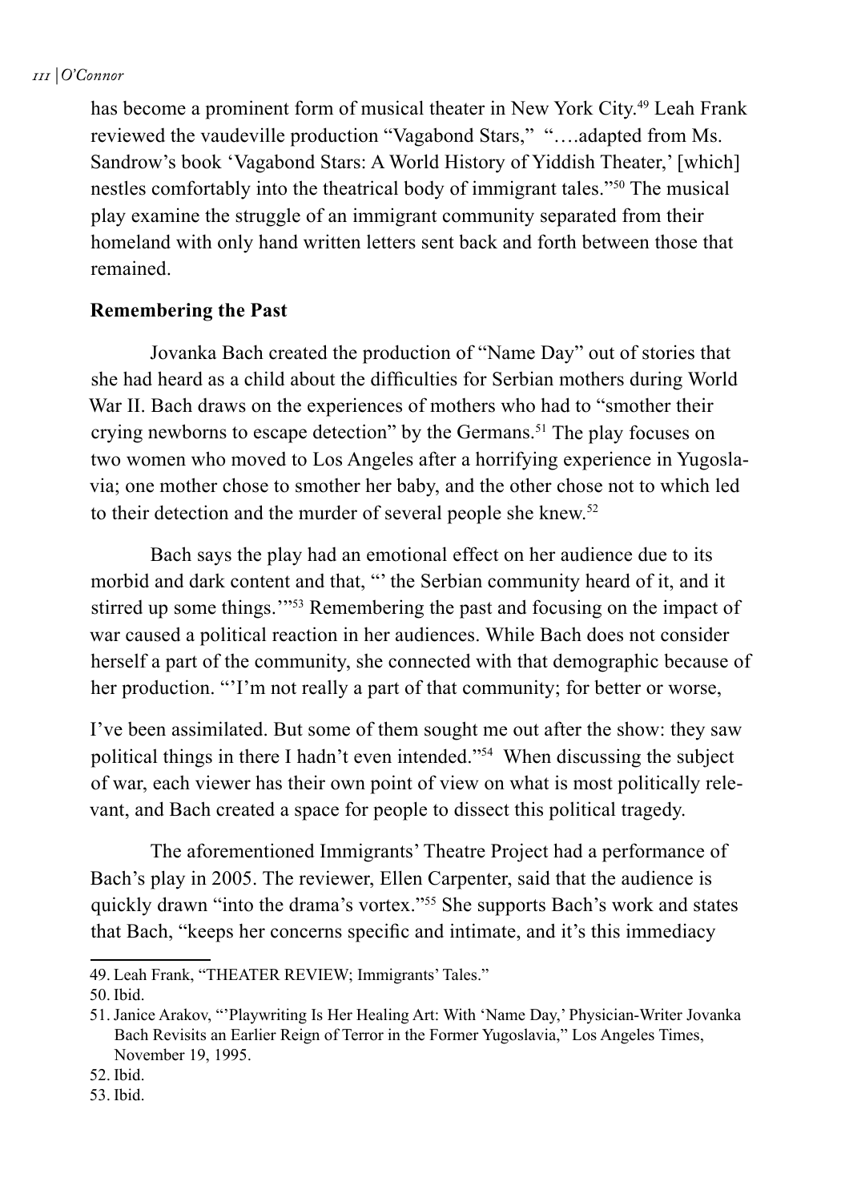has become a prominent form of musical theater in New York City.[49] Leah Frank reviewed the vaudeville production "Vagabond Stars," "….adapted from Ms. Sandrow's book 'Vagabond Stars: A World History of Yiddish Theater,' [which] nestles comfortably into the theatrical body of immigrant tales."[50] The musical play examine the struggle of an immigrant community separated from their homeland with only hand written letters sent back and forth between those that remained.

**Remembering the Past**

Jovanka Bach created the production of "Name Day" out of stories that she had heard as a child about the difficulties for Serbian mothers during World War II. Bach draws on the experiences of mothers who had to "smother their crying newborns to escape detection" by the Germans.[51] The play focuses on two women who moved to Los Angeles after a horrifying experience in Yugoslavia; one mother chose to smother her baby, and the other chose not to which led to their detection and the murder of several people she knew.[52]

Bach says the play had an emotional effect on her audience due to its morbid and dark content and that, "' the Serbian community heard of it, and it stirred up some things.'"[53] Remembering the past and focusing on the impact of war caused a political reaction in her audiences. While Bach does not consider herself a part of the community, she connected with that demographic because of her production. "'I'm not really a part of that community; for better or worse, I've been assimilated. But some of them sought me out after the show: they saw political things in there I hadn't even intended."[54] When discussing the subject of war, each viewer has their own point of view on what is most politically relevant, and Bach created a space for people to dissect this political tragedy.

The aforementioned Immigrants' Theatre Project had a performance of Bach's play in 2005. The reviewer, Ellen Carpenter, said that the audience is quickly drawn "into the drama's vortex."[55] She supports Bach's work and states that Bach, "keeps her concerns specific and intimate, and it's this immediacy

---

49. Leah Frank, "THEATER REVIEW; Immigrants' Tales."

50. Ibid.

51. Janice Arakov, "'Playwriting Is Her Healing Art: With 'Name Day,' Physician-Writer Jovanka Bach Revisits an Earlier Reign of Terror in the Former Yugoslavia," Los Angeles Times, November 19, 1995.

52. Ibid.

53. Ibid.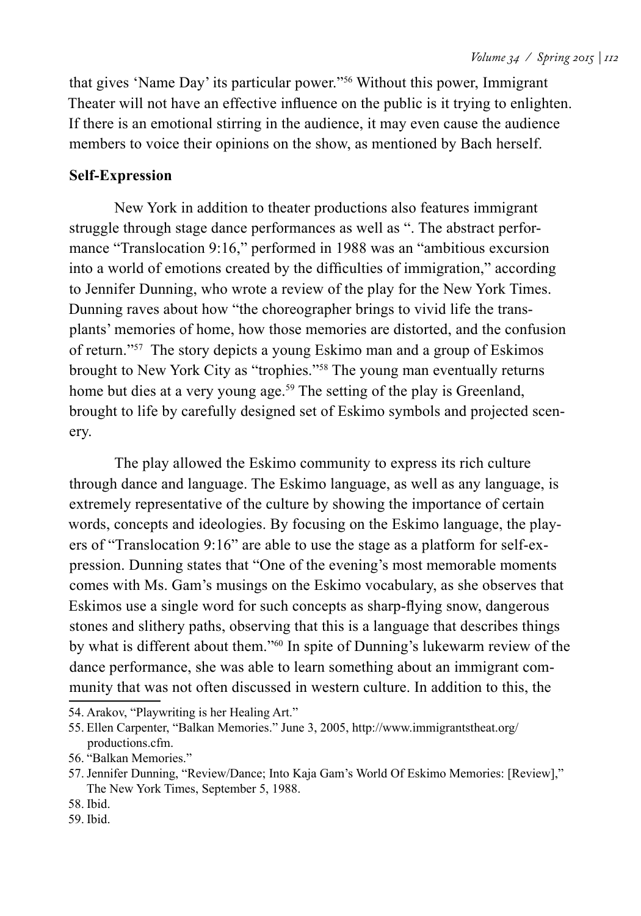that gives 'Name Day' its particular power."[56] Without this power, Immigrant Theater will not have an effective influence on the public is it trying to enlighten. If there is an emotional stirring in the audience, it may even cause the audience members to voice their opinions on the show, as mentioned by Bach herself.

**Self-Expression**

New York in addition to theater productions also features immigrant struggle through stage dance performances as well as ". The abstract performance "Translocation 9:16," performed in 1988 was an "ambitious excursion into a world of emotions created by the difficulties of immigration," according to Jennifer Dunning, who wrote a review of the play for the New York Times. Dunning raves about how "the choreographer brings to vivid life the transplants' memories of home, how those memories are distorted, and the confusion of return."[57] The story depicts a young Eskimo man and a group of Eskimos brought to New York City as "trophies."[58] The young man eventually returns home but dies at a very young age.[59] The setting of the play is Greenland, brought to life by carefully designed set of Eskimo symbols and projected scenery.

The play allowed the Eskimo community to express its rich culture through dance and language. The Eskimo language, as well as any language, is extremely representative of the culture by showing the importance of certain words, concepts and ideologies. By focusing on the Eskimo language, the players of "Translocation 9:16" are able to use the stage as a platform for self-expression. Dunning states that "One of the evening's most memorable moments comes with Ms. Gam's musings on the Eskimo vocabulary, as she observes that Eskimos use a single word for such concepts as sharp-flying snow, dangerous stones and slithery paths, observing that this is a language that describes things by what is different about them."[60] In spite of Dunning's lukewarm review of the dance performance, she was able to learn something about an immigrant community that was not often discussed in western culture. In addition to this, the

54. Arakov, "Playwriting is her Healing Art."

55. Ellen Carpenter, "Balkan Memories." June 3, 2005, http://www.immigrantstheat.org/productions.cfm.

56. "Balkan Memories."

57. Jennifer Dunning, "Review/Dance; Into Kaja Gam's World Of Eskimo Memories: [Review]," The New York Times, September 5, 1988.

58. Ibid.

59. Ibid.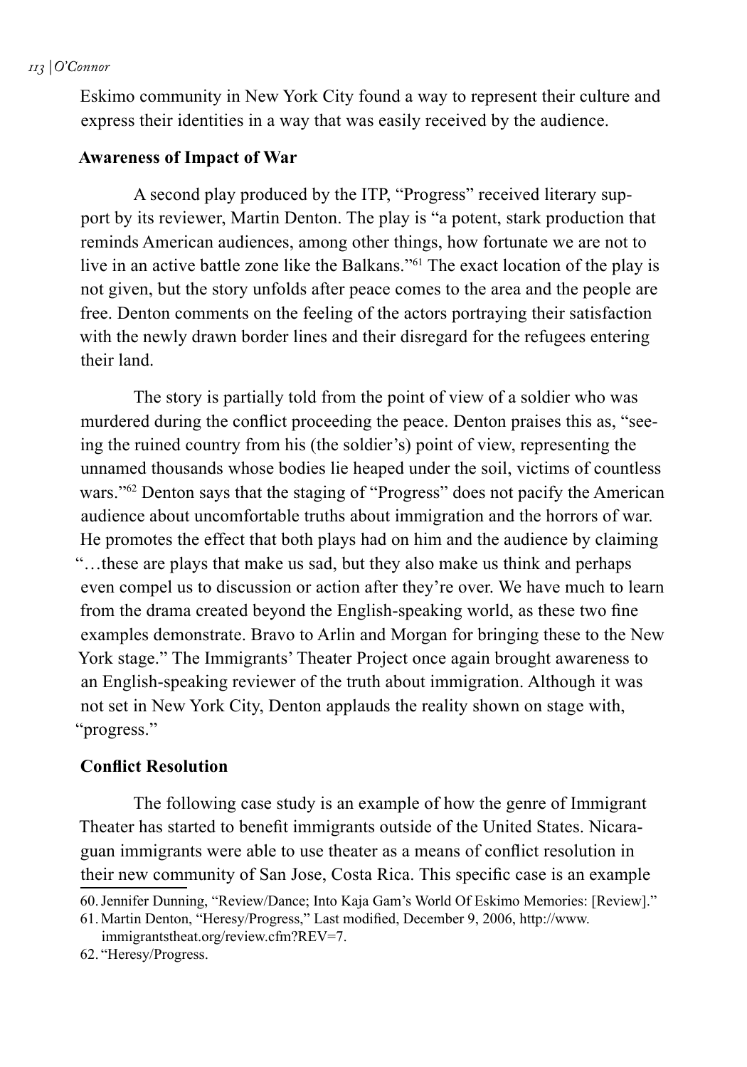Eskimo community in New York City found a way to represent their culture and express their identities in a way that was easily received by the audience.

### Awareness of Impact of War

A second play produced by the ITP, "Progress" received literary support by its reviewer, Martin Denton. The play is "a potent, stark production that reminds American audiences, among other things, how fortunate we are not to live in an active battle zone like the Balkans."[61] The exact location of the play is not given, but the story unfolds after peace comes to the area and the people are free. Denton comments on the feeling of the actors portraying their satisfaction with the newly drawn border lines and their disregard for the refugees entering their land.

The story is partially told from the point of view of a soldier who was murdered during the conflict proceeding the peace. Denton praises this as, "seeing the ruined country from his (the soldier's) point of view, representing the unnamed thousands whose bodies lie heaped under the soil, victims of countless wars."[62] Denton says that the staging of "Progress" does not pacify the American audience about uncomfortable truths about immigration and the horrors of war. He promotes the effect that both plays had on him and the audience by claiming "…these are plays that make us sad, but they also make us think and perhaps even compel us to discussion or action after they're over. We have much to learn from the drama created beyond the English-speaking world, as these two fine examples demonstrate. Bravo to Arlin and Morgan for bringing these to the New York stage." The Immigrants' Theater Project once again brought awareness to an English-speaking reviewer of the truth about immigration. Although it was not set in New York City, Denton applauds the reality shown on stage with, "progress."

### Conflict Resolution

The following case study is an example of how the genre of Immigrant Theater has started to benefit immigrants outside of the United States. Nicaraguan immigrants were able to use theater as a means of conflict resolution in their new community of San Jose, Costa Rica. This specific case is an example

60. Jennifer Dunning, "Review/Dance; Into Kaja Gam's World Of Eskimo Memories: [Review]."
61. Martin Denton, "Heresy/Progress," Last modified, December 9, 2006, http://www.immigrantstheat.org/review.cfm?REV=7.
62. "Heresy/Progress.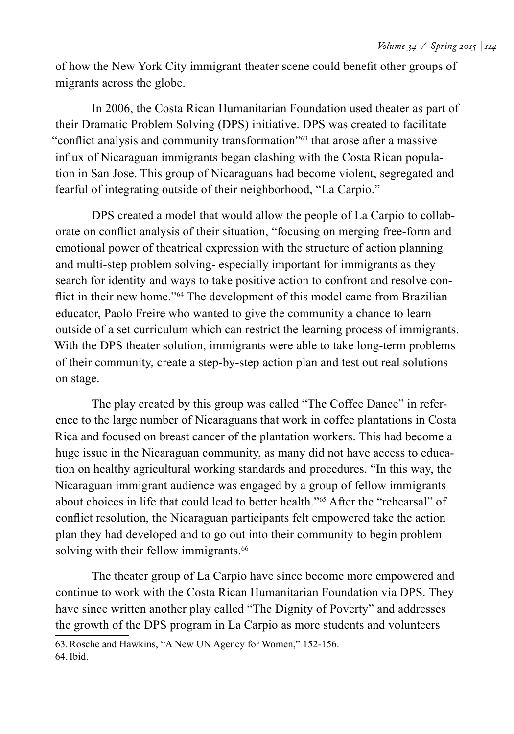of how the New York City immigrant theater scene could benefit other groups of migrants across the globe.

In 2006, the Costa Rican Humanitarian Foundation used theater as part of their Dramatic Problem Solving (DPS) initiative. DPS was created to facilitate "conflict analysis and community transformation"[63] that arose after a massive influx of Nicaraguan immigrants began clashing with the Costa Rican population in San Jose. This group of Nicaraguans had become violent, segregated and fearful of integrating outside of their neighborhood, "La Carpio."

DPS created a model that would allow the people of La Carpio to collaborate on conflict analysis of their situation, "focusing on merging free-form and emotional power of theatrical expression with the structure of action planning and multi-step problem solving- especially important for immigrants as they search for identity and ways to take positive action to confront and resolve conflict in their new home."[64] The development of this model came from Brazilian educator, Paolo Freire who wanted to give the community a chance to learn outside of a set curriculum which can restrict the learning process of immigrants. With the DPS theater solution, immigrants were able to take long-term problems of their community, create a step-by-step action plan and test out real solutions on stage.

The play created by this group was called "The Coffee Dance" in reference to the large number of Nicaraguans that work in coffee plantations in Costa Rica and focused on breast cancer of the plantation workers. This had become a huge issue in the Nicaraguan community, as many did not have access to education on healthy agricultural working standards and procedures. "In this way, the Nicaraguan immigrant audience was engaged by a group of fellow immigrants about choices in life that could lead to better health."[65] After the "rehearsal" of conflict resolution, the Nicaraguan participants felt empowered take the action plan they had developed and to go out into their community to begin problem solving with their fellow immigrants.[66]

The theater group of La Carpio have since become more empowered and continue to work with the Costa Rican Humanitarian Foundation via DPS. They have since written another play called "The Dignity of Poverty" and addresses the growth of the DPS program in La Carpio as more students and volunteers

63. Rosche and Hawkins, "A New UN Agency for Women," 152-156.
64. Ibid.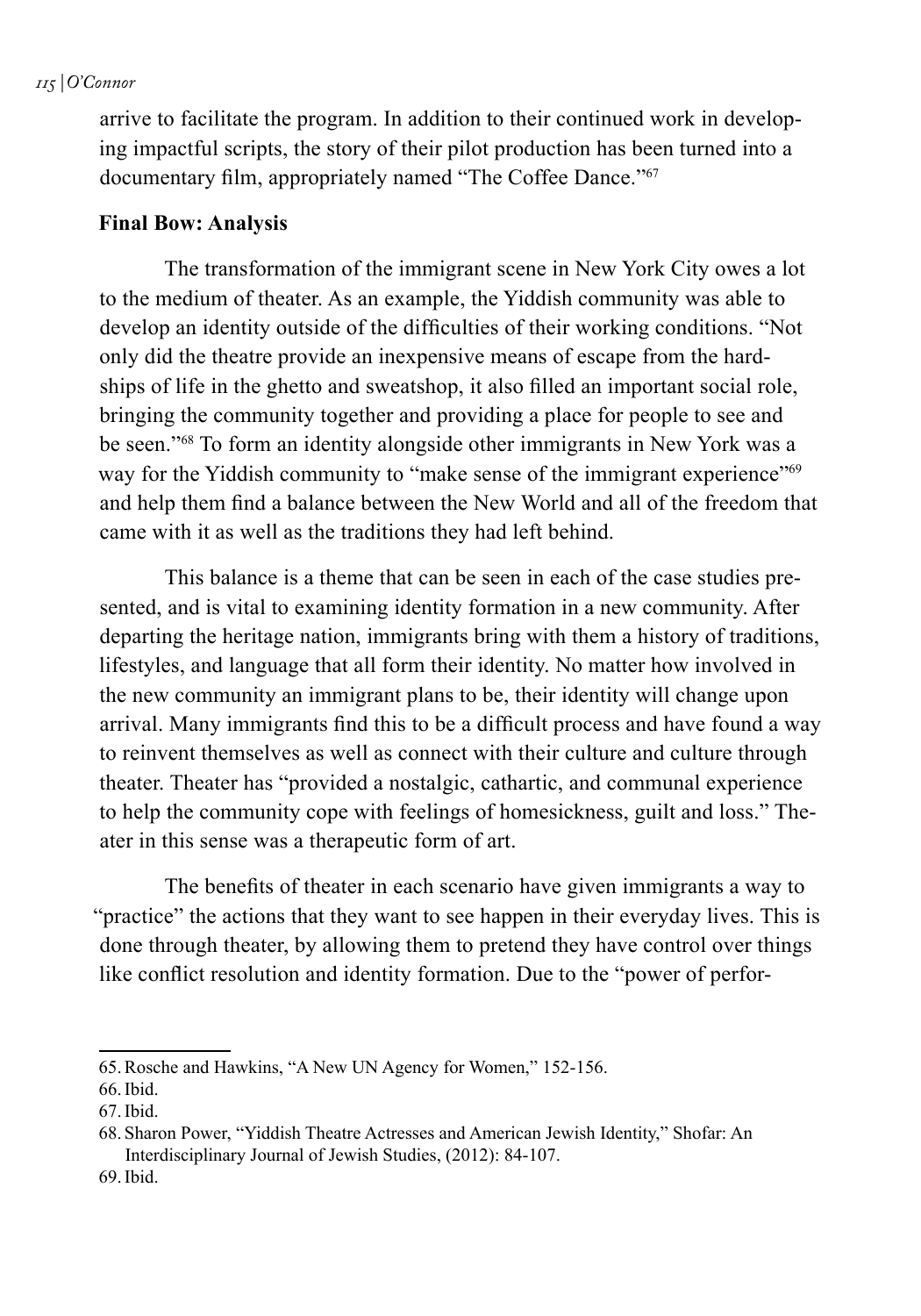arrive to facilitate the program. In addition to their continued work in developing impactful scripts, the story of their pilot production has been turned into a documentary film, appropriately named "The Coffee Dance."[67]

**Final Bow: Analysis**

The transformation of the immigrant scene in New York City owes a lot to the medium of theater. As an example, the Yiddish community was able to develop an identity outside of the difficulties of their working conditions. "Not only did the theatre provide an inexpensive means of escape from the hardships of life in the ghetto and sweatshop, it also filled an important social role, bringing the community together and providing a place for people to see and be seen."[68] To form an identity alongside other immigrants in New York was a way for the Yiddish community to "make sense of the immigrant experience"[69] and help them find a balance between the New World and all of the freedom that came with it as well as the traditions they had left behind.

This balance is a theme that can be seen in each of the case studies presented, and is vital to examining identity formation in a new community. After departing the heritage nation, immigrants bring with them a history of traditions, lifestyles, and language that all form their identity. No matter how involved in the new community an immigrant plans to be, their identity will change upon arrival. Many immigrants find this to be a difficult process and have found a way to reinvent themselves as well as connect with their culture and culture through theater. Theater has "provided a nostalgic, cathartic, and communal experience to help the community cope with feelings of homesickness, guilt and loss." Theater in this sense was a therapeutic form of art.

The benefits of theater in each scenario have given immigrants a way to "practice" the actions that they want to see happen in their everyday lives. This is done through theater, by allowing them to pretend they have control over things like conflict resolution and identity formation. Due to the "power of perfor-

---

65. Rosche and Hawkins, "A New UN Agency for Women," 152-156.

66. Ibid.

67. Ibid.

68. Sharon Power, "Yiddish Theatre Actresses and American Jewish Identity," Shofar: An Interdisciplinary Journal of Jewish Studies, (2012): 84-107.

69. Ibid.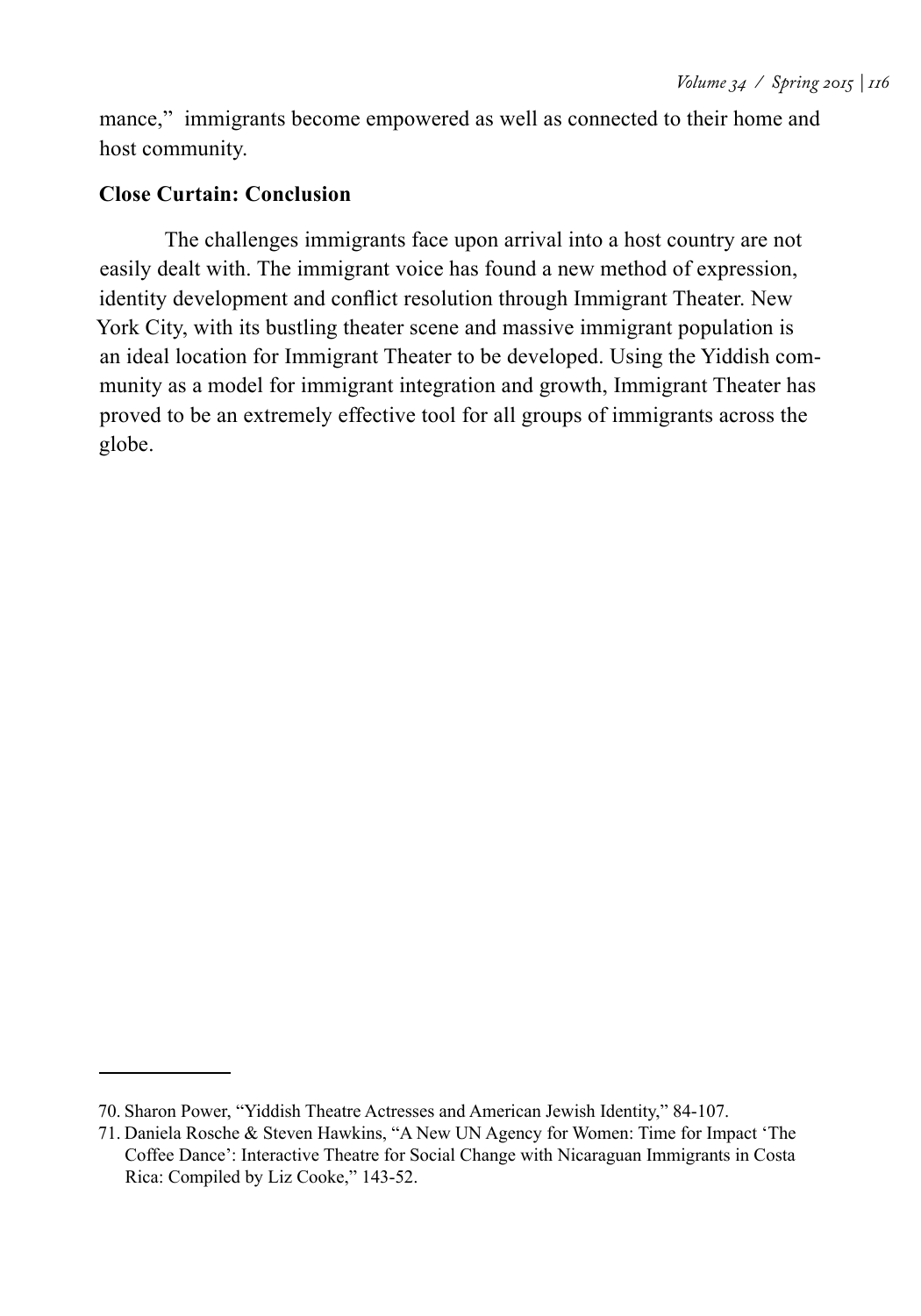mance," immigrants become empowered as well as connected to their home and host community.

**Close Curtain: Conclusion**

The challenges immigrants face upon arrival into a host country are not easily dealt with. The immigrant voice has found a new method of expression, identity development and conflict resolution through Immigrant Theater. New York City, with its bustling theater scene and massive immigrant population is an ideal location for Immigrant Theater to be developed. Using the Yiddish community as a model for immigrant integration and growth, Immigrant Theater has proved to be an extremely effective tool for all groups of immigrants across the globe.

---

70. Sharon Power, "Yiddish Theatre Actresses and American Jewish Identity," 84-107.

71. Daniela Rosche & Steven Hawkins, "A New UN Agency for Women: Time for Impact 'The Coffee Dance': Interactive Theatre for Social Change with Nicaraguan Immigrants in Costa Rica: Compiled by Liz Cooke," 143-52.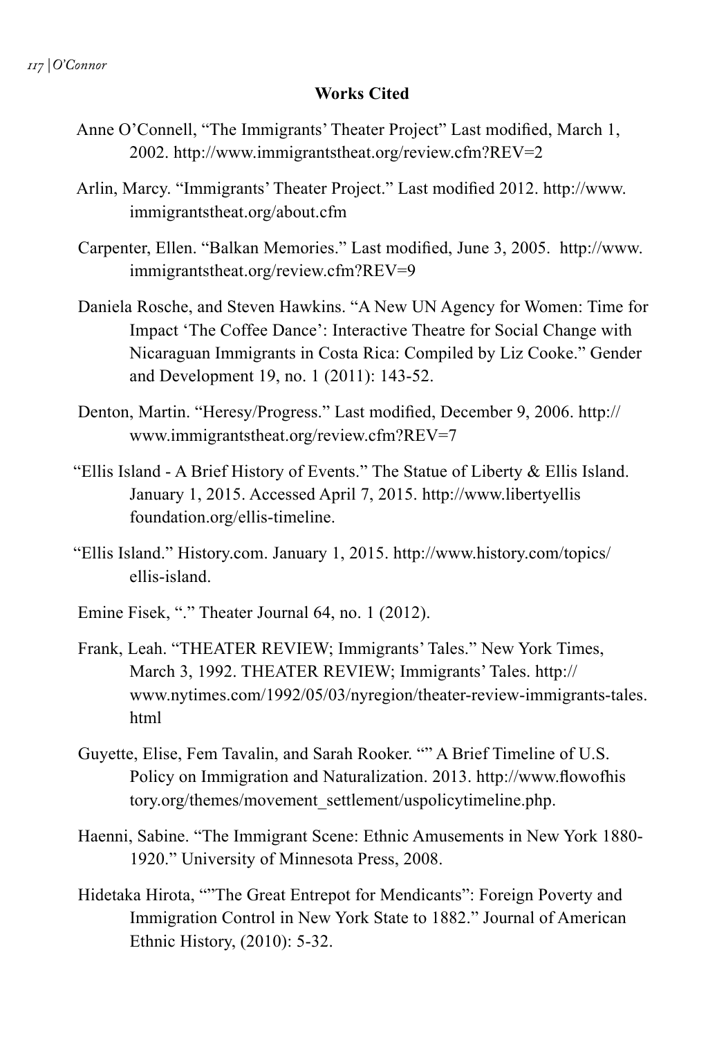**Works Cited**

Anne O'Connell, "The Immigrants' Theater Project" Last modified, March 1, 2002. http://www.immigrantstheat.org/review.cfm?REV=2

Arlin, Marcy. "Immigrants' Theater Project." Last modified 2012. http://www.immigrantstheat.org/about.cfm

Carpenter, Ellen. "Balkan Memories." Last modified, June 3, 2005. http://www.immigrantstheat.org/review.cfm?REV=9

Daniela Rosche, and Steven Hawkins. "A New UN Agency for Women: Time for Impact 'The Coffee Dance': Interactive Theatre for Social Change with Nicaraguan Immigrants in Costa Rica: Compiled by Liz Cooke." Gender and Development 19, no. 1 (2011): 143-52.

Denton, Martin. "Heresy/Progress." Last modified, December 9, 2006. http://www.immigrantstheat.org/review.cfm?REV=7

"Ellis Island - A Brief History of Events." The Statue of Liberty & Ellis Island. January 1, 2015. Accessed April 7, 2015. http://www.libertyellisfoundation.org/ellis-timeline.

"Ellis Island." History.com. January 1, 2015. http://www.history.com/topics/ellis-island.

Emine Fisek, "." Theater Journal 64, no. 1 (2012).

Frank, Leah. "THEATER REVIEW; Immigrants' Tales." New York Times, March 3, 1992. THEATER REVIEW; Immigrants' Tales. http://www.nytimes.com/1992/05/03/nyregion/theater-review-immigrants-tales.html

Guyette, Elise, Fem Tavalin, and Sarah Rooker. "" A Brief Timeline of U.S. Policy on Immigration and Naturalization. 2013. http://www.flowofhistory.org/themes/movement_settlement/uspolicytimeline.php.

Haenni, Sabine. "The Immigrant Scene: Ethnic Amusements in New York 1880-1920." University of Minnesota Press, 2008.

Hidetaka Hirota, ""The Great Entrepot for Mendicants": Foreign Poverty and Immigration Control in New York State to 1882." Journal of American Ethnic History, (2010): 5-32.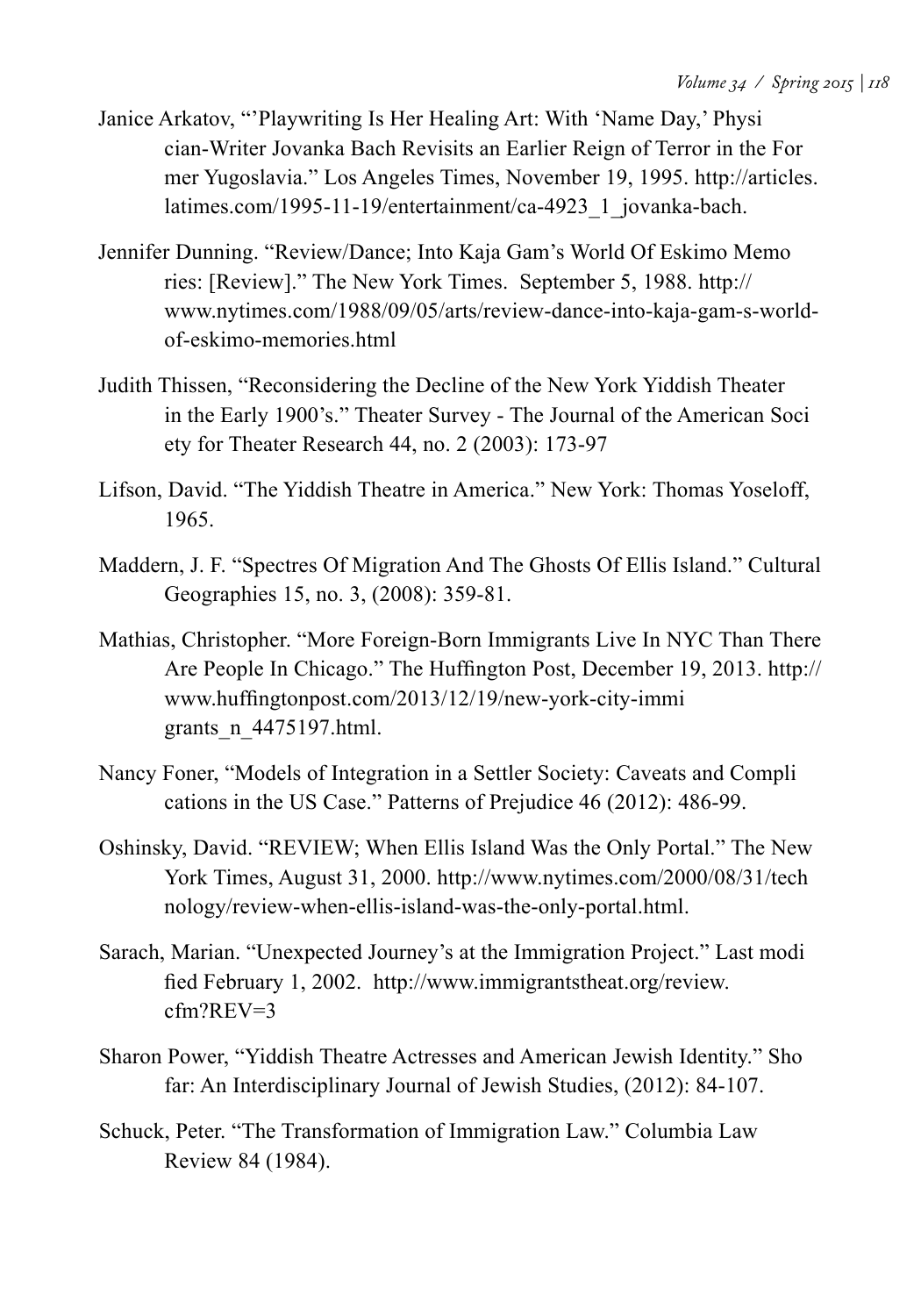Janice Arkatov, "'Playwriting Is Her Healing Art: With 'Name Day,' Physician-Writer Jovanka Bach Revisits an Earlier Reign of Terror in the Former Yugoslavia." Los Angeles Times, November 19, 1995. http://articles.latimes.com/1995-11-19/entertainment/ca-4923_1_jovanka-bach.

Jennifer Dunning. "Review/Dance; Into Kaja Gam's World Of Eskimo Memories: [Review]." The New York Times. September 5, 1988. http://www.nytimes.com/1988/09/05/arts/review-dance-into-kaja-gam-s-world-of-eskimo-memories.html

Judith Thissen, "Reconsidering the Decline of the New York Yiddish Theater in the Early 1900's." Theater Survey - The Journal of the American Society for Theater Research 44, no. 2 (2003): 173-97

Lifson, David. "The Yiddish Theatre in America." New York: Thomas Yoseloff, 1965.

Maddern, J. F. "Spectres Of Migration And The Ghosts Of Ellis Island." Cultural Geographies 15, no. 3, (2008): 359-81.

Mathias, Christopher. "More Foreign-Born Immigrants Live In NYC Than There Are People In Chicago." The Huffington Post, December 19, 2013. http://www.huffingtonpost.com/2013/12/19/new-york-city-immigrants_n_4475197.html.

Nancy Foner, "Models of Integration in a Settler Society: Caveats and Complications in the US Case." Patterns of Prejudice 46 (2012): 486-99.

Oshinsky, David. "REVIEW; When Ellis Island Was the Only Portal." The New York Times, August 31, 2000. http://www.nytimes.com/2000/08/31/technology/review-when-ellis-island-was-the-only-portal.html.

Sarach, Marian. "Unexpected Journey's at the Immigration Project." Last modified February 1, 2002. http://www.immigrantstheat.org/review.cfm?REV=3

Sharon Power, "Yiddish Theatre Actresses and American Jewish Identity." Shofar: An Interdisciplinary Journal of Jewish Studies, (2012): 84-107.

Schuck, Peter. "The Transformation of Immigration Law." Columbia Law Review 84 (1984).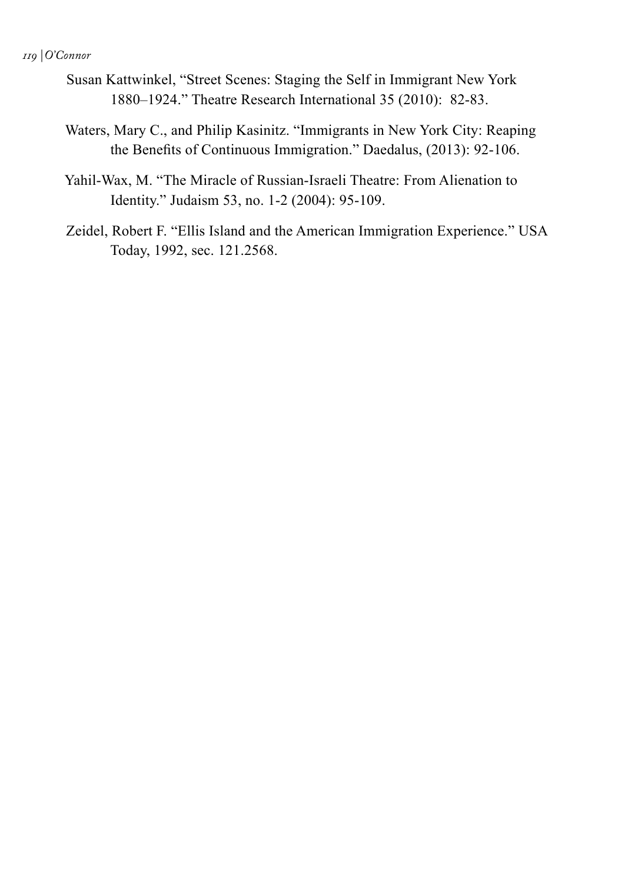Susan Kattwinkel, "Street Scenes: Staging the Self in Immigrant New York 1880–1924." Theatre Research International 35 (2010): 82-83.

Waters, Mary C., and Philip Kasinitz. "Immigrants in New York City: Reaping the Benefits of Continuous Immigration." Daedalus, (2013): 92-106.

Yahil-Wax, M. "The Miracle of Russian-Israeli Theatre: From Alienation to Identity." Judaism 53, no. 1-2 (2004): 95-109.

Zeidel, Robert F. "Ellis Island and the American Immigration Experience." USA Today, 1992, sec. 121.2568.